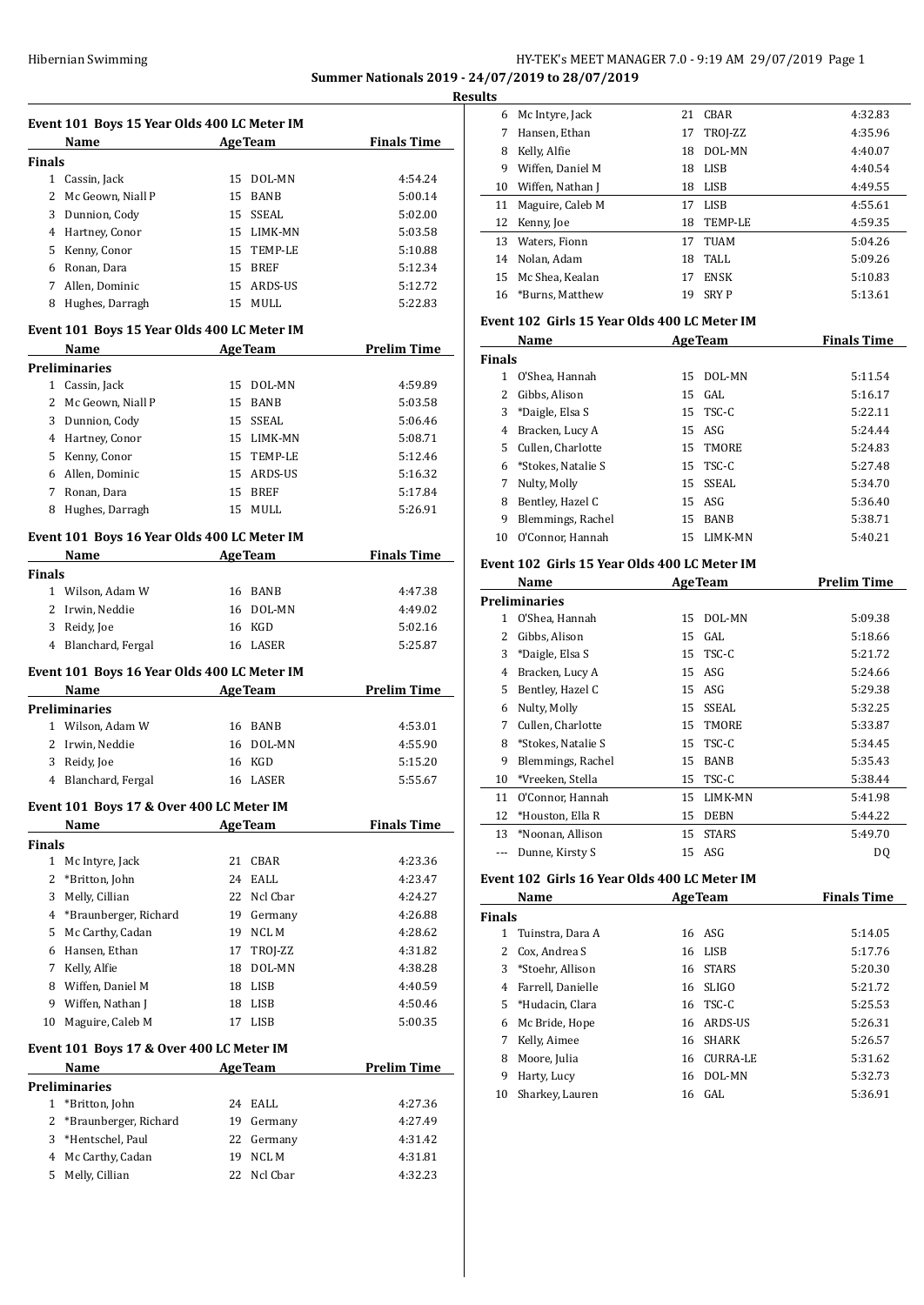**Summer Nationals 2019 - 24/07/2019 to 28/07/2019**

**Results**

### Event 101 Boys 15 Year Olds 400 LC Meter IM

| | Name | Age | Team | Finals Time |
|---|---|---|---|---|
| **Finals** | | | | |
| 1 | Cassin, Jack | 15 | DOL-MN | 4:54.24 |
| 2 | Mc Geown, Niall P | 15 | BANB | 5:00.14 |
| 3 | Dunnion, Cody | 15 | SSEAL | 5:02.00 |
| 4 | Hartney, Conor | 15 | LIMK-MN | 5:03.58 |
| 5 | Kenny, Conor | 15 | TEMP-LE | 5:10.88 |
| 6 | Ronan, Dara | 15 | BREF | 5:12.34 |
| 7 | Allen, Dominic | 15 | ARDS-US | 5:12.72 |
| 8 | Hughes, Darragh | 15 | MULL | 5:22.83 |

### Event 101 Boys 15 Year Olds 400 LC Meter IM

| | Name | Age | Team | Prelim Time |
|---|---|---|---|---|
| **Preliminaries** | | | | |
| 1 | Cassin, Jack | 15 | DOL-MN | 4:59.89 |
| 2 | Mc Geown, Niall P | 15 | BANB | 5:03.58 |
| 3 | Dunnion, Cody | 15 | SSEAL | 5:06.46 |
| 4 | Hartney, Conor | 15 | LIMK-MN | 5:08.71 |
| 5 | Kenny, Conor | 15 | TEMP-LE | 5:12.46 |
| 6 | Allen, Dominic | 15 | ARDS-US | 5:16.32 |
| 7 | Ronan, Dara | 15 | BREF | 5:17.84 |
| 8 | Hughes, Darragh | 15 | MULL | 5:26.91 |

### Event 101 Boys 16 Year Olds 400 LC Meter IM

| | Name | Age | Team | Finals Time |
|---|---|---|---|---|
| **Finals** | | | | |
| 1 | Wilson, Adam W | 16 | BANB | 4:47.38 |
| 2 | Irwin, Neddie | 16 | DOL-MN | 4:49.02 |
| 3 | Reidy, Joe | 16 | KGD | 5:02.16 |
| 4 | Blanchard, Fergal | 16 | LASER | 5:25.87 |

### Event 101 Boys 16 Year Olds 400 LC Meter IM

| | Name | Age | Team | Prelim Time |
|---|---|---|---|---|
| **Preliminaries** | | | | |
| 1 | Wilson, Adam W | 16 | BANB | 4:53.01 |
| 2 | Irwin, Neddie | 16 | DOL-MN | 4:55.90 |
| 3 | Reidy, Joe | 16 | KGD | 5:15.20 |
| 4 | Blanchard, Fergal | 16 | LASER | 5:55.67 |

### Event 101 Boys 17 & Over 400 LC Meter IM

| | Name | Age | Team | Finals Time |
|---|---|---|---|---|
| **Finals** | | | | |
| 1 | Mc Intyre, Jack | 21 | CBAR | 4:23.36 |
| 2 | *Britton, John | 24 | EALL | 4:23.47 |
| 3 | Melly, Cillian | 22 | Ncl Cbar | 4:24.27 |
| 4 | *Braunberger, Richard | 19 | Germany | 4:26.88 |
| 5 | Mc Carthy, Cadan | 19 | NCL M | 4:28.62 |
| 6 | Hansen, Ethan | 17 | TROJ-ZZ | 4:31.82 |
| 7 | Kelly, Alfie | 18 | DOL-MN | 4:38.28 |
| 8 | Wiffen, Daniel M | 18 | LISB | 4:40.59 |
| 9 | Wiffen, Nathan J | 18 | LISB | 4:50.46 |
| 10 | Maguire, Caleb M | 17 | LISB | 5:00.35 |

### Event 101 Boys 17 & Over 400 LC Meter IM

| | Name | Age | Team | Prelim Time |
|---|---|---|---|---|
| **Preliminaries** | | | | |
| 1 | *Britton, John | 24 | EALL | 4:27.36 |
| 2 | *Braunberger, Richard | 19 | Germany | 4:27.49 |
| 3 | *Hentschel, Paul | 22 | Germany | 4:31.42 |
| 4 | Mc Carthy, Cadan | 19 | NCL M | 4:31.81 |
| 5 | Melly, Cillian | 22 | Ncl Cbar | 4:32.23 |
| 6 | Mc Intyre, Jack | 21 | CBAR | 4:32.83 |
| 7 | Hansen, Ethan | 17 | TROJ-ZZ | 4:35.96 |
| 8 | Kelly, Alfie | 18 | DOL-MN | 4:40.07 |
| 9 | Wiffen, Daniel M | 18 | LISB | 4:40.54 |
| 10 | Wiffen, Nathan J | 18 | LISB | 4:49.55 |
| 11 | Maguire, Caleb M | 17 | LISB | 4:55.61 |
| 12 | Kenny, Joe | 18 | TEMP-LE | 4:59.35 |
| 13 | Waters, Fionn | 17 | TUAM | 5:04.26 |
| 14 | Nolan, Adam | 18 | TALL | 5:09.26 |
| 15 | Mc Shea, Kealan | 17 | ENSK | 5:10.83 |
| 16 | *Burns, Matthew | 19 | SRY P | 5:13.61 |

### Event 102 Girls 15 Year Olds 400 LC Meter IM

| | Name | Age | Team | Finals Time |
|---|---|---|---|---|
| **Finals** | | | | |
| 1 | O'Shea, Hannah | 15 | DOL-MN | 5:11.54 |
| 2 | Gibbs, Alison | 15 | GAL | 5:16.17 |
| 3 | *Daigle, Elsa S | 15 | TSC-C | 5:22.11 |
| 4 | Bracken, Lucy A | 15 | ASG | 5:24.44 |
| 5 | Cullen, Charlotte | 15 | TMORE | 5:24.83 |
| 6 | *Stokes, Natalie S | 15 | TSC-C | 5:27.48 |
| 7 | Nulty, Molly | 15 | SSEAL | 5:34.70 |
| 8 | Bentley, Hazel C | 15 | ASG | 5:36.40 |
| 9 | Blemmings, Rachel | 15 | BANB | 5:38.71 |
| 10 | O'Connor, Hannah | 15 | LIMK-MN | 5:40.21 |

### Event 102 Girls 15 Year Olds 400 LC Meter IM

| | Name | Age | Team | Prelim Time |
|---|---|---|---|---|
| **Preliminaries** | | | | |
| 1 | O'Shea, Hannah | 15 | DOL-MN | 5:09.38 |
| 2 | Gibbs, Alison | 15 | GAL | 5:18.66 |
| 3 | *Daigle, Elsa S | 15 | TSC-C | 5:21.72 |
| 4 | Bracken, Lucy A | 15 | ASG | 5:24.66 |
| 5 | Bentley, Hazel C | 15 | ASG | 5:29.38 |
| 6 | Nulty, Molly | 15 | SSEAL | 5:32.25 |
| 7 | Cullen, Charlotte | 15 | TMORE | 5:33.87 |
| 8 | *Stokes, Natalie S | 15 | TSC-C | 5:34.45 |
| 9 | Blemmings, Rachel | 15 | BANB | 5:35.43 |
| 10 | *Vreeken, Stella | 15 | TSC-C | 5:38.44 |
| 11 | O'Connor, Hannah | 15 | LIMK-MN | 5:41.98 |
| 12 | *Houston, Ella R | 15 | DEBN | 5:44.22 |
| 13 | *Noonan, Allison | 15 | STARS | 5:49.70 |
| --- | Dunne, Kirsty S | 15 | ASG | DQ |

### Event 102 Girls 16 Year Olds 400 LC Meter IM

| | Name | Age | Team | Finals Time |
|---|---|---|---|---|
| **Finals** | | | | |
| 1 | Tuinstra, Dara A | 16 | ASG | 5:14.05 |
| 2 | Cox, Andrea S | 16 | LISB | 5:17.76 |
| 3 | *Stoehr, Allison | 16 | STARS | 5:20.30 |
| 4 | Farrell, Danielle | 16 | SLIGO | 5:21.72 |
| 5 | *Hudacin, Clara | 16 | TSC-C | 5:25.53 |
| 6 | Mc Bride, Hope | 16 | ARDS-US | 5:26.31 |
| 7 | Kelly, Aimee | 16 | SHARK | 5:26.57 |
| 8 | Moore, Julia | 16 | CURRA-LE | 5:31.62 |
| 9 | Harty, Lucy | 16 | DOL-MN | 5:32.73 |
| 10 | Sharkey, Lauren | 16 | GAL | 5:36.91 |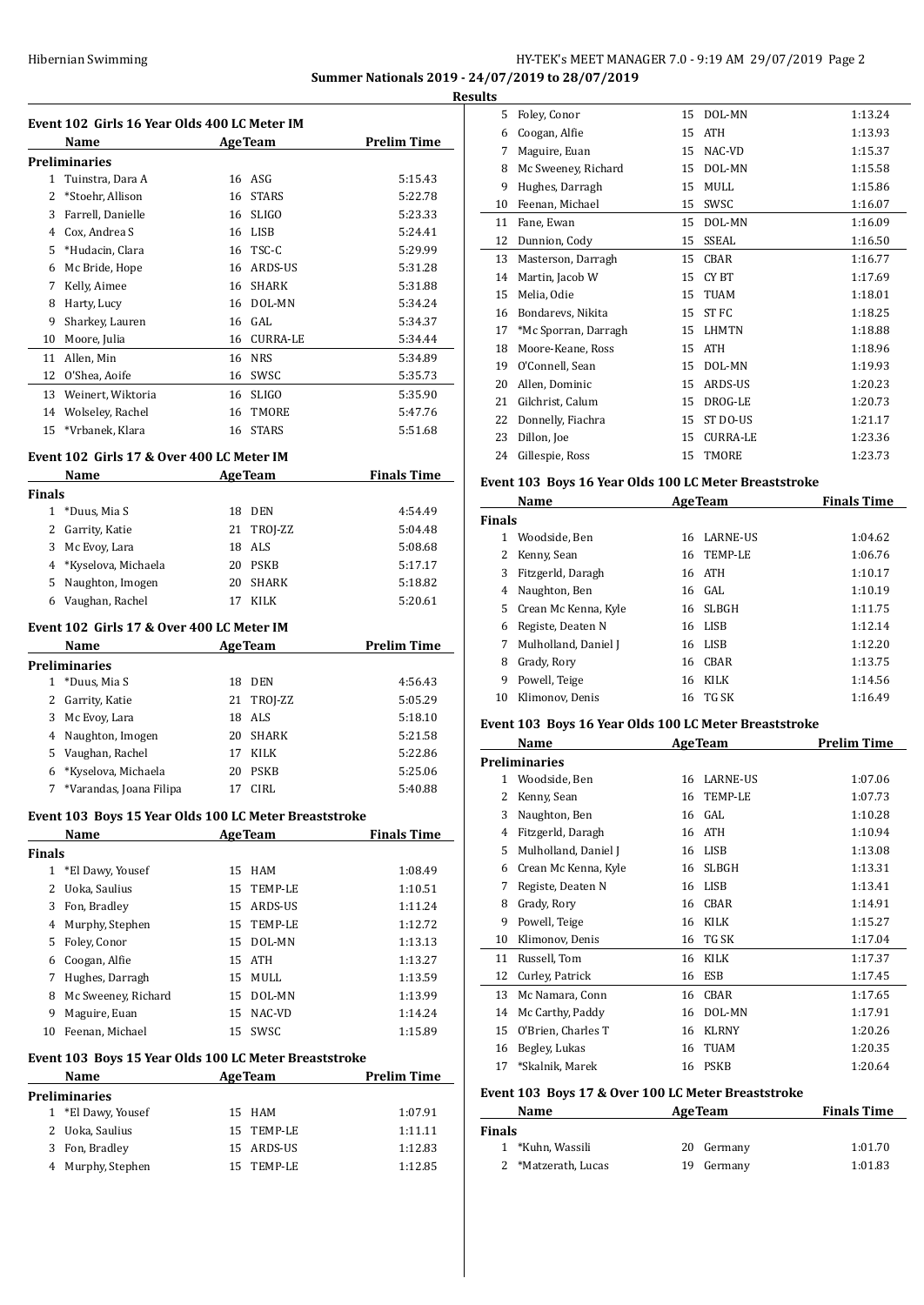**Summer Nationals 2019 - 24/07/2019 to 28/07/2019**

**Results**

### Event 102 Girls 16 Year Olds 400 LC Meter IM

| | Name | Age | Team | Prelim Time |
|---|---|---|---|---|
| **Preliminaries** | | | | |
| 1 | Tuinstra, Dara A | 16 | ASG | 5:15.43 |
| 2 | *Stoehr, Allison | 16 | STARS | 5:22.78 |
| 3 | Farrell, Danielle | 16 | SLIGO | 5:23.33 |
| 4 | Cox, Andrea S | 16 | LISB | 5:24.41 |
| 5 | *Hudacin, Clara | 16 | TSC-C | 5:29.99 |
| 6 | Mc Bride, Hope | 16 | ARDS-US | 5:31.28 |
| 7 | Kelly, Aimee | 16 | SHARK | 5:31.88 |
| 8 | Harty, Lucy | 16 | DOL-MN | 5:34.24 |
| 9 | Sharkey, Lauren | 16 | GAL | 5:34.37 |
| 10 | Moore, Julia | 16 | CURRA-LE | 5:34.44 |
| 11 | Allen, Min | 16 | NRS | 5:34.89 |
| 12 | O'Shea, Aoife | 16 | SWSC | 5:35.73 |
| 13 | Weinert, Wiktoria | 16 | SLIGO | 5:35.90 |
| 14 | Wolseley, Rachel | 16 | TMORE | 5:47.76 |
| 15 | *Vrbanek, Klara | 16 | STARS | 5:51.68 |

### Event 102 Girls 17 & Over 400 LC Meter IM

| | Name | Age | Team | Finals Time |
|---|---|---|---|---|
| **Finals** | | | | |
| 1 | *Duus, Mia S | 18 | DEN | 4:54.49 |
| 2 | Garrity, Katie | 21 | TROJ-ZZ | 5:04.48 |
| 3 | Mc Evoy, Lara | 18 | ALS | 5:08.68 |
| 4 | *Kyselova, Michaela | 20 | PSKB | 5:17.17 |
| 5 | Naughton, Imogen | 20 | SHARK | 5:18.82 |
| 6 | Vaughan, Rachel | 17 | KILK | 5:20.61 |

### Event 102 Girls 17 & Over 400 LC Meter IM

| | Name | Age | Team | Prelim Time |
|---|---|---|---|---|
| **Preliminaries** | | | | |
| 1 | *Duus, Mia S | 18 | DEN | 4:56.43 |
| 2 | Garrity, Katie | 21 | TROJ-ZZ | 5:05.29 |
| 3 | Mc Evoy, Lara | 18 | ALS | 5:18.10 |
| 4 | Naughton, Imogen | 20 | SHARK | 5:21.58 |
| 5 | Vaughan, Rachel | 17 | KILK | 5:22.86 |
| 6 | *Kyselova, Michaela | 20 | PSKB | 5:25.06 |
| 7 | *Varandas, Joana Filipa | 17 | CIRL | 5:40.88 |

### Event 103 Boys 15 Year Olds 100 LC Meter Breaststroke

| | Name | Age | Team | Finals Time |
|---|---|---|---|---|
| **Finals** | | | | |
| 1 | *El Dawy, Yousef | 15 | HAM | 1:08.49 |
| 2 | Uoka, Saulius | 15 | TEMP-LE | 1:10.51 |
| 3 | Fon, Bradley | 15 | ARDS-US | 1:11.24 |
| 4 | Murphy, Stephen | 15 | TEMP-LE | 1:12.72 |
| 5 | Foley, Conor | 15 | DOL-MN | 1:13.13 |
| 6 | Coogan, Alfie | 15 | ATH | 1:13.27 |
| 7 | Hughes, Darragh | 15 | MULL | 1:13.59 |
| 8 | Mc Sweeney, Richard | 15 | DOL-MN | 1:13.99 |
| 9 | Maguire, Euan | 15 | NAC-VD | 1:14.24 |
| 10 | Feenan, Michael | 15 | SWSC | 1:15.89 |

### Event 103 Boys 15 Year Olds 100 LC Meter Breaststroke

| | Name | Age | Team | Prelim Time |
|---|---|---|---|---|
| **Preliminaries** | | | | |
| 1 | *El Dawy, Yousef | 15 | HAM | 1:07.91 |
| 2 | Uoka, Saulius | 15 | TEMP-LE | 1:11.11 |
| 3 | Fon, Bradley | 15 | ARDS-US | 1:12.83 |
| 4 | Murphy, Stephen | 15 | TEMP-LE | 1:12.85 |
| 5 | Foley, Conor | 15 | DOL-MN | 1:13.24 |
| 6 | Coogan, Alfie | 15 | ATH | 1:13.93 |
| 7 | Maguire, Euan | 15 | NAC-VD | 1:15.37 |
| 8 | Mc Sweeney, Richard | 15 | DOL-MN | 1:15.58 |
| 9 | Hughes, Darragh | 15 | MULL | 1:15.86 |
| 10 | Feenan, Michael | 15 | SWSC | 1:16.07 |
| 11 | Fane, Ewan | 15 | DOL-MN | 1:16.09 |
| 12 | Dunnion, Cody | 15 | SSEAL | 1:16.50 |
| 13 | Masterson, Darragh | 15 | CBAR | 1:16.77 |
| 14 | Martin, Jacob W | 15 | CY BT | 1:17.69 |
| 15 | Melia, Odie | 15 | TUAM | 1:18.01 |
| 16 | Bondarevs, Nikita | 15 | ST FC | 1:18.25 |
| 17 | *Mc Sporran, Darragh | 15 | LHMTN | 1:18.88 |
| 18 | Moore-Keane, Ross | 15 | ATH | 1:18.96 |
| 19 | O'Connell, Sean | 15 | DOL-MN | 1:19.93 |
| 20 | Allen, Dominic | 15 | ARDS-US | 1:20.23 |
| 21 | Gilchrist, Calum | 15 | DROG-LE | 1:20.73 |
| 22 | Donnelly, Fiachra | 15 | ST DO-US | 1:21.17 |
| 23 | Dillon, Joe | 15 | CURRA-LE | 1:23.36 |
| 24 | Gillespie, Ross | 15 | TMORE | 1:23.73 |

### Event 103 Boys 16 Year Olds 100 LC Meter Breaststroke

| | Name | Age | Team | Finals Time |
|---|---|---|---|---|
| **Finals** | | | | |
| 1 | Woodside, Ben | 16 | LARNE-US | 1:04.62 |
| 2 | Kenny, Sean | 16 | TEMP-LE | 1:06.76 |
| 3 | Fitzgerld, Daragh | 16 | ATH | 1:10.17 |
| 4 | Naughton, Ben | 16 | GAL | 1:10.19 |
| 5 | Crean Mc Kenna, Kyle | 16 | SLBGH | 1:11.75 |
| 6 | Registe, Deaten N | 16 | LISB | 1:12.14 |
| 7 | Mulholland, Daniel J | 16 | LISB | 1:12.20 |
| 8 | Grady, Rory | 16 | CBAR | 1:13.75 |
| 9 | Powell, Teige | 16 | KILK | 1:14.56 |
| 10 | Klimonov, Denis | 16 | TG SK | 1:16.49 |

### Event 103 Boys 16 Year Olds 100 LC Meter Breaststroke

| | Name | Age | Team | Prelim Time |
|---|---|---|---|---|
| **Preliminaries** | | | | |
| 1 | Woodside, Ben | 16 | LARNE-US | 1:07.06 |
| 2 | Kenny, Sean | 16 | TEMP-LE | 1:07.73 |
| 3 | Naughton, Ben | 16 | GAL | 1:10.28 |
| 4 | Fitzgerld, Daragh | 16 | ATH | 1:10.94 |
| 5 | Mulholland, Daniel J | 16 | LISB | 1:13.08 |
| 6 | Crean Mc Kenna, Kyle | 16 | SLBGH | 1:13.31 |
| 7 | Registe, Deaten N | 16 | LISB | 1:13.41 |
| 8 | Grady, Rory | 16 | CBAR | 1:14.91 |
| 9 | Powell, Teige | 16 | KILK | 1:15.27 |
| 10 | Klimonov, Denis | 16 | TG SK | 1:17.04 |
| 11 | Russell, Tom | 16 | KILK | 1:17.37 |
| 12 | Curley, Patrick | 16 | ESB | 1:17.45 |
| 13 | Mc Namara, Conn | 16 | CBAR | 1:17.65 |
| 14 | Mc Carthy, Paddy | 16 | DOL-MN | 1:17.91 |
| 15 | O'Brien, Charles T | 16 | KLRNY | 1:20.26 |
| 16 | Begley, Lukas | 16 | TUAM | 1:20.35 |
| 17 | *Skalnik, Marek | 16 | PSKB | 1:20.64 |

### Event 103 Boys 17 & Over 100 LC Meter Breaststroke

| | Name | Age | Team | Finals Time |
|---|---|---|---|---|
| **Finals** | | | | |
| 1 | *Kuhn, Wassili | 20 | Germany | 1:01.70 |
| 2 | *Matzerath, Lucas | 19 | Germany | 1:01.83 |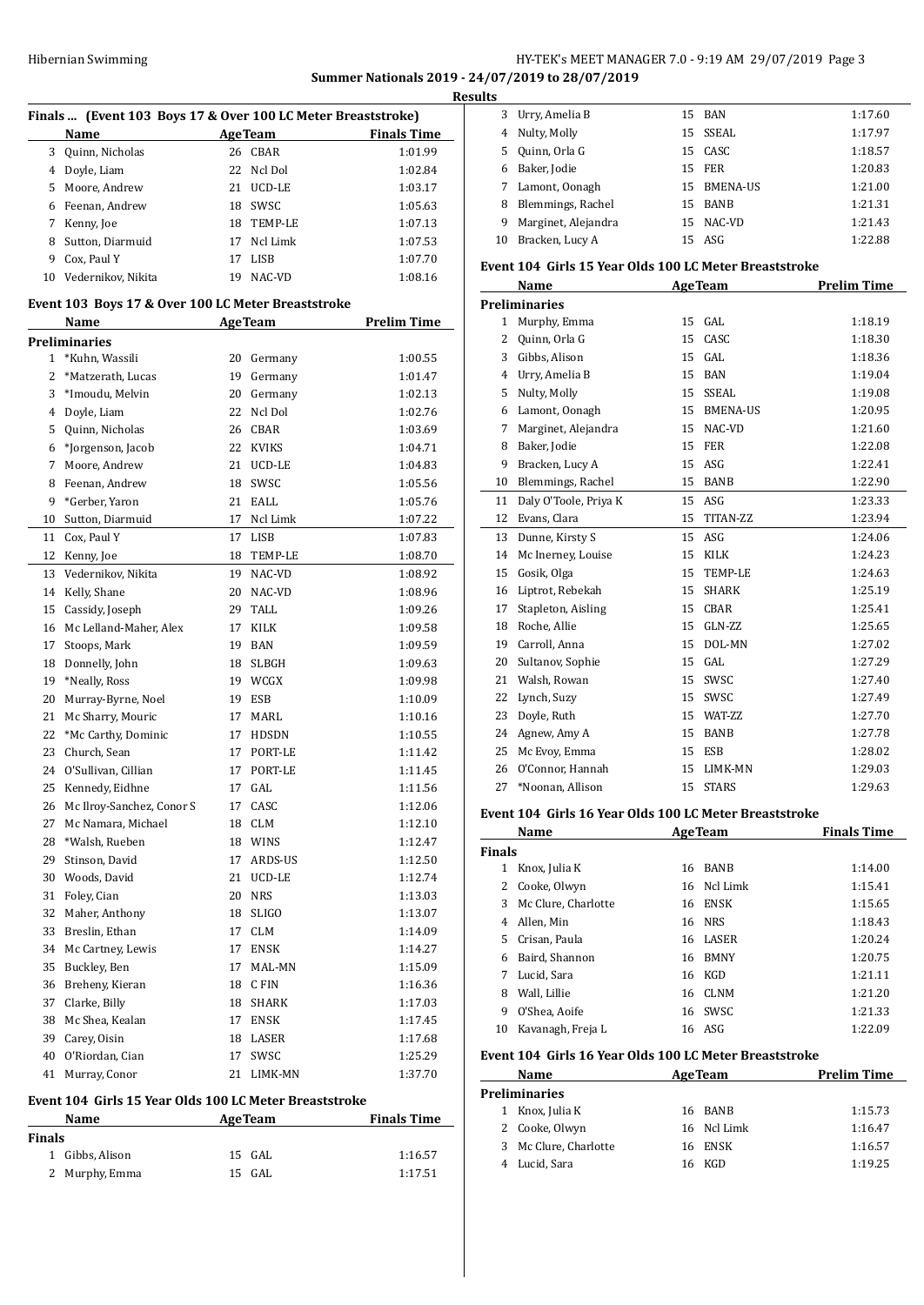**Summer Nationals 2019 - 24/07/2019 to 28/07/2019**

**Results**

### Finals ... (Event 103 Boys 17 & Over 100 LC Meter Breaststroke)

| | Name | Age | Team | Finals Time |
|---|---|---|---|---|
| 3 | Quinn, Nicholas | 26 | CBAR | 1:01.99 |
| 4 | Doyle, Liam | 22 | Ncl Dol | 1:02.84 |
| 5 | Moore, Andrew | 21 | UCD-LE | 1:03.17 |
| 6 | Feenan, Andrew | 18 | SWSC | 1:05.63 |
| 7 | Kenny, Joe | 18 | TEMP-LE | 1:07.13 |
| 8 | Sutton, Diarmuid | 17 | Ncl Limk | 1:07.53 |
| 9 | Cox, Paul Y | 17 | LISB | 1:07.70 |
| 10 | Vedernikov, Nikita | 19 | NAC-VD | 1:08.16 |

### Event 103 Boys 17 & Over 100 LC Meter Breaststroke

| | Name | Age | Team | Prelim Time |
|---|---|---|---|---|
| **Preliminaries** | | | | |
| 1 | *Kuhn, Wassili | 20 | Germany | 1:00.55 |
| 2 | *Matzerath, Lucas | 19 | Germany | 1:01.47 |
| 3 | *Imoudu, Melvin | 20 | Germany | 1:02.13 |
| 4 | Doyle, Liam | 22 | Ncl Dol | 1:02.76 |
| 5 | Quinn, Nicholas | 26 | CBAR | 1:03.69 |
| 6 | *Jorgenson, Jacob | 22 | KVIKS | 1:04.71 |
| 7 | Moore, Andrew | 21 | UCD-LE | 1:04.83 |
| 8 | Feenan, Andrew | 18 | SWSC | 1:05.56 |
| 9 | *Gerber, Yaron | 21 | EALL | 1:05.76 |
| 10 | Sutton, Diarmuid | 17 | Ncl Limk | 1:07.22 |
| 11 | Cox, Paul Y | 17 | LISB | 1:07.83 |
| 12 | Kenny, Joe | 18 | TEMP-LE | 1:08.70 |
| 13 | Vedernikov, Nikita | 19 | NAC-VD | 1:08.92 |
| 14 | Kelly, Shane | 20 | NAC-VD | 1:08.96 |
| 15 | Cassidy, Joseph | 29 | TALL | 1:09.26 |
| 16 | Mc Lelland-Maher, Alex | 17 | KILK | 1:09.58 |
| 17 | Stoops, Mark | 19 | BAN | 1:09.59 |
| 18 | Donnelly, John | 18 | SLBGH | 1:09.63 |
| 19 | *Neally, Ross | 19 | WCGX | 1:09.98 |
| 20 | Murray-Byrne, Noel | 19 | ESB | 1:10.09 |
| 21 | Mc Sharry, Mouric | 17 | MARL | 1:10.16 |
| 22 | *Mc Carthy, Dominic | 17 | HDSDN | 1:10.55 |
| 23 | Church, Sean | 17 | PORT-LE | 1:11.42 |
| 24 | O'Sullivan, Cillian | 17 | PORT-LE | 1:11.45 |
| 25 | Kennedy, Eidhne | 17 | GAL | 1:11.56 |
| 26 | Mc Ilroy-Sanchez, Conor S | 17 | CASC | 1:12.06 |
| 27 | Mc Namara, Michael | 18 | CLM | 1:12.10 |
| 28 | *Walsh, Rueben | 18 | WINS | 1:12.47 |
| 29 | Stinson, David | 17 | ARDS-US | 1:12.50 |
| 30 | Woods, David | 21 | UCD-LE | 1:12.74 |
| 31 | Foley, Cian | 20 | NRS | 1:13.03 |
| 32 | Maher, Anthony | 18 | SLIGO | 1:13.07 |
| 33 | Breslin, Ethan | 17 | CLM | 1:14.09 |
| 34 | Mc Cartney, Lewis | 17 | ENSK | 1:14.27 |
| 35 | Buckley, Ben | 17 | MAL-MN | 1:15.09 |
| 36 | Breheny, Kieran | 18 | C FIN | 1:16.36 |
| 37 | Clarke, Billy | 18 | SHARK | 1:17.03 |
| 38 | Mc Shea, Kealan | 17 | ENSK | 1:17.45 |
| 39 | Carey, Oisin | 18 | LASER | 1:17.68 |
| 40 | O'Riordan, Cian | 17 | SWSC | 1:25.29 |
| 41 | Murray, Conor | 21 | LIMK-MN | 1:37.70 |

### Event 104 Girls 15 Year Olds 100 LC Meter Breaststroke

| | Name | Age | Team | Finals Time |
|---|---|---|---|---|
| **Finals** | | | | |
| 1 | Gibbs, Alison | 15 | GAL | 1:16.57 |
| 2 | Murphy, Emma | 15 | GAL | 1:17.51 |
| 3 | Urry, Amelia B | 15 | BAN | 1:17.60 |
| 4 | Nulty, Molly | 15 | SSEAL | 1:17.97 |
| 5 | Quinn, Orla G | 15 | CASC | 1:18.57 |
| 6 | Baker, Jodie | 15 | FER | 1:20.83 |
| 7 | Lamont, Oonagh | 15 | BMENA-US | 1:21.00 |
| 8 | Blemmings, Rachel | 15 | BANB | 1:21.31 |
| 9 | Marginet, Alejandra | 15 | NAC-VD | 1:21.43 |
| 10 | Bracken, Lucy A | 15 | ASG | 1:22.88 |

### Event 104 Girls 15 Year Olds 100 LC Meter Breaststroke

| | Name | Age | Team | Prelim Time |
|---|---|---|---|---|
| **Preliminaries** | | | | |
| 1 | Murphy, Emma | 15 | GAL | 1:18.19 |
| 2 | Quinn, Orla G | 15 | CASC | 1:18.30 |
| 3 | Gibbs, Alison | 15 | GAL | 1:18.36 |
| 4 | Urry, Amelia B | 15 | BAN | 1:19.04 |
| 5 | Nulty, Molly | 15 | SSEAL | 1:19.08 |
| 6 | Lamont, Oonagh | 15 | BMENA-US | 1:20.95 |
| 7 | Marginet, Alejandra | 15 | NAC-VD | 1:21.60 |
| 8 | Baker, Jodie | 15 | FER | 1:22.08 |
| 9 | Bracken, Lucy A | 15 | ASG | 1:22.41 |
| 10 | Blemmings, Rachel | 15 | BANB | 1:22.90 |
| 11 | Daly O'Toole, Priya K | 15 | ASG | 1:23.33 |
| 12 | Evans, Clara | 15 | TITAN-ZZ | 1:23.94 |
| 13 | Dunne, Kirsty S | 15 | ASG | 1:24.06 |
| 14 | Mc Inerney, Louise | 15 | KILK | 1:24.23 |
| 15 | Gosik, Olga | 15 | TEMP-LE | 1:24.63 |
| 16 | Liptrot, Rebekah | 15 | SHARK | 1:25.19 |
| 17 | Stapleton, Aisling | 15 | CBAR | 1:25.41 |
| 18 | Roche, Allie | 15 | GLN-ZZ | 1:25.65 |
| 19 | Carroll, Anna | 15 | DOL-MN | 1:27.02 |
| 20 | Sultanov, Sophie | 15 | GAL | 1:27.29 |
| 21 | Walsh, Rowan | 15 | SWSC | 1:27.40 |
| 22 | Lynch, Suzy | 15 | SWSC | 1:27.49 |
| 23 | Doyle, Ruth | 15 | WAT-ZZ | 1:27.70 |
| 24 | Agnew, Amy A | 15 | BANB | 1:27.78 |
| 25 | Mc Evoy, Emma | 15 | ESB | 1:28.02 |
| 26 | O'Connor, Hannah | 15 | LIMK-MN | 1:29.03 |
| 27 | *Noonan, Allison | 15 | STARS | 1:29.63 |

### Event 104 Girls 16 Year Olds 100 LC Meter Breaststroke

| | Name | Age | Team | Finals Time |
|---|---|---|---|---|
| **Finals** | | | | |
| 1 | Knox, Julia K | 16 | BANB | 1:14.00 |
| 2 | Cooke, Olwyn | 16 | Ncl Limk | 1:15.41 |
| 3 | Mc Clure, Charlotte | 16 | ENSK | 1:15.65 |
| 4 | Allen, Min | 16 | NRS | 1:18.43 |
| 5 | Crisan, Paula | 16 | LASER | 1:20.24 |
| 6 | Baird, Shannon | 16 | BMNY | 1:20.75 |
| 7 | Lucid, Sara | 16 | KGD | 1:21.11 |
| 8 | Wall, Lillie | 16 | CLNM | 1:21.20 |
| 9 | O'Shea, Aoife | 16 | SWSC | 1:21.33 |
| 10 | Kavanagh, Freja L | 16 | ASG | 1:22.09 |

### Event 104 Girls 16 Year Olds 100 LC Meter Breaststroke

| | Name | Age | Team | Prelim Time |
|---|---|---|---|---|
| **Preliminaries** | | | | |
| 1 | Knox, Julia K | 16 | BANB | 1:15.73 |
| 2 | Cooke, Olwyn | 16 | Ncl Limk | 1:16.47 |
| 3 | Mc Clure, Charlotte | 16 | ENSK | 1:16.57 |
| 4 | Lucid, Sara | 16 | KGD | 1:19.25 |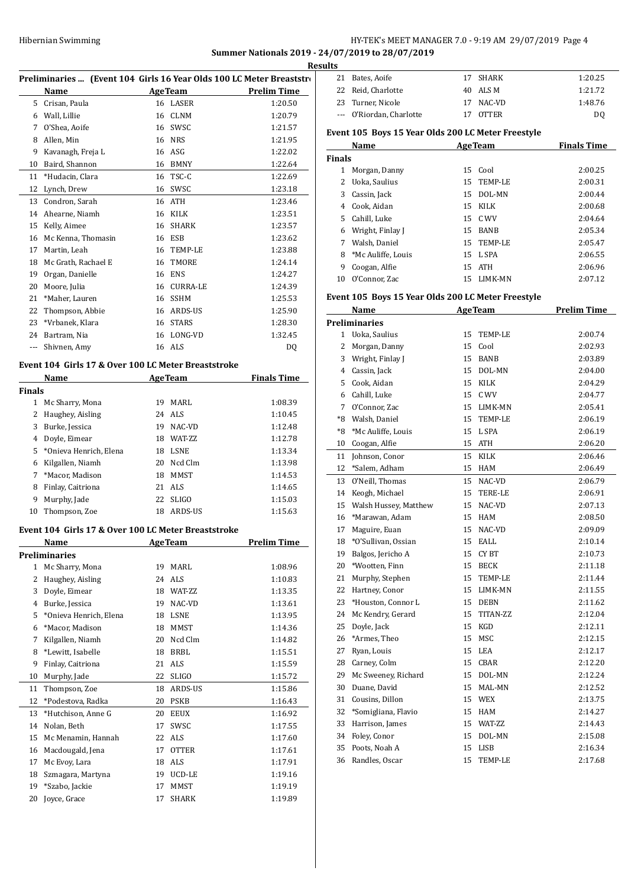**Summer Nationals 2019 - 24/07/2019 to 28/07/2019**

**Results**

### Preliminaries ... (Event 104 Girls 16 Year Olds 100 LC Meter Breaststroke)

| | Name | Age | Team | Prelim Time |
|---|---|---|---|---|
| 5 | Crisan, Paula | 16 | LASER | 1:20.50 |
| 6 | Wall, Lillie | 16 | CLNM | 1:20.79 |
| 7 | O'Shea, Aoife | 16 | SWSC | 1:21.57 |
| 8 | Allen, Min | 16 | NRS | 1:21.95 |
| 9 | Kavanagh, Freja L | 16 | ASG | 1:22.02 |
| 10 | Baird, Shannon | 16 | BMNY | 1:22.64 |
| 11 | *Hudacin, Clara | 16 | TSC-C | 1:22.69 |
| 12 | Lynch, Drew | 16 | SWSC | 1:23.18 |
| 13 | Condron, Sarah | 16 | ATH | 1:23.46 |
| 14 | Ahearne, Niamh | 16 | KILK | 1:23.51 |
| 15 | Kelly, Aimee | 16 | SHARK | 1:23.57 |
| 16 | Mc Kenna, Thomasin | 16 | ESB | 1:23.62 |
| 17 | Martin, Leah | 16 | TEMP-LE | 1:23.88 |
| 18 | Mc Grath, Rachael E | 16 | TMORE | 1:24.14 |
| 19 | Organ, Danielle | 16 | ENS | 1:24.27 |
| 20 | Moore, Julia | 16 | CURRA-LE | 1:24.39 |
| 21 | *Maher, Lauren | 16 | SSHM | 1:25.53 |
| 22 | Thompson, Abbie | 16 | ARDS-US | 1:25.90 |
| 23 | *Vrbanek, Klara | 16 | STARS | 1:28.30 |
| 24 | Bartram, Nia | 16 | LONG-VD | 1:32.45 |
| --- | Shivnen, Amy | 16 | ALS | DQ |

### Event 104 Girls 17 & Over 100 LC Meter Breaststroke

| | Name | Age | Team | Finals Time |
|---|---|---|---|---|
| **Finals** | | | | |
| 1 | Mc Sharry, Mona | 19 | MARL | 1:08.39 |
| 2 | Haughey, Aisling | 24 | ALS | 1:10.45 |
| 3 | Burke, Jessica | 19 | NAC-VD | 1:12.48 |
| 4 | Doyle, Eimear | 18 | WAT-ZZ | 1:12.78 |
| 5 | *Onieva Henrich, Elena | 18 | LSNE | 1:13.34 |
| 6 | Kilgallen, Niamh | 20 | Ncd Clm | 1:13.98 |
| 7 | *Macor, Madison | 18 | MMST | 1:14.53 |
| 8 | Finlay, Caitriona | 21 | ALS | 1:14.65 |
| 9 | Murphy, Jade | 22 | SLIGO | 1:15.03 |
| 10 | Thompson, Zoe | 18 | ARDS-US | 1:15.63 |

### Event 104 Girls 17 & Over 100 LC Meter Breaststroke

| | Name | Age | Team | Prelim Time |
|---|---|---|---|---|
| **Preliminaries** | | | | |
| 1 | Mc Sharry, Mona | 19 | MARL | 1:08.96 |
| 2 | Haughey, Aisling | 24 | ALS | 1:10.83 |
| 3 | Doyle, Eimear | 18 | WAT-ZZ | 1:13.35 |
| 4 | Burke, Jessica | 19 | NAC-VD | 1:13.61 |
| 5 | *Onieva Henrich, Elena | 18 | LSNE | 1:13.95 |
| 6 | *Macor, Madison | 18 | MMST | 1:14.36 |
| 7 | Kilgallen, Niamh | 20 | Ncd Clm | 1:14.82 |
| 8 | *Lewitt, Isabelle | 18 | BRBL | 1:15.51 |
| 9 | Finlay, Caitriona | 21 | ALS | 1:15.59 |
| 10 | Murphy, Jade | 22 | SLIGO | 1:15.72 |
| 11 | Thompson, Zoe | 18 | ARDS-US | 1:15.86 |
| 12 | *Podestova, Radka | 20 | PSKB | 1:16.43 |
| 13 | *Hutchison, Anne G | 20 | EEUX | 1:16.92 |
| 14 | Nolan, Beth | 17 | SWSC | 1:17.55 |
| 15 | Mc Menamin, Hannah | 22 | ALS | 1:17.60 |
| 16 | Macdougald, Jena | 17 | OTTER | 1:17.61 |
| 17 | Mc Evoy, Lara | 18 | ALS | 1:17.91 |
| 18 | Szmagara, Martyna | 19 | UCD-LE | 1:19.16 |
| 19 | *Szabo, Jackie | 17 | MMST | 1:19.19 |
| 20 | Joyce, Grace | 17 | SHARK | 1:19.89 |
| 21 | Bates, Aoife | 17 | SHARK | 1:20.25 |
| 22 | Reid, Charlotte | 40 | ALS M | 1:21.72 |
| 23 | Turner, Nicole | 17 | NAC-VD | 1:48.76 |
| --- | O'Riordan, Charlotte | 17 | OTTER | DQ |

### Event 105 Boys 15 Year Olds 200 LC Meter Freestyle

| | Name | Age | Team | Finals Time |
|---|---|---|---|---|
| **Finals** | | | | |
| 1 | Morgan, Danny | 15 | Cool | 2:00.25 |
| 2 | Uoka, Saulius | 15 | TEMP-LE | 2:00.31 |
| 3 | Cassin, Jack | 15 | DOL-MN | 2:00.44 |
| 4 | Cook, Aidan | 15 | KILK | 2:00.68 |
| 5 | Cahill, Luke | 15 | CWV | 2:04.64 |
| 6 | Wright, Finlay J | 15 | BANB | 2:05.34 |
| 7 | Walsh, Daniel | 15 | TEMP-LE | 2:05.47 |
| 8 | *Mc Auliffe, Louis | 15 | LSPA | 2:06.55 |
| 9 | Coogan, Alfie | 15 | ATH | 2:06.96 |
| 10 | O'Connor, Zac | 15 | LIMK-MN | 2:07.12 |

### Event 105 Boys 15 Year Olds 200 LC Meter Freestyle

| | Name | Age | Team | Prelim Time |
|---|---|---|---|---|
| **Preliminaries** | | | | |
| 1 | Uoka, Saulius | 15 | TEMP-LE | 2:00.74 |
| 2 | Morgan, Danny | 15 | Cool | 2:02.93 |
| 3 | Wright, Finlay J | 15 | BANB | 2:03.89 |
| 4 | Cassin, Jack | 15 | DOL-MN | 2:04.00 |
| 5 | Cook, Aidan | 15 | KILK | 2:04.29 |
| 6 | Cahill, Luke | 15 | CWV | 2:04.77 |
| 7 | O'Connor, Zac | 15 | LIMK-MN | 2:05.41 |
| *8 | Walsh, Daniel | 15 | TEMP-LE | 2:06.19 |
| *8 | *Mc Auliffe, Louis | 15 | LSPA | 2:06.19 |
| 10 | Coogan, Alfie | 15 | ATH | 2:06.20 |
| 11 | Johnson, Conor | 15 | KILK | 2:06.46 |
| 12 | *Salem, Adham | 15 | HAM | 2:06.49 |
| 13 | O'Neill, Thomas | 15 | NAC-VD | 2:06.79 |
| 14 | Keogh, Michael | 15 | TERE-LE | 2:06.91 |
| 15 | Walsh Hussey, Matthew | 15 | NAC-VD | 2:07.13 |
| 16 | *Marawan, Adam | 15 | HAM | 2:08.50 |
| 17 | Maguire, Euan | 15 | NAC-VD | 2:09.09 |
| 18 | *O'Sullivan, Ossian | 15 | EALL | 2:10.14 |
| 19 | Balgos, Jericho A | 15 | CY BT | 2:10.73 |
| 20 | *Wootten, Finn | 15 | BECK | 2:11.18 |
| 21 | Murphy, Stephen | 15 | TEMP-LE | 2:11.44 |
| 22 | Hartney, Conor | 15 | LIMK-MN | 2:11.55 |
| 23 | *Houston, Connor L | 15 | DEBN | 2:11.62 |
| 24 | Mc Kendry, Gerard | 15 | TITAN-ZZ | 2:12.04 |
| 25 | Doyle, Jack | 15 | KGD | 2:12.11 |
| 26 | *Armes, Theo | 15 | MSC | 2:12.15 |
| 27 | Ryan, Louis | 15 | LEA | 2:12.17 |
| 28 | Carney, Colm | 15 | CBAR | 2:12.20 |
| 29 | Mc Sweeney, Richard | 15 | DOL-MN | 2:12.24 |
| 30 | Duane, David | 15 | MAL-MN | 2:12.52 |
| 31 | Cousins, Dillon | 15 | WEX | 2:13.75 |
| 32 | *Somigliana, Flavio | 15 | HAM | 2:14.27 |
| 33 | Harrison, James | 15 | WAT-ZZ | 2:14.43 |
| 34 | Foley, Conor | 15 | DOL-MN | 2:15.08 |
| 35 | Poots, Noah A | 15 | LISB | 2:16.34 |
| 36 | Randles, Oscar | 15 | TEMP-LE | 2:17.68 |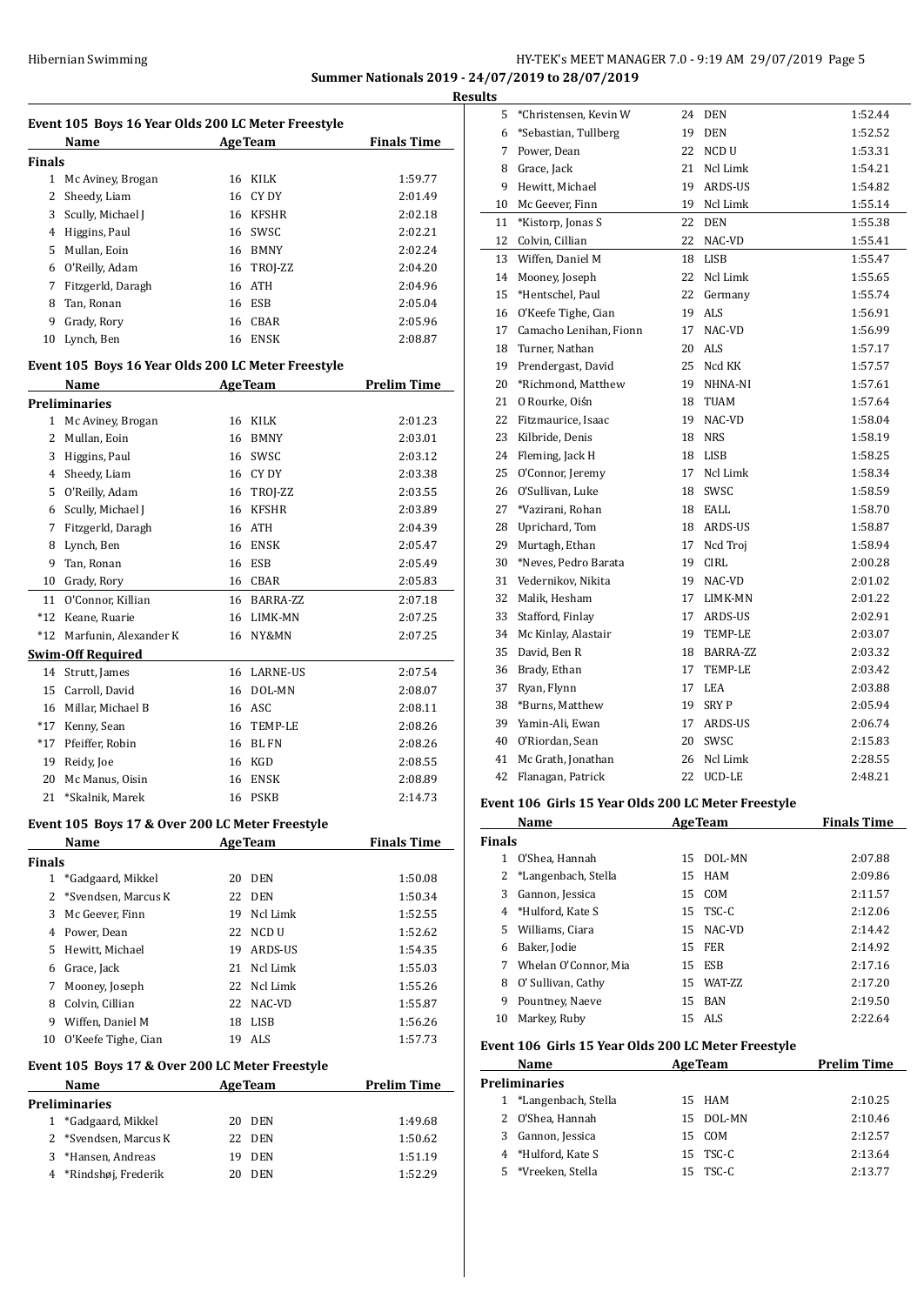Hibernian Swimming

**Summer Nationals 2019 - 24/07/2019 to 28/07/2019**

**Results**

### Event 105 Boys 16 Year Olds 200 LC Meter Freestyle

| | Name | Age | Team | Finals Time |
|---|---|---|---|---|
| **Finals** | | | | |
| 1 | Mc Aviney, Brogan | 16 | KILK | 1:59.77 |
| 2 | Sheedy, Liam | 16 | CY DY | 2:01.49 |
| 3 | Scully, Michael J | 16 | KFSHR | 2:02.18 |
| 4 | Higgins, Paul | 16 | SWSC | 2:02.21 |
| 5 | Mullan, Eoin | 16 | BMNY | 2:02.24 |
| 6 | O'Reilly, Adam | 16 | TROJ-ZZ | 2:04.20 |
| 7 | Fitzgerld, Daragh | 16 | ATH | 2:04.96 |
| 8 | Tan, Ronan | 16 | ESB | 2:05.04 |
| 9 | Grady, Rory | 16 | CBAR | 2:05.96 |
| 10 | Lynch, Ben | 16 | ENSK | 2:08.87 |

### Event 105 Boys 16 Year Olds 200 LC Meter Freestyle

| | Name | Age | Team | Prelim Time |
|---|---|---|---|---|
| **Preliminaries** | | | | |
| 1 | Mc Aviney, Brogan | 16 | KILK | 2:01.23 |
| 2 | Mullan, Eoin | 16 | BMNY | 2:03.01 |
| 3 | Higgins, Paul | 16 | SWSC | 2:03.12 |
| 4 | Sheedy, Liam | 16 | CY DY | 2:03.38 |
| 5 | O'Reilly, Adam | 16 | TROJ-ZZ | 2:03.55 |
| 6 | Scully, Michael J | 16 | KFSHR | 2:03.89 |
| 7 | Fitzgerld, Daragh | 16 | ATH | 2:04.39 |
| 8 | Lynch, Ben | 16 | ENSK | 2:05.47 |
| 9 | Tan, Ronan | 16 | ESB | 2:05.49 |
| 10 | Grady, Rory | 16 | CBAR | 2:05.83 |
| 11 | O'Connor, Killian | 16 | BARRA-ZZ | 2:07.18 |
| *12 | Keane, Ruarie | 16 | LIMK-MN | 2:07.25 |
| *12 | Marfunin, Alexander K | 16 | NY&MN | 2:07.25 |
| **Swim-Off Required** | | | | |
| 14 | Strutt, James | 16 | LARNE-US | 2:07.54 |
| 15 | Carroll, David | 16 | DOL-MN | 2:08.07 |
| 16 | Millar, Michael B | 16 | ASC | 2:08.11 |
| *17 | Kenny, Sean | 16 | TEMP-LE | 2:08.26 |
| *17 | Pfeiffer, Robin | 16 | BL FN | 2:08.26 |
| 19 | Reidy, Joe | 16 | KGD | 2:08.55 |
| 20 | Mc Manus, Oisin | 16 | ENSK | 2:08.89 |
| 21 | *Skalnik, Marek | 16 | PSKB | 2:14.73 |

### Event 105 Boys 17 & Over 200 LC Meter Freestyle

| | Name | Age | Team | Finals Time |
|---|---|---|---|---|
| **Finals** | | | | |
| 1 | *Gadgaard, Mikkel | 20 | DEN | 1:50.08 |
| 2 | *Svendsen, Marcus K | 22 | DEN | 1:50.34 |
| 3 | Mc Geever, Finn | 19 | Ncl Limk | 1:52.55 |
| 4 | Power, Dean | 22 | NCD U | 1:52.62 |
| 5 | Hewitt, Michael | 19 | ARDS-US | 1:54.35 |
| 6 | Grace, Jack | 21 | Ncl Limk | 1:55.03 |
| 7 | Mooney, Joseph | 22 | Ncl Limk | 1:55.26 |
| 8 | Colvin, Cillian | 22 | NAC-VD | 1:55.87 |
| 9 | Wiffen, Daniel M | 18 | LISB | 1:56.26 |
| 10 | O'Keefe Tighe, Cian | 19 | ALS | 1:57.73 |

### Event 105 Boys 17 & Over 200 LC Meter Freestyle

| | Name | Age | Team | Prelim Time |
|---|---|---|---|---|
| **Preliminaries** | | | | |
| 1 | *Gadgaard, Mikkel | 20 | DEN | 1:49.68 |
| 2 | *Svendsen, Marcus K | 22 | DEN | 1:50.62 |
| 3 | *Hansen, Andreas | 19 | DEN | 1:51.19 |
| 4 | *Rindshøj, Frederik | 20 | DEN | 1:52.29 |
| 5 | *Christensen, Kevin W | 24 | DEN | 1:52.44 |
| 6 | *Sebastian, Tullberg | 19 | DEN | 1:52.52 |
| 7 | Power, Dean | 22 | NCD U | 1:53.31 |
| 8 | Grace, Jack | 21 | Ncl Limk | 1:54.21 |
| 9 | Hewitt, Michael | 19 | ARDS-US | 1:54.82 |
| 10 | Mc Geever, Finn | 19 | Ncl Limk | 1:55.14 |
| 11 | *Kistorp, Jonas S | 22 | DEN | 1:55.38 |
| 12 | Colvin, Cillian | 22 | NAC-VD | 1:55.41 |
| 13 | Wiffen, Daniel M | 18 | LISB | 1:55.47 |
| 14 | Mooney, Joseph | 22 | Ncl Limk | 1:55.65 |
| 15 | *Hentschel, Paul | 22 | Germany | 1:55.74 |
| 16 | O'Keefe Tighe, Cian | 19 | ALS | 1:56.91 |
| 17 | Camacho Lenihan, Fionn | 17 | NAC-VD | 1:56.99 |
| 18 | Turner, Nathan | 20 | ALS | 1:57.17 |
| 19 | Prendergast, David | 25 | Ncd KK | 1:57.57 |
| 20 | *Richmond, Matthew | 19 | NHNA-NI | 1:57.61 |
| 21 | O Rourke, Oiśn | 18 | TUAM | 1:57.64 |
| 22 | Fitzmaurice, Isaac | 19 | NAC-VD | 1:58.04 |
| 23 | Kilbride, Denis | 18 | NRS | 1:58.19 |
| 24 | Fleming, Jack H | 18 | LISB | 1:58.25 |
| 25 | O'Connor, Jeremy | 17 | Ncl Limk | 1:58.34 |
| 26 | O'Sullivan, Luke | 18 | SWSC | 1:58.59 |
| 27 | *Vazirani, Rohan | 18 | EALL | 1:58.70 |
| 28 | Uprichard, Tom | 18 | ARDS-US | 1:58.87 |
| 29 | Murtagh, Ethan | 17 | Ncd Troj | 1:58.94 |
| 30 | *Neves, Pedro Barata | 19 | CIRL | 2:00.28 |
| 31 | Vedernikov, Nikita | 19 | NAC-VD | 2:01.02 |
| 32 | Malik, Hesham | 17 | LIMK-MN | 2:01.22 |
| 33 | Stafford, Finlay | 17 | ARDS-US | 2:02.91 |
| 34 | Mc Kinlay, Alastair | 19 | TEMP-LE | 2:03.07 |
| 35 | David, Ben R | 18 | BARRA-ZZ | 2:03.32 |
| 36 | Brady, Ethan | 17 | TEMP-LE | 2:03.42 |
| 37 | Ryan, Flynn | 17 | LEA | 2:03.88 |
| 38 | *Burns, Matthew | 19 | SRY P | 2:05.94 |
| 39 | Yamin-Ali, Ewan | 17 | ARDS-US | 2:06.74 |
| 40 | O'Riordan, Sean | 20 | SWSC | 2:15.83 |
| 41 | Mc Grath, Jonathan | 26 | Ncl Limk | 2:28.55 |
| 42 | Flanagan, Patrick | 22 | UCD-LE | 2:48.21 |

### Event 106 Girls 15 Year Olds 200 LC Meter Freestyle

| | Name | Age | Team | Finals Time |
|---|---|---|---|---|
| **Finals** | | | | |
| 1 | O'Shea, Hannah | 15 | DOL-MN | 2:07.88 |
| 2 | *Langenbach, Stella | 15 | HAM | 2:09.86 |
| 3 | Gannon, Jessica | 15 | COM | 2:11.57 |
| 4 | *Hulford, Kate S | 15 | TSC-C | 2:12.06 |
| 5 | Williams, Ciara | 15 | NAC-VD | 2:14.42 |
| 6 | Baker, Jodie | 15 | FER | 2:14.92 |
| 7 | Whelan O'Connor, Mia | 15 | ESB | 2:17.16 |
| 8 | O' Sullivan, Cathy | 15 | WAT-ZZ | 2:17.20 |
| 9 | Pountney, Naeve | 15 | BAN | 2:19.50 |
| 10 | Markey, Ruby | 15 | ALS | 2:22.64 |

### Event 106 Girls 15 Year Olds 200 LC Meter Freestyle

| | Name | Age | Team | Prelim Time |
|---|---|---|---|---|
| **Preliminaries** | | | | |
| 1 | *Langenbach, Stella | 15 | HAM | 2:10.25 |
| 2 | O'Shea, Hannah | 15 | DOL-MN | 2:10.46 |
| 3 | Gannon, Jessica | 15 | COM | 2:12.57 |
| 4 | *Hulford, Kate S | 15 | TSC-C | 2:13.64 |
| 5 | *Vreeken, Stella | 15 | TSC-C | 2:13.77 |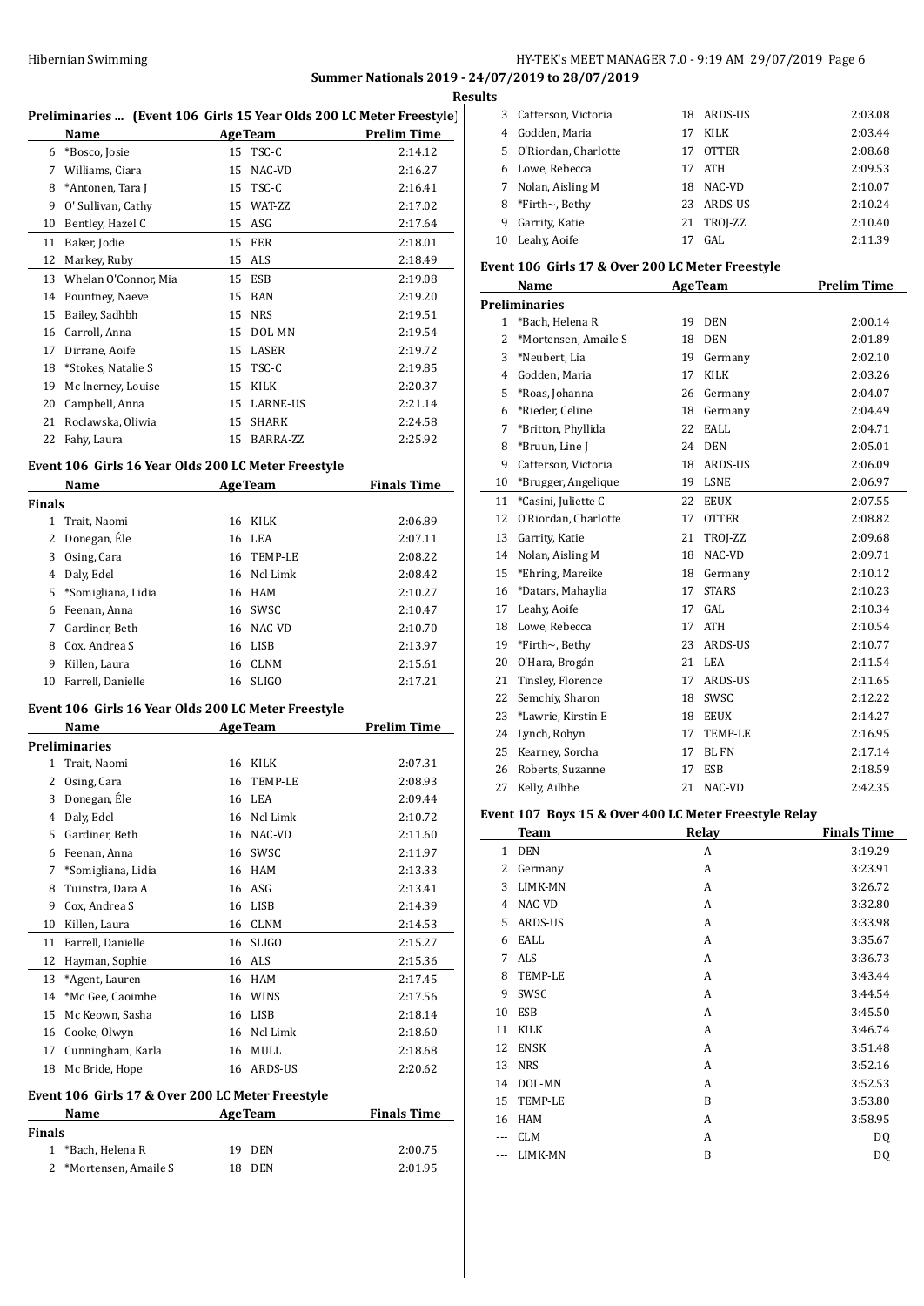## Summer Nationals 2019 - 24/07/2019 to 28/07/2019

### Results

### Preliminaries ... (Event 106 Girls 15 Year Olds 200 LC Meter Freestyle)

| | Name | Age | Team | Prelim Time |
|---|---|---|---|---|
| 6 | *Bosco, Josie | 15 | TSC-C | 2:14.12 |
| 7 | Williams, Ciara | 15 | NAC-VD | 2:16.27 |
| 8 | *Antonen, Tara J | 15 | TSC-C | 2:16.41 |
| 9 | O' Sullivan, Cathy | 15 | WAT-ZZ | 2:17.02 |
| 10 | Bentley, Hazel C | 15 | ASG | 2:17.64 |
| 11 | Baker, Jodie | 15 | FER | 2:18.01 |
| 12 | Markey, Ruby | 15 | ALS | 2:18.49 |
| 13 | Whelan O'Connor, Mia | 15 | ESB | 2:19.08 |
| 14 | Pountney, Naeve | 15 | BAN | 2:19.20 |
| 15 | Bailey, Sadhbh | 15 | NRS | 2:19.51 |
| 16 | Carroll, Anna | 15 | DOL-MN | 2:19.54 |
| 17 | Dirrane, Aoife | 15 | LASER | 2:19.72 |
| 18 | *Stokes, Natalie S | 15 | TSC-C | 2:19.85 |
| 19 | Mc Inerney, Louise | 15 | KILK | 2:20.37 |
| 20 | Campbell, Anna | 15 | LARNE-US | 2:21.14 |
| 21 | Roclawska, Oliwia | 15 | SHARK | 2:24.58 |
| 22 | Fahy, Laura | 15 | BARRA-ZZ | 2:25.92 |

### Event 106 Girls 16 Year Olds 200 LC Meter Freestyle

| | Name | Age | Team | Finals Time |
|---|---|---|---|---|
| **Finals** | | | | |
| 1 | Trait, Naomi | 16 | KILK | 2:06.89 |
| 2 | Donegan, Éle | 16 | LEA | 2:07.11 |
| 3 | Osing, Cara | 16 | TEMP-LE | 2:08.22 |
| 4 | Daly, Edel | 16 | Ncl Limk | 2:08.42 |
| 5 | *Somigliana, Lidia | 16 | HAM | 2:10.27 |
| 6 | Feenan, Anna | 16 | SWSC | 2:10.47 |
| 7 | Gardiner, Beth | 16 | NAC-VD | 2:10.70 |
| 8 | Cox, Andrea S | 16 | LISB | 2:13.97 |
| 9 | Killen, Laura | 16 | CLNM | 2:15.61 |
| 10 | Farrell, Danielle | 16 | SLIGO | 2:17.21 |

### Event 106 Girls 16 Year Olds 200 LC Meter Freestyle

| | Name | Age | Team | Prelim Time |
|---|---|---|---|---|
| **Preliminaries** | | | | |
| 1 | Trait, Naomi | 16 | KILK | 2:07.31 |
| 2 | Osing, Cara | 16 | TEMP-LE | 2:08.93 |
| 3 | Donegan, Éle | 16 | LEA | 2:09.44 |
| 4 | Daly, Edel | 16 | Ncl Limk | 2:10.72 |
| 5 | Gardiner, Beth | 16 | NAC-VD | 2:11.60 |
| 6 | Feenan, Anna | 16 | SWSC | 2:11.97 |
| 7 | *Somigliana, Lidia | 16 | HAM | 2:13.33 |
| 8 | Tuinstra, Dara A | 16 | ASG | 2:13.41 |
| 9 | Cox, Andrea S | 16 | LISB | 2:14.39 |
| 10 | Killen, Laura | 16 | CLNM | 2:14.53 |
| 11 | Farrell, Danielle | 16 | SLIGO | 2:15.27 |
| 12 | Hayman, Sophie | 16 | ALS | 2:15.36 |
| 13 | *Agent, Lauren | 16 | HAM | 2:17.45 |
| 14 | *Mc Gee, Caoimhe | 16 | WINS | 2:17.56 |
| 15 | Mc Keown, Sasha | 16 | LISB | 2:18.14 |
| 16 | Cooke, Olwyn | 16 | Ncl Limk | 2:18.60 |
| 17 | Cunningham, Karla | 16 | MULL | 2:18.68 |
| 18 | Mc Bride, Hope | 16 | ARDS-US | 2:20.62 |

### Event 106 Girls 17 & Over 200 LC Meter Freestyle

| | Name | Age | Team | Finals Time |
|---|---|---|---|---|
| **Finals** | | | | |
| 1 | *Bach, Helena R | 19 | DEN | 2:00.75 |
| 2 | *Mortensen, Amaile S | 18 | DEN | 2:01.95 |
| 3 | Catterson, Victoria | 18 | ARDS-US | 2:03.08 |
| 4 | Godden, Maria | 17 | KILK | 2:03.44 |
| 5 | O'Riordan, Charlotte | 17 | OTTER | 2:08.68 |
| 6 | Lowe, Rebecca | 17 | ATH | 2:09.53 |
| 7 | Nolan, Aisling M | 18 | NAC-VD | 2:10.07 |
| 8 | *Firth~, Bethy | 23 | ARDS-US | 2:10.24 |
| 9 | Garrity, Katie | 21 | TROJ-ZZ | 2:10.40 |
| 10 | Leahy, Aoife | 17 | GAL | 2:11.39 |

### Event 106 Girls 17 & Over 200 LC Meter Freestyle

| | Name | Age | Team | Prelim Time |
|---|---|---|---|---|
| **Preliminaries** | | | | |
| 1 | *Bach, Helena R | 19 | DEN | 2:00.14 |
| 2 | *Mortensen, Amaile S | 18 | DEN | 2:01.89 |
| 3 | *Neubert, Lia | 19 | Germany | 2:02.10 |
| 4 | Godden, Maria | 17 | KILK | 2:03.26 |
| 5 | *Roas, Johanna | 26 | Germany | 2:04.07 |
| 6 | *Rieder, Celine | 18 | Germany | 2:04.49 |
| 7 | *Britton, Phyllida | 22 | EALL | 2:04.71 |
| 8 | *Bruun, Line J | 24 | DEN | 2:05.01 |
| 9 | Catterson, Victoria | 18 | ARDS-US | 2:06.09 |
| 10 | *Brugger, Angelique | 19 | LSNE | 2:06.97 |
| 11 | *Casini, Juliette C | 22 | EEUX | 2:07.55 |
| 12 | O'Riordan, Charlotte | 17 | OTTER | 2:08.82 |
| 13 | Garrity, Katie | 21 | TROJ-ZZ | 2:09.68 |
| 14 | Nolan, Aisling M | 18 | NAC-VD | 2:09.71 |
| 15 | *Ehring, Mareike | 18 | Germany | 2:10.12 |
| 16 | *Datars, Mahaylia | 17 | STARS | 2:10.23 |
| 17 | Leahy, Aoife | 17 | GAL | 2:10.34 |
| 18 | Lowe, Rebecca | 17 | ATH | 2:10.54 |
| 19 | *Firth~, Bethy | 23 | ARDS-US | 2:10.77 |
| 20 | O'Hara, Brogán | 21 | LEA | 2:11.54 |
| 21 | Tinsley, Florence | 17 | ARDS-US | 2:11.65 |
| 22 | Semchiy, Sharon | 18 | SWSC | 2:12.22 |
| 23 | *Lawrie, Kirstin E | 18 | EEUX | 2:14.27 |
| 24 | Lynch, Robyn | 17 | TEMP-LE | 2:16.95 |
| 25 | Kearney, Sorcha | 17 | BL FN | 2:17.14 |
| 26 | Roberts, Suzanne | 17 | ESB | 2:18.59 |
| 27 | Kelly, Ailbhe | 21 | NAC-VD | 2:42.35 |

### Event 107 Boys 15 & Over 400 LC Meter Freestyle Relay

| | Team | Relay | Finals Time |
|---|---|---|---|
| 1 | DEN | A | 3:19.29 |
| 2 | Germany | A | 3:23.91 |
| 3 | LIMK-MN | A | 3:26.72 |
| 4 | NAC-VD | A | 3:32.80 |
| 5 | ARDS-US | A | 3:33.98 |
| 6 | EALL | A | 3:35.67 |
| 7 | ALS | A | 3:36.73 |
| 8 | TEMP-LE | A | 3:43.44 |
| 9 | SWSC | A | 3:44.54 |
| 10 | ESB | A | 3:45.50 |
| 11 | KILK | A | 3:46.74 |
| 12 | ENSK | A | 3:51.48 |
| 13 | NRS | A | 3:52.16 |
| 14 | DOL-MN | A | 3:52.53 |
| 15 | TEMP-LE | B | 3:53.80 |
| 16 | HAM | A | 3:58.95 |
| --- | CLM | A | DQ |
| --- | LIMK-MN | B | DQ |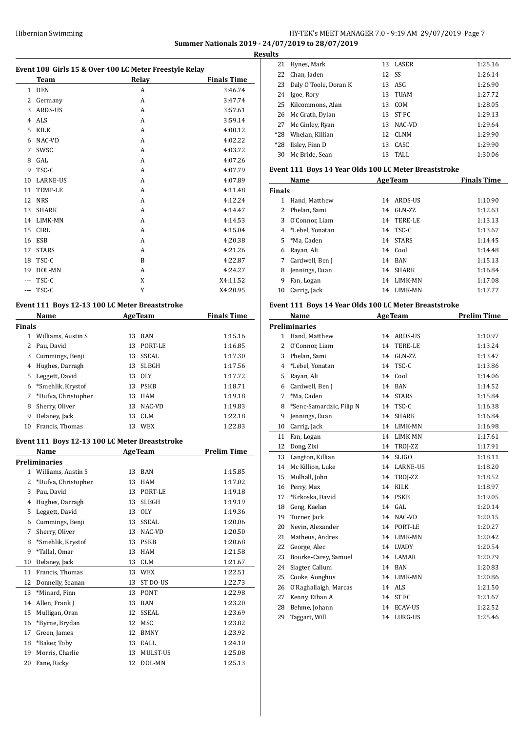**Summer Nationals 2019 - 24/07/2019 to 28/07/2019**

**Results**

### Event 108 Girls 15 & Over 400 LC Meter Freestyle Relay

| | Team | Relay | Finals Time |
|---|---|---|---|
| 1 | DEN | A | 3:46.74 |
| 2 | Germany | A | 3:47.74 |
| 3 | ARDS-US | A | 3:57.61 |
| 4 | ALS | A | 3:59.14 |
| 5 | KILK | A | 4:00.12 |
| 6 | NAC-VD | A | 4:02.22 |
| 7 | SWSC | A | 4:03.72 |
| 8 | GAL | A | 4:07.26 |
| 9 | TSC-C | A | 4:07.79 |
| 10 | LARNE-US | A | 4:07.89 |
| 11 | TEMP-LE | A | 4:11.48 |
| 12 | NRS | A | 4:12.24 |
| 13 | SHARK | A | 4:14.47 |
| 14 | LIMK-MN | A | 4:14.53 |
| 15 | CIRL | A | 4:15.04 |
| 16 | ESB | A | 4:20.38 |
| 17 | STARS | A | 4:21.26 |
| 18 | TSC-C | B | 4:22.87 |
| 19 | DOL-MN | A | 4:24.27 |
| --- | TSC-C | X | X4:11.52 |
| --- | TSC-C | Y | X4:20.95 |

### Event 111 Boys 12-13 100 LC Meter Breaststroke

| | Name | Age | Team | Finals Time |
|---|---|---|---|---|
| **Finals** | | | | |
| 1 | Williams, Austin S | 13 | BAN | 1:15.16 |
| 2 | Pau, David | 13 | PORT-LE | 1:16.85 |
| 3 | Cummings, Benji | 13 | SSEAL | 1:17.30 |
| 4 | Hughes, Darragh | 13 | SLBGH | 1:17.56 |
| 5 | Leggett, David | 13 | OLY | 1:17.72 |
| 6 | *Smehlik, Krystof | 13 | PSKB | 1:18.71 |
| 7 | *Dufva, Christopher | 13 | HAM | 1:19.18 |
| 8 | Sherry, Oliver | 13 | NAC-VD | 1:19.83 |
| 9 | Delaney, Jack | 13 | CLM | 1:22.18 |
| 10 | Francis, Thomas | 13 | WEX | 1:22.83 |

### Event 111 Boys 12-13 100 LC Meter Breaststroke

| | Name | Age | Team | Prelim Time |
|---|---|---|---|---|
| **Preliminaries** | | | | |
| 1 | Williams, Austin S | 13 | BAN | 1:15.85 |
| 2 | *Dufva, Christopher | 13 | HAM | 1:17.02 |
| 3 | Pau, David | 13 | PORT-LE | 1:19.18 |
| 4 | Hughes, Darragh | 13 | SLBGH | 1:19.19 |
| 5 | Leggett, David | 13 | OLY | 1:19.36 |
| 6 | Cummings, Benji | 13 | SSEAL | 1:20.06 |
| 7 | Sherry, Oliver | 13 | NAC-VD | 1:20.50 |
| 8 | *Smehlik, Krystof | 13 | PSKB | 1:20.68 |
| 9 | *Tallal, Omar | 13 | HAM | 1:21.58 |
| 10 | Delaney, Jack | 13 | CLM | 1:21.67 |
| 11 | Francis, Thomas | 13 | WEX | 1:22.51 |
| 12 | Donnelly, Seanan | 13 | ST DO-US | 1:22.73 |
| 13 | *Minard, Finn | 13 | PONT | 1:22.98 |
| 14 | Allen, Frank J | 13 | BAN | 1:23.20 |
| 15 | Mulligan, Oran | 12 | SSEAL | 1:23.69 |
| 16 | *Byrne, Brydan | 12 | MSC | 1:23.82 |
| 17 | Green, James | 12 | BMNY | 1:23.92 |
| 18 | *Baker, Toby | 13 | EALL | 1:24.10 |
| 19 | Morris, Charlie | 13 | MULST-US | 1:25.08 |
| 20 | Fane, Ricky | 12 | DOL-MN | 1:25.13 |
| 21 | Hynes, Mark | 13 | LASER | 1:25.16 |
| 22 | Chan, Jaden | 12 | SS | 1:26.14 |
| 23 | Daly O'Toole, Doran K | 13 | ASG | 1:26.90 |
| 24 | Igoe, Rory | 13 | TUAM | 1:27.72 |
| 25 | Kilcommons, Alan | 13 | COM | 1:28.05 |
| 26 | Mc Grath, Dylan | 13 | ST FC | 1:29.13 |
| 27 | Mc Ginley, Ryan | 13 | NAC-VD | 1:29.64 |
| *28 | Whelan, Killian | 12 | CLNM | 1:29.90 |
| *28 | Ilsley, Finn D | 13 | CASC | 1:29.90 |
| 30 | Mc Bride, Sean | 13 | TALL | 1:30.06 |

### Event 111 Boys 14 Year Olds 100 LC Meter Breaststroke

| | Name | Age | Team | Finals Time |
|---|---|---|---|---|
| **Finals** | | | | |
| 1 | Hand, Matthew | 14 | ARDS-US | 1:10.90 |
| 2 | Phelan, Sami | 14 | GLN-ZZ | 1:12.63 |
| 3 | O'Connor, Liam | 14 | TERE-LE | 1:13.13 |
| 4 | *Lebel, Yonatan | 14 | TSC-C | 1:13.67 |
| 5 | *Ma, Caden | 14 | STARS | 1:14.45 |
| 6 | Rayan, Ali | 14 | Cool | 1:14.48 |
| 7 | Cardwell, Ben J | 14 | BAN | 1:15.13 |
| 8 | Jennings, Euan | 14 | SHARK | 1:16.84 |
| 9 | Fan, Logan | 14 | LIMK-MN | 1:17.08 |
| 10 | Carrig, Jack | 14 | LIMK-MN | 1:17.77 |

### Event 111 Boys 14 Year Olds 100 LC Meter Breaststroke

| | Name | Age | Team | Prelim Time |
|---|---|---|---|---|
| **Preliminaries** | | | | |
| 1 | Hand, Matthew | 14 | ARDS-US | 1:10.97 |
| 2 | O'Connor, Liam | 14 | TERE-LE | 1:13.24 |
| 3 | Phelan, Sami | 14 | GLN-ZZ | 1:13.47 |
| 4 | *Lebel, Yonatan | 14 | TSC-C | 1:13.86 |
| 5 | Rayan, Ali | 14 | Cool | 1:14.06 |
| 6 | Cardwell, Ben J | 14 | BAN | 1:14.52 |
| 7 | *Ma, Caden | 14 | STARS | 1:15.84 |
| 8 | *Senc-Samardzic, Filip N | 14 | TSC-C | 1:16.38 |
| 9 | Jennings, Euan | 14 | SHARK | 1:16.84 |
| 10 | Carrig, Jack | 14 | LIMK-MN | 1:16.98 |
| 11 | Fan, Logan | 14 | LIMK-MN | 1:17.61 |
| 12 | Dong, Zixi | 14 | TROJ-ZZ | 1:17.91 |
| 13 | Langton, Killian | 14 | SLIGO | 1:18.11 |
| 14 | Mc Killion, Luke | 14 | LARNE-US | 1:18.20 |
| 15 | Mulhall, John | 14 | TROJ-ZZ | 1:18.52 |
| 16 | Perry, Max | 14 | KILK | 1:18.97 |
| 17 | *Krkoska, David | 14 | PSKB | 1:19.05 |
| 18 | Geng, Kaelan | 14 | GAL | 1:20.14 |
| 19 | Turner, Jack | 14 | NAC-VD | 1:20.15 |
| 20 | Nevin, Alexander | 14 | PORT-LE | 1:20.27 |
| 21 | Matheus, Andres | 14 | LIMK-MN | 1:20.42 |
| 22 | George, Alec | 14 | LVADY | 1:20.54 |
| 23 | Bourke-Carey, Samuel | 14 | LAMAR | 1:20.79 |
| 24 | Slagter, Callum | 14 | BAN | 1:20.83 |
| 25 | Cooke, Aonghus | 14 | LIMK-MN | 1:20.86 |
| 26 | O'Raghallaigh, Marcas | 14 | ALS | 1:21.50 |
| 27 | Kenny, Ethan A | 14 | ST FC | 1:21.67 |
| 28 | Behme, Johann | 14 | ECAV-US | 1:22.52 |
| 29 | Taggart, Will | 14 | LURG-US | 1:25.46 |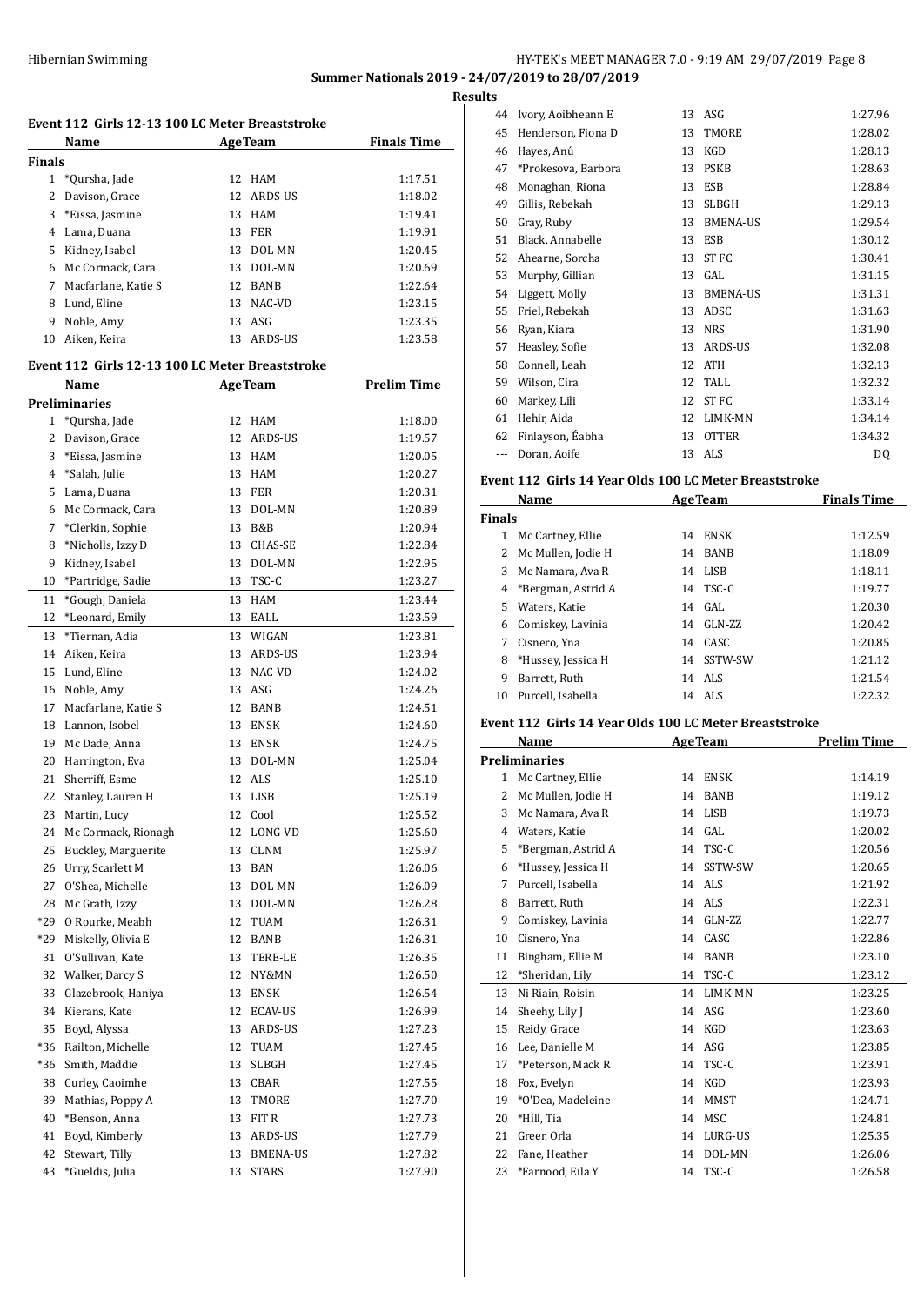**Summer Nationals 2019 - 24/07/2019 to 28/07/2019**

**Results**

### Event 112 Girls 12-13 100 LC Meter Breaststroke

| | Name | Age | Team | Finals Time |
|---|---|---|---|---|
| **Finals** | | | | |
| 1 | *Qursha, Jade | 12 | HAM | 1:17.51 |
| 2 | Davison, Grace | 12 | ARDS-US | 1:18.02 |
| 3 | *Eissa, Jasmine | 13 | HAM | 1:19.41 |
| 4 | Lama, Duana | 13 | FER | 1:19.91 |
| 5 | Kidney, Isabel | 13 | DOL-MN | 1:20.45 |
| 6 | Mc Cormack, Cara | 13 | DOL-MN | 1:20.69 |
| 7 | Macfarlane, Katie S | 12 | BANB | 1:22.64 |
| 8 | Lund, Eline | 13 | NAC-VD | 1:23.15 |
| 9 | Noble, Amy | 13 | ASG | 1:23.35 |
| 10 | Aiken, Keira | 13 | ARDS-US | 1:23.58 |

### Event 112 Girls 12-13 100 LC Meter Breaststroke

| | Name | Age | Team | Prelim Time |
|---|---|---|---|---|
| **Preliminaries** | | | | |
| 1 | *Qursha, Jade | 12 | HAM | 1:18.00 |
| 2 | Davison, Grace | 12 | ARDS-US | 1:19.57 |
| 3 | *Eissa, Jasmine | 13 | HAM | 1:20.05 |
| 4 | *Salah, Julie | 13 | HAM | 1:20.27 |
| 5 | Lama, Duana | 13 | FER | 1:20.31 |
| 6 | Mc Cormack, Cara | 13 | DOL-MN | 1:20.89 |
| 7 | *Clerkin, Sophie | 13 | B&B | 1:20.94 |
| 8 | *Nicholls, Izzy D | 13 | CHAS-SE | 1:22.84 |
| 9 | Kidney, Isabel | 13 | DOL-MN | 1:22.95 |
| 10 | *Partridge, Sadie | 13 | TSC-C | 1:23.27 |
| 11 | *Gough, Daniela | 13 | HAM | 1:23.44 |
| 12 | *Leonard, Emily | 13 | EALL | 1:23.59 |
| 13 | *Tiernan, Adia | 13 | WIGAN | 1:23.81 |
| 14 | Aiken, Keira | 13 | ARDS-US | 1:23.94 |
| 15 | Lund, Eline | 13 | NAC-VD | 1:24.02 |
| 16 | Noble, Amy | 13 | ASG | 1:24.26 |
| 17 | Macfarlane, Katie S | 12 | BANB | 1:24.51 |
| 18 | Lannon, Isobel | 13 | ENSK | 1:24.60 |
| 19 | Mc Dade, Anna | 13 | ENSK | 1:24.75 |
| 20 | Harrington, Eva | 13 | DOL-MN | 1:25.04 |
| 21 | Sherriff, Esme | 12 | ALS | 1:25.10 |
| 22 | Stanley, Lauren H | 13 | LISB | 1:25.19 |
| 23 | Martin, Lucy | 12 | Cool | 1:25.52 |
| 24 | Mc Cormack, Rionagh | 12 | LONG-VD | 1:25.60 |
| 25 | Buckley, Marguerite | 13 | CLNM | 1:25.97 |
| 26 | Urry, Scarlett M | 13 | BAN | 1:26.06 |
| 27 | O'Shea, Michelle | 13 | DOL-MN | 1:26.09 |
| 28 | Mc Grath, Izzy | 13 | DOL-MN | 1:26.28 |
| *29 | O Rourke, Meabh | 12 | TUAM | 1:26.31 |
| *29 | Miskelly, Olivia E | 12 | BANB | 1:26.31 |
| 31 | O'Sullivan, Kate | 13 | TERE-LE | 1:26.35 |
| 32 | Walker, Darcy S | 12 | NY&MN | 1:26.50 |
| 33 | Glazebrook, Haniya | 13 | ENSK | 1:26.54 |
| 34 | Kierans, Kate | 12 | ECAV-US | 1:26.99 |
| 35 | Boyd, Alyssa | 13 | ARDS-US | 1:27.23 |
| *36 | Railton, Michelle | 12 | TUAM | 1:27.45 |
| *36 | Smith, Maddie | 13 | SLBGH | 1:27.45 |
| 38 | Curley, Caoimhe | 13 | CBAR | 1:27.55 |
| 39 | Mathias, Poppy A | 13 | TMORE | 1:27.70 |
| 40 | *Benson, Anna | 13 | FIT R | 1:27.73 |
| 41 | Boyd, Kimberly | 13 | ARDS-US | 1:27.79 |
| 42 | Stewart, Tilly | 13 | BMENA-US | 1:27.82 |
| 43 | *Gueldis, Julia | 13 | STARS | 1:27.90 |
| 44 | Ivory, Aoibheann E | 13 | ASG | 1:27.96 |
| 45 | Henderson, Fiona D | 13 | TMORE | 1:28.02 |
| 46 | Hayes, Anú | 13 | KGD | 1:28.13 |
| 47 | *Prokesova, Barbora | 13 | PSKB | 1:28.63 |
| 48 | Monaghan, Riona | 13 | ESB | 1:28.84 |
| 49 | Gillis, Rebekah | 13 | SLBGH | 1:29.13 |
| 50 | Gray, Ruby | 13 | BMENA-US | 1:29.54 |
| 51 | Black, Annabelle | 13 | ESB | 1:30.12 |
| 52 | Ahearne, Sorcha | 13 | ST FC | 1:30.41 |
| 53 | Murphy, Gillian | 13 | GAL | 1:31.15 |
| 54 | Liggett, Molly | 13 | BMENA-US | 1:31.31 |
| 55 | Friel, Rebekah | 13 | ADSC | 1:31.63 |
| 56 | Ryan, Kiara | 13 | NRS | 1:31.90 |
| 57 | Heasley, Sofie | 13 | ARDS-US | 1:32.08 |
| 58 | Connell, Leah | 12 | ATH | 1:32.13 |
| 59 | Wilson, Cira | 12 | TALL | 1:32.32 |
| 60 | Markey, Lili | 12 | ST FC | 1:33.14 |
| 61 | Hehir, Aida | 12 | LIMK-MN | 1:34.14 |
| 62 | Finlayson, Éabha | 13 | OTTER | 1:34.32 |
| --- | Doran, Aoife | 13 | ALS | DQ |

### Event 112 Girls 14 Year Olds 100 LC Meter Breaststroke

| | Name | Age | Team | Finals Time |
|---|---|---|---|---|
| **Finals** | | | | |
| 1 | Mc Cartney, Ellie | 14 | ENSK | 1:12.59 |
| 2 | Mc Mullen, Jodie H | 14 | BANB | 1:18.09 |
| 3 | Mc Namara, Ava R | 14 | LISB | 1:18.11 |
| 4 | *Bergman, Astrid A | 14 | TSC-C | 1:19.77 |
| 5 | Waters, Katie | 14 | GAL | 1:20.30 |
| 6 | Comiskey, Lavinia | 14 | GLN-ZZ | 1:20.42 |
| 7 | Cisnero, Yna | 14 | CASC | 1:20.85 |
| 8 | *Hussey, Jessica H | 14 | SSTW-SW | 1:21.12 |
| 9 | Barrett, Ruth | 14 | ALS | 1:21.54 |
| 10 | Purcell, Isabella | 14 | ALS | 1:22.32 |

### Event 112 Girls 14 Year Olds 100 LC Meter Breaststroke

| | Name | Age | Team | Prelim Time |
|---|---|---|---|---|
| **Preliminaries** | | | | |
| 1 | Mc Cartney, Ellie | 14 | ENSK | 1:14.19 |
| 2 | Mc Mullen, Jodie H | 14 | BANB | 1:19.12 |
| 3 | Mc Namara, Ava R | 14 | LISB | 1:19.73 |
| 4 | Waters, Katie | 14 | GAL | 1:20.02 |
| 5 | *Bergman, Astrid A | 14 | TSC-C | 1:20.56 |
| 6 | *Hussey, Jessica H | 14 | SSTW-SW | 1:20.65 |
| 7 | Purcell, Isabella | 14 | ALS | 1:21.92 |
| 8 | Barrett, Ruth | 14 | ALS | 1:22.31 |
| 9 | Comiskey, Lavinia | 14 | GLN-ZZ | 1:22.77 |
| 10 | Cisnero, Yna | 14 | CASC | 1:22.86 |
| 11 | Bingham, Ellie M | 14 | BANB | 1:23.10 |
| 12 | *Sheridan, Lily | 14 | TSC-C | 1:23.12 |
| 13 | Ni Riain, Roisin | 14 | LIMK-MN | 1:23.25 |
| 14 | Sheehy, Lily J | 14 | ASG | 1:23.60 |
| 15 | Reidy, Grace | 14 | KGD | 1:23.63 |
| 16 | Lee, Danielle M | 14 | ASG | 1:23.85 |
| 17 | *Peterson, Mack R | 14 | TSC-C | 1:23.91 |
| 18 | Fox, Evelyn | 14 | KGD | 1:23.93 |
| 19 | *O'Dea, Madeleine | 14 | MMST | 1:24.71 |
| 20 | *Hill, Tia | 14 | MSC | 1:24.81 |
| 21 | Greer, Orla | 14 | LURG-US | 1:25.35 |
| 22 | Fane, Heather | 14 | DOL-MN | 1:26.06 |
| 23 | *Farnood, Eila Y | 14 | TSC-C | 1:26.58 |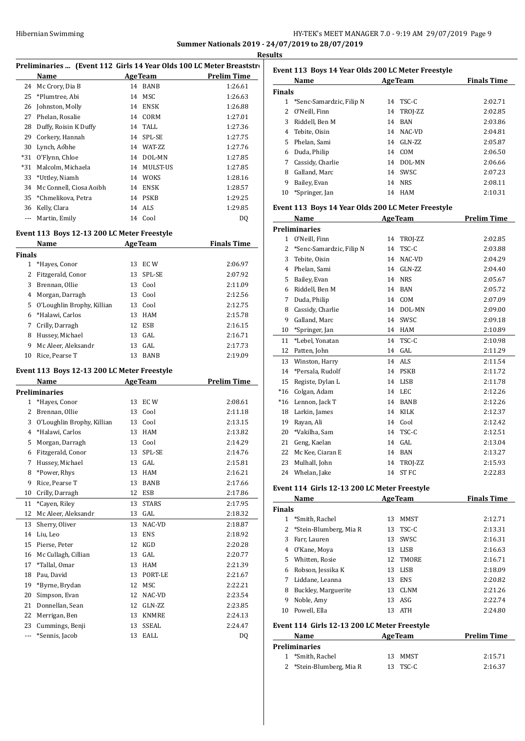Summer Nationals 2019 - 24/07/2019 to 28/07/2019

**Results**

### Preliminaries ... (Event 112 Girls 14 Year Olds 100 LC Meter Breaststroke)

| | Name | Age | Team | Prelim Time |
|---|---|---|---|---|
| 24 | Mc Crory, Dia B | 14 | BANB | 1:26.61 |
| 25 | *Plumtree, Abi | 14 | MSC | 1:26.63 |
| 26 | Johnston, Molly | 14 | ENSK | 1:26.88 |
| 27 | Phelan, Rosalie | 14 | CORM | 1:27.01 |
| 28 | Duffy, Roisin K Duffy | 14 | TALL | 1:27.36 |
| 29 | Corkery, Hannah | 14 | SPL-SE | 1:27.75 |
| 30 | Lynch, Aóbhe | 14 | WAT-ZZ | 1:27.76 |
| *31 | O'Flynn, Chloe | 14 | DOL-MN | 1:27.85 |
| *31 | Malcolm, Michaela | 14 | MULST-US | 1:27.85 |
| 33 | *Uttley, Niamh | 14 | WOKS | 1:28.16 |
| 34 | Mc Connell, Ciosa Aoibh | 14 | ENSK | 1:28.57 |
| 35 | *Chmelikova, Petra | 14 | PSKB | 1:29.25 |
| 36 | Kelly, Clara | 14 | ALS | 1:29.85 |
| --- | Martin, Emily | 14 | Cool | DQ |

### Event 113 Boys 12-13 200 LC Meter Freestyle

| | Name | Age | Team | Finals Time |
|---|---|---|---|---|
| **Finals** | | | | |
| 1 | *Hayes, Conor | 13 | EC W | 2:06.97 |
| 2 | Fitzgerald, Conor | 13 | SPL-SE | 2:07.92 |
| 3 | Brennan, Ollie | 13 | Cool | 2:11.09 |
| 4 | Morgan, Darragh | 13 | Cool | 2:12.56 |
| 5 | O'Loughlin Brophy, Killian | 13 | Cool | 2:12.75 |
| 6 | *Halawi, Carlos | 13 | HAM | 2:15.78 |
| 7 | Crilly, Darragh | 12 | ESB | 2:16.15 |
| 8 | Hussey, Michael | 13 | GAL | 2:16.71 |
| 9 | Mc Aleer, Aleksandr | 13 | GAL | 2:17.73 |
| 10 | Rice, Pearse T | 13 | BANB | 2:19.09 |

### Event 113 Boys 12-13 200 LC Meter Freestyle

| | Name | Age | Team | Prelim Time |
|---|---|---|---|---|
| **Preliminaries** | | | | |
| 1 | *Hayes, Conor | 13 | EC W | 2:08.61 |
| 2 | Brennan, Ollie | 13 | Cool | 2:11.18 |
| 3 | O'Loughlin Brophy, Killian | 13 | Cool | 2:13.15 |
| 4 | *Halawi, Carlos | 13 | HAM | 2:13.82 |
| 5 | Morgan, Darragh | 13 | Cool | 2:14.29 |
| 6 | Fitzgerald, Conor | 13 | SPL-SE | 2:14.76 |
| 7 | Hussey, Michael | 13 | GAL | 2:15.81 |
| 8 | *Power, Rhys | 13 | HAM | 2:16.21 |
| 9 | Rice, Pearse T | 13 | BANB | 2:17.66 |
| 10 | Crilly, Darragh | 12 | ESB | 2:17.86 |
| 11 | *Cayen, Riley | 13 | STARS | 2:17.95 |
| 12 | Mc Aleer, Aleksandr | 13 | GAL | 2:18.32 |
| 13 | Sherry, Oliver | 13 | NAC-VD | 2:18.87 |
| 14 | Liu, Leo | 13 | ENS | 2:18.92 |
| 15 | Pierse, Peter | 12 | KGD | 2:20.28 |
| 16 | Mc Cullagh, Cillian | 13 | GAL | 2:20.77 |
| 17 | *Tallal, Omar | 13 | HAM | 2:21.39 |
| 18 | Pau, David | 13 | PORT-LE | 2:21.67 |
| 19 | *Byrne, Brydan | 12 | MSC | 2:22.21 |
| 20 | Simpson, Evan | 12 | NAC-VD | 2:23.54 |
| 21 | Donnellan, Sean | 12 | GLN-ZZ | 2:23.85 |
| 22 | Merrigan, Ben | 13 | KNMRE | 2:24.13 |
| 23 | Cummings, Benji | 13 | SSEAL | 2:24.47 |
| --- | *Sennis, Jacob | 13 | EALL | DQ |

### Event 113 Boys 14 Year Olds 200 LC Meter Freestyle

| | Name | Age | Team | Finals Time |
|---|---|---|---|---|
| **Finals** | | | | |
| 1 | *Senc-Samardzic, Filip N | 14 | TSC-C | 2:02.71 |
| 2 | O'Neill, Finn | 14 | TROJ-ZZ | 2:02.85 |
| 3 | Riddell, Ben M | 14 | BAN | 2:03.86 |
| 4 | Tebite, Oisin | 14 | NAC-VD | 2:04.81 |
| 5 | Phelan, Sami | 14 | GLN-ZZ | 2:05.87 |
| 6 | Duda, Philip | 14 | COM | 2:06.50 |
| 7 | Cassidy, Charlie | 14 | DOL-MN | 2:06.66 |
| 8 | Galland, Marc | 14 | SWSC | 2:07.23 |
| 9 | Bailey, Evan | 14 | NRS | 2:08.11 |
| 10 | *Springer, Jan | 14 | HAM | 2:10.31 |

### Event 113 Boys 14 Year Olds 200 LC Meter Freestyle

| | Name | Age | Team | Prelim Time |
|---|---|---|---|---|
| **Preliminaries** | | | | |
| 1 | O'Neill, Finn | 14 | TROJ-ZZ | 2:02.85 |
| 2 | *Senc-Samardzic, Filip N | 14 | TSC-C | 2:03.88 |
| 3 | Tebite, Oisin | 14 | NAC-VD | 2:04.29 |
| 4 | Phelan, Sami | 14 | GLN-ZZ | 2:04.40 |
| 5 | Bailey, Evan | 14 | NRS | 2:05.67 |
| 6 | Riddell, Ben M | 14 | BAN | 2:05.72 |
| 7 | Duda, Philip | 14 | COM | 2:07.09 |
| 8 | Cassidy, Charlie | 14 | DOL-MN | 2:09.00 |
| 9 | Galland, Marc | 14 | SWSC | 2:09.18 |
| 10 | *Springer, Jan | 14 | HAM | 2:10.89 |
| 11 | *Lebel, Yonatan | 14 | TSC-C | 2:10.98 |
| 12 | Patten, John | 14 | GAL | 2:11.29 |
| 13 | Winston, Harry | 14 | ALS | 2:11.54 |
| 14 | *Persala, Rudolf | 14 | PSKB | 2:11.72 |
| 15 | Registe, Dylan L | 14 | LISB | 2:11.78 |
| *16 | Colgan, Adam | 14 | LEC | 2:12.26 |
| *16 | Lennon, Jack T | 14 | BANB | 2:12.26 |
| 18 | Larkin, James | 14 | KILK | 2:12.37 |
| 19 | Rayan, Ali | 14 | Cool | 2:12.42 |
| 20 | *Vakilha, Sam | 14 | TSC-C | 2:12.51 |
| 21 | Geng, Kaelan | 14 | GAL | 2:13.04 |
| 22 | Mc Kee, Ciaran E | 14 | BAN | 2:13.27 |
| 23 | Mulhall, John | 14 | TROJ-ZZ | 2:15.93 |
| 24 | Whelan, Jake | 14 | ST FC | 2:22.83 |

### Event 114 Girls 12-13 200 LC Meter Freestyle

| | Name | Age | Team | Finals Time |
|---|---|---|---|---|
| **Finals** | | | | |
| 1 | *Smith, Rachel | 13 | MMST | 2:12.71 |
| 2 | *Stein-Blumberg, Mia R | 13 | TSC-C | 2:13.31 |
| 3 | Farr, Lauren | 13 | SWSC | 2:16.31 |
| 4 | O'Kane, Moya | 13 | LISB | 2:16.63 |
| 5 | Whitten, Rosie | 12 | TMORE | 2:16.71 |
| 6 | Robson, Jessika K | 13 | LISB | 2:18.09 |
| 7 | Liddane, Leanna | 13 | ENS | 2:20.82 |
| 8 | Buckley, Marguerite | 13 | CLNM | 2:21.26 |
| 9 | Noble, Amy | 13 | ASG | 2:22.74 |
| 10 | Powell, Ella | 13 | ATH | 2:24.80 |

### Event 114 Girls 12-13 200 LC Meter Freestyle

| | Name | Age | Team | Prelim Time |
|---|---|---|---|---|
| **Preliminaries** | | | | |
| 1 | *Smith, Rachel | 13 | MMST | 2:15.71 |
| 2 | *Stein-Blumberg, Mia R | 13 | TSC-C | 2:16.37 |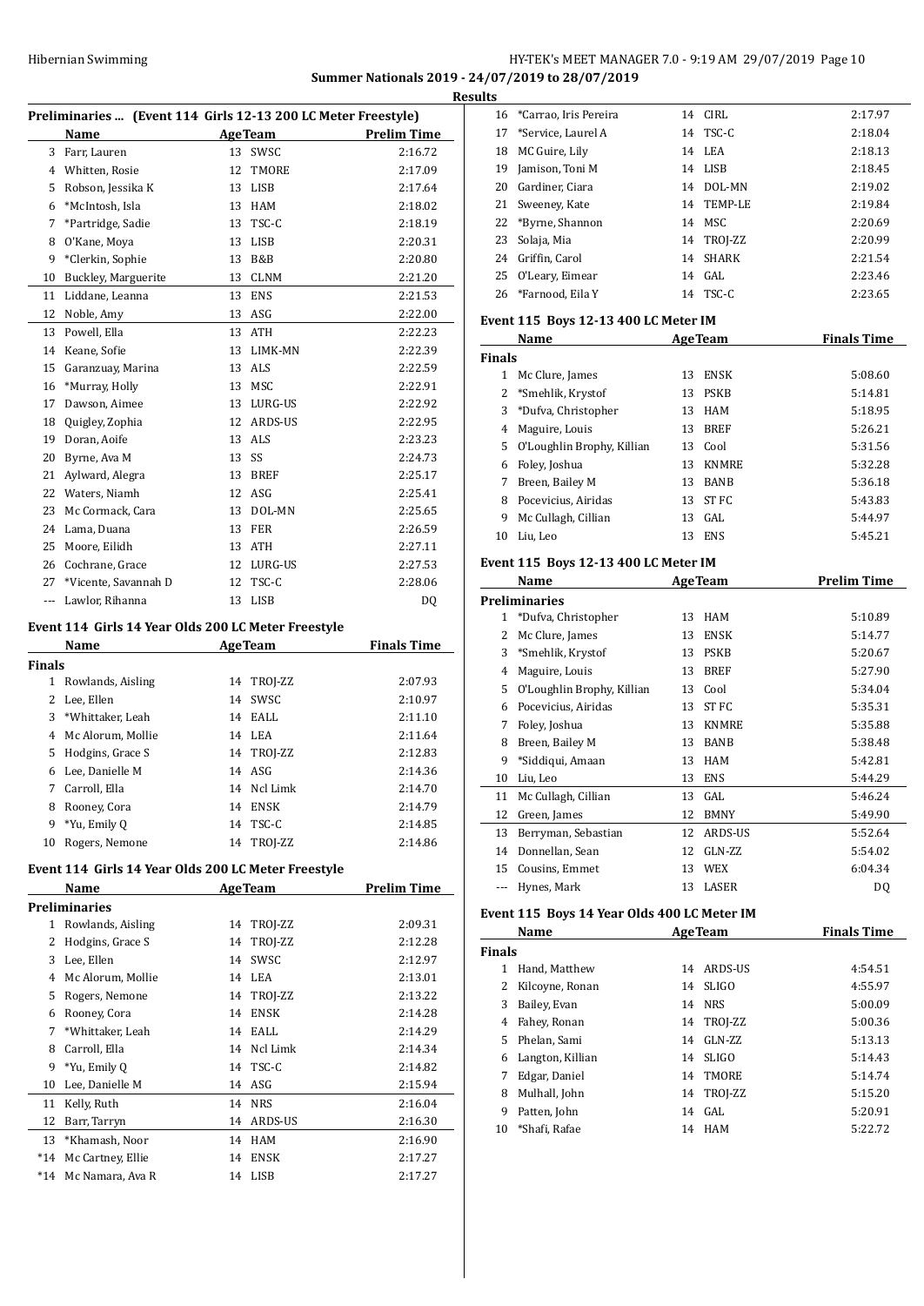Summer Nationals 2019 - 24/07/2019 to 28/07/2019

Results

### Preliminaries ... (Event 114 Girls 12-13 200 LC Meter Freestyle)

| | Name | Age | Team | Prelim Time |
|---|---|---|---|---|
| 3 | Farr, Lauren | 13 | SWSC | 2:16.72 |
| 4 | Whitten, Rosie | 12 | TMORE | 2:17.09 |
| 5 | Robson, Jessika K | 13 | LISB | 2:17.64 |
| 6 | *McIntosh, Isla | 13 | HAM | 2:18.02 |
| 7 | *Partridge, Sadie | 13 | TSC-C | 2:18.19 |
| 8 | O'Kane, Moya | 13 | LISB | 2:20.31 |
| 9 | *Clerkin, Sophie | 13 | B&B | 2:20.80 |
| 10 | Buckley, Marguerite | 13 | CLNM | 2:21.20 |
| 11 | Liddane, Leanna | 13 | ENS | 2:21.53 |
| 12 | Noble, Amy | 13 | ASG | 2:22.00 |
| 13 | Powell, Ella | 13 | ATH | 2:22.23 |
| 14 | Keane, Sofie | 13 | LIMK-MN | 2:22.39 |
| 15 | Garanzuay, Marina | 13 | ALS | 2:22.59 |
| 16 | *Murray, Holly | 13 | MSC | 2:22.91 |
| 17 | Dawson, Aimee | 13 | LURG-US | 2:22.92 |
| 18 | Quigley, Zophia | 12 | ARDS-US | 2:22.95 |
| 19 | Doran, Aoife | 13 | ALS | 2:23.23 |
| 20 | Byrne, Ava M | 13 | SS | 2:24.73 |
| 21 | Aylward, Alegra | 13 | BREF | 2:25.17 |
| 22 | Waters, Niamh | 12 | ASG | 2:25.41 |
| 23 | Mc Cormack, Cara | 13 | DOL-MN | 2:25.65 |
| 24 | Lama, Duana | 13 | FER | 2:26.59 |
| 25 | Moore, Eilidh | 13 | ATH | 2:27.11 |
| 26 | Cochrane, Grace | 12 | LURG-US | 2:27.53 |
| 27 | *Vicente, Savannah D | 12 | TSC-C | 2:28.06 |
| --- | Lawlor, Rihanna | 13 | LISB | DQ |

### Event 114 Girls 14 Year Olds 200 LC Meter Freestyle

| | Name | Age | Team | Finals Time |
|---|---|---|---|---|
| **Finals** | | | | |
| 1 | Rowlands, Aisling | 14 | TROJ-ZZ | 2:07.93 |
| 2 | Lee, Ellen | 14 | SWSC | 2:10.97 |
| 3 | *Whittaker, Leah | 14 | EALL | 2:11.10 |
| 4 | Mc Alorum, Mollie | 14 | LEA | 2:11.64 |
| 5 | Hodgins, Grace S | 14 | TROJ-ZZ | 2:12.83 |
| 6 | Lee, Danielle M | 14 | ASG | 2:14.36 |
| 7 | Carroll, Ella | 14 | Ncl Limk | 2:14.70 |
| 8 | Rooney, Cora | 14 | ENSK | 2:14.79 |
| 9 | *Yu, Emily Q | 14 | TSC-C | 2:14.85 |
| 10 | Rogers, Nemone | 14 | TROJ-ZZ | 2:14.86 |

### Event 114 Girls 14 Year Olds 200 LC Meter Freestyle

| | Name | Age | Team | Prelim Time |
|---|---|---|---|---|
| **Preliminaries** | | | | |
| 1 | Rowlands, Aisling | 14 | TROJ-ZZ | 2:09.31 |
| 2 | Hodgins, Grace S | 14 | TROJ-ZZ | 2:12.28 |
| 3 | Lee, Ellen | 14 | SWSC | 2:12.97 |
| 4 | Mc Alorum, Mollie | 14 | LEA | 2:13.01 |
| 5 | Rogers, Nemone | 14 | TROJ-ZZ | 2:13.22 |
| 6 | Rooney, Cora | 14 | ENSK | 2:14.28 |
| 7 | *Whittaker, Leah | 14 | EALL | 2:14.29 |
| 8 | Carroll, Ella | 14 | Ncl Limk | 2:14.34 |
| 9 | *Yu, Emily Q | 14 | TSC-C | 2:14.82 |
| 10 | Lee, Danielle M | 14 | ASG | 2:15.94 |
| 11 | Kelly, Ruth | 14 | NRS | 2:16.04 |
| 12 | Barr, Tarryn | 14 | ARDS-US | 2:16.30 |
| 13 | *Khamash, Noor | 14 | HAM | 2:16.90 |
| *14 | Mc Cartney, Ellie | 14 | ENSK | 2:17.27 |
| *14 | Mc Namara, Ava R | 14 | LISB | 2:17.27 |
| 16 | *Carrao, Iris Pereira | 14 | CIRL | 2:17.97 |
| 17 | *Service, Laurel A | 14 | TSC-C | 2:18.04 |
| 18 | MC Guire, Lily | 14 | LEA | 2:18.13 |
| 19 | Jamison, Toni M | 14 | LISB | 2:18.45 |
| 20 | Gardiner, Ciara | 14 | DOL-MN | 2:19.02 |
| 21 | Sweeney, Kate | 14 | TEMP-LE | 2:19.84 |
| 22 | *Byrne, Shannon | 14 | MSC | 2:20.69 |
| 23 | Solaja, Mia | 14 | TROJ-ZZ | 2:20.99 |
| 24 | Griffin, Carol | 14 | SHARK | 2:21.54 |
| 25 | O'Leary, Eimear | 14 | GAL | 2:23.46 |
| 26 | *Farnood, Eila Y | 14 | TSC-C | 2:23.65 |

### Event 115 Boys 12-13 400 LC Meter IM

| | Name | Age | Team | Finals Time |
|---|---|---|---|---|
| **Finals** | | | | |
| 1 | Mc Clure, James | 13 | ENSK | 5:08.60 |
| 2 | *Smehlik, Krystof | 13 | PSKB | 5:14.81 |
| 3 | *Dufva, Christopher | 13 | HAM | 5:18.95 |
| 4 | Maguire, Louis | 13 | BREF | 5:26.21 |
| 5 | O'Loughlin Brophy, Killian | 13 | Cool | 5:31.56 |
| 6 | Foley, Joshua | 13 | KNMRE | 5:32.28 |
| 7 | Breen, Bailey M | 13 | BANB | 5:36.18 |
| 8 | Pocevicius, Airidas | 13 | ST FC | 5:43.83 |
| 9 | Mc Cullagh, Cillian | 13 | GAL | 5:44.97 |
| 10 | Liu, Leo | 13 | ENS | 5:45.21 |

### Event 115 Boys 12-13 400 LC Meter IM

| | Name | Age | Team | Prelim Time |
|---|---|---|---|---|
| **Preliminaries** | | | | |
| 1 | *Dufva, Christopher | 13 | HAM | 5:10.89 |
| 2 | Mc Clure, James | 13 | ENSK | 5:14.77 |
| 3 | *Smehlik, Krystof | 13 | PSKB | 5:20.67 |
| 4 | Maguire, Louis | 13 | BREF | 5:27.90 |
| 5 | O'Loughlin Brophy, Killian | 13 | Cool | 5:34.04 |
| 6 | Pocevicius, Airidas | 13 | ST FC | 5:35.31 |
| 7 | Foley, Joshua | 13 | KNMRE | 5:35.88 |
| 8 | Breen, Bailey M | 13 | BANB | 5:38.48 |
| 9 | *Siddiqui, Amaan | 13 | HAM | 5:42.81 |
| 10 | Liu, Leo | 13 | ENS | 5:44.29 |
| 11 | Mc Cullagh, Cillian | 13 | GAL | 5:46.24 |
| 12 | Green, James | 12 | BMNY | 5:49.90 |
| 13 | Berryman, Sebastian | 12 | ARDS-US | 5:52.64 |
| 14 | Donnellan, Sean | 12 | GLN-ZZ | 5:54.02 |
| 15 | Cousins, Emmet | 13 | WEX | 6:04.34 |
| --- | Hynes, Mark | 13 | LASER | DQ |

### Event 115 Boys 14 Year Olds 400 LC Meter IM

| | Name | Age | Team | Finals Time |
|---|---|---|---|---|
| **Finals** | | | | |
| 1 | Hand, Matthew | 14 | ARDS-US | 4:54.51 |
| 2 | Kilcoyne, Ronan | 14 | SLIGO | 4:55.97 |
| 3 | Bailey, Evan | 14 | NRS | 5:00.09 |
| 4 | Fahey, Ronan | 14 | TROJ-ZZ | 5:00.36 |
| 5 | Phelan, Sami | 14 | GLN-ZZ | 5:13.13 |
| 6 | Langton, Killian | 14 | SLIGO | 5:14.43 |
| 7 | Edgar, Daniel | 14 | TMORE | 5:14.74 |
| 8 | Mulhall, John | 14 | TROJ-ZZ | 5:15.20 |
| 9 | Patten, John | 14 | GAL | 5:20.91 |
| 10 | *Shafi, Rafae | 14 | HAM | 5:22.72 |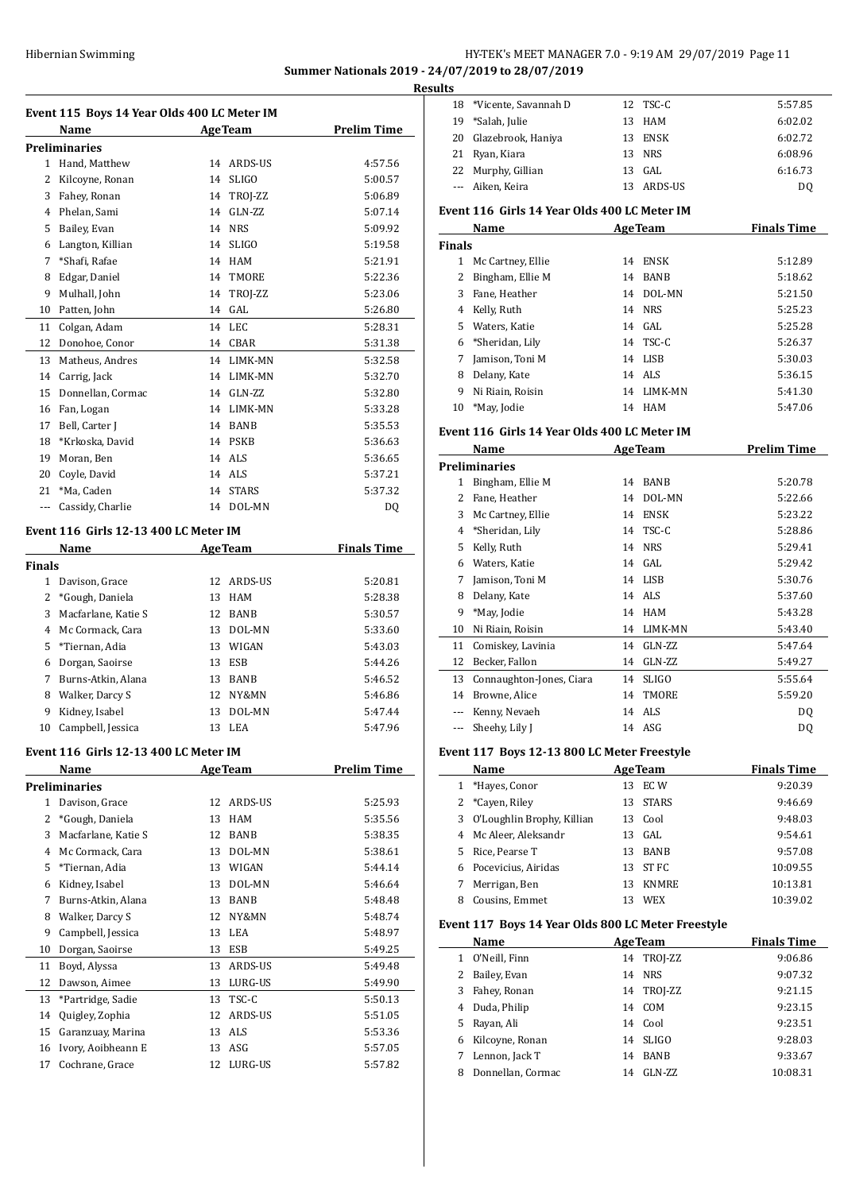Summer Nationals 2019 - 24/07/2019 to 28/07/2019

Results

### Event 115 Boys 14 Year Olds 400 LC Meter IM

| | Name | Age | Team | Prelim Time |
|---|---|---|---|---|
| **Preliminaries** | | | | |
| 1 | Hand, Matthew | 14 | ARDS-US | 4:57.56 |
| 2 | Kilcoyne, Ronan | 14 | SLIGO | 5:00.57 |
| 3 | Fahey, Ronan | 14 | TROJ-ZZ | 5:06.89 |
| 4 | Phelan, Sami | 14 | GLN-ZZ | 5:07.14 |
| 5 | Bailey, Evan | 14 | NRS | 5:09.92 |
| 6 | Langton, Killian | 14 | SLIGO | 5:19.58 |
| 7 | *Shafi, Rafae | 14 | HAM | 5:21.91 |
| 8 | Edgar, Daniel | 14 | TMORE | 5:22.36 |
| 9 | Mulhall, John | 14 | TROJ-ZZ | 5:23.06 |
| 10 | Patten, John | 14 | GAL | 5:26.80 |
| 11 | Colgan, Adam | 14 | LEC | 5:28.31 |
| 12 | Donohoe, Conor | 14 | CBAR | 5:31.38 |
| 13 | Matheus, Andres | 14 | LIMK-MN | 5:32.58 |
| 14 | Carrig, Jack | 14 | LIMK-MN | 5:32.70 |
| 15 | Donnellan, Cormac | 14 | GLN-ZZ | 5:32.80 |
| 16 | Fan, Logan | 14 | LIMK-MN | 5:33.28 |
| 17 | Bell, Carter J | 14 | BANB | 5:35.53 |
| 18 | *Krkoska, David | 14 | PSKB | 5:36.63 |
| 19 | Moran, Ben | 14 | ALS | 5:36.65 |
| 20 | Coyle, David | 14 | ALS | 5:37.21 |
| 21 | *Ma, Caden | 14 | STARS | 5:37.32 |
| --- | Cassidy, Charlie | 14 | DOL-MN | DQ |

### Event 116 Girls 12-13 400 LC Meter IM

| | Name | Age | Team | Finals Time |
|---|---|---|---|---|
| **Finals** | | | | |
| 1 | Davison, Grace | 12 | ARDS-US | 5:20.81 |
| 2 | *Gough, Daniela | 13 | HAM | 5:28.38 |
| 3 | Macfarlane, Katie S | 12 | BANB | 5:30.57 |
| 4 | Mc Cormack, Cara | 13 | DOL-MN | 5:33.60 |
| 5 | *Tiernan, Adia | 13 | WIGAN | 5:43.03 |
| 6 | Dorgan, Saoirse | 13 | ESB | 5:44.26 |
| 7 | Burns-Atkin, Alana | 13 | BANB | 5:46.52 |
| 8 | Walker, Darcy S | 12 | NY&MN | 5:46.86 |
| 9 | Kidney, Isabel | 13 | DOL-MN | 5:47.44 |
| 10 | Campbell, Jessica | 13 | LEA | 5:47.96 |

### Event 116 Girls 12-13 400 LC Meter IM

| | Name | Age | Team | Prelim Time |
|---|---|---|---|---|
| **Preliminaries** | | | | |
| 1 | Davison, Grace | 12 | ARDS-US | 5:25.93 |
| 2 | *Gough, Daniela | 13 | HAM | 5:35.56 |
| 3 | Macfarlane, Katie S | 12 | BANB | 5:38.35 |
| 4 | Mc Cormack, Cara | 13 | DOL-MN | 5:38.61 |
| 5 | *Tiernan, Adia | 13 | WIGAN | 5:44.14 |
| 6 | Kidney, Isabel | 13 | DOL-MN | 5:46.64 |
| 7 | Burns-Atkin, Alana | 13 | BANB | 5:48.48 |
| 8 | Walker, Darcy S | 12 | NY&MN | 5:48.74 |
| 9 | Campbell, Jessica | 13 | LEA | 5:48.97 |
| 10 | Dorgan, Saoirse | 13 | ESB | 5:49.25 |
| 11 | Boyd, Alyssa | 13 | ARDS-US | 5:49.48 |
| 12 | Dawson, Aimee | 13 | LURG-US | 5:49.90 |
| 13 | *Partridge, Sadie | 13 | TSC-C | 5:50.13 |
| 14 | Quigley, Zophia | 12 | ARDS-US | 5:51.05 |
| 15 | Garanzuay, Marina | 13 | ALS | 5:53.36 |
| 16 | Ivory, Aoibheann E | 13 | ASG | 5:57.05 |
| 17 | Cochrane, Grace | 12 | LURG-US | 5:57.82 |
| 18 | *Vicente, Savannah D | 12 | TSC-C | 5:57.85 |
| 19 | *Salah, Julie | 13 | HAM | 6:02.02 |
| 20 | Glazebrook, Haniya | 13 | ENSK | 6:02.72 |
| 21 | Ryan, Kiara | 13 | NRS | 6:08.96 |
| 22 | Murphy, Gillian | 13 | GAL | 6:16.73 |
| --- | Aiken, Keira | 13 | ARDS-US | DQ |

### Event 116 Girls 14 Year Olds 400 LC Meter IM

| | Name | Age | Team | Finals Time |
|---|---|---|---|---|
| **Finals** | | | | |
| 1 | Mc Cartney, Ellie | 14 | ENSK | 5:12.89 |
| 2 | Bingham, Ellie M | 14 | BANB | 5:18.62 |
| 3 | Fane, Heather | 14 | DOL-MN | 5:21.50 |
| 4 | Kelly, Ruth | 14 | NRS | 5:25.23 |
| 5 | Waters, Katie | 14 | GAL | 5:25.28 |
| 6 | *Sheridan, Lily | 14 | TSC-C | 5:26.37 |
| 7 | Jamison, Toni M | 14 | LISB | 5:30.03 |
| 8 | Delany, Kate | 14 | ALS | 5:36.15 |
| 9 | Ni Riain, Roisin | 14 | LIMK-MN | 5:41.30 |
| 10 | *May, Jodie | 14 | HAM | 5:47.06 |

### Event 116 Girls 14 Year Olds 400 LC Meter IM

| | Name | Age | Team | Prelim Time |
|---|---|---|---|---|
| **Preliminaries** | | | | |
| 1 | Bingham, Ellie M | 14 | BANB | 5:20.78 |
| 2 | Fane, Heather | 14 | DOL-MN | 5:22.66 |
| 3 | Mc Cartney, Ellie | 14 | ENSK | 5:23.22 |
| 4 | *Sheridan, Lily | 14 | TSC-C | 5:28.86 |
| 5 | Kelly, Ruth | 14 | NRS | 5:29.41 |
| 6 | Waters, Katie | 14 | GAL | 5:29.42 |
| 7 | Jamison, Toni M | 14 | LISB | 5:30.76 |
| 8 | Delany, Kate | 14 | ALS | 5:37.60 |
| 9 | *May, Jodie | 14 | HAM | 5:43.28 |
| 10 | Ni Riain, Roisin | 14 | LIMK-MN | 5:43.40 |
| 11 | Comiskey, Lavinia | 14 | GLN-ZZ | 5:47.64 |
| 12 | Becker, Fallon | 14 | GLN-ZZ | 5:49.27 |
| 13 | Connaughton-Jones, Ciara | 14 | SLIGO | 5:55.64 |
| 14 | Browne, Alice | 14 | TMORE | 5:59.20 |
| --- | Kenny, Nevaeh | 14 | ALS | DQ |
| --- | Sheehy, Lily J | 14 | ASG | DQ |

### Event 117 Boys 12-13 800 LC Meter Freestyle

| | Name | Age | Team | Finals Time |
|---|---|---|---|---|
| 1 | *Hayes, Conor | 13 | EC W | 9:20.39 |
| 2 | *Cayen, Riley | 13 | STARS | 9:46.69 |
| 3 | O'Loughlin Brophy, Killian | 13 | Cool | 9:48.03 |
| 4 | Mc Aleer, Aleksandr | 13 | GAL | 9:54.61 |
| 5 | Rice, Pearse T | 13 | BANB | 9:57.08 |
| 6 | Pocevicius, Airidas | 13 | ST FC | 10:09.55 |
| 7 | Merrigan, Ben | 13 | KNMRE | 10:13.81 |
| 8 | Cousins, Emmet | 13 | WEX | 10:39.02 |

### Event 117 Boys 14 Year Olds 800 LC Meter Freestyle

| | Name | Age | Team | Finals Time |
|---|---|---|---|---|
| 1 | O'Neill, Finn | 14 | TROJ-ZZ | 9:06.86 |
| 2 | Bailey, Evan | 14 | NRS | 9:07.32 |
| 3 | Fahey, Ronan | 14 | TROJ-ZZ | 9:21.15 |
| 4 | Duda, Philip | 14 | COM | 9:23.15 |
| 5 | Rayan, Ali | 14 | Cool | 9:23.51 |
| 6 | Kilcoyne, Ronan | 14 | SLIGO | 9:28.03 |
| 7 | Lennon, Jack T | 14 | BANB | 9:33.67 |
| 8 | Donnellan, Cormac | 14 | GLN-ZZ | 10:08.31 |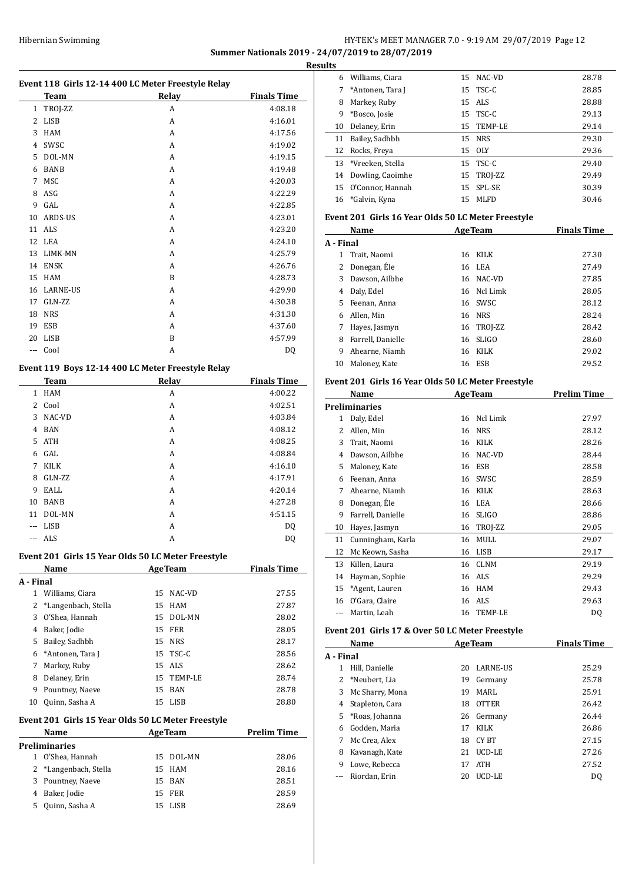**Summer Nationals 2019 - 24/07/2019 to 28/07/2019**

**Results**

### Event 118 Girls 12-14 400 LC Meter Freestyle Relay

| | Team | Relay | Finals Time |
|---|---|---|---|
| 1 | TROJ-ZZ | A | 4:08.18 |
| 2 | LISB | A | 4:16.01 |
| 3 | HAM | A | 4:17.56 |
| 4 | SWSC | A | 4:19.02 |
| 5 | DOL-MN | A | 4:19.15 |
| 6 | BANB | A | 4:19.48 |
| 7 | MSC | A | 4:20.03 |
| 8 | ASG | A | 4:22.29 |
| 9 | GAL | A | 4:22.85 |
| 10 | ARDS-US | A | 4:23.01 |
| 11 | ALS | A | 4:23.20 |
| 12 | LEA | A | 4:24.10 |
| 13 | LIMK-MN | A | 4:25.79 |
| 14 | ENSK | A | 4:26.76 |
| 15 | HAM | B | 4:28.73 |
| 16 | LARNE-US | A | 4:29.90 |
| 17 | GLN-ZZ | A | 4:30.38 |
| 18 | NRS | A | 4:31.30 |
| 19 | ESB | A | 4:37.60 |
| 20 | LISB | B | 4:57.99 |
| --- | Cool | A | DQ |

### Event 119 Boys 12-14 400 LC Meter Freestyle Relay

| | Team | Relay | Finals Time |
|---|---|---|---|
| 1 | HAM | A | 4:00.22 |
| 2 | Cool | A | 4:02.51 |
| 3 | NAC-VD | A | 4:03.84 |
| 4 | BAN | A | 4:08.12 |
| 5 | ATH | A | 4:08.25 |
| 6 | GAL | A | 4:08.84 |
| 7 | KILK | A | 4:16.10 |
| 8 | GLN-ZZ | A | 4:17.91 |
| 9 | EALL | A | 4:20.14 |
| 10 | BANB | A | 4:27.28 |
| 11 | DOL-MN | A | 4:51.15 |
| --- | LISB | A | DQ |
| --- | ALS | A | DQ |

### Event 201 Girls 15 Year Olds 50 LC Meter Freestyle

| | Name | Age | Team | Finals Time |
|---|---|---|---|---|
| **A - Final** | | | | |
| 1 | Williams, Ciara | 15 | NAC-VD | 27.55 |
| 2 | *Langenbach, Stella | 15 | HAM | 27.87 |
| 3 | O'Shea, Hannah | 15 | DOL-MN | 28.02 |
| 4 | Baker, Jodie | 15 | FER | 28.05 |
| 5 | Bailey, Sadhbh | 15 | NRS | 28.17 |
| 6 | *Antonen, Tara J | 15 | TSC-C | 28.56 |
| 7 | Markey, Ruby | 15 | ALS | 28.62 |
| 8 | Delaney, Erin | 15 | TEMP-LE | 28.74 |
| 9 | Pountney, Naeve | 15 | BAN | 28.78 |
| 10 | Quinn, Sasha A | 15 | LISB | 28.80 |

### Event 201 Girls 15 Year Olds 50 LC Meter Freestyle

| | Name | Age | Team | Prelim Time |
|---|---|---|---|---|
| **Preliminaries** | | | | |
| 1 | O'Shea, Hannah | 15 | DOL-MN | 28.06 |
| 2 | *Langenbach, Stella | 15 | HAM | 28.16 |
| 3 | Pountney, Naeve | 15 | BAN | 28.51 |
| 4 | Baker, Jodie | 15 | FER | 28.59 |
| 5 | Quinn, Sasha A | 15 | LISB | 28.69 |
| 6 | Williams, Ciara | 15 | NAC-VD | 28.78 |
| 7 | *Antonen, Tara J | 15 | TSC-C | 28.85 |
| 8 | Markey, Ruby | 15 | ALS | 28.88 |
| 9 | *Bosco, Josie | 15 | TSC-C | 29.13 |
| 10 | Delaney, Erin | 15 | TEMP-LE | 29.14 |
| 11 | Bailey, Sadhbh | 15 | NRS | 29.30 |
| 12 | Rocks, Freya | 15 | OLY | 29.36 |
| 13 | *Vreeken, Stella | 15 | TSC-C | 29.40 |
| 14 | Dowling, Caoimhe | 15 | TROJ-ZZ | 29.49 |
| 15 | O'Connor, Hannah | 15 | SPL-SE | 30.39 |
| 16 | *Galvin, Kyna | 15 | MLFD | 30.46 |

### Event 201 Girls 16 Year Olds 50 LC Meter Freestyle

| | Name | Age | Team | Finals Time |
|---|---|---|---|---|
| **A - Final** | | | | |
| 1 | Trait, Naomi | 16 | KILK | 27.30 |
| 2 | Donegan, Éle | 16 | LEA | 27.49 |
| 3 | Dawson, Ailbhe | 16 | NAC-VD | 27.85 |
| 4 | Daly, Edel | 16 | Ncl Limk | 28.05 |
| 5 | Feenan, Anna | 16 | SWSC | 28.12 |
| 6 | Allen, Min | 16 | NRS | 28.24 |
| 7 | Hayes, Jasmyn | 16 | TROJ-ZZ | 28.42 |
| 8 | Farrell, Danielle | 16 | SLIGO | 28.60 |
| 9 | Ahearne, Niamh | 16 | KILK | 29.02 |
| 10 | Maloney, Kate | 16 | ESB | 29.52 |

### Event 201 Girls 16 Year Olds 50 LC Meter Freestyle

| | Name | Age | Team | Prelim Time |
|---|---|---|---|---|
| **Preliminaries** | | | | |
| 1 | Daly, Edel | 16 | Ncl Limk | 27.97 |
| 2 | Allen, Min | 16 | NRS | 28.12 |
| 3 | Trait, Naomi | 16 | KILK | 28.26 |
| 4 | Dawson, Ailbhe | 16 | NAC-VD | 28.44 |
| 5 | Maloney, Kate | 16 | ESB | 28.58 |
| 6 | Feenan, Anna | 16 | SWSC | 28.59 |
| 7 | Ahearne, Niamh | 16 | KILK | 28.63 |
| 8 | Donegan, Éle | 16 | LEA | 28.66 |
| 9 | Farrell, Danielle | 16 | SLIGO | 28.86 |
| 10 | Hayes, Jasmyn | 16 | TROJ-ZZ | 29.05 |
| 11 | Cunningham, Karla | 16 | MULL | 29.07 |
| 12 | Mc Keown, Sasha | 16 | LISB | 29.17 |
| 13 | Killen, Laura | 16 | CLNM | 29.19 |
| 14 | Hayman, Sophie | 16 | ALS | 29.29 |
| 15 | *Agent, Lauren | 16 | HAM | 29.43 |
| 16 | O'Gara, Claire | 16 | ALS | 29.63 |
| --- | Martin, Leah | 16 | TEMP-LE | DQ |

### Event 201 Girls 17 & Over 50 LC Meter Freestyle

| | Name | Age | Team | Finals Time |
|---|---|---|---|---|
| **A - Final** | | | | |
| 1 | Hill, Danielle | 20 | LARNE-US | 25.29 |
| 2 | *Neubert, Lia | 19 | Germany | 25.78 |
| 3 | Mc Sharry, Mona | 19 | MARL | 25.91 |
| 4 | Stapleton, Cara | 18 | OTTER | 26.42 |
| 5 | *Roas, Johanna | 26 | Germany | 26.44 |
| 6 | Godden, Maria | 17 | KILK | 26.86 |
| 7 | Mc Crea, Alex | 18 | CY BT | 27.15 |
| 8 | Kavanagh, Kate | 21 | UCD-LE | 27.26 |
| 9 | Lowe, Rebecca | 17 | ATH | 27.52 |
| --- | Riordan, Erin | 20 | UCD-LE | DQ |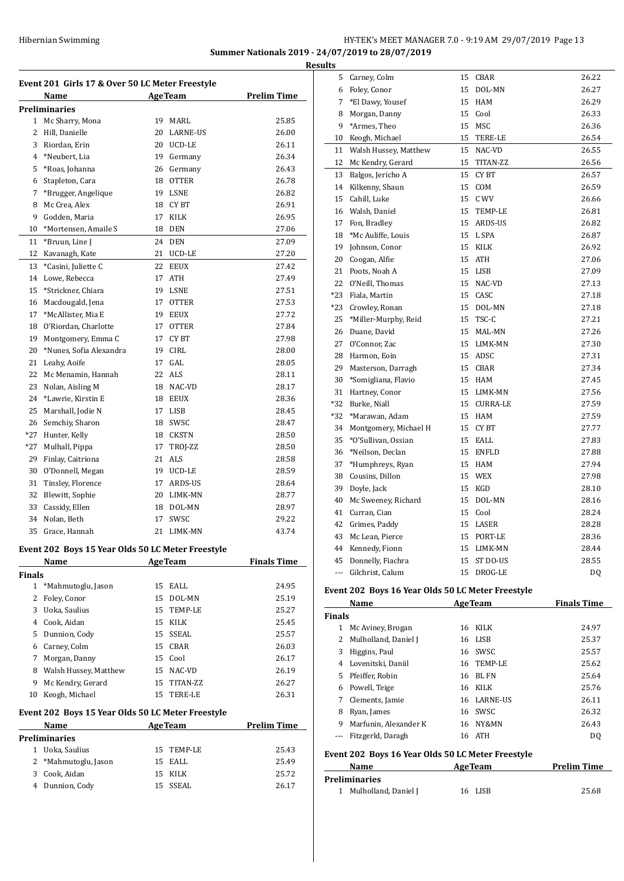**Summer Nationals 2019 - 24/07/2019 to 28/07/2019**

**Results**

### Event 201 Girls 17 & Over 50 LC Meter Freestyle

| | Name | Age | Team | Prelim Time |
|---|---|---|---|---|
| **Preliminaries** | | | | |
| 1 | Mc Sharry, Mona | 19 | MARL | 25.85 |
| 2 | Hill, Danielle | 20 | LARNE-US | 26.00 |
| 3 | Riordan, Erin | 20 | UCD-LE | 26.11 |
| 4 | *Neubert, Lia | 19 | Germany | 26.34 |
| 5 | *Roas, Johanna | 26 | Germany | 26.43 |
| 6 | Stapleton, Cara | 18 | OTTER | 26.78 |
| 7 | *Brugger, Angelique | 19 | LSNE | 26.82 |
| 8 | Mc Crea, Alex | 18 | CY BT | 26.91 |
| 9 | Godden, Maria | 17 | KILK | 26.95 |
| 10 | *Mortensen, Amaile S | 18 | DEN | 27.06 |
| 11 | *Bruun, Line J | 24 | DEN | 27.09 |
| 12 | Kavanagh, Kate | 21 | UCD-LE | 27.20 |
| 13 | *Casini, Juliette C | 22 | EEUX | 27.42 |
| 14 | Lowe, Rebecca | 17 | ATH | 27.49 |
| 15 | *Strickner, Chiara | 19 | LSNE | 27.51 |
| 16 | Macdougald, Jena | 17 | OTTER | 27.53 |
| 17 | *McAllister, Mia E | 19 | EEUX | 27.72 |
| 18 | O'Riordan, Charlotte | 17 | OTTER | 27.84 |
| 19 | Montgomery, Emma C | 17 | CY BT | 27.98 |
| 20 | *Nunes, Sofia Alexandra | 19 | CIRL | 28.00 |
| 21 | Leahy, Aoife | 17 | GAL | 28.05 |
| 22 | Mc Menamin, Hannah | 22 | ALS | 28.11 |
| 23 | Nolan, Aisling M | 18 | NAC-VD | 28.17 |
| 24 | *Lawrie, Kirstin E | 18 | EEUX | 28.36 |
| 25 | Marshall, Jodie N | 17 | LISB | 28.45 |
| 26 | Semchiy, Sharon | 18 | SWSC | 28.47 |
| *27 | Hunter, Kelly | 18 | CKSTN | 28.50 |
| *27 | Mulhall, Pippa | 17 | TROJ-ZZ | 28.50 |
| 29 | Finlay, Caitriona | 21 | ALS | 28.58 |
| 30 | O'Donnell, Megan | 19 | UCD-LE | 28.59 |
| 31 | Tinsley, Florence | 17 | ARDS-US | 28.64 |
| 32 | Blewitt, Sophie | 20 | LIMK-MN | 28.77 |
| 33 | Cassidy, Ellen | 18 | DOL-MN | 28.97 |
| 34 | Nolan, Beth | 17 | SWSC | 29.22 |
| 35 | Grace, Hannah | 21 | LIMK-MN | 43.74 |

### Event 202 Boys 15 Year Olds 50 LC Meter Freestyle

| | Name | Age | Team | Finals Time |
|---|---|---|---|---|
| **Finals** | | | | |
| 1 | *Mahmutoglu, Jason | 15 | EALL | 24.95 |
| 2 | Foley, Conor | 15 | DOL-MN | 25.19 |
| 3 | Uoka, Saulius | 15 | TEMP-LE | 25.27 |
| 4 | Cook, Aidan | 15 | KILK | 25.45 |
| 5 | Dunnion, Cody | 15 | SSEAL | 25.57 |
| 6 | Carney, Colm | 15 | CBAR | 26.03 |
| 7 | Morgan, Danny | 15 | Cool | 26.17 |
| 8 | Walsh Hussey, Matthew | 15 | NAC-VD | 26.19 |
| 9 | Mc Kendry, Gerard | 15 | TITAN-ZZ | 26.27 |
| 10 | Keogh, Michael | 15 | TERE-LE | 26.31 |

### Event 202 Boys 15 Year Olds 50 LC Meter Freestyle

| | Name | Age | Team | Prelim Time |
|---|---|---|---|---|
| **Preliminaries** | | | | |
| 1 | Uoka, Saulius | 15 | TEMP-LE | 25.43 |
| 2 | *Mahmutoglu, Jason | 15 | EALL | 25.49 |
| 3 | Cook, Aidan | 15 | KILK | 25.72 |
| 4 | Dunnion, Cody | 15 | SSEAL | 26.17 |
| 5 | Carney, Colm | 15 | CBAR | 26.22 |
| 6 | Foley, Conor | 15 | DOL-MN | 26.27 |
| 7 | *El Dawy, Yousef | 15 | HAM | 26.29 |
| 8 | Morgan, Danny | 15 | Cool | 26.33 |
| 9 | *Armes, Theo | 15 | MSC | 26.36 |
| 10 | Keogh, Michael | 15 | TERE-LE | 26.54 |
| 11 | Walsh Hussey, Matthew | 15 | NAC-VD | 26.55 |
| 12 | Mc Kendry, Gerard | 15 | TITAN-ZZ | 26.56 |
| 13 | Balgos, Jericho A | 15 | CY BT | 26.57 |
| 14 | Kilkenny, Shaun | 15 | COM | 26.59 |
| 15 | Cahill, Luke | 15 | C WV | 26.66 |
| 16 | Walsh, Daniel | 15 | TEMP-LE | 26.81 |
| 17 | Fon, Bradley | 15 | ARDS-US | 26.82 |
| 18 | *Mc Auliffe, Louis | 15 | L SPA | 26.87 |
| 19 | Johnson, Conor | 15 | KILK | 26.92 |
| 20 | Coogan, Alfie | 15 | ATH | 27.06 |
| 21 | Poots, Noah A | 15 | LISB | 27.09 |
| 22 | O'Neill, Thomas | 15 | NAC-VD | 27.13 |
| *23 | Fiala, Martin | 15 | CASC | 27.18 |
| *23 | Crowley, Ronan | 15 | DOL-MN | 27.18 |
| 25 | *Miller-Murphy, Reid | 15 | TSC-C | 27.21 |
| 26 | Duane, David | 15 | MAL-MN | 27.26 |
| 27 | O'Connor, Zac | 15 | LIMK-MN | 27.30 |
| 28 | Harmon, Eoin | 15 | ADSC | 27.31 |
| 29 | Masterson, Darragh | 15 | CBAR | 27.34 |
| 30 | *Somigliana, Flavio | 15 | HAM | 27.45 |
| 31 | Hartney, Conor | 15 | LIMK-MN | 27.56 |
| *32 | Burke, Niall | 15 | CURRA-LE | 27.59 |
| *32 | *Marawan, Adam | 15 | HAM | 27.59 |
| 34 | Montgomery, Michael H | 15 | CY BT | 27.77 |
| 35 | *O'Sullivan, Ossian | 15 | EALL | 27.83 |
| 36 | *Neilson, Declan | 15 | ENFLD | 27.88 |
| 37 | *Humphreys, Ryan | 15 | HAM | 27.94 |
| 38 | Cousins, Dillon | 15 | WEX | 27.98 |
| 39 | Doyle, Jack | 15 | KGD | 28.10 |
| 40 | Mc Sweeney, Richard | 15 | DOL-MN | 28.16 |
| 41 | Curran, Cian | 15 | Cool | 28.24 |
| 42 | Grimes, Paddy | 15 | LASER | 28.28 |
| 43 | Mc Lean, Pierce | 15 | PORT-LE | 28.36 |
| 44 | Kennedy, Fionn | 15 | LIMK-MN | 28.44 |
| 45 | Donnelly, Fiachra | 15 | ST DO-US | 28.55 |
| --- | Gilchrist, Calum | 15 | DROG-LE | DQ |

### Event 202 Boys 16 Year Olds 50 LC Meter Freestyle

| | Name | Age | Team | Finals Time |
|---|---|---|---|---|
| **Finals** | | | | |
| 1 | Mc Aviney, Brogan | 16 | KILK | 24.97 |
| 2 | Mulholland, Daniel J | 16 | LISB | 25.37 |
| 3 | Higgins, Paul | 16 | SWSC | 25.57 |
| 4 | Lovenitski, Daniil | 16 | TEMP-LE | 25.62 |
| 5 | Pfeiffer, Robin | 16 | BL FN | 25.64 |
| 6 | Powell, Teige | 16 | KILK | 25.76 |
| 7 | Clements, Jamie | 16 | LARNE-US | 26.11 |
| 8 | Ryan, James | 16 | SWSC | 26.32 |
| 9 | Marfunin, Alexander K | 16 | NY&MN | 26.43 |
| --- | Fitzgerld, Daragh | 16 | ATH | DQ |

### Event 202 Boys 16 Year Olds 50 LC Meter Freestyle

| | Name | Age | Team | Prelim Time |
|---|---|---|---|---|
| **Preliminaries** | | | | |
| 1 | Mulholland, Daniel J | 16 | LISB | 25.68 |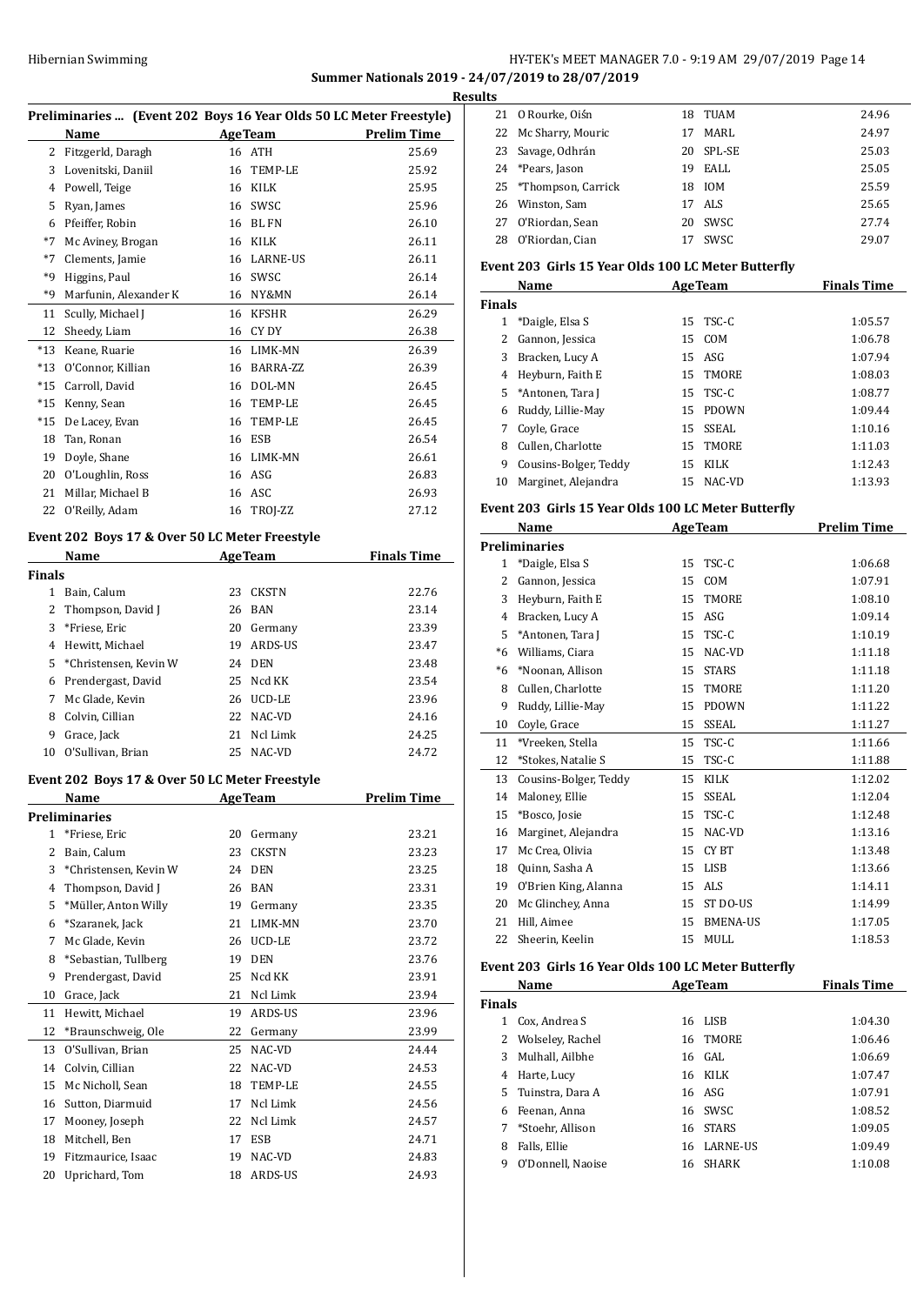## Summer Nationals 2019 - 24/07/2019 to 28/07/2019

### Results

**Preliminaries ... (Event 202 Boys 16 Year Olds 50 LC Meter Freestyle)**

| | Name | Age | Team | Prelim Time |
|---|---|---|---|---|
| 2 | Fitzgerld, Daragh | 16 | ATH | 25.69 |
| 3 | Lovenitski, Daniil | 16 | TEMP-LE | 25.92 |
| 4 | Powell, Teige | 16 | KILK | 25.95 |
| 5 | Ryan, James | 16 | SWSC | 25.96 |
| 6 | Pfeiffer, Robin | 16 | BL FN | 26.10 |
| *7 | Mc Aviney, Brogan | 16 | KILK | 26.11 |
| *7 | Clements, Jamie | 16 | LARNE-US | 26.11 |
| *9 | Higgins, Paul | 16 | SWSC | 26.14 |
| *9 | Marfunin, Alexander K | 16 | NY&MN | 26.14 |
| 11 | Scully, Michael J | 16 | KFSHR | 26.29 |
| 12 | Sheedy, Liam | 16 | CY DY | 26.38 |
| *13 | Keane, Ruarie | 16 | LIMK-MN | 26.39 |
| *13 | O'Connor, Killian | 16 | BARRA-ZZ | 26.39 |
| *15 | Carroll, David | 16 | DOL-MN | 26.45 |
| *15 | Kenny, Sean | 16 | TEMP-LE | 26.45 |
| *15 | De Lacey, Evan | 16 | TEMP-LE | 26.45 |
| 18 | Tan, Ronan | 16 | ESB | 26.54 |
| 19 | Doyle, Shane | 16 | LIMK-MN | 26.61 |
| 20 | O'Loughlin, Ross | 16 | ASG | 26.83 |
| 21 | Millar, Michael B | 16 | ASC | 26.93 |
| 22 | O'Reilly, Adam | 16 | TROJ-ZZ | 27.12 |

**Event 202 Boys 17 & Over 50 LC Meter Freestyle**

| | Name | Age | Team | Finals Time |
|---|---|---|---|---|
| **Finals** | | | | |
| 1 | Bain, Calum | 23 | CKSTN | 22.76 |
| 2 | Thompson, David J | 26 | BAN | 23.14 |
| 3 | *Friese, Eric | 20 | Germany | 23.39 |
| 4 | Hewitt, Michael | 19 | ARDS-US | 23.47 |
| 5 | *Christensen, Kevin W | 24 | DEN | 23.48 |
| 6 | Prendergast, David | 25 | Ncd KK | 23.54 |
| 7 | Mc Glade, Kevin | 26 | UCD-LE | 23.96 |
| 8 | Colvin, Cillian | 22 | NAC-VD | 24.16 |
| 9 | Grace, Jack | 21 | Ncl Limk | 24.25 |
| 10 | O'Sullivan, Brian | 25 | NAC-VD | 24.72 |

**Event 202 Boys 17 & Over 50 LC Meter Freestyle**

| | Name | Age | Team | Prelim Time |
|---|---|---|---|---|
| **Preliminaries** | | | | |
| 1 | *Friese, Eric | 20 | Germany | 23.21 |
| 2 | Bain, Calum | 23 | CKSTN | 23.23 |
| 3 | *Christensen, Kevin W | 24 | DEN | 23.25 |
| 4 | Thompson, David J | 26 | BAN | 23.31 |
| 5 | *Müller, Anton Willy | 19 | Germany | 23.35 |
| 6 | *Szaranek, Jack | 21 | LIMK-MN | 23.70 |
| 7 | Mc Glade, Kevin | 26 | UCD-LE | 23.72 |
| 8 | *Sebastian, Tullberg | 19 | DEN | 23.76 |
| 9 | Prendergast, David | 25 | Ncd KK | 23.91 |
| 10 | Grace, Jack | 21 | Ncl Limk | 23.94 |
| 11 | Hewitt, Michael | 19 | ARDS-US | 23.96 |
| 12 | *Braunschweig, Ole | 22 | Germany | 23.99 |
| 13 | O'Sullivan, Brian | 25 | NAC-VD | 24.44 |
| 14 | Colvin, Cillian | 22 | NAC-VD | 24.53 |
| 15 | Mc Nicholl, Sean | 18 | TEMP-LE | 24.55 |
| 16 | Sutton, Diarmuid | 17 | Ncl Limk | 24.56 |
| 17 | Mooney, Joseph | 22 | Ncl Limk | 24.57 |
| 18 | Mitchell, Ben | 17 | ESB | 24.71 |
| 19 | Fitzmaurice, Isaac | 19 | NAC-VD | 24.83 |
| 20 | Uprichard, Tom | 18 | ARDS-US | 24.93 |
| 21 | O Rourke, Oiśn | 18 | TUAM | 24.96 |
| 22 | Mc Sharry, Mouric | 17 | MARL | 24.97 |
| 23 | Savage, Odhrán | 20 | SPL-SE | 25.03 |
| 24 | *Pears, Jason | 19 | EALL | 25.05 |
| 25 | *Thompson, Carrick | 18 | IOM | 25.59 |
| 26 | Winston, Sam | 17 | ALS | 25.65 |
| 27 | O'Riordan, Sean | 20 | SWSC | 27.74 |
| 28 | O'Riordan, Cian | 17 | SWSC | 29.07 |

**Event 203 Girls 15 Year Olds 100 LC Meter Butterfly**

| | Name | Age | Team | Finals Time |
|---|---|---|---|---|
| **Finals** | | | | |
| 1 | *Daigle, Elsa S | 15 | TSC-C | 1:05.57 |
| 2 | Gannon, Jessica | 15 | COM | 1:06.78 |
| 3 | Bracken, Lucy A | 15 | ASG | 1:07.94 |
| 4 | Heyburn, Faith E | 15 | TMORE | 1:08.03 |
| 5 | *Antonen, Tara J | 15 | TSC-C | 1:08.77 |
| 6 | Ruddy, Lillie-May | 15 | PDOWN | 1:09.44 |
| 7 | Coyle, Grace | 15 | SSEAL | 1:10.16 |
| 8 | Cullen, Charlotte | 15 | TMORE | 1:11.03 |
| 9 | Cousins-Bolger, Teddy | 15 | KILK | 1:12.43 |
| 10 | Marginet, Alejandra | 15 | NAC-VD | 1:13.93 |

**Event 203 Girls 15 Year Olds 100 LC Meter Butterfly**

| | Name | Age | Team | Prelim Time |
|---|---|---|---|---|
| **Preliminaries** | | | | |
| 1 | *Daigle, Elsa S | 15 | TSC-C | 1:06.68 |
| 2 | Gannon, Jessica | 15 | COM | 1:07.91 |
| 3 | Heyburn, Faith E | 15 | TMORE | 1:08.10 |
| 4 | Bracken, Lucy A | 15 | ASG | 1:09.14 |
| 5 | *Antonen, Tara J | 15 | TSC-C | 1:10.19 |
| *6 | Williams, Ciara | 15 | NAC-VD | 1:11.18 |
| *6 | *Noonan, Allison | 15 | STARS | 1:11.18 |
| 8 | Cullen, Charlotte | 15 | TMORE | 1:11.20 |
| 9 | Ruddy, Lillie-May | 15 | PDOWN | 1:11.22 |
| 10 | Coyle, Grace | 15 | SSEAL | 1:11.27 |
| 11 | *Vreeken, Stella | 15 | TSC-C | 1:11.66 |
| 12 | *Stokes, Natalie S | 15 | TSC-C | 1:11.88 |
| 13 | Cousins-Bolger, Teddy | 15 | KILK | 1:12.02 |
| 14 | Maloney, Ellie | 15 | SSEAL | 1:12.04 |
| 15 | *Bosco, Josie | 15 | TSC-C | 1:12.48 |
| 16 | Marginet, Alejandra | 15 | NAC-VD | 1:13.16 |
| 17 | Mc Crea, Olivia | 15 | CY BT | 1:13.48 |
| 18 | Quinn, Sasha A | 15 | LISB | 1:13.66 |
| 19 | O'Brien King, Alanna | 15 | ALS | 1:14.11 |
| 20 | Mc Glinchey, Anna | 15 | ST DO-US | 1:14.99 |
| 21 | Hill, Aimee | 15 | BMENA-US | 1:17.05 |
| 22 | Sheerin, Keelin | 15 | MULL | 1:18.53 |

**Event 203 Girls 16 Year Olds 100 LC Meter Butterfly**

| | Name | Age | Team | Finals Time |
|---|---|---|---|---|
| **Finals** | | | | |
| 1 | Cox, Andrea S | 16 | LISB | 1:04.30 |
| 2 | Wolseley, Rachel | 16 | TMORE | 1:06.46 |
| 3 | Mulhall, Ailbhe | 16 | GAL | 1:06.69 |
| 4 | Harte, Lucy | 16 | KILK | 1:07.47 |
| 5 | Tuinstra, Dara A | 16 | ASG | 1:07.91 |
| 6 | Feenan, Anna | 16 | SWSC | 1:08.52 |
| 7 | *Stoehr, Allison | 16 | STARS | 1:09.05 |
| 8 | Falls, Ellie | 16 | LARNE-US | 1:09.49 |
| 9 | O'Donnell, Naoise | 16 | SHARK | 1:10.08 |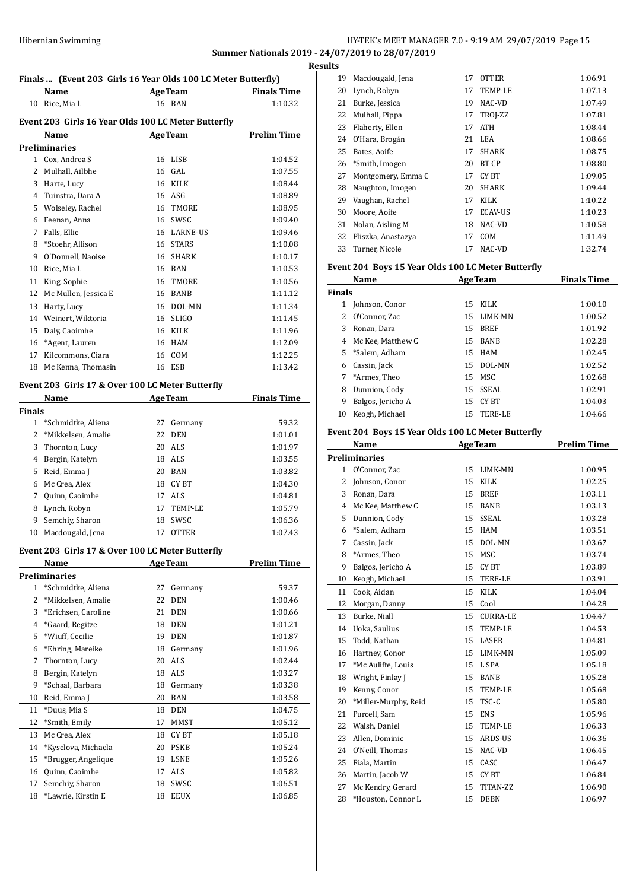## Summer Nationals 2019 - 24/07/2019 to 28/07/2019

### Results

**Finals ... (Event 203 Girls 16 Year Olds 100 LC Meter Butterfly)**

| | Name | Age | Team | Finals Time |
|---|---|---|---|---|
| 10 | Rice, Mia L | 16 | BAN | 1:10.32 |

**Event 203 Girls 16 Year Olds 100 LC Meter Butterfly**

| | Name | Age | Team | Prelim Time |
|---|---|---|---|---|
| **Preliminaries** | | | | |
| 1 | Cox, Andrea S | 16 | LISB | 1:04.52 |
| 2 | Mulhall, Ailbhe | 16 | GAL | 1:07.55 |
| 3 | Harte, Lucy | 16 | KILK | 1:08.44 |
| 4 | Tuinstra, Dara A | 16 | ASG | 1:08.89 |
| 5 | Wolseley, Rachel | 16 | TMORE | 1:08.95 |
| 6 | Feenan, Anna | 16 | SWSC | 1:09.40 |
| 7 | Falls, Ellie | 16 | LARNE-US | 1:09.46 |
| 8 | *Stoehr, Allison | 16 | STARS | 1:10.08 |
| 9 | O'Donnell, Naoise | 16 | SHARK | 1:10.17 |
| 10 | Rice, Mia L | 16 | BAN | 1:10.53 |
| 11 | King, Sophie | 16 | TMORE | 1:10.56 |
| 12 | Mc Mullen, Jessica E | 16 | BANB | 1:11.12 |
| 13 | Harty, Lucy | 16 | DOL-MN | 1:11.34 |
| 14 | Weinert, Wiktoria | 16 | SLIGO | 1:11.45 |
| 15 | Daly, Caoimhe | 16 | KILK | 1:11.96 |
| 16 | *Agent, Lauren | 16 | HAM | 1:12.09 |
| 17 | Kilcommons, Ciara | 16 | COM | 1:12.25 |
| 18 | Mc Kenna, Thomasin | 16 | ESB | 1:13.42 |

**Event 203 Girls 17 & Over 100 LC Meter Butterfly**

| | Name | Age | Team | Finals Time |
|---|---|---|---|---|
| **Finals** | | | | |
| 1 | *Schmidtke, Aliena | 27 | Germany | 59.32 |
| 2 | *Mikkelsen, Amalie | 22 | DEN | 1:01.01 |
| 3 | Thornton, Lucy | 20 | ALS | 1:01.97 |
| 4 | Bergin, Katelyn | 18 | ALS | 1:03.55 |
| 5 | Reid, Emma J | 20 | BAN | 1:03.82 |
| 6 | Mc Crea, Alex | 18 | CY BT | 1:04.30 |
| 7 | Quinn, Caoimhe | 17 | ALS | 1:04.81 |
| 8 | Lynch, Robyn | 17 | TEMP-LE | 1:05.79 |
| 9 | Semchiy, Sharon | 18 | SWSC | 1:06.36 |
| 10 | Macdougald, Jena | 17 | OTTER | 1:07.43 |

**Event 203 Girls 17 & Over 100 LC Meter Butterfly**

| | Name | Age | Team | Prelim Time |
|---|---|---|---|---|
| **Preliminaries** | | | | |
| 1 | *Schmidtke, Aliena | 27 | Germany | 59.37 |
| 2 | *Mikkelsen, Amalie | 22 | DEN | 1:00.46 |
| 3 | *Erichsen, Caroline | 21 | DEN | 1:00.66 |
| 4 | *Gaard, Regitze | 18 | DEN | 1:01.21 |
| 5 | *Wiuff, Cecilie | 19 | DEN | 1:01.87 |
| 6 | *Ehring, Mareike | 18 | Germany | 1:01.96 |
| 7 | Thornton, Lucy | 20 | ALS | 1:02.44 |
| 8 | Bergin, Katelyn | 18 | ALS | 1:03.27 |
| 9 | *Schaal, Barbara | 18 | Germany | 1:03.38 |
| 10 | Reid, Emma J | 20 | BAN | 1:03.58 |
| 11 | *Duus, Mia S | 18 | DEN | 1:04.75 |
| 12 | *Smith, Emily | 17 | MMST | 1:05.12 |
| 13 | Mc Crea, Alex | 18 | CY BT | 1:05.18 |
| 14 | *Kyselova, Michaela | 20 | PSKB | 1:05.24 |
| 15 | *Brugger, Angelique | 19 | LSNE | 1:05.26 |
| 16 | Quinn, Caoimhe | 17 | ALS | 1:05.82 |
| 17 | Semchiy, Sharon | 18 | SWSC | 1:06.51 |
| 18 | *Lawrie, Kirstin E | 18 | EEUX | 1:06.85 |
| 19 | Macdougald, Jena | 17 | OTTER | 1:06.91 |
| 20 | Lynch, Robyn | 17 | TEMP-LE | 1:07.13 |
| 21 | Burke, Jessica | 19 | NAC-VD | 1:07.49 |
| 22 | Mulhall, Pippa | 17 | TROJ-ZZ | 1:07.81 |
| 23 | Flaherty, Ellen | 17 | ATH | 1:08.44 |
| 24 | O'Hara, Brogán | 21 | LEA | 1:08.66 |
| 25 | Bates, Aoife | 17 | SHARK | 1:08.75 |
| 26 | *Smith, Imogen | 20 | BT CP | 1:08.80 |
| 27 | Montgomery, Emma C | 17 | CY BT | 1:09.05 |
| 28 | Naughton, Imogen | 20 | SHARK | 1:09.44 |
| 29 | Vaughan, Rachel | 17 | KILK | 1:10.22 |
| 30 | Moore, Aoife | 17 | ECAV-US | 1:10.23 |
| 31 | Nolan, Aisling M | 18 | NAC-VD | 1:10.58 |
| 32 | Pliszka, Anastazya | 17 | COM | 1:11.49 |
| 33 | Turner, Nicole | 17 | NAC-VD | 1:32.74 |

**Event 204 Boys 15 Year Olds 100 LC Meter Butterfly**

| | Name | Age | Team | Finals Time |
|---|---|---|---|---|
| **Finals** | | | | |
| 1 | Johnson, Conor | 15 | KILK | 1:00.10 |
| 2 | O'Connor, Zac | 15 | LIMK-MN | 1:00.52 |
| 3 | Ronan, Dara | 15 | BREF | 1:01.92 |
| 4 | Mc Kee, Matthew C | 15 | BANB | 1:02.28 |
| 5 | *Salem, Adham | 15 | HAM | 1:02.45 |
| 6 | Cassin, Jack | 15 | DOL-MN | 1:02.52 |
| 7 | *Armes, Theo | 15 | MSC | 1:02.68 |
| 8 | Dunnion, Cody | 15 | SSEAL | 1:02.91 |
| 9 | Balgos, Jericho A | 15 | CY BT | 1:04.03 |
| 10 | Keogh, Michael | 15 | TERE-LE | 1:04.66 |

**Event 204 Boys 15 Year Olds 100 LC Meter Butterfly**

| | Name | Age | Team | Prelim Time |
|---|---|---|---|---|
| **Preliminaries** | | | | |
| 1 | O'Connor, Zac | 15 | LIMK-MN | 1:00.95 |
| 2 | Johnson, Conor | 15 | KILK | 1:02.25 |
| 3 | Ronan, Dara | 15 | BREF | 1:03.11 |
| 4 | Mc Kee, Matthew C | 15 | BANB | 1:03.13 |
| 5 | Dunnion, Cody | 15 | SSEAL | 1:03.28 |
| 6 | *Salem, Adham | 15 | HAM | 1:03.51 |
| 7 | Cassin, Jack | 15 | DOL-MN | 1:03.67 |
| 8 | *Armes, Theo | 15 | MSC | 1:03.74 |
| 9 | Balgos, Jericho A | 15 | CY BT | 1:03.89 |
| 10 | Keogh, Michael | 15 | TERE-LE | 1:03.91 |
| 11 | Cook, Aidan | 15 | KILK | 1:04.04 |
| 12 | Morgan, Danny | 15 | Cool | 1:04.28 |
| 13 | Burke, Niall | 15 | CURRA-LE | 1:04.47 |
| 14 | Uoka, Saulius | 15 | TEMP-LE | 1:04.53 |
| 15 | Todd, Nathan | 15 | LASER | 1:04.81 |
| 16 | Hartney, Conor | 15 | LIMK-MN | 1:05.09 |
| 17 | *Mc Auliffe, Louis | 15 | L SPA | 1:05.18 |
| 18 | Wright, Finlay J | 15 | BANB | 1:05.28 |
| 19 | Kenny, Conor | 15 | TEMP-LE | 1:05.68 |
| 20 | *Miller-Murphy, Reid | 15 | TSC-C | 1:05.80 |
| 21 | Purcell, Sam | 15 | ENS | 1:05.96 |
| 22 | Walsh, Daniel | 15 | TEMP-LE | 1:06.33 |
| 23 | Allen, Dominic | 15 | ARDS-US | 1:06.36 |
| 24 | O'Neill, Thomas | 15 | NAC-VD | 1:06.45 |
| 25 | Fiala, Martin | 15 | CASC | 1:06.47 |
| 26 | Martin, Jacob W | 15 | CY BT | 1:06.84 |
| 27 | Mc Kendry, Gerard | 15 | TITAN-ZZ | 1:06.90 |
| 28 | *Houston, Connor L | 15 | DEBN | 1:06.97 |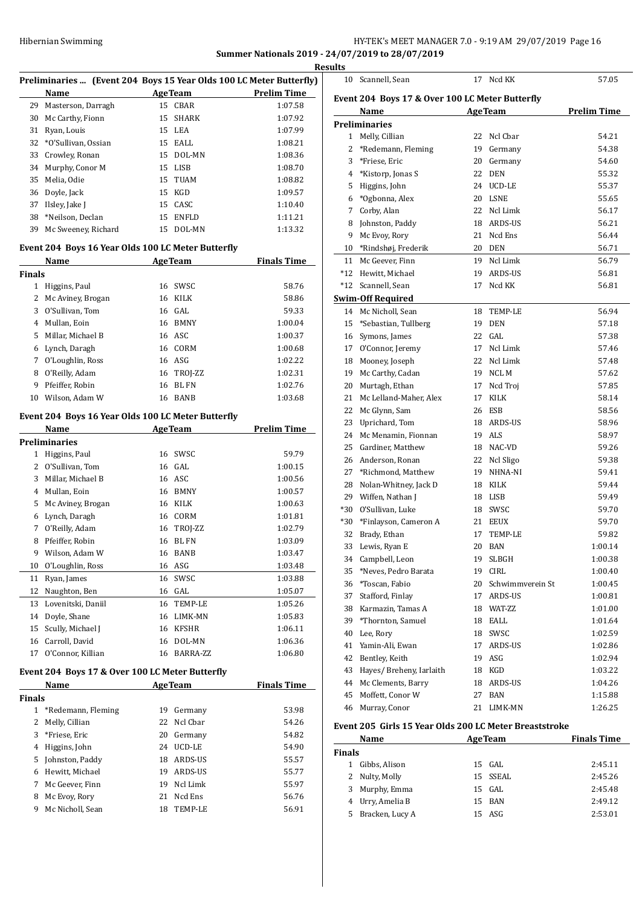**Summary Nationals 2019 - 24/07/2019 to 28/07/2019**

**Results**

### Preliminaries ... (Event 204 Boys 15 Year Olds 100 LC Meter Butterfly)

| | Name | Age | Team | Prelim Time |
|---|---|---|---|---|
| 29 | Masterson, Darragh | 15 | CBAR | 1:07.58 |
| 30 | Mc Carthy, Fionn | 15 | SHARK | 1:07.92 |
| 31 | Ryan, Louis | 15 | LEA | 1:07.99 |
| 32 | *O'Sullivan, Ossian | 15 | EALL | 1:08.21 |
| 33 | Crowley, Ronan | 15 | DOL-MN | 1:08.36 |
| 34 | Murphy, Conor M | 15 | LISB | 1:08.70 |
| 35 | Melia, Odie | 15 | TUAM | 1:08.82 |
| 36 | Doyle, Jack | 15 | KGD | 1:09.57 |
| 37 | Ilsley, Jake J | 15 | CASC | 1:10.40 |
| 38 | *Neilson, Declan | 15 | ENFLD | 1:11.21 |
| 39 | Mc Sweeney, Richard | 15 | DOL-MN | 1:13.32 |

### Event 204 Boys 16 Year Olds 100 LC Meter Butterfly

| | Name | Age | Team | Finals Time |
|---|---|---|---|---|
| **Finals** | | | | |
| 1 | Higgins, Paul | 16 | SWSC | 58.76 |
| 2 | Mc Aviney, Brogan | 16 | KILK | 58.86 |
| 3 | O'Sullivan, Tom | 16 | GAL | 59.33 |
| 4 | Mullan, Eoin | 16 | BMNY | 1:00.04 |
| 5 | Millar, Michael B | 16 | ASC | 1:00.37 |
| 6 | Lynch, Daragh | 16 | CORM | 1:00.68 |
| 7 | O'Loughlin, Ross | 16 | ASG | 1:02.22 |
| 8 | O'Reilly, Adam | 16 | TROJ-ZZ | 1:02.31 |
| 9 | Pfeiffer, Robin | 16 | BL FN | 1:02.76 |
| 10 | Wilson, Adam W | 16 | BANB | 1:03.68 |

### Event 204 Boys 16 Year Olds 100 LC Meter Butterfly

| | Name | Age | Team | Prelim Time |
|---|---|---|---|---|
| **Preliminaries** | | | | |
| 1 | Higgins, Paul | 16 | SWSC | 59.79 |
| 2 | O'Sullivan, Tom | 16 | GAL | 1:00.15 |
| 3 | Millar, Michael B | 16 | ASC | 1:00.56 |
| 4 | Mullan, Eoin | 16 | BMNY | 1:00.57 |
| 5 | Mc Aviney, Brogan | 16 | KILK | 1:00.63 |
| 6 | Lynch, Daragh | 16 | CORM | 1:01.81 |
| 7 | O'Reilly, Adam | 16 | TROJ-ZZ | 1:02.79 |
| 8 | Pfeiffer, Robin | 16 | BL FN | 1:03.09 |
| 9 | Wilson, Adam W | 16 | BANB | 1:03.47 |
| 10 | O'Loughlin, Ross | 16 | ASG | 1:03.48 |
| 11 | Ryan, James | 16 | SWSC | 1:03.88 |
| 12 | Naughton, Ben | 16 | GAL | 1:05.07 |
| 13 | Lovenitski, Daniil | 16 | TEMP-LE | 1:05.26 |
| 14 | Doyle, Shane | 16 | LIMK-MN | 1:05.83 |
| 15 | Scully, Michael J | 16 | KFSHR | 1:06.11 |
| 16 | Carroll, David | 16 | DOL-MN | 1:06.36 |
| 17 | O'Connor, Killian | 16 | BARRA-ZZ | 1:06.80 |

### Event 204 Boys 17 & Over 100 LC Meter Butterfly

| | Name | Age | Team | Finals Time |
|---|---|---|---|---|
| **Finals** | | | | |
| 1 | *Redemann, Fleming | 19 | Germany | 53.98 |
| 2 | Melly, Cillian | 22 | Ncl Cbar | 54.26 |
| 3 | *Friese, Eric | 20 | Germany | 54.82 |
| 4 | Higgins, John | 24 | UCD-LE | 54.90 |
| 5 | Johnston, Paddy | 18 | ARDS-US | 55.57 |
| 6 | Hewitt, Michael | 19 | ARDS-US | 55.77 |
| 7 | Mc Geever, Finn | 19 | Ncl Limk | 55.97 |
| 8 | Mc Evoy, Rory | 21 | Ncd Ens | 56.76 |
| 9 | Mc Nicholl, Sean | 18 | TEMP-LE | 56.91 |
| 10 | Scannell, Sean | 17 | Ncd KK | 57.05 |

### Event 204 Boys 17 & Over 100 LC Meter Butterfly

| | Name | Age | Team | Prelim Time |
|---|---|---|---|---|
| **Preliminaries** | | | | |
| 1 | Melly, Cillian | 22 | Ncl Cbar | 54.21 |
| 2 | *Redemann, Fleming | 19 | Germany | 54.38 |
| 3 | *Friese, Eric | 20 | Germany | 54.60 |
| 4 | *Kistorp, Jonas S | 22 | DEN | 55.32 |
| 5 | Higgins, John | 24 | UCD-LE | 55.37 |
| 6 | *Ogbonna, Alex | 20 | LSNE | 55.65 |
| 7 | Corby, Alan | 22 | Ncl Limk | 56.17 |
| 8 | Johnston, Paddy | 18 | ARDS-US | 56.21 |
| 9 | Mc Evoy, Rory | 21 | Ncd Ens | 56.44 |
| 10 | *Rindshøj, Frederik | 20 | DEN | 56.71 |
| 11 | Mc Geever, Finn | 19 | Ncl Limk | 56.79 |
| *12 | Hewitt, Michael | 19 | ARDS-US | 56.81 |
| *12 | Scannell, Sean | 17 | Ncd KK | 56.81 |
| **Swim-Off Required** | | | | |
| 14 | Mc Nicholl, Sean | 18 | TEMP-LE | 56.94 |
| 15 | *Sebastian, Tullberg | 19 | DEN | 57.18 |
| 16 | Symons, James | 22 | GAL | 57.38 |
| 17 | O'Connor, Jeremy | 17 | Ncl Limk | 57.46 |
| 18 | Mooney, Joseph | 22 | Ncl Limk | 57.48 |
| 19 | Mc Carthy, Cadan | 19 | NCL M | 57.62 |
| 20 | Murtagh, Ethan | 17 | Ncd Troj | 57.85 |
| 21 | Mc Lelland-Maher, Alex | 17 | KILK | 58.14 |
| 22 | Mc Glynn, Sam | 26 | ESB | 58.56 |
| 23 | Uprichard, Tom | 18 | ARDS-US | 58.96 |
| 24 | Mc Menamin, Fionnan | 19 | ALS | 58.97 |
| 25 | Gardiner, Matthew | 18 | NAC-VD | 59.26 |
| 26 | Anderson, Ronan | 22 | Ncl Sligo | 59.38 |
| 27 | *Richmond, Matthew | 19 | NHNA-NI | 59.41 |
| 28 | Nolan-Whitney, Jack D | 18 | KILK | 59.44 |
| 29 | Wiffen, Nathan J | 18 | LISB | 59.49 |
| *30 | O'Sullivan, Luke | 18 | SWSC | 59.70 |
| *30 | *Finlayson, Cameron A | 21 | EEUX | 59.70 |
| 32 | Brady, Ethan | 17 | TEMP-LE | 59.82 |
| 33 | Lewis, Ryan E | 20 | BAN | 1:00.14 |
| 34 | Campbell, Leon | 19 | SLBGH | 1:00.38 |
| 35 | *Neves, Pedro Barata | 19 | CIRL | 1:00.40 |
| 36 | *Toscan, Fabio | 20 | Schwimmverein St | 1:00.45 |
| 37 | Stafford, Finlay | 17 | ARDS-US | 1:00.81 |
| 38 | Karmazin, Tamas A | 18 | WAT-ZZ | 1:01.00 |
| 39 | *Thornton, Samuel | 18 | EALL | 1:01.64 |
| 40 | Lee, Rory | 18 | SWSC | 1:02.59 |
| 41 | Yamin-Ali, Ewan | 17 | ARDS-US | 1:02.86 |
| 42 | Bentley, Keith | 19 | ASG | 1:02.94 |
| 43 | Hayes/ Breheny, Iarlaith | 18 | KGD | 1:03.22 |
| 44 | Mc Clements, Barry | 18 | ARDS-US | 1:04.26 |
| 45 | Moffett, Conor W | 27 | BAN | 1:15.88 |
| 46 | Murray, Conor | 21 | LIMK-MN | 1:26.25 |

### Event 205 Girls 15 Year Olds 200 LC Meter Breaststroke

| | Name | Age | Team | Finals Time |
|---|---|---|---|---|
| **Finals** | | | | |
| 1 | Gibbs, Alison | 15 | GAL | 2:45.11 |
| 2 | Nulty, Molly | 15 | SSEAL | 2:45.26 |
| 3 | Murphy, Emma | 15 | GAL | 2:45.48 |
| 4 | Urry, Amelia B | 15 | BAN | 2:49.12 |
| 5 | Bracken, Lucy A | 15 | ASG | 2:53.01 |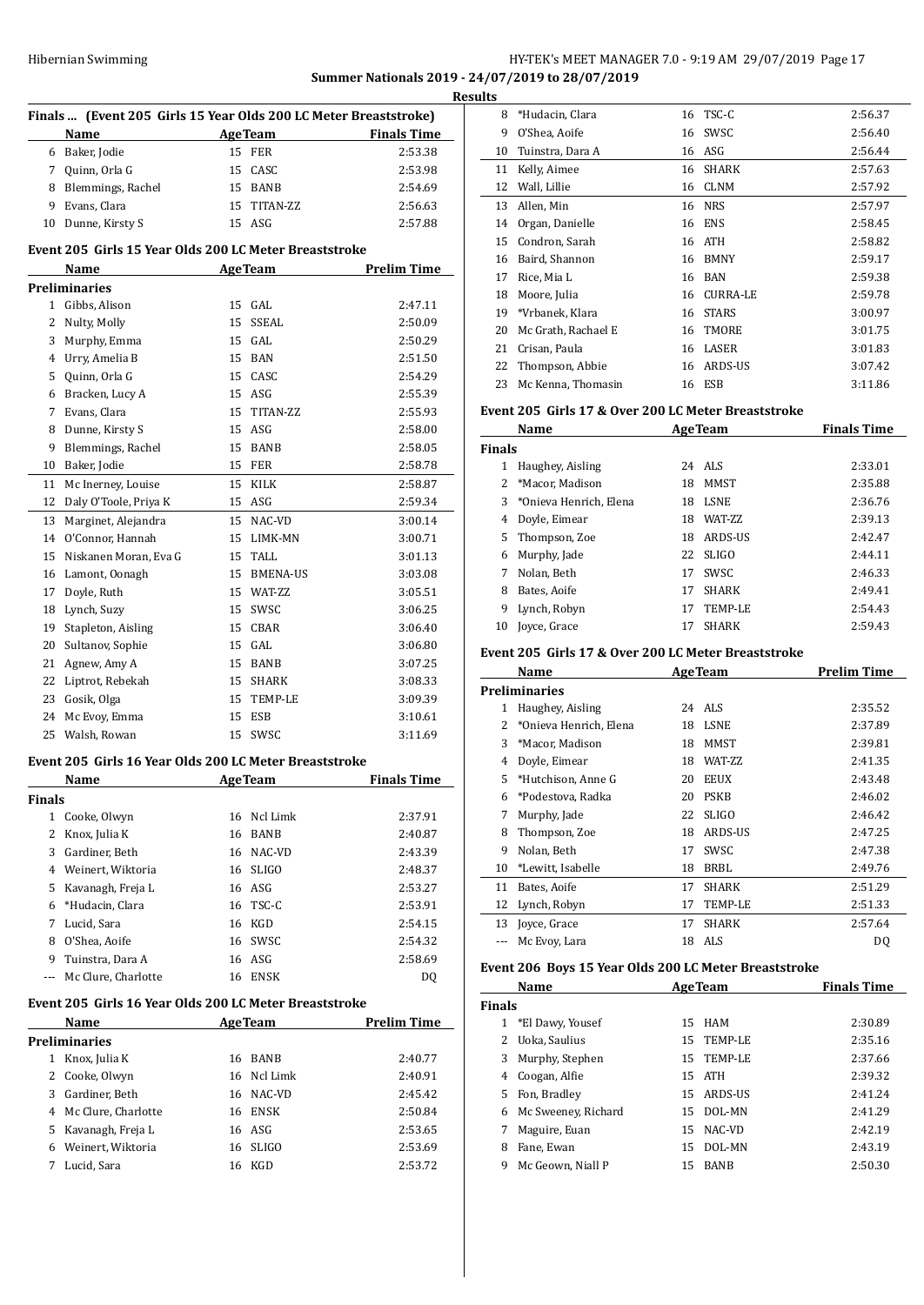Summer Nationals 2019 - 24/07/2019 to 28/07/2019

Results

### Finals ... (Event 205 Girls 15 Year Olds 200 LC Meter Breaststroke)

| | Name | Age | Team | Finals Time |
|---|---|---|---|---|
| 6 | Baker, Jodie | 15 | FER | 2:53.38 |
| 7 | Quinn, Orla G | 15 | CASC | 2:53.98 |
| 8 | Blemmings, Rachel | 15 | BANB | 2:54.69 |
| 9 | Evans, Clara | 15 | TITAN-ZZ | 2:56.63 |
| 10 | Dunne, Kirsty S | 15 | ASG | 2:57.88 |

### Event 205 Girls 15 Year Olds 200 LC Meter Breaststroke

| | Name | Age | Team | Prelim Time |
|---|---|---|---|---|
| **Preliminaries** | | | | |
| 1 | Gibbs, Alison | 15 | GAL | 2:47.11 |
| 2 | Nulty, Molly | 15 | SSEAL | 2:50.09 |
| 3 | Murphy, Emma | 15 | GAL | 2:50.29 |
| 4 | Urry, Amelia B | 15 | BAN | 2:51.50 |
| 5 | Quinn, Orla G | 15 | CASC | 2:54.29 |
| 6 | Bracken, Lucy A | 15 | ASG | 2:55.39 |
| 7 | Evans, Clara | 15 | TITAN-ZZ | 2:55.93 |
| 8 | Dunne, Kirsty S | 15 | ASG | 2:58.00 |
| 9 | Blemmings, Rachel | 15 | BANB | 2:58.05 |
| 10 | Baker, Jodie | 15 | FER | 2:58.78 |
| 11 | Mc Inerney, Louise | 15 | KILK | 2:58.87 |
| 12 | Daly O'Toole, Priya K | 15 | ASG | 2:59.34 |
| 13 | Marginet, Alejandra | 15 | NAC-VD | 3:00.14 |
| 14 | O'Connor, Hannah | 15 | LIMK-MN | 3:00.71 |
| 15 | Niskanen Moran, Eva G | 15 | TALL | 3:01.13 |
| 16 | Lamont, Oonagh | 15 | BMENA-US | 3:03.08 |
| 17 | Doyle, Ruth | 15 | WAT-ZZ | 3:05.51 |
| 18 | Lynch, Suzy | 15 | SWSC | 3:06.25 |
| 19 | Stapleton, Aisling | 15 | CBAR | 3:06.40 |
| 20 | Sultanov, Sophie | 15 | GAL | 3:06.80 |
| 21 | Agnew, Amy A | 15 | BANB | 3:07.25 |
| 22 | Liptrot, Rebekah | 15 | SHARK | 3:08.33 |
| 23 | Gosik, Olga | 15 | TEMP-LE | 3:09.39 |
| 24 | Mc Evoy, Emma | 15 | ESB | 3:10.61 |
| 25 | Walsh, Rowan | 15 | SWSC | 3:11.69 |

### Event 205 Girls 16 Year Olds 200 LC Meter Breaststroke

| | Name | Age | Team | Finals Time |
|---|---|---|---|---|
| **Finals** | | | | |
| 1 | Cooke, Olwyn | 16 | Ncl Limk | 2:37.91 |
| 2 | Knox, Julia K | 16 | BANB | 2:40.87 |
| 3 | Gardiner, Beth | 16 | NAC-VD | 2:43.39 |
| 4 | Weinert, Wiktoria | 16 | SLIGO | 2:48.37 |
| 5 | Kavanagh, Freja L | 16 | ASG | 2:53.27 |
| 6 | *Hudacin, Clara | 16 | TSC-C | 2:53.91 |
| 7 | Lucid, Sara | 16 | KGD | 2:54.15 |
| 8 | O'Shea, Aoife | 16 | SWSC | 2:54.32 |
| 9 | Tuinstra, Dara A | 16 | ASG | 2:58.69 |
| --- | Mc Clure, Charlotte | 16 | ENSK | DQ |

### Event 205 Girls 16 Year Olds 200 LC Meter Breaststroke

| | Name | Age | Team | Prelim Time |
|---|---|---|---|---|
| **Preliminaries** | | | | |
| 1 | Knox, Julia K | 16 | BANB | 2:40.77 |
| 2 | Cooke, Olwyn | 16 | Ncl Limk | 2:40.91 |
| 3 | Gardiner, Beth | 16 | NAC-VD | 2:45.42 |
| 4 | Mc Clure, Charlotte | 16 | ENSK | 2:50.84 |
| 5 | Kavanagh, Freja L | 16 | ASG | 2:53.65 |
| 6 | Weinert, Wiktoria | 16 | SLIGO | 2:53.69 |
| 7 | Lucid, Sara | 16 | KGD | 2:53.72 |
| 8 | *Hudacin, Clara | 16 | TSC-C | 2:56.37 |
| 9 | O'Shea, Aoife | 16 | SWSC | 2:56.40 |
| 10 | Tuinstra, Dara A | 16 | ASG | 2:56.44 |
| 11 | Kelly, Aimee | 16 | SHARK | 2:57.63 |
| 12 | Wall, Lillie | 16 | CLNM | 2:57.92 |
| 13 | Allen, Min | 16 | NRS | 2:57.97 |
| 14 | Organ, Danielle | 16 | ENS | 2:58.45 |
| 15 | Condron, Sarah | 16 | ATH | 2:58.82 |
| 16 | Baird, Shannon | 16 | BMNY | 2:59.17 |
| 17 | Rice, Mia L | 16 | BAN | 2:59.38 |
| 18 | Moore, Julia | 16 | CURRA-LE | 2:59.78 |
| 19 | *Vrbanek, Klara | 16 | STARS | 3:00.97 |
| 20 | Mc Grath, Rachael E | 16 | TMORE | 3:01.75 |
| 21 | Crisan, Paula | 16 | LASER | 3:01.83 |
| 22 | Thompson, Abbie | 16 | ARDS-US | 3:07.42 |
| 23 | Mc Kenna, Thomasin | 16 | ESB | 3:11.86 |

### Event 205 Girls 17 & Over 200 LC Meter Breaststroke

| | Name | Age | Team | Finals Time |
|---|---|---|---|---|
| **Finals** | | | | |
| 1 | Haughey, Aisling | 24 | ALS | 2:33.01 |
| 2 | *Macor, Madison | 18 | MMST | 2:35.88 |
| 3 | *Onieva Henrich, Elena | 18 | LSNE | 2:36.76 |
| 4 | Doyle, Eimear | 18 | WAT-ZZ | 2:39.13 |
| 5 | Thompson, Zoe | 18 | ARDS-US | 2:42.47 |
| 6 | Murphy, Jade | 22 | SLIGO | 2:44.11 |
| 7 | Nolan, Beth | 17 | SWSC | 2:46.33 |
| 8 | Bates, Aoife | 17 | SHARK | 2:49.41 |
| 9 | Lynch, Robyn | 17 | TEMP-LE | 2:54.43 |
| 10 | Joyce, Grace | 17 | SHARK | 2:59.43 |

### Event 205 Girls 17 & Over 200 LC Meter Breaststroke

| | Name | Age | Team | Prelim Time |
|---|---|---|---|---|
| **Preliminaries** | | | | |
| 1 | Haughey, Aisling | 24 | ALS | 2:35.52 |
| 2 | *Onieva Henrich, Elena | 18 | LSNE | 2:37.89 |
| 3 | *Macor, Madison | 18 | MMST | 2:39.81 |
| 4 | Doyle, Eimear | 18 | WAT-ZZ | 2:41.35 |
| 5 | *Hutchison, Anne G | 20 | EEUX | 2:43.48 |
| 6 | *Podestova, Radka | 20 | PSKB | 2:46.02 |
| 7 | Murphy, Jade | 22 | SLIGO | 2:46.42 |
| 8 | Thompson, Zoe | 18 | ARDS-US | 2:47.25 |
| 9 | Nolan, Beth | 17 | SWSC | 2:47.38 |
| 10 | *Lewitt, Isabelle | 18 | BRBL | 2:49.76 |
| 11 | Bates, Aoife | 17 | SHARK | 2:51.29 |
| 12 | Lynch, Robyn | 17 | TEMP-LE | 2:51.33 |
| 13 | Joyce, Grace | 17 | SHARK | 2:57.64 |
| --- | Mc Evoy, Lara | 18 | ALS | DQ |

### Event 206 Boys 15 Year Olds 200 LC Meter Breaststroke

| | Name | Age | Team | Finals Time |
|---|---|---|---|---|
| **Finals** | | | | |
| 1 | *El Dawy, Yousef | 15 | HAM | 2:30.89 |
| 2 | Uoka, Saulius | 15 | TEMP-LE | 2:35.16 |
| 3 | Murphy, Stephen | 15 | TEMP-LE | 2:37.66 |
| 4 | Coogan, Alfie | 15 | ATH | 2:39.32 |
| 5 | Fon, Bradley | 15 | ARDS-US | 2:41.24 |
| 6 | Mc Sweeney, Richard | 15 | DOL-MN | 2:41.29 |
| 7 | Maguire, Euan | 15 | NAC-VD | 2:42.19 |
| 8 | Fane, Ewan | 15 | DOL-MN | 2:43.19 |
| 9 | Mc Geown, Niall P | 15 | BANB | 2:50.30 |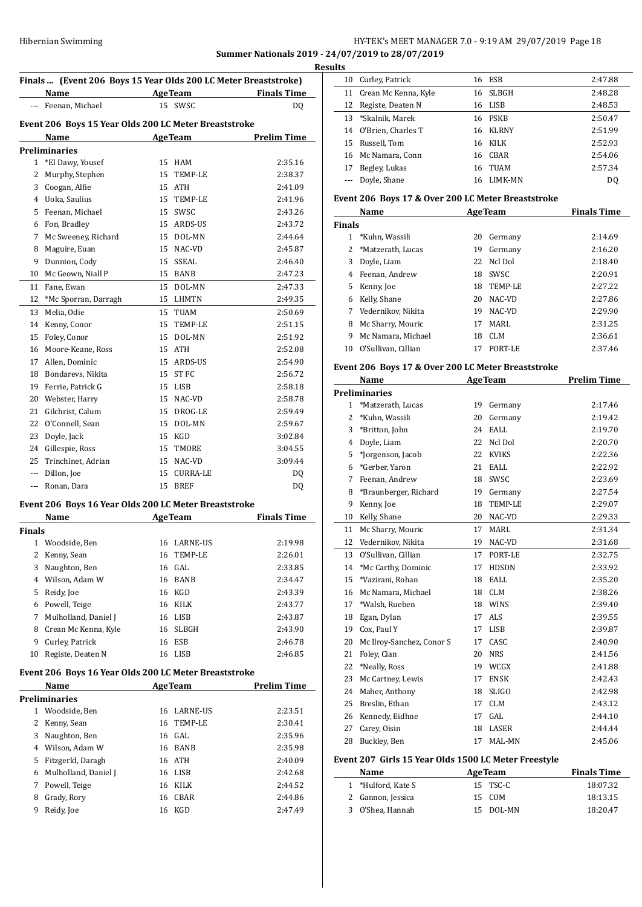Summer Nationals 2019 - 24/07/2019 to 28/07/2019

Results

**Finals ... (Event 206 Boys 15 Year Olds 200 LC Meter Breaststroke)**

| | Name | Age | Team | Finals Time |
|---|---|---|---|---|
| --- | Feenan, Michael | 15 | SWSC | DQ |

**Event 206 Boys 15 Year Olds 200 LC Meter Breaststroke**

| | Name | Age | Team | Prelim Time |
|---|---|---|---|---|
| **Preliminaries** | | | | |
| 1 | *El Dawy, Yousef | 15 | HAM | 2:35.16 |
| 2 | Murphy, Stephen | 15 | TEMP-LE | 2:38.37 |
| 3 | Coogan, Alfie | 15 | ATH | 2:41.09 |
| 4 | Uoka, Saulius | 15 | TEMP-LE | 2:41.96 |
| 5 | Feenan, Michael | 15 | SWSC | 2:43.26 |
| 6 | Fon, Bradley | 15 | ARDS-US | 2:43.72 |
| 7 | Mc Sweeney, Richard | 15 | DOL-MN | 2:44.64 |
| 8 | Maguire, Euan | 15 | NAC-VD | 2:45.87 |
| 9 | Dunnion, Cody | 15 | SSEAL | 2:46.40 |
| 10 | Mc Geown, Niall P | 15 | BANB | 2:47.23 |
| 11 | Fane, Ewan | 15 | DOL-MN | 2:47.33 |
| 12 | *Mc Sporran, Darragh | 15 | LHMTN | 2:49.35 |
| 13 | Melia, Odie | 15 | TUAM | 2:50.69 |
| 14 | Kenny, Conor | 15 | TEMP-LE | 2:51.15 |
| 15 | Foley, Conor | 15 | DOL-MN | 2:51.92 |
| 16 | Moore-Keane, Ross | 15 | ATH | 2:52.08 |
| 17 | Allen, Dominic | 15 | ARDS-US | 2:54.90 |
| 18 | Bondarevs, Nikita | 15 | ST FC | 2:56.72 |
| 19 | Ferrie, Patrick G | 15 | LISB | 2:58.18 |
| 20 | Webster, Harry | 15 | NAC-VD | 2:58.78 |
| 21 | Gilchrist, Calum | 15 | DROG-LE | 2:59.49 |
| 22 | O'Connell, Sean | 15 | DOL-MN | 2:59.67 |
| 23 | Doyle, Jack | 15 | KGD | 3:02.84 |
| 24 | Gillespie, Ross | 15 | TMORE | 3:04.55 |
| 25 | Trinchinet, Adrian | 15 | NAC-VD | 3:09.44 |
| --- | Dillon, Joe | 15 | CURRA-LE | DQ |
| --- | Ronan, Dara | 15 | BREF | DQ |

**Event 206 Boys 16 Year Olds 200 LC Meter Breaststroke**

| | Name | Age | Team | Finals Time |
|---|---|---|---|---|
| **Finals** | | | | |
| 1 | Woodside, Ben | 16 | LARNE-US | 2:19.98 |
| 2 | Kenny, Sean | 16 | TEMP-LE | 2:26.01 |
| 3 | Naughton, Ben | 16 | GAL | 2:33.85 |
| 4 | Wilson, Adam W | 16 | BANB | 2:34.47 |
| 5 | Reidy, Joe | 16 | KGD | 2:43.39 |
| 6 | Powell, Teige | 16 | KILK | 2:43.77 |
| 7 | Mulholland, Daniel J | 16 | LISB | 2:43.87 |
| 8 | Crean Mc Kenna, Kyle | 16 | SLBGH | 2:43.90 |
| 9 | Curley, Patrick | 16 | ESB | 2:46.78 |
| 10 | Registe, Deaten N | 16 | LISB | 2:46.85 |

**Event 206 Boys 16 Year Olds 200 LC Meter Breaststroke**

| | Name | Age | Team | Prelim Time |
|---|---|---|---|---|
| **Preliminaries** | | | | |
| 1 | Woodside, Ben | 16 | LARNE-US | 2:23.51 |
| 2 | Kenny, Sean | 16 | TEMP-LE | 2:30.41 |
| 3 | Naughton, Ben | 16 | GAL | 2:35.96 |
| 4 | Wilson, Adam W | 16 | BANB | 2:35.98 |
| 5 | Fitzgerld, Daragh | 16 | ATH | 2:40.09 |
| 6 | Mulholland, Daniel J | 16 | LISB | 2:42.68 |
| 7 | Powell, Teige | 16 | KILK | 2:44.52 |
| 8 | Grady, Rory | 16 | CBAR | 2:44.86 |
| 9 | Reidy, Joe | 16 | KGD | 2:47.49 |
| 10 | Curley, Patrick | 16 | ESB | 2:47.88 |
| 11 | Crean Mc Kenna, Kyle | 16 | SLBGH | 2:48.28 |
| 12 | Registe, Deaten N | 16 | LISB | 2:48.53 |
| 13 | *Skalnik, Marek | 16 | PSKB | 2:50.47 |
| 14 | O'Brien, Charles T | 16 | KLRNY | 2:51.99 |
| 15 | Russell, Tom | 16 | KILK | 2:52.93 |
| 16 | Mc Namara, Conn | 16 | CBAR | 2:54.06 |
| 17 | Begley, Lukas | 16 | TUAM | 2:57.34 |
| --- | Doyle, Shane | 16 | LIMK-MN | DQ |

**Event 206 Boys 17 & Over 200 LC Meter Breaststroke**

| | Name | Age | Team | Finals Time |
|---|---|---|---|---|
| **Finals** | | | | |
| 1 | *Kuhn, Wassili | 20 | Germany | 2:14.69 |
| 2 | *Matzerath, Lucas | 19 | Germany | 2:16.20 |
| 3 | Doyle, Liam | 22 | Ncl Dol | 2:18.40 |
| 4 | Feenan, Andrew | 18 | SWSC | 2:20.91 |
| 5 | Kenny, Joe | 18 | TEMP-LE | 2:27.22 |
| 6 | Kelly, Shane | 20 | NAC-VD | 2:27.86 |
| 7 | Vedernikov, Nikita | 19 | NAC-VD | 2:29.90 |
| 8 | Mc Sharry, Mouric | 17 | MARL | 2:31.25 |
| 9 | Mc Namara, Michael | 18 | CLM | 2:36.61 |
| 10 | O'Sullivan, Cillian | 17 | PORT-LE | 2:37.46 |

**Event 206 Boys 17 & Over 200 LC Meter Breaststroke**

| | Name | Age | Team | Prelim Time |
|---|---|---|---|---|
| **Preliminaries** | | | | |
| 1 | *Matzerath, Lucas | 19 | Germany | 2:17.46 |
| 2 | *Kuhn, Wassili | 20 | Germany | 2:19.42 |
| 3 | *Britton, John | 24 | EALL | 2:19.70 |
| 4 | Doyle, Liam | 22 | Ncl Dol | 2:20.70 |
| 5 | *Jorgenson, Jacob | 22 | KVIKS | 2:22.36 |
| 6 | *Gerber, Yaron | 21 | EALL | 2:22.92 |
| 7 | Feenan, Andrew | 18 | SWSC | 2:23.69 |
| 8 | *Braunberger, Richard | 19 | Germany | 2:27.54 |
| 9 | Kenny, Joe | 18 | TEMP-LE | 2:29.07 |
| 10 | Kelly, Shane | 20 | NAC-VD | 2:29.33 |
| 11 | Mc Sharry, Mouric | 17 | MARL | 2:31.34 |
| 12 | Vedernikov, Nikita | 19 | NAC-VD | 2:31.68 |
| 13 | O'Sullivan, Cillian | 17 | PORT-LE | 2:32.75 |
| 14 | *Mc Carthy, Dominic | 17 | HDSDN | 2:33.92 |
| 15 | *Vazirani, Rohan | 18 | EALL | 2:35.20 |
| 16 | Mc Namara, Michael | 18 | CLM | 2:38.26 |
| 17 | *Walsh, Rueben | 18 | WINS | 2:39.40 |
| 18 | Egan, Dylan | 17 | ALS | 2:39.55 |
| 19 | Cox, Paul Y | 17 | LISB | 2:39.87 |
| 20 | Mc Ilroy-Sanchez, Conor S | 17 | CASC | 2:40.90 |
| 21 | Foley, Cian | 20 | NRS | 2:41.56 |
| 22 | *Neally, Ross | 19 | WCGX | 2:41.88 |
| 23 | Mc Cartney, Lewis | 17 | ENSK | 2:42.43 |
| 24 | Maher, Anthony | 18 | SLIGO | 2:42.98 |
| 25 | Breslin, Ethan | 17 | CLM | 2:43.12 |
| 26 | Kennedy, Eidhne | 17 | GAL | 2:44.10 |
| 27 | Carey, Oisin | 18 | LASER | 2:44.44 |
| 28 | Buckley, Ben | 17 | MAL-MN | 2:45.06 |

**Event 207 Girls 15 Year Olds 1500 LC Meter Freestyle**

| | Name | Age | Team | Finals Time |
|---|---|---|---|---|
| 1 | *Hulford, Kate S | 15 | TSC-C | 18:07.32 |
| 2 | Gannon, Jessica | 15 | COM | 18:13.15 |
| 3 | O'Shea, Hannah | 15 | DOL-MN | 18:20.47 |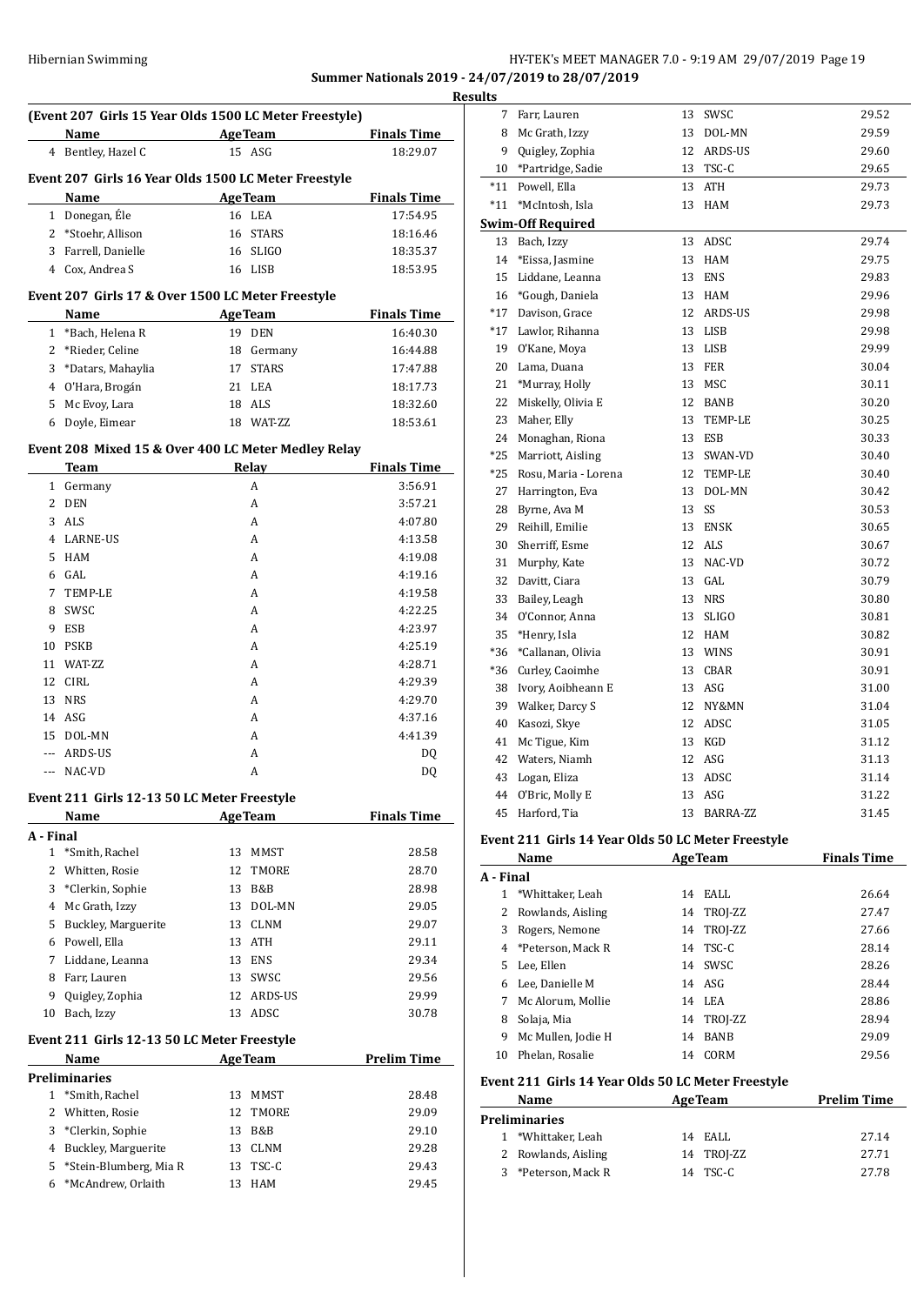## Summer Nationals 2019 - 24/07/2019 to 28/07/2019

### Results

**(Event 207 Girls 15 Year Olds 1500 LC Meter Freestyle)**

| | Name | Age | Team | Finals Time |
|---|---|---|---|---|
| 4 | Bentley, Hazel C | 15 | ASG | 18:29.07 |

**Event 207 Girls 16 Year Olds 1500 LC Meter Freestyle**

| | Name | Age | Team | Finals Time |
|---|---|---|---|---|
| 1 | Donegan, Éle | 16 | LEA | 17:54.95 |
| 2 | *Stoehr, Allison | 16 | STARS | 18:16.46 |
| 3 | Farrell, Danielle | 16 | SLIGO | 18:35.37 |
| 4 | Cox, Andrea S | 16 | LISB | 18:53.95 |

**Event 207 Girls 17 & Over 1500 LC Meter Freestyle**

| | Name | Age | Team | Finals Time |
|---|---|---|---|---|
| 1 | *Bach, Helena R | 19 | DEN | 16:40.30 |
| 2 | *Rieder, Celine | 18 | Germany | 16:44.88 |
| 3 | *Datars, Mahaylia | 17 | STARS | 17:47.88 |
| 4 | O'Hara, Brogán | 21 | LEA | 18:17.73 |
| 5 | Mc Evoy, Lara | 18 | ALS | 18:32.60 |
| 6 | Doyle, Eimear | 18 | WAT-ZZ | 18:53.61 |

**Event 208 Mixed 15 & Over 400 LC Meter Medley Relay**

| | Team | Relay | Finals Time |
|---|---|---|---|
| 1 | Germany | A | 3:56.91 |
| 2 | DEN | A | 3:57.21 |
| 3 | ALS | A | 4:07.80 |
| 4 | LARNE-US | A | 4:13.58 |
| 5 | HAM | A | 4:19.08 |
| 6 | GAL | A | 4:19.16 |
| 7 | TEMP-LE | A | 4:19.58 |
| 8 | SWSC | A | 4:22.25 |
| 9 | ESB | A | 4:23.97 |
| 10 | PSKB | A | 4:25.19 |
| 11 | WAT-ZZ | A | 4:28.71 |
| 12 | CIRL | A | 4:29.39 |
| 13 | NRS | A | 4:29.70 |
| 14 | ASG | A | 4:37.16 |
| 15 | DOL-MN | A | 4:41.39 |
| --- | ARDS-US | A | DQ |
| --- | NAC-VD | A | DQ |

**Event 211 Girls 12-13 50 LC Meter Freestyle**

| | Name | Age | Team | Finals Time |
|---|---|---|---|---|
| **A - Final** | | | | |
| 1 | *Smith, Rachel | 13 | MMST | 28.58 |
| 2 | Whitten, Rosie | 12 | TMORE | 28.70 |
| 3 | *Clerkin, Sophie | 13 | B&B | 28.98 |
| 4 | Mc Grath, Izzy | 13 | DOL-MN | 29.05 |
| 5 | Buckley, Marguerite | 13 | CLNM | 29.07 |
| 6 | Powell, Ella | 13 | ATH | 29.11 |
| 7 | Liddane, Leanna | 13 | ENS | 29.34 |
| 8 | Farr, Lauren | 13 | SWSC | 29.56 |
| 9 | Quigley, Zophia | 12 | ARDS-US | 29.99 |
| 10 | Bach, Izzy | 13 | ADSC | 30.78 |

**Event 211 Girls 12-13 50 LC Meter Freestyle**

| | Name | Age | Team | Prelim Time |
|---|---|---|---|---|
| **Preliminaries** | | | | |
| 1 | *Smith, Rachel | 13 | MMST | 28.48 |
| 2 | Whitten, Rosie | 12 | TMORE | 29.09 |
| 3 | *Clerkin, Sophie | 13 | B&B | 29.10 |
| 4 | Buckley, Marguerite | 13 | CLNM | 29.28 |
| 5 | *Stein-Blumberg, Mia R | 13 | TSC-C | 29.43 |
| 6 | *McAndrew, Orlaith | 13 | HAM | 29.45 |
| 7 | Farr, Lauren | 13 | SWSC | 29.52 |
| 8 | Mc Grath, Izzy | 13 | DOL-MN | 29.59 |
| 9 | Quigley, Zophia | 12 | ARDS-US | 29.60 |
| 10 | *Partridge, Sadie | 13 | TSC-C | 29.65 |
| *11 | Powell, Ella | 13 | ATH | 29.73 |
| *11 | *McIntosh, Isla | 13 | HAM | 29.73 |
| **Swim-Off Required** | | | | |
| 13 | Bach, Izzy | 13 | ADSC | 29.74 |
| 14 | *Eissa, Jasmine | 13 | HAM | 29.75 |
| 15 | Liddane, Leanna | 13 | ENS | 29.83 |
| 16 | *Gough, Daniela | 13 | HAM | 29.96 |
| *17 | Davison, Grace | 12 | ARDS-US | 29.98 |
| *17 | Lawlor, Rihanna | 13 | LISB | 29.98 |
| 19 | O'Kane, Moya | 13 | LISB | 29.99 |
| 20 | Lama, Duana | 13 | FER | 30.04 |
| 21 | *Murray, Holly | 13 | MSC | 30.11 |
| 22 | Miskelly, Olivia E | 12 | BANB | 30.20 |
| 23 | Maher, Elly | 13 | TEMP-LE | 30.25 |
| 24 | Monaghan, Riona | 13 | ESB | 30.33 |
| *25 | Marriott, Aisling | 13 | SWAN-VD | 30.40 |
| *25 | Rosu, Maria - Lorena | 12 | TEMP-LE | 30.40 |
| 27 | Harrington, Eva | 13 | DOL-MN | 30.42 |
| 28 | Byrne, Ava M | 13 | SS | 30.53 |
| 29 | Reihill, Emilie | 13 | ENSK | 30.65 |
| 30 | Sherriff, Esme | 12 | ALS | 30.67 |
| 31 | Murphy, Kate | 13 | NAC-VD | 30.72 |
| 32 | Davitt, Ciara | 13 | GAL | 30.79 |
| 33 | Bailey, Leagh | 13 | NRS | 30.80 |
| 34 | O'Connor, Anna | 13 | SLIGO | 30.81 |
| 35 | *Henry, Isla | 12 | HAM | 30.82 |
| *36 | *Callanan, Olivia | 13 | WINS | 30.91 |
| *36 | Curley, Caoimhe | 13 | CBAR | 30.91 |
| 38 | Ivory, Aoibheann E | 13 | ASG | 31.00 |
| 39 | Walker, Darcy S | 12 | NY&MN | 31.04 |
| 40 | Kasozi, Skye | 12 | ADSC | 31.05 |
| 41 | Mc Tigue, Kim | 13 | KGD | 31.12 |
| 42 | Waters, Niamh | 12 | ASG | 31.13 |
| 43 | Logan, Eliza | 13 | ADSC | 31.14 |
| 44 | O'Bric, Molly E | 13 | ASG | 31.22 |
| 45 | Harford, Tia | 13 | BARRA-ZZ | 31.45 |

**Event 211 Girls 14 Year Olds 50 LC Meter Freestyle**

| | Name | Age | Team | Finals Time |
|---|---|---|---|---|
| **A - Final** | | | | |
| 1 | *Whittaker, Leah | 14 | EALL | 26.64 |
| 2 | Rowlands, Aisling | 14 | TROJ-ZZ | 27.47 |
| 3 | Rogers, Nemone | 14 | TROJ-ZZ | 27.66 |
| 4 | *Peterson, Mack R | 14 | TSC-C | 28.14 |
| 5 | Lee, Ellen | 14 | SWSC | 28.26 |
| 6 | Lee, Danielle M | 14 | ASG | 28.44 |
| 7 | Mc Alorum, Mollie | 14 | LEA | 28.86 |
| 8 | Solaja, Mia | 14 | TROJ-ZZ | 28.94 |
| 9 | Mc Mullen, Jodie H | 14 | BANB | 29.09 |
| 10 | Phelan, Rosalie | 14 | CORM | 29.56 |

**Event 211 Girls 14 Year Olds 50 LC Meter Freestyle**

| | Name | Age | Team | Prelim Time |
|---|---|---|---|---|
| **Preliminaries** | | | | |
| 1 | *Whittaker, Leah | 14 | EALL | 27.14 |
| 2 | Rowlands, Aisling | 14 | TROJ-ZZ | 27.71 |
| 3 | *Peterson, Mack R | 14 | TSC-C | 27.78 |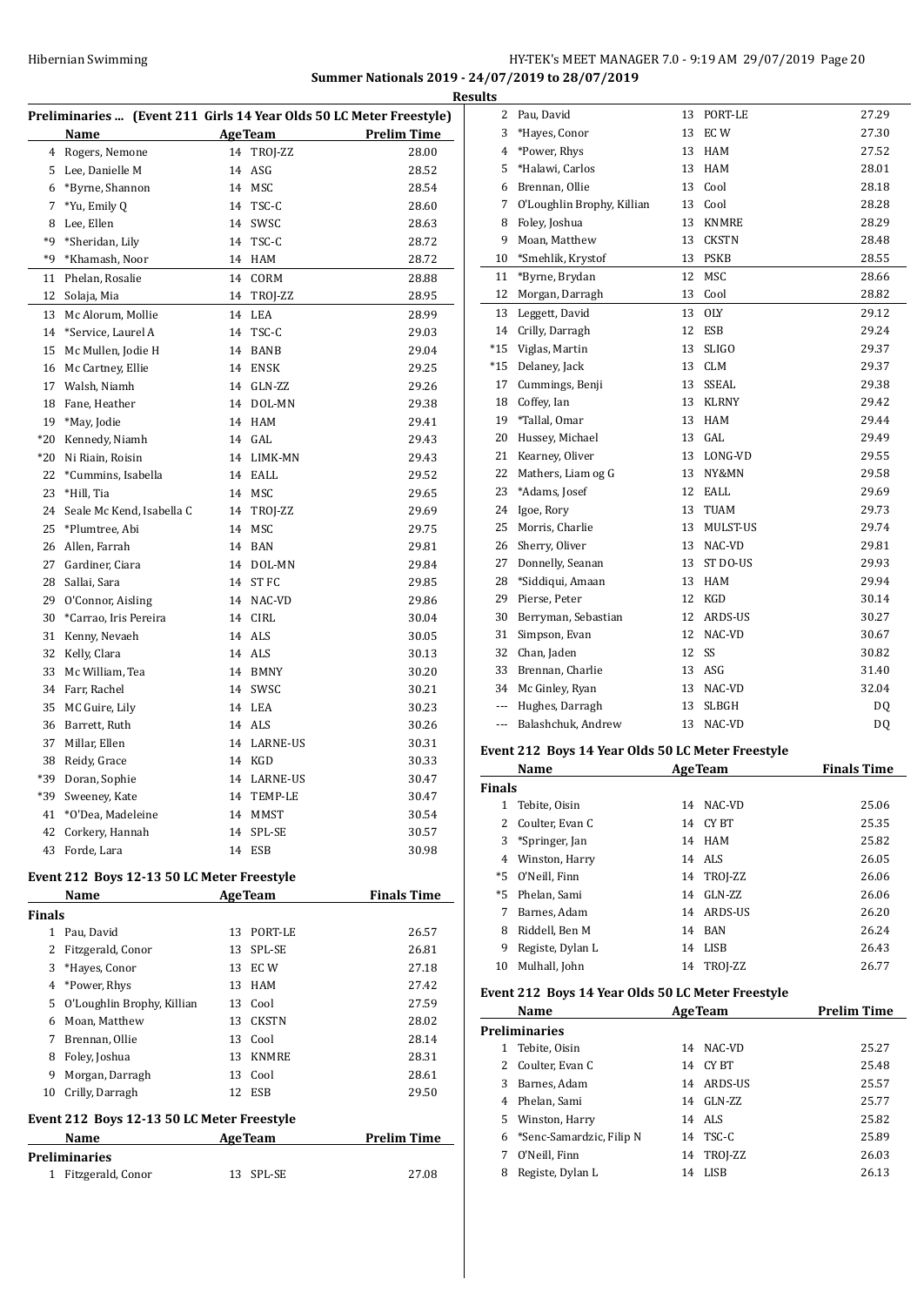## Summer Nationals 2019 - 24/07/2019 to 28/07/2019

### Results

### Preliminaries ... (Event 211 Girls 14 Year Olds 50 LC Meter Freestyle)

| | Name | Age | Team | Prelim Time |
|---|---|---|---|---|
| 4 | Rogers, Nemone | 14 | TROJ-ZZ | 28.00 |
| 5 | Lee, Danielle M | 14 | ASG | 28.52 |
| 6 | *Byrne, Shannon | 14 | MSC | 28.54 |
| 7 | *Yu, Emily Q | 14 | TSC-C | 28.60 |
| 8 | Lee, Ellen | 14 | SWSC | 28.63 |
| *9 | *Sheridan, Lily | 14 | TSC-C | 28.72 |
| *9 | *Khamash, Noor | 14 | HAM | 28.72 |
| 11 | Phelan, Rosalie | 14 | CORM | 28.88 |
| 12 | Solaja, Mia | 14 | TROJ-ZZ | 28.95 |
| 13 | Mc Alorum, Mollie | 14 | LEA | 28.99 |
| 14 | *Service, Laurel A | 14 | TSC-C | 29.03 |
| 15 | Mc Mullen, Jodie H | 14 | BANB | 29.04 |
| 16 | Mc Cartney, Ellie | 14 | ENSK | 29.25 |
| 17 | Walsh, Niamh | 14 | GLN-ZZ | 29.26 |
| 18 | Fane, Heather | 14 | DOL-MN | 29.38 |
| 19 | *May, Jodie | 14 | HAM | 29.41 |
| *20 | Kennedy, Niamh | 14 | GAL | 29.43 |
| *20 | Ni Riain, Roisin | 14 | LIMK-MN | 29.43 |
| 22 | *Cummins, Isabella | 14 | EALL | 29.52 |
| 23 | *Hill, Tia | 14 | MSC | 29.65 |
| 24 | Seale Mc Kend, Isabella C | 14 | TROJ-ZZ | 29.69 |
| 25 | *Plumtree, Abi | 14 | MSC | 29.75 |
| 26 | Allen, Farrah | 14 | BAN | 29.81 |
| 27 | Gardiner, Ciara | 14 | DOL-MN | 29.84 |
| 28 | Sallai, Sara | 14 | ST FC | 29.85 |
| 29 | O'Connor, Aisling | 14 | NAC-VD | 29.86 |
| 30 | *Carrao, Iris Pereira | 14 | CIRL | 30.04 |
| 31 | Kenny, Nevaeh | 14 | ALS | 30.05 |
| 32 | Kelly, Clara | 14 | ALS | 30.13 |
| 33 | Mc William, Tea | 14 | BMNY | 30.20 |
| 34 | Farr, Rachel | 14 | SWSC | 30.21 |
| 35 | MC Guire, Lily | 14 | LEA | 30.23 |
| 36 | Barrett, Ruth | 14 | ALS | 30.26 |
| 37 | Millar, Ellen | 14 | LARNE-US | 30.31 |
| 38 | Reidy, Grace | 14 | KGD | 30.33 |
| *39 | Doran, Sophie | 14 | LARNE-US | 30.47 |
| *39 | Sweeney, Kate | 14 | TEMP-LE | 30.47 |
| 41 | *O'Dea, Madeleine | 14 | MMST | 30.54 |
| 42 | Corkery, Hannah | 14 | SPL-SE | 30.57 |
| 43 | Forde, Lara | 14 | ESB | 30.98 |

### Event 212 Boys 12-13 50 LC Meter Freestyle

| | Name | Age | Team | Finals Time |
|---|---|---|---|---|
| **Finals** | | | | |
| 1 | Pau, David | 13 | PORT-LE | 26.57 |
| 2 | Fitzgerald, Conor | 13 | SPL-SE | 26.81 |
| 3 | *Hayes, Conor | 13 | EC W | 27.18 |
| 4 | *Power, Rhys | 13 | HAM | 27.42 |
| 5 | O'Loughlin Brophy, Killian | 13 | Cool | 27.59 |
| 6 | Moan, Matthew | 13 | CKSTN | 28.02 |
| 7 | Brennan, Ollie | 13 | Cool | 28.14 |
| 8 | Foley, Joshua | 13 | KNMRE | 28.31 |
| 9 | Morgan, Darragh | 13 | Cool | 28.61 |
| 10 | Crilly, Darragh | 12 | ESB | 29.50 |

### Event 212 Boys 12-13 50 LC Meter Freestyle

| | Name | Age | Team | Prelim Time |
|---|---|---|---|---|
| **Preliminaries** | | | | |
| 1 | Fitzgerald, Conor | 13 | SPL-SE | 27.08 |
| 2 | Pau, David | 13 | PORT-LE | 27.29 |
| 3 | *Hayes, Conor | 13 | EC W | 27.30 |
| 4 | *Power, Rhys | 13 | HAM | 27.52 |
| 5 | *Halawi, Carlos | 13 | HAM | 28.01 |
| 6 | Brennan, Ollie | 13 | Cool | 28.18 |
| 7 | O'Loughlin Brophy, Killian | 13 | Cool | 28.28 |
| 8 | Foley, Joshua | 13 | KNMRE | 28.29 |
| 9 | Moan, Matthew | 13 | CKSTN | 28.48 |
| 10 | *Smehlik, Krystof | 13 | PSKB | 28.55 |
| 11 | *Byrne, Brydan | 12 | MSC | 28.66 |
| 12 | Morgan, Darragh | 13 | Cool | 28.82 |
| 13 | Leggett, David | 13 | OLY | 29.12 |
| 14 | Crilly, Darragh | 12 | ESB | 29.24 |
| *15 | Viglas, Martin | 13 | SLIGO | 29.37 |
| *15 | Delaney, Jack | 13 | CLM | 29.37 |
| 17 | Cummings, Benji | 13 | SSEAL | 29.38 |
| 18 | Coffey, Ian | 13 | KLRNY | 29.42 |
| 19 | *Tallal, Omar | 13 | HAM | 29.44 |
| 20 | Hussey, Michael | 13 | GAL | 29.49 |
| 21 | Kearney, Oliver | 13 | LONG-VD | 29.55 |
| 22 | Mathers, Liam og G | 13 | NY&MN | 29.58 |
| 23 | *Adams, Josef | 12 | EALL | 29.69 |
| 24 | Igoe, Rory | 13 | TUAM | 29.73 |
| 25 | Morris, Charlie | 13 | MULST-US | 29.74 |
| 26 | Sherry, Oliver | 13 | NAC-VD | 29.81 |
| 27 | Donnelly, Seanan | 13 | ST DO-US | 29.93 |
| 28 | *Siddiqui, Amaan | 13 | HAM | 29.94 |
| 29 | Pierse, Peter | 12 | KGD | 30.14 |
| 30 | Berryman, Sebastian | 12 | ARDS-US | 30.27 |
| 31 | Simpson, Evan | 12 | NAC-VD | 30.67 |
| 32 | Chan, Jaden | 12 | SS | 30.82 |
| 33 | Brennan, Charlie | 13 | ASG | 31.40 |
| 34 | Mc Ginley, Ryan | 13 | NAC-VD | 32.04 |
| --- | Hughes, Darragh | 13 | SLBGH | DQ |
| --- | Balashchuk, Andrew | 13 | NAC-VD | DQ |

### Event 212 Boys 14 Year Olds 50 LC Meter Freestyle

| | Name | Age | Team | Finals Time |
|---|---|---|---|---|
| **Finals** | | | | |
| 1 | Tebite, Oisin | 14 | NAC-VD | 25.06 |
| 2 | Coulter, Evan C | 14 | CY BT | 25.35 |
| 3 | *Springer, Jan | 14 | HAM | 25.82 |
| 4 | Winston, Harry | 14 | ALS | 26.05 |
| *5 | O'Neill, Finn | 14 | TROJ-ZZ | 26.06 |
| *5 | Phelan, Sami | 14 | GLN-ZZ | 26.06 |
| 7 | Barnes, Adam | 14 | ARDS-US | 26.20 |
| 8 | Riddell, Ben M | 14 | BAN | 26.24 |
| 9 | Registe, Dylan L | 14 | LISB | 26.43 |
| 10 | Mulhall, John | 14 | TROJ-ZZ | 26.77 |

### Event 212 Boys 14 Year Olds 50 LC Meter Freestyle

| | Name | Age | Team | Prelim Time |
|---|---|---|---|---|
| **Preliminaries** | | | | |
| 1 | Tebite, Oisin | 14 | NAC-VD | 25.27 |
| 2 | Coulter, Evan C | 14 | CY BT | 25.48 |
| 3 | Barnes, Adam | 14 | ARDS-US | 25.57 |
| 4 | Phelan, Sami | 14 | GLN-ZZ | 25.77 |
| 5 | Winston, Harry | 14 | ALS | 25.82 |
| 6 | *Senc-Samardzic, Filip N | 14 | TSC-C | 25.89 |
| 7 | O'Neill, Finn | 14 | TROJ-ZZ | 26.03 |
| 8 | Registe, Dylan L | 14 | LISB | 26.13 |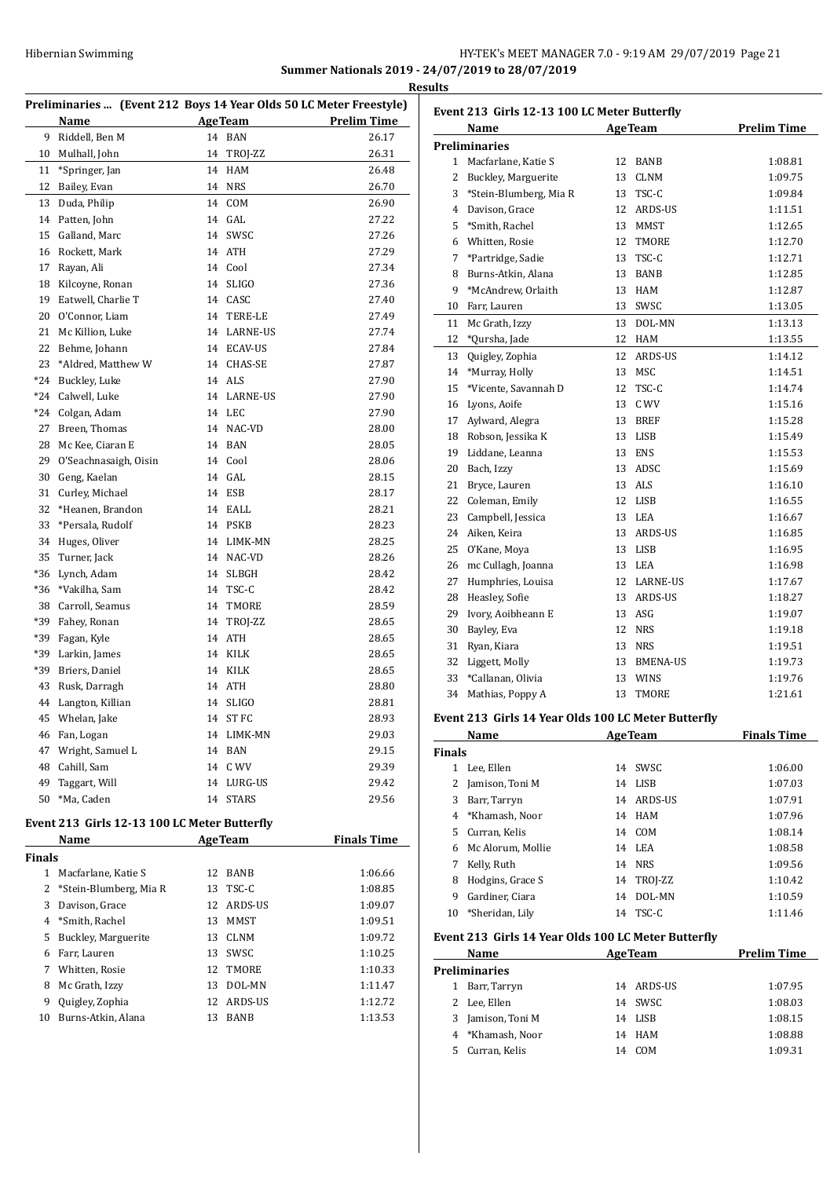Summer Nationals 2019 - 24/07/2019 to 28/07/2019

Results

### Preliminaries ... (Event 212 Boys 14 Year Olds 50 LC Meter Freestyle)

| | Name | Age | Team | Prelim Time |
|---|---|---|---|---|
| 9 | Riddell, Ben M | 14 | BAN | 26.17 |
| 10 | Mulhall, John | 14 | TROJ-ZZ | 26.31 |
| 11 | *Springer, Jan | 14 | HAM | 26.48 |
| 12 | Bailey, Evan | 14 | NRS | 26.70 |
| 13 | Duda, Philip | 14 | COM | 26.90 |
| 14 | Patten, John | 14 | GAL | 27.22 |
| 15 | Galland, Marc | 14 | SWSC | 27.26 |
| 16 | Rockett, Mark | 14 | ATH | 27.29 |
| 17 | Rayan, Ali | 14 | Cool | 27.34 |
| 18 | Kilcoyne, Ronan | 14 | SLIGO | 27.36 |
| 19 | Eatwell, Charlie T | 14 | CASC | 27.40 |
| 20 | O'Connor, Liam | 14 | TERE-LE | 27.49 |
| 21 | Mc Killion, Luke | 14 | LARNE-US | 27.74 |
| 22 | Behme, Johann | 14 | ECAV-US | 27.84 |
| 23 | *Aldred, Matthew W | 14 | CHAS-SE | 27.87 |
| *24 | Buckley, Luke | 14 | ALS | 27.90 |
| *24 | Calwell, Luke | 14 | LARNE-US | 27.90 |
| *24 | Colgan, Adam | 14 | LEC | 27.90 |
| 27 | Breen, Thomas | 14 | NAC-VD | 28.00 |
| 28 | Mc Kee, Ciaran E | 14 | BAN | 28.05 |
| 29 | O'Seachnasaigh, Oisin | 14 | Cool | 28.06 |
| 30 | Geng, Kaelan | 14 | GAL | 28.15 |
| 31 | Curley, Michael | 14 | ESB | 28.17 |
| 32 | *Heanen, Brandon | 14 | EALL | 28.21 |
| 33 | *Persala, Rudolf | 14 | PSKB | 28.23 |
| 34 | Huges, Oliver | 14 | LIMK-MN | 28.25 |
| 35 | Turner, Jack | 14 | NAC-VD | 28.26 |
| *36 | Lynch, Adam | 14 | SLBGH | 28.42 |
| *36 | *Vakilha, Sam | 14 | TSC-C | 28.42 |
| 38 | Carroll, Seamus | 14 | TMORE | 28.59 |
| *39 | Fahey, Ronan | 14 | TROJ-ZZ | 28.65 |
| *39 | Fagan, Kyle | 14 | ATH | 28.65 |
| *39 | Larkin, James | 14 | KILK | 28.65 |
| *39 | Briers, Daniel | 14 | KILK | 28.65 |
| 43 | Rusk, Darragh | 14 | ATH | 28.80 |
| 44 | Langton, Killian | 14 | SLIGO | 28.81 |
| 45 | Whelan, Jake | 14 | ST FC | 28.93 |
| 46 | Fan, Logan | 14 | LIMK-MN | 29.03 |
| 47 | Wright, Samuel L | 14 | BAN | 29.15 |
| 48 | Cahill, Sam | 14 | C WV | 29.39 |
| 49 | Taggart, Will | 14 | LURG-US | 29.42 |
| 50 | *Ma, Caden | 14 | STARS | 29.56 |

### Event 213 Girls 12-13 100 LC Meter Butterfly

| | Name | Age | Team | Finals Time |
|---|---|---|---|---|
| **Finals** | | | | |
| 1 | Macfarlane, Katie S | 12 | BANB | 1:06.66 |
| 2 | *Stein-Blumberg, Mia R | 13 | TSC-C | 1:08.85 |
| 3 | Davison, Grace | 12 | ARDS-US | 1:09.07 |
| 4 | *Smith, Rachel | 13 | MMST | 1:09.51 |
| 5 | Buckley, Marguerite | 13 | CLNM | 1:09.72 |
| 6 | Farr, Lauren | 13 | SWSC | 1:10.25 |
| 7 | Whitten, Rosie | 12 | TMORE | 1:10.33 |
| 8 | Mc Grath, Izzy | 13 | DOL-MN | 1:11.47 |
| 9 | Quigley, Zophia | 12 | ARDS-US | 1:12.72 |
| 10 | Burns-Atkin, Alana | 13 | BANB | 1:13.53 |

### Event 213 Girls 12-13 100 LC Meter Butterfly

| | Name | Age | Team | Prelim Time |
|---|---|---|---|---|
| **Preliminaries** | | | | |
| 1 | Macfarlane, Katie S | 12 | BANB | 1:08.81 |
| 2 | Buckley, Marguerite | 13 | CLNM | 1:09.75 |
| 3 | *Stein-Blumberg, Mia R | 13 | TSC-C | 1:09.84 |
| 4 | Davison, Grace | 12 | ARDS-US | 1:11.51 |
| 5 | *Smith, Rachel | 13 | MMST | 1:12.65 |
| 6 | Whitten, Rosie | 12 | TMORE | 1:12.70 |
| 7 | *Partridge, Sadie | 13 | TSC-C | 1:12.71 |
| 8 | Burns-Atkin, Alana | 13 | BANB | 1:12.85 |
| 9 | *McAndrew, Orlaith | 13 | HAM | 1:12.87 |
| 10 | Farr, Lauren | 13 | SWSC | 1:13.05 |
| 11 | Mc Grath, Izzy | 13 | DOL-MN | 1:13.13 |
| 12 | *Qursha, Jade | 12 | HAM | 1:13.55 |
| 13 | Quigley, Zophia | 12 | ARDS-US | 1:14.12 |
| 14 | *Murray, Holly | 13 | MSC | 1:14.51 |
| 15 | *Vicente, Savannah D | 12 | TSC-C | 1:14.74 |
| 16 | Lyons, Aoife | 13 | C WV | 1:15.16 |
| 17 | Aylward, Alegra | 13 | BREF | 1:15.28 |
| 18 | Robson, Jessika K | 13 | LISB | 1:15.49 |
| 19 | Liddane, Leanna | 13 | ENS | 1:15.53 |
| 20 | Bach, Izzy | 13 | ADSC | 1:15.69 |
| 21 | Bryce, Lauren | 13 | ALS | 1:16.10 |
| 22 | Coleman, Emily | 12 | LISB | 1:16.55 |
| 23 | Campbell, Jessica | 13 | LEA | 1:16.67 |
| 24 | Aiken, Keira | 13 | ARDS-US | 1:16.85 |
| 25 | O'Kane, Moya | 13 | LISB | 1:16.95 |
| 26 | mc Cullagh, Joanna | 13 | LEA | 1:16.98 |
| 27 | Humphries, Louisa | 12 | LARNE-US | 1:17.67 |
| 28 | Heasley, Sofie | 13 | ARDS-US | 1:18.27 |
| 29 | Ivory, Aoibheann E | 13 | ASG | 1:19.07 |
| 30 | Bayley, Eva | 12 | NRS | 1:19.18 |
| 31 | Ryan, Kiara | 13 | NRS | 1:19.51 |
| 32 | Liggett, Molly | 13 | BMENA-US | 1:19.73 |
| 33 | *Callanan, Olivia | 13 | WINS | 1:19.76 |
| 34 | Mathias, Poppy A | 13 | TMORE | 1:21.61 |

### Event 213 Girls 14 Year Olds 100 LC Meter Butterfly

| | Name | Age | Team | Finals Time |
|---|---|---|---|---|
| **Finals** | | | | |
| 1 | Lee, Ellen | 14 | SWSC | 1:06.00 |
| 2 | Jamison, Toni M | 14 | LISB | 1:07.03 |
| 3 | Barr, Tarryn | 14 | ARDS-US | 1:07.91 |
| 4 | *Khamash, Noor | 14 | HAM | 1:07.96 |
| 5 | Curran, Kelis | 14 | COM | 1:08.14 |
| 6 | Mc Alorum, Mollie | 14 | LEA | 1:08.58 |
| 7 | Kelly, Ruth | 14 | NRS | 1:09.56 |
| 8 | Hodgins, Grace S | 14 | TROJ-ZZ | 1:10.42 |
| 9 | Gardiner, Ciara | 14 | DOL-MN | 1:10.59 |
| 10 | *Sheridan, Lily | 14 | TSC-C | 1:11.46 |

### Event 213 Girls 14 Year Olds 100 LC Meter Butterfly

| | Name | Age | Team | Prelim Time |
|---|---|---|---|---|
| **Preliminaries** | | | | |
| 1 | Barr, Tarryn | 14 | ARDS-US | 1:07.95 |
| 2 | Lee, Ellen | 14 | SWSC | 1:08.03 |
| 3 | Jamison, Toni M | 14 | LISB | 1:08.15 |
| 4 | *Khamash, Noor | 14 | HAM | 1:08.88 |
| 5 | Curran, Kelis | 14 | COM | 1:09.31 |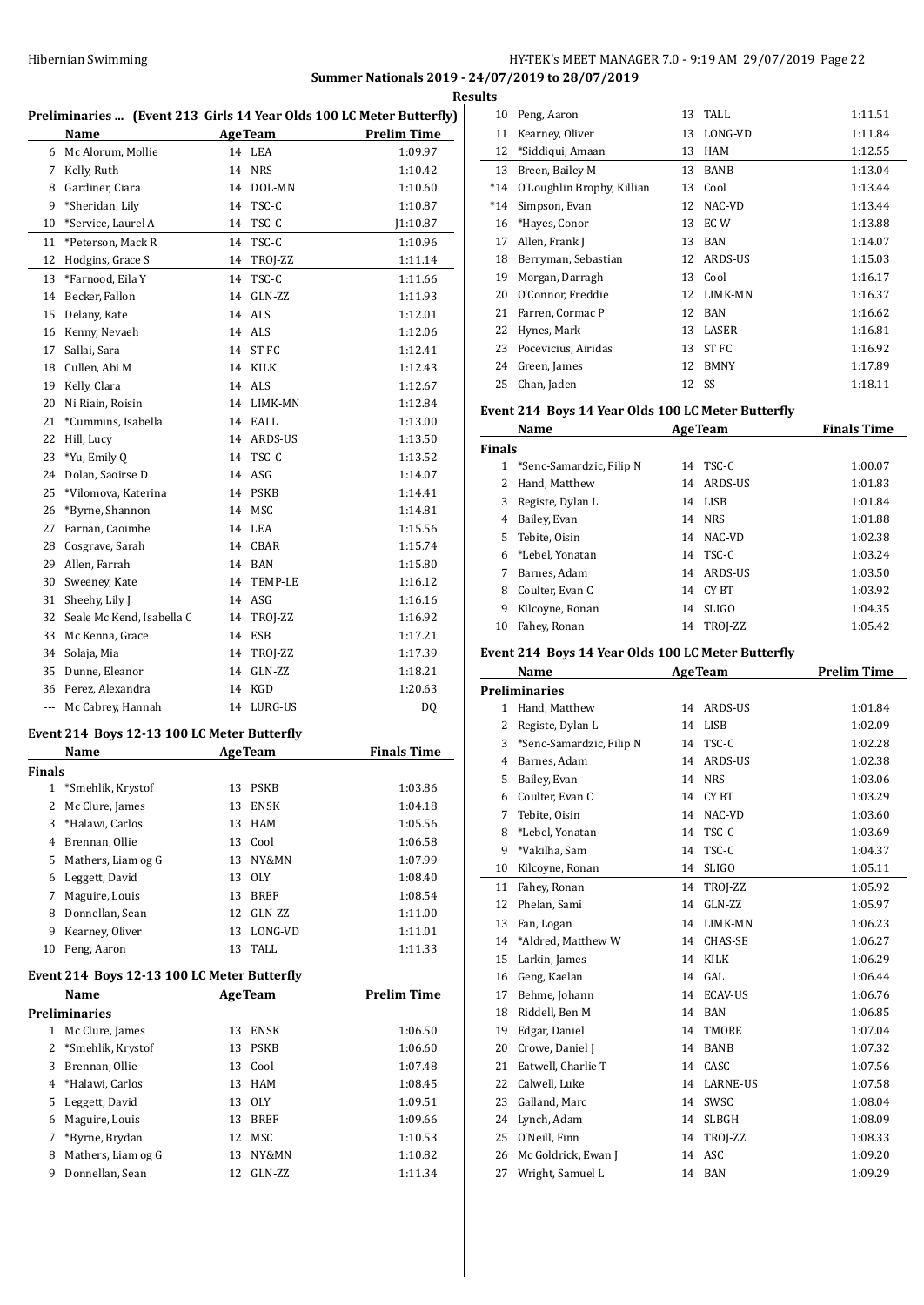**Summer Nationals 2019 - 24/07/2019 to 28/07/2019**

**Results**

### Preliminaries ... (Event 213 Girls 14 Year Olds 100 LC Meter Butterfly)

| | Name | Age | Team | Prelim Time |
|---|---|---|---|---|
| 6 | Mc Alorum, Mollie | 14 | LEA | 1:09.97 |
| 7 | Kelly, Ruth | 14 | NRS | 1:10.42 |
| 8 | Gardiner, Ciara | 14 | DOL-MN | 1:10.60 |
| 9 | *Sheridan, Lily | 14 | TSC-C | 1:10.87 |
| 10 | *Service, Laurel A | 14 | TSC-C | J1:10.87 |
| 11 | *Peterson, Mack R | 14 | TSC-C | 1:10.96 |
| 12 | Hodgins, Grace S | 14 | TROJ-ZZ | 1:11.14 |
| 13 | *Farnood, Eila Y | 14 | TSC-C | 1:11.66 |
| 14 | Becker, Fallon | 14 | GLN-ZZ | 1:11.93 |
| 15 | Delany, Kate | 14 | ALS | 1:12.01 |
| 16 | Kenny, Nevaeh | 14 | ALS | 1:12.06 |
| 17 | Sallai, Sara | 14 | ST FC | 1:12.41 |
| 18 | Cullen, Abi M | 14 | KILK | 1:12.43 |
| 19 | Kelly, Clara | 14 | ALS | 1:12.67 |
| 20 | Ni Riain, Roisin | 14 | LIMK-MN | 1:12.84 |
| 21 | *Cummins, Isabella | 14 | EALL | 1:13.00 |
| 22 | Hill, Lucy | 14 | ARDS-US | 1:13.50 |
| 23 | *Yu, Emily Q | 14 | TSC-C | 1:13.52 |
| 24 | Dolan, Saoirse D | 14 | ASG | 1:14.07 |
| 25 | *Vilomova, Katerina | 14 | PSKB | 1:14.41 |
| 26 | *Byrne, Shannon | 14 | MSC | 1:14.81 |
| 27 | Farnan, Caoimhe | 14 | LEA | 1:15.56 |
| 28 | Cosgrave, Sarah | 14 | CBAR | 1:15.74 |
| 29 | Allen, Farrah | 14 | BAN | 1:15.80 |
| 30 | Sweeney, Kate | 14 | TEMP-LE | 1:16.12 |
| 31 | Sheehy, Lily J | 14 | ASG | 1:16.16 |
| 32 | Seale Mc Kend, Isabella C | 14 | TROJ-ZZ | 1:16.92 |
| 33 | Mc Kenna, Grace | 14 | ESB | 1:17.21 |
| 34 | Solaja, Mia | 14 | TROJ-ZZ | 1:17.39 |
| 35 | Dunne, Eleanor | 14 | GLN-ZZ | 1:18.21 |
| 36 | Perez, Alexandra | 14 | KGD | 1:20.63 |
| --- | Mc Cabrey, Hannah | 14 | LURG-US | DQ |

### Event 214 Boys 12-13 100 LC Meter Butterfly

| | Name | Age | Team | Finals Time |
|---|---|---|---|---|
| **Finals** | | | | |
| 1 | *Smehlik, Krystof | 13 | PSKB | 1:03.86 |
| 2 | Mc Clure, James | 13 | ENSK | 1:04.18 |
| 3 | *Halawi, Carlos | 13 | HAM | 1:05.56 |
| 4 | Brennan, Ollie | 13 | Cool | 1:06.58 |
| 5 | Mathers, Liam og G | 13 | NY&MN | 1:07.99 |
| 6 | Leggett, David | 13 | OLY | 1:08.40 |
| 7 | Maguire, Louis | 13 | BREF | 1:08.54 |
| 8 | Donnellan, Sean | 12 | GLN-ZZ | 1:11.00 |
| 9 | Kearney, Oliver | 13 | LONG-VD | 1:11.01 |
| 10 | Peng, Aaron | 13 | TALL | 1:11.33 |

### Event 214 Boys 12-13 100 LC Meter Butterfly

| | Name | Age | Team | Prelim Time |
|---|---|---|---|---|
| **Preliminaries** | | | | |
| 1 | Mc Clure, James | 13 | ENSK | 1:06.50 |
| 2 | *Smehlik, Krystof | 13 | PSKB | 1:06.60 |
| 3 | Brennan, Ollie | 13 | Cool | 1:07.48 |
| 4 | *Halawi, Carlos | 13 | HAM | 1:08.45 |
| 5 | Leggett, David | 13 | OLY | 1:09.51 |
| 6 | Maguire, Louis | 13 | BREF | 1:09.66 |
| 7 | *Byrne, Brydan | 12 | MSC | 1:10.53 |
| 8 | Mathers, Liam og G | 13 | NY&MN | 1:10.82 |
| 9 | Donnellan, Sean | 12 | GLN-ZZ | 1:11.34 |
| 10 | Peng, Aaron | 13 | TALL | 1:11.51 |
| 11 | Kearney, Oliver | 13 | LONG-VD | 1:11.84 |
| 12 | *Siddiqui, Amaan | 13 | HAM | 1:12.55 |
| 13 | Breen, Bailey M | 13 | BANB | 1:13.04 |
| *14 | O'Loughlin Brophy, Killian | 13 | Cool | 1:13.44 |
| *14 | Simpson, Evan | 12 | NAC-VD | 1:13.44 |
| 16 | *Hayes, Conor | 13 | EC W | 1:13.88 |
| 17 | Allen, Frank J | 13 | BAN | 1:14.07 |
| 18 | Berryman, Sebastian | 12 | ARDS-US | 1:15.03 |
| 19 | Morgan, Darragh | 13 | Cool | 1:16.17 |
| 20 | O'Connor, Freddie | 12 | LIMK-MN | 1:16.37 |
| 21 | Farren, Cormac P | 12 | BAN | 1:16.62 |
| 22 | Hynes, Mark | 13 | LASER | 1:16.81 |
| 23 | Pocevicius, Airidas | 13 | ST FC | 1:16.92 |
| 24 | Green, James | 12 | BMNY | 1:17.89 |
| 25 | Chan, Jaden | 12 | SS | 1:18.11 |

### Event 214 Boys 14 Year Olds 100 LC Meter Butterfly

| | Name | Age | Team | Finals Time |
|---|---|---|---|---|
| **Finals** | | | | |
| 1 | *Senc-Samardzic, Filip N | 14 | TSC-C | 1:00.07 |
| 2 | Hand, Matthew | 14 | ARDS-US | 1:01.83 |
| 3 | Registe, Dylan L | 14 | LISB | 1:01.84 |
| 4 | Bailey, Evan | 14 | NRS | 1:01.88 |
| 5 | Tebite, Oisin | 14 | NAC-VD | 1:02.38 |
| 6 | *Lebel, Yonatan | 14 | TSC-C | 1:03.24 |
| 7 | Barnes, Adam | 14 | ARDS-US | 1:03.50 |
| 8 | Coulter, Evan C | 14 | CY BT | 1:03.92 |
| 9 | Kilcoyne, Ronan | 14 | SLIGO | 1:04.35 |
| 10 | Fahey, Ronan | 14 | TROJ-ZZ | 1:05.42 |

### Event 214 Boys 14 Year Olds 100 LC Meter Butterfly

| | Name | Age | Team | Prelim Time |
|---|---|---|---|---|
| **Preliminaries** | | | | |
| 1 | Hand, Matthew | 14 | ARDS-US | 1:01.84 |
| 2 | Registe, Dylan L | 14 | LISB | 1:02.09 |
| 3 | *Senc-Samardzic, Filip N | 14 | TSC-C | 1:02.28 |
| 4 | Barnes, Adam | 14 | ARDS-US | 1:02.38 |
| 5 | Bailey, Evan | 14 | NRS | 1:03.06 |
| 6 | Coulter, Evan C | 14 | CY BT | 1:03.29 |
| 7 | Tebite, Oisin | 14 | NAC-VD | 1:03.60 |
| 8 | *Lebel, Yonatan | 14 | TSC-C | 1:03.69 |
| 9 | *Vakilha, Sam | 14 | TSC-C | 1:04.37 |
| 10 | Kilcoyne, Ronan | 14 | SLIGO | 1:05.11 |
| 11 | Fahey, Ronan | 14 | TROJ-ZZ | 1:05.92 |
| 12 | Phelan, Sami | 14 | GLN-ZZ | 1:05.97 |
| 13 | Fan, Logan | 14 | LIMK-MN | 1:06.23 |
| 14 | *Aldred, Matthew W | 14 | CHAS-SE | 1:06.27 |
| 15 | Larkin, James | 14 | KILK | 1:06.29 |
| 16 | Geng, Kaelan | 14 | GAL | 1:06.44 |
| 17 | Behme, Johann | 14 | ECAV-US | 1:06.76 |
| 18 | Riddell, Ben M | 14 | BAN | 1:06.85 |
| 19 | Edgar, Daniel | 14 | TMORE | 1:07.04 |
| 20 | Crowe, Daniel J | 14 | BANB | 1:07.32 |
| 21 | Eatwell, Charlie T | 14 | CASC | 1:07.56 |
| 22 | Calwell, Luke | 14 | LARNE-US | 1:07.58 |
| 23 | Galland, Marc | 14 | SWSC | 1:08.04 |
| 24 | Lynch, Adam | 14 | SLBGH | 1:08.09 |
| 25 | O'Neill, Finn | 14 | TROJ-ZZ | 1:08.33 |
| 26 | Mc Goldrick, Ewan J | 14 | ASC | 1:09.20 |
| 27 | Wright, Samuel L | 14 | BAN | 1:09.29 |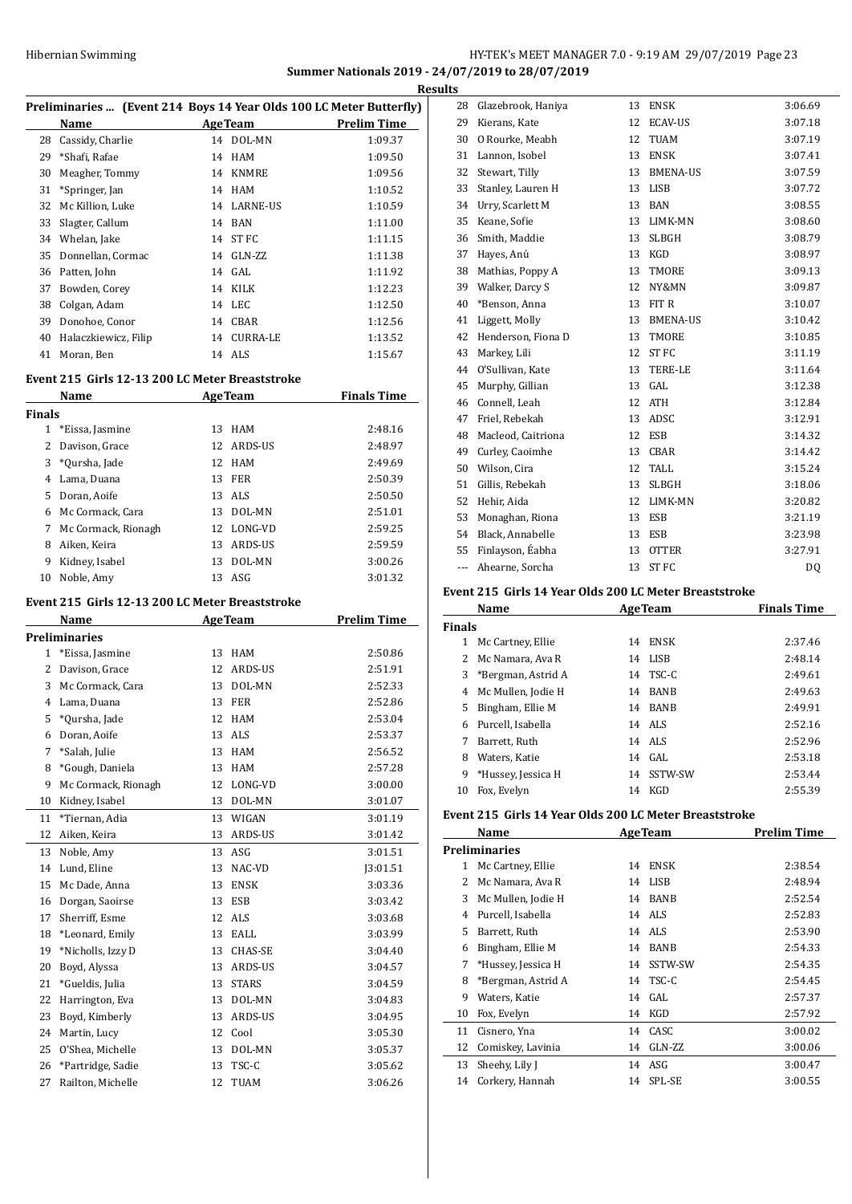**Summer Nationals 2019 - 24/07/2019 to 28/07/2019**

**Results**

### Preliminaries ... (Event 214 Boys 14 Year Olds 100 LC Meter Butterfly)

| | Name | Age | Team | Prelim Time |
|---|---|---|---|---|
| 28 | Cassidy, Charlie | 14 | DOL-MN | 1:09.37 |
| 29 | *Shafi, Rafae | 14 | HAM | 1:09.50 |
| 30 | Meagher, Tommy | 14 | KNMRE | 1:09.56 |
| 31 | *Springer, Jan | 14 | HAM | 1:10.52 |
| 32 | Mc Killion, Luke | 14 | LARNE-US | 1:10.59 |
| 33 | Slagter, Callum | 14 | BAN | 1:11.00 |
| 34 | Whelan, Jake | 14 | ST FC | 1:11.15 |
| 35 | Donnellan, Cormac | 14 | GLN-ZZ | 1:11.38 |
| 36 | Patten, John | 14 | GAL | 1:11.92 |
| 37 | Bowden, Corey | 14 | KILK | 1:12.23 |
| 38 | Colgan, Adam | 14 | LEC | 1:12.50 |
| 39 | Donohoe, Conor | 14 | CBAR | 1:12.56 |
| 40 | Halaczkiewicz, Filip | 14 | CURRA-LE | 1:13.52 |
| 41 | Moran, Ben | 14 | ALS | 1:15.67 |

### Event 215 Girls 12-13 200 LC Meter Breaststroke

| | Name | Age | Team | Finals Time |
|---|---|---|---|---|
| **Finals** | | | | |
| 1 | *Eissa, Jasmine | 13 | HAM | 2:48.16 |
| 2 | Davison, Grace | 12 | ARDS-US | 2:48.97 |
| 3 | *Qursha, Jade | 12 | HAM | 2:49.69 |
| 4 | Lama, Duana | 13 | FER | 2:50.39 |
| 5 | Doran, Aoife | 13 | ALS | 2:50.50 |
| 6 | Mc Cormack, Cara | 13 | DOL-MN | 2:51.01 |
| 7 | Mc Cormack, Rionagh | 12 | LONG-VD | 2:59.25 |
| 8 | Aiken, Keira | 13 | ARDS-US | 2:59.59 |
| 9 | Kidney, Isabel | 13 | DOL-MN | 3:00.26 |
| 10 | Noble, Amy | 13 | ASG | 3:01.32 |

### Event 215 Girls 12-13 200 LC Meter Breaststroke

| | Name | Age | Team | Prelim Time |
|---|---|---|---|---|
| **Preliminaries** | | | | |
| 1 | *Eissa, Jasmine | 13 | HAM | 2:50.86 |
| 2 | Davison, Grace | 12 | ARDS-US | 2:51.91 |
| 3 | Mc Cormack, Cara | 13 | DOL-MN | 2:52.33 |
| 4 | Lama, Duana | 13 | FER | 2:52.86 |
| 5 | *Qursha, Jade | 12 | HAM | 2:53.04 |
| 6 | Doran, Aoife | 13 | ALS | 2:53.37 |
| 7 | *Salah, Julie | 13 | HAM | 2:56.52 |
| 8 | *Gough, Daniela | 13 | HAM | 2:57.28 |
| 9 | Mc Cormack, Rionagh | 12 | LONG-VD | 3:00.00 |
| 10 | Kidney, Isabel | 13 | DOL-MN | 3:01.07 |
| 11 | *Tiernan, Adia | 13 | WIGAN | 3:01.19 |
| 12 | Aiken, Keira | 13 | ARDS-US | 3:01.42 |
| 13 | Noble, Amy | 13 | ASG | 3:01.51 |
| 14 | Lund, Eline | 13 | NAC-VD | J3:01.51 |
| 15 | Mc Dade, Anna | 13 | ENSK | 3:03.36 |
| 16 | Dorgan, Saoirse | 13 | ESB | 3:03.42 |
| 17 | Sherriff, Esme | 12 | ALS | 3:03.68 |
| 18 | *Leonard, Emily | 13 | EALL | 3:03.99 |
| 19 | *Nicholls, Izzy D | 13 | CHAS-SE | 3:04.40 |
| 20 | Boyd, Alyssa | 13 | ARDS-US | 3:04.57 |
| 21 | *Gueldis, Julia | 13 | STARS | 3:04.59 |
| 22 | Harrington, Eva | 13 | DOL-MN | 3:04.83 |
| 23 | Boyd, Kimberly | 13 | ARDS-US | 3:04.95 |
| 24 | Martin, Lucy | 12 | Cool | 3:05.30 |
| 25 | O'Shea, Michelle | 13 | DOL-MN | 3:05.37 |
| 26 | *Partridge, Sadie | 13 | TSC-C | 3:05.62 |
| 27 | Railton, Michelle | 12 | TUAM | 3:06.26 |
| 28 | Glazebrook, Haniya | 13 | ENSK | 3:06.69 |
| 29 | Kierans, Kate | 12 | ECAV-US | 3:07.18 |
| 30 | O Rourke, Meabh | 12 | TUAM | 3:07.19 |
| 31 | Lannon, Isobel | 13 | ENSK | 3:07.41 |
| 32 | Stewart, Tilly | 13 | BMENA-US | 3:07.59 |
| 33 | Stanley, Lauren H | 13 | LISB | 3:07.72 |
| 34 | Urry, Scarlett M | 13 | BAN | 3:08.55 |
| 35 | Keane, Sofie | 13 | LIMK-MN | 3:08.60 |
| 36 | Smith, Maddie | 13 | SLBGH | 3:08.79 |
| 37 | Hayes, Anú | 13 | KGD | 3:08.97 |
| 38 | Mathias, Poppy A | 13 | TMORE | 3:09.13 |
| 39 | Walker, Darcy S | 12 | NY&MN | 3:09.87 |
| 40 | *Benson, Anna | 13 | FIT R | 3:10.07 |
| 41 | Liggett, Molly | 13 | BMENA-US | 3:10.42 |
| 42 | Henderson, Fiona D | 13 | TMORE | 3:10.85 |
| 43 | Markey, Lili | 12 | ST FC | 3:11.19 |
| 44 | O'Sullivan, Kate | 13 | TERE-LE | 3:11.64 |
| 45 | Murphy, Gillian | 13 | GAL | 3:12.38 |
| 46 | Connell, Leah | 12 | ATH | 3:12.84 |
| 47 | Friel, Rebekah | 13 | ADSC | 3:12.91 |
| 48 | Macleod, Caitriona | 12 | ESB | 3:14.32 |
| 49 | Curley, Caoimhe | 13 | CBAR | 3:14.42 |
| 50 | Wilson, Cira | 12 | TALL | 3:15.24 |
| 51 | Gillis, Rebekah | 13 | SLBGH | 3:18.06 |
| 52 | Hehir, Aida | 12 | LIMK-MN | 3:20.82 |
| 53 | Monaghan, Riona | 13 | ESB | 3:21.19 |
| 54 | Black, Annabelle | 13 | ESB | 3:23.98 |
| 55 | Finlayson, Éabha | 13 | OTTER | 3:27.91 |
| --- | Ahearne, Sorcha | 13 | ST FC | DQ |

### Event 215 Girls 14 Year Olds 200 LC Meter Breaststroke

| | Name | Age | Team | Finals Time |
|---|---|---|---|---|
| **Finals** | | | | |
| 1 | Mc Cartney, Ellie | 14 | ENSK | 2:37.46 |
| 2 | Mc Namara, Ava R | 14 | LISB | 2:48.14 |
| 3 | *Bergman, Astrid A | 14 | TSC-C | 2:49.61 |
| 4 | Mc Mullen, Jodie H | 14 | BANB | 2:49.63 |
| 5 | Bingham, Ellie M | 14 | BANB | 2:49.91 |
| 6 | Purcell, Isabella | 14 | ALS | 2:52.16 |
| 7 | Barrett, Ruth | 14 | ALS | 2:52.96 |
| 8 | Waters, Katie | 14 | GAL | 2:53.18 |
| 9 | *Hussey, Jessica H | 14 | SSTW-SW | 2:53.44 |
| 10 | Fox, Evelyn | 14 | KGD | 2:55.39 |

### Event 215 Girls 14 Year Olds 200 LC Meter Breaststroke

| | Name | Age | Team | Prelim Time |
|---|---|---|---|---|
| **Preliminaries** | | | | |
| 1 | Mc Cartney, Ellie | 14 | ENSK | 2:38.54 |
| 2 | Mc Namara, Ava R | 14 | LISB | 2:48.94 |
| 3 | Mc Mullen, Jodie H | 14 | BANB | 2:52.54 |
| 4 | Purcell, Isabella | 14 | ALS | 2:52.83 |
| 5 | Barrett, Ruth | 14 | ALS | 2:53.90 |
| 6 | Bingham, Ellie M | 14 | BANB | 2:54.33 |
| 7 | *Hussey, Jessica H | 14 | SSTW-SW | 2:54.35 |
| 8 | *Bergman, Astrid A | 14 | TSC-C | 2:54.45 |
| 9 | Waters, Katie | 14 | GAL | 2:57.37 |
| 10 | Fox, Evelyn | 14 | KGD | 2:57.92 |
| 11 | Cisnero, Yna | 14 | CASC | 3:00.02 |
| 12 | Comiskey, Lavinia | 14 | GLN-ZZ | 3:00.06 |
| 13 | Sheehy, Lily J | 14 | ASG | 3:00.47 |
| 14 | Corkery, Hannah | 14 | SPL-SE | 3:00.55 |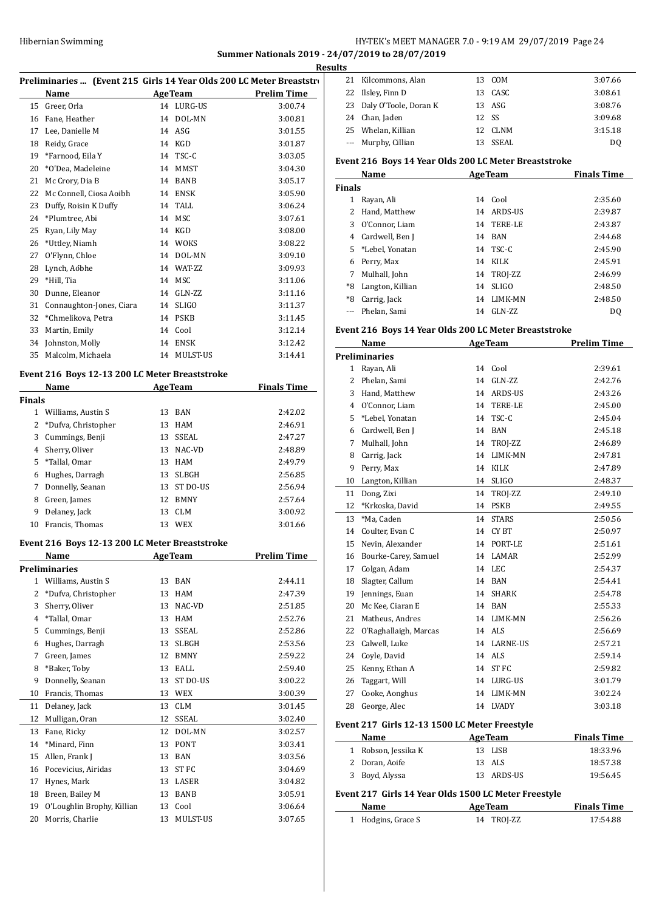## Summer Nationals 2019 - 24/07/2019 to 28/07/2019

### Results

#### Preliminaries ... (Event 215 Girls 14 Year Olds 200 LC Meter Breaststroke)

| | Name | Age | Team | Prelim Time |
|---|---|---|---|---|
| 15 | Greer, Orla | 14 | LURG-US | 3:00.74 |
| 16 | Fane, Heather | 14 | DOL-MN | 3:00.81 |
| 17 | Lee, Danielle M | 14 | ASG | 3:01.55 |
| 18 | Reidy, Grace | 14 | KGD | 3:01.87 |
| 19 | *Farnood, Eila Y | 14 | TSC-C | 3:03.05 |
| 20 | *O'Dea, Madeleine | 14 | MMST | 3:04.30 |
| 21 | Mc Crory, Dia B | 14 | BANB | 3:05.17 |
| 22 | Mc Connell, Ciosa Aoibh | 14 | ENSK | 3:05.90 |
| 23 | Duffy, Roisin K Duffy | 14 | TALL | 3:06.24 |
| 24 | *Plumtree, Abi | 14 | MSC | 3:07.61 |
| 25 | Ryan, Lily May | 14 | KGD | 3:08.00 |
| 26 | *Uttley, Niamh | 14 | WOKS | 3:08.22 |
| 27 | O'Flynn, Chloe | 14 | DOL-MN | 3:09.10 |
| 28 | Lynch, Aóbhe | 14 | WAT-ZZ | 3:09.93 |
| 29 | *Hill, Tia | 14 | MSC | 3:11.06 |
| 30 | Dunne, Eleanor | 14 | GLN-ZZ | 3:11.16 |
| 31 | Connaughton-Jones, Ciara | 14 | SLIGO | 3:11.37 |
| 32 | *Chmelikova, Petra | 14 | PSKB | 3:11.45 |
| 33 | Martin, Emily | 14 | Cool | 3:12.14 |
| 34 | Johnston, Molly | 14 | ENSK | 3:12.42 |
| 35 | Malcolm, Michaela | 14 | MULST-US | 3:14.41 |

#### Event 216 Boys 12-13 200 LC Meter Breaststroke

| | Name | Age | Team | Finals Time |
|---|---|---|---|---|
| **Finals** | | | | |
| 1 | Williams, Austin S | 13 | BAN | 2:42.02 |
| 2 | *Dufva, Christopher | 13 | HAM | 2:46.91 |
| 3 | Cummings, Benji | 13 | SSEAL | 2:47.27 |
| 4 | Sherry, Oliver | 13 | NAC-VD | 2:48.89 |
| 5 | *Tallal, Omar | 13 | HAM | 2:49.79 |
| 6 | Hughes, Darragh | 13 | SLBGH | 2:56.85 |
| 7 | Donnelly, Seanan | 13 | ST DO-US | 2:56.94 |
| 8 | Green, James | 12 | BMNY | 2:57.64 |
| 9 | Delaney, Jack | 13 | CLM | 3:00.92 |
| 10 | Francis, Thomas | 13 | WEX | 3:01.66 |

#### Event 216 Boys 12-13 200 LC Meter Breaststroke

| | Name | Age | Team | Prelim Time |
|---|---|---|---|---|
| **Preliminaries** | | | | |
| 1 | Williams, Austin S | 13 | BAN | 2:44.11 |
| 2 | *Dufva, Christopher | 13 | HAM | 2:47.39 |
| 3 | Sherry, Oliver | 13 | NAC-VD | 2:51.85 |
| 4 | *Tallal, Omar | 13 | HAM | 2:52.76 |
| 5 | Cummings, Benji | 13 | SSEAL | 2:52.86 |
| 6 | Hughes, Darragh | 13 | SLBGH | 2:53.56 |
| 7 | Green, James | 12 | BMNY | 2:59.22 |
| 8 | *Baker, Toby | 13 | EALL | 2:59.40 |
| 9 | Donnelly, Seanan | 13 | ST DO-US | 3:00.22 |
| 10 | Francis, Thomas | 13 | WEX | 3:00.39 |
| 11 | Delaney, Jack | 13 | CLM | 3:01.45 |
| 12 | Mulligan, Oran | 12 | SSEAL | 3:02.40 |
| 13 | Fane, Ricky | 12 | DOL-MN | 3:02.57 |
| 14 | *Minard, Finn | 13 | PONT | 3:03.41 |
| 15 | Allen, Frank J | 13 | BAN | 3:03.56 |
| 16 | Pocevicius, Airidas | 13 | ST FC | 3:04.69 |
| 17 | Hynes, Mark | 13 | LASER | 3:04.82 |
| 18 | Breen, Bailey M | 13 | BANB | 3:05.91 |
| 19 | O'Loughlin Brophy, Killian | 13 | Cool | 3:06.64 |
| 20 | Morris, Charlie | 13 | MULST-US | 3:07.65 |
| 21 | Kilcommons, Alan | 13 | COM | 3:07.66 |
| 22 | Ilsley, Finn D | 13 | CASC | 3:08.61 |
| 23 | Daly O'Toole, Doran K | 13 | ASG | 3:08.76 |
| 24 | Chan, Jaden | 12 | SS | 3:09.68 |
| 25 | Whelan, Killian | 12 | CLNM | 3:15.18 |
| --- | Murphy, Cillian | 13 | SSEAL | DQ |

#### Event 216 Boys 14 Year Olds 200 LC Meter Breaststroke

| | Name | Age | Team | Finals Time |
|---|---|---|---|---|
| **Finals** | | | | |
| 1 | Rayan, Ali | 14 | Cool | 2:35.60 |
| 2 | Hand, Matthew | 14 | ARDS-US | 2:39.87 |
| 3 | O'Connor, Liam | 14 | TERE-LE | 2:43.87 |
| 4 | Cardwell, Ben J | 14 | BAN | 2:44.68 |
| 5 | *Lebel, Yonatan | 14 | TSC-C | 2:45.90 |
| 6 | Perry, Max | 14 | KILK | 2:45.91 |
| 7 | Mulhall, John | 14 | TROJ-ZZ | 2:46.99 |
| *8 | Langton, Killian | 14 | SLIGO | 2:48.50 |
| *8 | Carrig, Jack | 14 | LIMK-MN | 2:48.50 |
| --- | Phelan, Sami | 14 | GLN-ZZ | DQ |

#### Event 216 Boys 14 Year Olds 200 LC Meter Breaststroke

| | Name | Age | Team | Prelim Time |
|---|---|---|---|---|
| **Preliminaries** | | | | |
| 1 | Rayan, Ali | 14 | Cool | 2:39.61 |
| 2 | Phelan, Sami | 14 | GLN-ZZ | 2:42.76 |
| 3 | Hand, Matthew | 14 | ARDS-US | 2:43.26 |
| 4 | O'Connor, Liam | 14 | TERE-LE | 2:45.00 |
| 5 | *Lebel, Yonatan | 14 | TSC-C | 2:45.04 |
| 6 | Cardwell, Ben J | 14 | BAN | 2:45.18 |
| 7 | Mulhall, John | 14 | TROJ-ZZ | 2:46.89 |
| 8 | Carrig, Jack | 14 | LIMK-MN | 2:47.81 |
| 9 | Perry, Max | 14 | KILK | 2:47.89 |
| 10 | Langton, Killian | 14 | SLIGO | 2:48.37 |
| 11 | Dong, Zixi | 14 | TROJ-ZZ | 2:49.10 |
| 12 | *Krkoska, David | 14 | PSKB | 2:49.55 |
| 13 | *Ma, Caden | 14 | STARS | 2:50.56 |
| 14 | Coulter, Evan C | 14 | CY BT | 2:50.97 |
| 15 | Nevin, Alexander | 14 | PORT-LE | 2:51.61 |
| 16 | Bourke-Carey, Samuel | 14 | LAMAR | 2:52.99 |
| 17 | Colgan, Adam | 14 | LEC | 2:54.37 |
| 18 | Slagter, Callum | 14 | BAN | 2:54.41 |
| 19 | Jennings, Euan | 14 | SHARK | 2:54.78 |
| 20 | Mc Kee, Ciaran E | 14 | BAN | 2:55.33 |
| 21 | Matheus, Andres | 14 | LIMK-MN | 2:56.26 |
| 22 | O'Raghallaigh, Marcas | 14 | ALS | 2:56.69 |
| 23 | Calwell, Luke | 14 | LARNE-US | 2:57.21 |
| 24 | Coyle, David | 14 | ALS | 2:59.14 |
| 25 | Kenny, Ethan A | 14 | ST FC | 2:59.82 |
| 26 | Taggart, Will | 14 | LURG-US | 3:01.79 |
| 27 | Cooke, Aonghus | 14 | LIMK-MN | 3:02.24 |
| 28 | George, Alec | 14 | LVADY | 3:03.18 |

#### Event 217 Girls 12-13 1500 LC Meter Freestyle

| | Name | Age | Team | Finals Time |
|---|---|---|---|---|
| 1 | Robson, Jessika K | 13 | LISB | 18:33.96 |
| 2 | Doran, Aoife | 13 | ALS | 18:57.38 |
| 3 | Boyd, Alyssa | 13 | ARDS-US | 19:56.45 |

#### Event 217 Girls 14 Year Olds 1500 LC Meter Freestyle

| | Name | Age | Team | Finals Time |
|---|---|---|---|---|
| 1 | Hodgins, Grace S | 14 | TROJ-ZZ | 17:54.88 |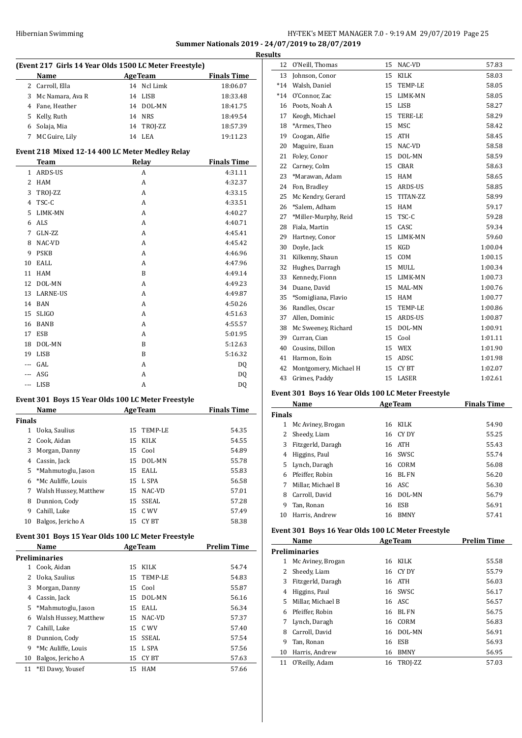**Summer Nationals 2019 - 24/07/2019 to 28/07/2019**

**Results**

### (Event 217 Girls 14 Year Olds 1500 LC Meter Freestyle)

| | Name | Age | Team | Finals Time |
|---|---|---|---|---|
| 2 | Carroll, Ella | 14 | Ncl Limk | 18:06.07 |
| 3 | Mc Namara, Ava R | 14 | LISB | 18:33.48 |
| 4 | Fane, Heather | 14 | DOL-MN | 18:41.75 |
| 5 | Kelly, Ruth | 14 | NRS | 18:49.54 |
| 6 | Solaja, Mia | 14 | TROJ-ZZ | 18:57.39 |
| 7 | MC Guire, Lily | 14 | LEA | 19:11.23 |

### Event 218 Mixed 12-14 400 LC Meter Medley Relay

| | Team | Relay | Finals Time |
|---|---|---|---|
| 1 | ARDS-US | A | 4:31.11 |
| 2 | HAM | A | 4:32.37 |
| 3 | TROJ-ZZ | A | 4:33.15 |
| 4 | TSC-C | A | 4:33.51 |
| 5 | LIMK-MN | A | 4:40.27 |
| 6 | ALS | A | 4:40.71 |
| 7 | GLN-ZZ | A | 4:45.41 |
| 8 | NAC-VD | A | 4:45.42 |
| 9 | PSKB | A | 4:46.96 |
| 10 | EALL | A | 4:47.96 |
| 11 | HAM | B | 4:49.14 |
| 12 | DOL-MN | A | 4:49.23 |
| 13 | LARNE-US | A | 4:49.87 |
| 14 | BAN | A | 4:50.26 |
| 15 | SLIGO | A | 4:51.63 |
| 16 | BANB | A | 4:55.57 |
| 17 | ESB | A | 5:01.95 |
| 18 | DOL-MN | B | 5:12.63 |
| 19 | LISB | B | 5:16.32 |
| --- | GAL | A | DQ |
| --- | ASG | A | DQ |
| --- | LISB | A | DQ |

### Event 301 Boys 15 Year Olds 100 LC Meter Freestyle

| | Name | Age | Team | Finals Time |
|---|---|---|---|---|
| **Finals** | | | | |
| 1 | Uoka, Saulius | 15 | TEMP-LE | 54.35 |
| 2 | Cook, Aidan | 15 | KILK | 54.55 |
| 3 | Morgan, Danny | 15 | Cool | 54.89 |
| 4 | Cassin, Jack | 15 | DOL-MN | 55.78 |
| 5 | *Mahmutoglu, Jason | 15 | EALL | 55.83 |
| 6 | *Mc Auliffe, Louis | 15 | L SPA | 56.58 |
| 7 | Walsh Hussey, Matthew | 15 | NAC-VD | 57.01 |
| 8 | Dunnion, Cody | 15 | SSEAL | 57.28 |
| 9 | Cahill, Luke | 15 | C WV | 57.49 |
| 10 | Balgos, Jericho A | 15 | CY BT | 58.38 |

### Event 301 Boys 15 Year Olds 100 LC Meter Freestyle

| | Name | Age | Team | Prelim Time |
|---|---|---|---|---|
| **Preliminaries** | | | | |
| 1 | Cook, Aidan | 15 | KILK | 54.74 |
| 2 | Uoka, Saulius | 15 | TEMP-LE | 54.83 |
| 3 | Morgan, Danny | 15 | Cool | 55.87 |
| 4 | Cassin, Jack | 15 | DOL-MN | 56.16 |
| 5 | *Mahmutoglu, Jason | 15 | EALL | 56.34 |
| 6 | Walsh Hussey, Matthew | 15 | NAC-VD | 57.37 |
| 7 | Cahill, Luke | 15 | C WV | 57.40 |
| 8 | Dunnion, Cody | 15 | SSEAL | 57.54 |
| 9 | *Mc Auliffe, Louis | 15 | L SPA | 57.56 |
| 10 | Balgos, Jericho A | 15 | CY BT | 57.63 |
| 11 | *El Dawy, Yousef | 15 | HAM | 57.66 |
| 12 | O'Neill, Thomas | 15 | NAC-VD | 57.83 |
| 13 | Johnson, Conor | 15 | KILK | 58.03 |
| *14 | Walsh, Daniel | 15 | TEMP-LE | 58.05 |
| *14 | O'Connor, Zac | 15 | LIMK-MN | 58.05 |
| 16 | Poots, Noah A | 15 | LISB | 58.27 |
| 17 | Keogh, Michael | 15 | TERE-LE | 58.29 |
| 18 | *Armes, Theo | 15 | MSC | 58.42 |
| 19 | Coogan, Alfie | 15 | ATH | 58.45 |
| 20 | Maguire, Euan | 15 | NAC-VD | 58.58 |
| 21 | Foley, Conor | 15 | DOL-MN | 58.59 |
| 22 | Carney, Colm | 15 | CBAR | 58.63 |
| 23 | *Marawan, Adam | 15 | HAM | 58.65 |
| 24 | Fon, Bradley | 15 | ARDS-US | 58.85 |
| 25 | Mc Kendry, Gerard | 15 | TITAN-ZZ | 58.99 |
| 26 | *Salem, Adham | 15 | HAM | 59.17 |
| 27 | *Miller-Murphy, Reid | 15 | TSC-C | 59.28 |
| 28 | Fiala, Martin | 15 | CASC | 59.34 |
| 29 | Hartney, Conor | 15 | LIMK-MN | 59.60 |
| 30 | Doyle, Jack | 15 | KGD | 1:00.04 |
| 31 | Kilkenny, Shaun | 15 | COM | 1:00.15 |
| 32 | Hughes, Darragh | 15 | MULL | 1:00.34 |
| 33 | Kennedy, Fionn | 15 | LIMK-MN | 1:00.73 |
| 34 | Duane, David | 15 | MAL-MN | 1:00.76 |
| 35 | *Somigliana, Flavio | 15 | HAM | 1:00.77 |
| 36 | Randles, Oscar | 15 | TEMP-LE | 1:00.86 |
| 37 | Allen, Dominic | 15 | ARDS-US | 1:00.87 |
| 38 | Mc Sweeney, Richard | 15 | DOL-MN | 1:00.91 |
| 39 | Curran, Cian | 15 | Cool | 1:01.11 |
| 40 | Cousins, Dillon | 15 | WEX | 1:01.90 |
| 41 | Harmon, Eoin | 15 | ADSC | 1:01.98 |
| 42 | Montgomery, Michael H | 15 | CY BT | 1:02.07 |
| 43 | Grimes, Paddy | 15 | LASER | 1:02.61 |

### Event 301 Boys 16 Year Olds 100 LC Meter Freestyle

| | Name | Age | Team | Finals Time |
|---|---|---|---|---|
| **Finals** | | | | |
| 1 | Mc Aviney, Brogan | 16 | KILK | 54.90 |
| 2 | Sheedy, Liam | 16 | CY DY | 55.25 |
| 3 | Fitzgerld, Daragh | 16 | ATH | 55.43 |
| 4 | Higgins, Paul | 16 | SWSC | 55.74 |
| 5 | Lynch, Daragh | 16 | CORM | 56.08 |
| 6 | Pfeiffer, Robin | 16 | BL FN | 56.20 |
| 7 | Millar, Michael B | 16 | ASC | 56.30 |
| 8 | Carroll, David | 16 | DOL-MN | 56.79 |
| 9 | Tan, Ronan | 16 | ESB | 56.91 |
| 10 | Harris, Andrew | 16 | BMNY | 57.41 |

### Event 301 Boys 16 Year Olds 100 LC Meter Freestyle

| | Name | Age | Team | Prelim Time |
|---|---|---|---|---|
| **Preliminaries** | | | | |
| 1 | Mc Aviney, Brogan | 16 | KILK | 55.58 |
| 2 | Sheedy, Liam | 16 | CY DY | 55.79 |
| 3 | Fitzgerld, Daragh | 16 | ATH | 56.03 |
| 4 | Higgins, Paul | 16 | SWSC | 56.17 |
| 5 | Millar, Michael B | 16 | ASC | 56.57 |
| 6 | Pfeiffer, Robin | 16 | BL FN | 56.75 |
| 7 | Lynch, Daragh | 16 | CORM | 56.83 |
| 8 | Carroll, David | 16 | DOL-MN | 56.91 |
| 9 | Tan, Ronan | 16 | ESB | 56.93 |
| 10 | Harris, Andrew | 16 | BMNY | 56.95 |
| 11 | O'Reilly, Adam | 16 | TROJ-ZZ | 57.03 |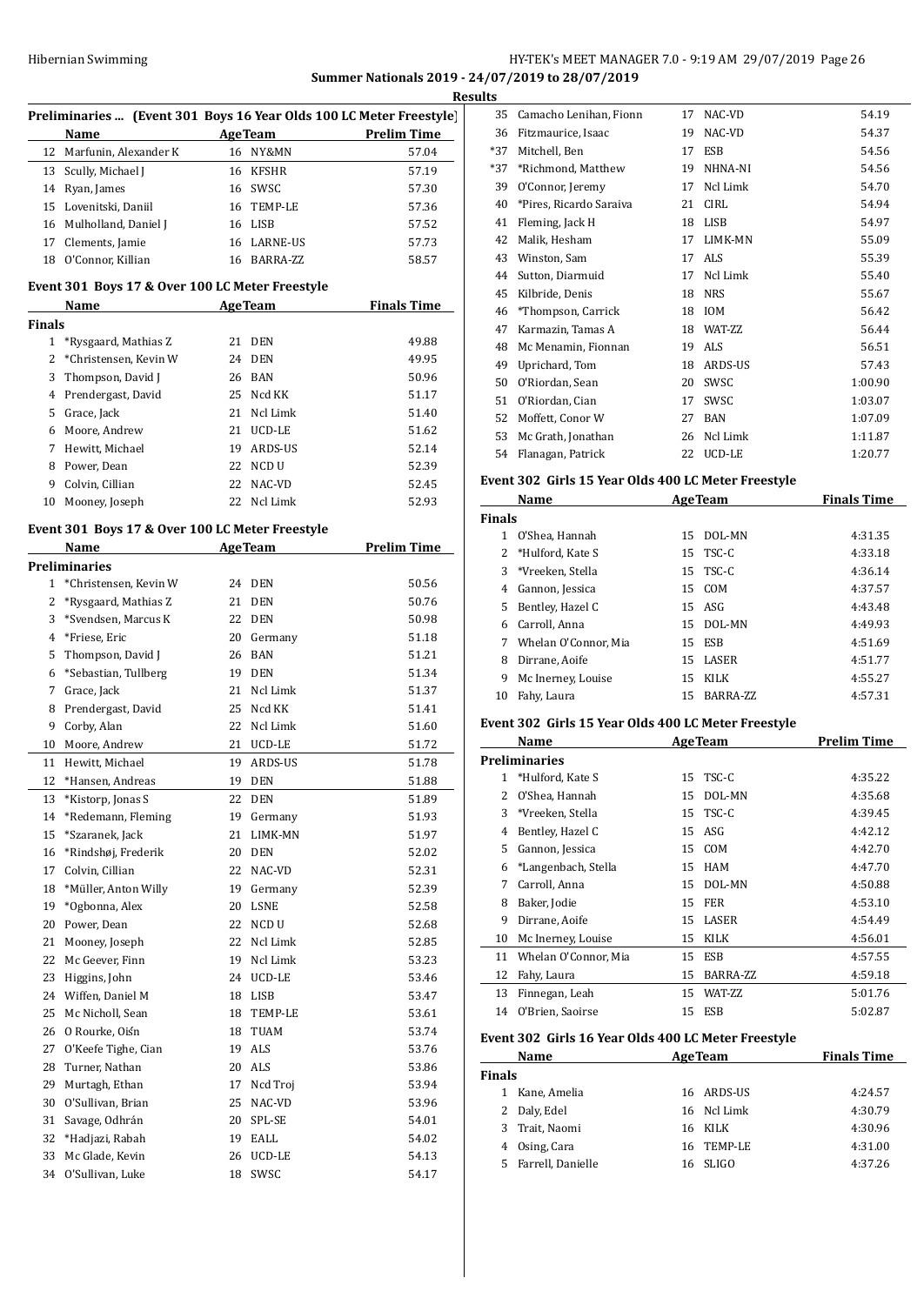Summer Nationals 2019 - 24/07/2019 to 28/07/2019

Results

## Preliminaries ... (Event 301 Boys 16 Year Olds 100 LC Meter Freestyle)

| | Name | Age | Team | Prelim Time |
|---|---|---|---|---|
| 12 | Marfunin, Alexander K | 16 | NY&MN | 57.04 |
| 13 | Scully, Michael J | 16 | KFSHR | 57.19 |
| 14 | Ryan, James | 16 | SWSC | 57.30 |
| 15 | Lovenitski, Daniil | 16 | TEMP-LE | 57.36 |
| 16 | Mulholland, Daniel J | 16 | LISB | 57.52 |
| 17 | Clements, Jamie | 16 | LARNE-US | 57.73 |
| 18 | O'Connor, Killian | 16 | BARRA-ZZ | 58.57 |

## Event 301 Boys 17 & Over 100 LC Meter Freestyle

| | Name | Age | Team | Finals Time |
|---|---|---|---|---|
| **Finals** | | | | |
| 1 | *Rysgaard, Mathias Z | 21 | DEN | 49.88 |
| 2 | *Christensen, Kevin W | 24 | DEN | 49.95 |
| 3 | Thompson, David J | 26 | BAN | 50.96 |
| 4 | Prendergast, David | 25 | Ncd KK | 51.17 |
| 5 | Grace, Jack | 21 | Ncl Limk | 51.40 |
| 6 | Moore, Andrew | 21 | UCD-LE | 51.62 |
| 7 | Hewitt, Michael | 19 | ARDS-US | 52.14 |
| 8 | Power, Dean | 22 | NCD U | 52.39 |
| 9 | Colvin, Cillian | 22 | NAC-VD | 52.45 |
| 10 | Mooney, Joseph | 22 | Ncl Limk | 52.93 |

## Event 301 Boys 17 & Over 100 LC Meter Freestyle

| | Name | Age | Team | Prelim Time |
|---|---|---|---|---|
| **Preliminaries** | | | | |
| 1 | *Christensen, Kevin W | 24 | DEN | 50.56 |
| 2 | *Rysgaard, Mathias Z | 21 | DEN | 50.76 |
| 3 | *Svendsen, Marcus K | 22 | DEN | 50.98 |
| 4 | *Friese, Eric | 20 | Germany | 51.18 |
| 5 | Thompson, David J | 26 | BAN | 51.21 |
| 6 | *Sebastian, Tullberg | 19 | DEN | 51.34 |
| 7 | Grace, Jack | 21 | Ncl Limk | 51.37 |
| 8 | Prendergast, David | 25 | Ncd KK | 51.41 |
| 9 | Corby, Alan | 22 | Ncl Limk | 51.60 |
| 10 | Moore, Andrew | 21 | UCD-LE | 51.72 |
| 11 | Hewitt, Michael | 19 | ARDS-US | 51.78 |
| 12 | *Hansen, Andreas | 19 | DEN | 51.88 |
| 13 | *Kistorp, Jonas S | 22 | DEN | 51.89 |
| 14 | *Redemann, Fleming | 19 | Germany | 51.93 |
| 15 | *Szaranek, Jack | 21 | LIMK-MN | 51.97 |
| 16 | *Rindshøj, Frederik | 20 | DEN | 52.02 |
| 17 | Colvin, Cillian | 22 | NAC-VD | 52.31 |
| 18 | *Müller, Anton Willy | 19 | Germany | 52.39 |
| 19 | *Ogbonna, Alex | 20 | LSNE | 52.58 |
| 20 | Power, Dean | 22 | NCD U | 52.68 |
| 21 | Mooney, Joseph | 22 | Ncl Limk | 52.85 |
| 22 | Mc Geever, Finn | 19 | Ncl Limk | 53.23 |
| 23 | Higgins, John | 24 | UCD-LE | 53.46 |
| 24 | Wiffen, Daniel M | 18 | LISB | 53.47 |
| 25 | Mc Nicholl, Sean | 18 | TEMP-LE | 53.61 |
| 26 | O Rourke, Oisn | 18 | TUAM | 53.74 |
| 27 | O'Keefe Tighe, Cian | 19 | ALS | 53.76 |
| 28 | Turner, Nathan | 20 | ALS | 53.86 |
| 29 | Murtagh, Ethan | 17 | Ncd Troj | 53.94 |
| 30 | O'Sullivan, Brian | 25 | NAC-VD | 53.96 |
| 31 | Savage, Odhrán | 20 | SPL-SE | 54.01 |
| 32 | *Hadjazi, Rabah | 19 | EALL | 54.02 |
| 33 | Mc Glade, Kevin | 26 | UCD-LE | 54.13 |
| 34 | O'Sullivan, Luke | 18 | SWSC | 54.17 |
| 35 | Camacho Lenihan, Fionn | 17 | NAC-VD | 54.19 |
| 36 | Fitzmaurice, Isaac | 19 | NAC-VD | 54.37 |
| *37 | Mitchell, Ben | 17 | ESB | 54.56 |
| *37 | *Richmond, Matthew | 19 | NHNA-NI | 54.56 |
| 39 | O'Connor, Jeremy | 17 | Ncl Limk | 54.70 |
| 40 | *Pires, Ricardo Saraiva | 21 | CIRL | 54.94 |
| 41 | Fleming, Jack H | 18 | LISB | 54.97 |
| 42 | Malik, Hesham | 17 | LIMK-MN | 55.09 |
| 43 | Winston, Sam | 17 | ALS | 55.39 |
| 44 | Sutton, Diarmuid | 17 | Ncl Limk | 55.40 |
| 45 | Kilbride, Denis | 18 | NRS | 55.67 |
| 46 | *Thompson, Carrick | 18 | IOM | 56.42 |
| 47 | Karmazin, Tamas A | 18 | WAT-ZZ | 56.44 |
| 48 | Mc Menamin, Fionnan | 19 | ALS | 56.51 |
| 49 | Uprichard, Tom | 18 | ARDS-US | 57.43 |
| 50 | O'Riordan, Sean | 20 | SWSC | 1:00.90 |
| 51 | O'Riordan, Cian | 17 | SWSC | 1:03.07 |
| 52 | Moffett, Conor W | 27 | BAN | 1:07.09 |
| 53 | Mc Grath, Jonathan | 26 | Ncl Limk | 1:11.87 |
| 54 | Flanagan, Patrick | 22 | UCD-LE | 1:20.77 |

## Event 302 Girls 15 Year Olds 400 LC Meter Freestyle

| | Name | Age | Team | Finals Time |
|---|---|---|---|---|
| **Finals** | | | | |
| 1 | O'Shea, Hannah | 15 | DOL-MN | 4:31.35 |
| 2 | *Hulford, Kate S | 15 | TSC-C | 4:33.18 |
| 3 | *Vreeken, Stella | 15 | TSC-C | 4:36.14 |
| 4 | Gannon, Jessica | 15 | COM | 4:37.57 |
| 5 | Bentley, Hazel C | 15 | ASG | 4:43.48 |
| 6 | Carroll, Anna | 15 | DOL-MN | 4:49.93 |
| 7 | Whelan O'Connor, Mia | 15 | ESB | 4:51.69 |
| 8 | Dirrane, Aoife | 15 | LASER | 4:51.77 |
| 9 | Mc Inerney, Louise | 15 | KILK | 4:55.27 |
| 10 | Fahy, Laura | 15 | BARRA-ZZ | 4:57.31 |

## Event 302 Girls 15 Year Olds 400 LC Meter Freestyle

| | Name | Age | Team | Prelim Time |
|---|---|---|---|---|
| **Preliminaries** | | | | |
| 1 | *Hulford, Kate S | 15 | TSC-C | 4:35.22 |
| 2 | O'Shea, Hannah | 15 | DOL-MN | 4:35.68 |
| 3 | *Vreeken, Stella | 15 | TSC-C | 4:39.45 |
| 4 | Bentley, Hazel C | 15 | ASG | 4:42.12 |
| 5 | Gannon, Jessica | 15 | COM | 4:42.70 |
| 6 | *Langenbach, Stella | 15 | HAM | 4:47.70 |
| 7 | Carroll, Anna | 15 | DOL-MN | 4:50.88 |
| 8 | Baker, Jodie | 15 | FER | 4:53.10 |
| 9 | Dirrane, Aoife | 15 | LASER | 4:54.49 |
| 10 | Mc Inerney, Louise | 15 | KILK | 4:56.01 |
| 11 | Whelan O'Connor, Mia | 15 | ESB | 4:57.55 |
| 12 | Fahy, Laura | 15 | BARRA-ZZ | 4:59.18 |
| 13 | Finnegan, Leah | 15 | WAT-ZZ | 5:01.76 |
| 14 | O'Brien, Saoirse | 15 | ESB | 5:02.87 |

## Event 302 Girls 16 Year Olds 400 LC Meter Freestyle

| | Name | Age | Team | Finals Time |
|---|---|---|---|---|
| **Finals** | | | | |
| 1 | Kane, Amelia | 16 | ARDS-US | 4:24.57 |
| 2 | Daly, Edel | 16 | Ncl Limk | 4:30.79 |
| 3 | Trait, Naomi | 16 | KILK | 4:30.96 |
| 4 | Osing, Cara | 16 | TEMP-LE | 4:31.00 |
| 5 | Farrell, Danielle | 16 | SLIGO | 4:37.26 |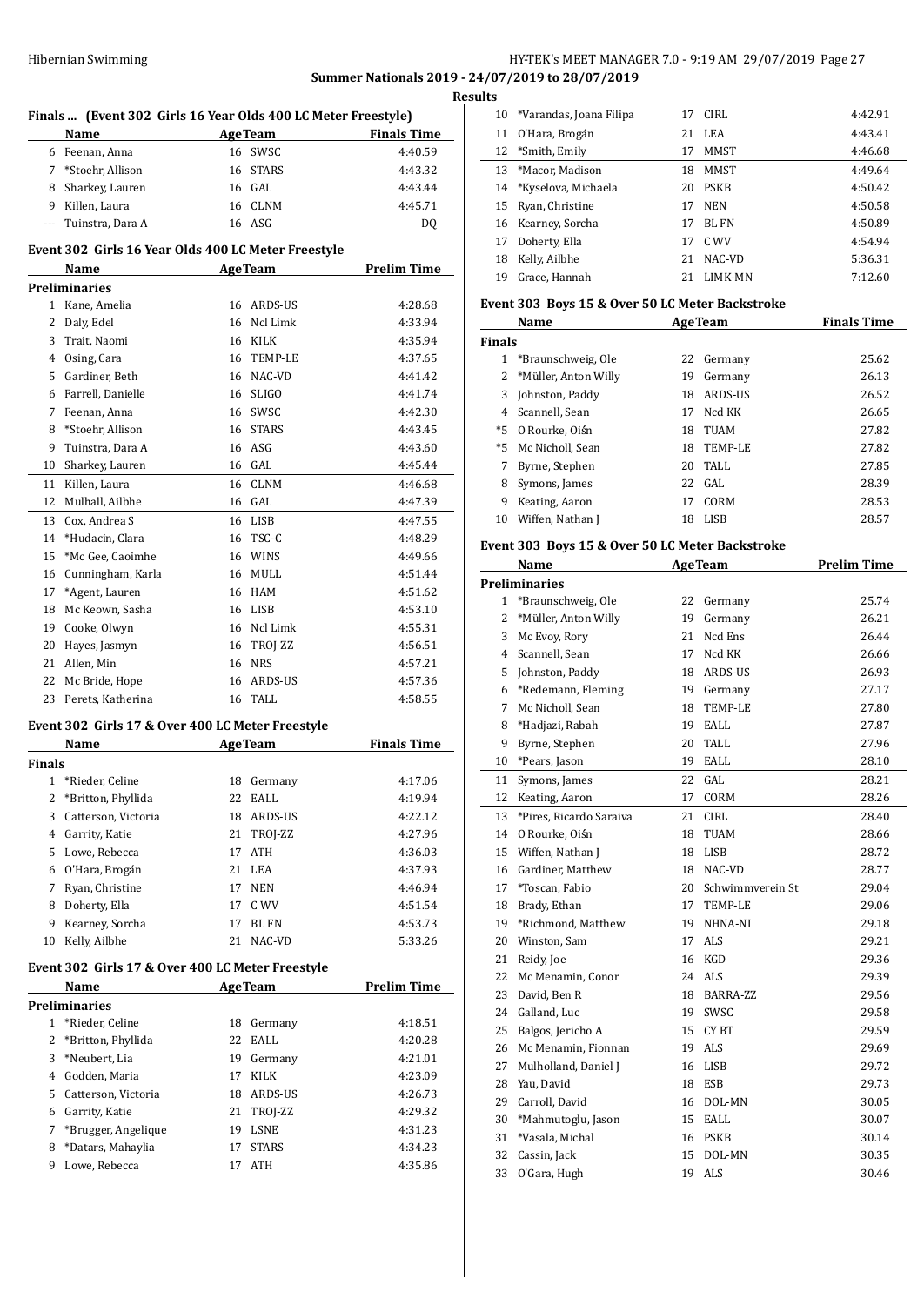**Summer Nationals 2019 - 24/07/2019 to 28/07/2019**

**Results**

### Finals ... (Event 302 Girls 16 Year Olds 400 LC Meter Freestyle)

| | Name | Age | Team | Finals Time |
|---|---|---|---|---|
| 6 | Feenan, Anna | 16 | SWSC | 4:40.59 |
| 7 | *Stoehr, Allison | 16 | STARS | 4:43.32 |
| 8 | Sharkey, Lauren | 16 | GAL | 4:43.44 |
| 9 | Killen, Laura | 16 | CLNM | 4:45.71 |
| --- | Tuinstra, Dara A | 16 | ASG | DQ |

### Event 302 Girls 16 Year Olds 400 LC Meter Freestyle

| | Name | Age | Team | Prelim Time |
|---|---|---|---|---|
| **Preliminaries** | | | | |
| 1 | Kane, Amelia | 16 | ARDS-US | 4:28.68 |
| 2 | Daly, Edel | 16 | Ncl Limk | 4:33.94 |
| 3 | Trait, Naomi | 16 | KILK | 4:35.94 |
| 4 | Osing, Cara | 16 | TEMP-LE | 4:37.65 |
| 5 | Gardiner, Beth | 16 | NAC-VD | 4:41.42 |
| 6 | Farrell, Danielle | 16 | SLIGO | 4:41.74 |
| 7 | Feenan, Anna | 16 | SWSC | 4:42.30 |
| 8 | *Stoehr, Allison | 16 | STARS | 4:43.45 |
| 9 | Tuinstra, Dara A | 16 | ASG | 4:43.60 |
| 10 | Sharkey, Lauren | 16 | GAL | 4:45.44 |
| 11 | Killen, Laura | 16 | CLNM | 4:46.68 |
| 12 | Mulhall, Ailbhe | 16 | GAL | 4:47.39 |
| 13 | Cox, Andrea S | 16 | LISB | 4:47.55 |
| 14 | *Hudacin, Clara | 16 | TSC-C | 4:48.29 |
| 15 | *Mc Gee, Caoimhe | 16 | WINS | 4:49.66 |
| 16 | Cunningham, Karla | 16 | MULL | 4:51.44 |
| 17 | *Agent, Lauren | 16 | HAM | 4:51.62 |
| 18 | Mc Keown, Sasha | 16 | LISB | 4:53.10 |
| 19 | Cooke, Olwyn | 16 | Ncl Limk | 4:55.31 |
| 20 | Hayes, Jasmyn | 16 | TROJ-ZZ | 4:56.51 |
| 21 | Allen, Min | 16 | NRS | 4:57.21 |
| 22 | Mc Bride, Hope | 16 | ARDS-US | 4:57.36 |
| 23 | Perets, Katherina | 16 | TALL | 4:58.55 |

### Event 302 Girls 17 & Over 400 LC Meter Freestyle

| | Name | Age | Team | Finals Time |
|---|---|---|---|---|
| **Finals** | | | | |
| 1 | *Rieder, Celine | 18 | Germany | 4:17.06 |
| 2 | *Britton, Phyllida | 22 | EALL | 4:19.94 |
| 3 | Catterson, Victoria | 18 | ARDS-US | 4:22.12 |
| 4 | Garrity, Katie | 21 | TROJ-ZZ | 4:27.96 |
| 5 | Lowe, Rebecca | 17 | ATH | 4:36.03 |
| 6 | O'Hara, Brogán | 21 | LEA | 4:37.93 |
| 7 | Ryan, Christine | 17 | NEN | 4:46.94 |
| 8 | Doherty, Ella | 17 | C WV | 4:51.54 |
| 9 | Kearney, Sorcha | 17 | BL FN | 4:53.73 |
| 10 | Kelly, Ailbhe | 21 | NAC-VD | 5:33.26 |

### Event 302 Girls 17 & Over 400 LC Meter Freestyle

| | Name | Age | Team | Prelim Time |
|---|---|---|---|---|
| **Preliminaries** | | | | |
| 1 | *Rieder, Celine | 18 | Germany | 4:18.51 |
| 2 | *Britton, Phyllida | 22 | EALL | 4:20.28 |
| 3 | *Neubert, Lia | 19 | Germany | 4:21.01 |
| 4 | Godden, Maria | 17 | KILK | 4:23.09 |
| 5 | Catterson, Victoria | 18 | ARDS-US | 4:26.73 |
| 6 | Garrity, Katie | 21 | TROJ-ZZ | 4:29.32 |
| 7 | *Brugger, Angelique | 19 | LSNE | 4:31.23 |
| 8 | *Datars, Mahaylia | 17 | STARS | 4:34.23 |
| 9 | Lowe, Rebecca | 17 | ATH | 4:35.86 |
| 10 | *Varandas, Joana Filipa | 17 | CIRL | 4:42.91 |
| 11 | O'Hara, Brogán | 21 | LEA | 4:43.41 |
| 12 | *Smith, Emily | 17 | MMST | 4:46.68 |
| 13 | *Macor, Madison | 18 | MMST | 4:49.64 |
| 14 | *Kyselova, Michaela | 20 | PSKB | 4:50.42 |
| 15 | Ryan, Christine | 17 | NEN | 4:50.58 |
| 16 | Kearney, Sorcha | 17 | BL FN | 4:50.89 |
| 17 | Doherty, Ella | 17 | C WV | 4:54.94 |
| 18 | Kelly, Ailbhe | 21 | NAC-VD | 5:36.31 |
| 19 | Grace, Hannah | 21 | LIMK-MN | 7:12.60 |

### Event 303 Boys 15 & Over 50 LC Meter Backstroke

| | Name | Age | Team | Finals Time |
|---|---|---|---|---|
| **Finals** | | | | |
| 1 | *Braunschweig, Ole | 22 | Germany | 25.62 |
| 2 | *Müller, Anton Willy | 19 | Germany | 26.13 |
| 3 | Johnston, Paddy | 18 | ARDS-US | 26.52 |
| 4 | Scannell, Sean | 17 | Ncd KK | 26.65 |
| *5 | O Rourke, Oiśn | 18 | TUAM | 27.82 |
| *5 | Mc Nicholl, Sean | 18 | TEMP-LE | 27.82 |
| 7 | Byrne, Stephen | 20 | TALL | 27.85 |
| 8 | Symons, James | 22 | GAL | 28.39 |
| 9 | Keating, Aaron | 17 | CORM | 28.53 |
| 10 | Wiffen, Nathan J | 18 | LISB | 28.57 |

### Event 303 Boys 15 & Over 50 LC Meter Backstroke

| | Name | Age | Team | Prelim Time |
|---|---|---|---|---|
| **Preliminaries** | | | | |
| 1 | *Braunschweig, Ole | 22 | Germany | 25.74 |
| 2 | *Müller, Anton Willy | 19 | Germany | 26.21 |
| 3 | Mc Evoy, Rory | 21 | Ncd Ens | 26.44 |
| 4 | Scannell, Sean | 17 | Ncd KK | 26.66 |
| 5 | Johnston, Paddy | 18 | ARDS-US | 26.93 |
| 6 | *Redemann, Fleming | 19 | Germany | 27.17 |
| 7 | Mc Nicholl, Sean | 18 | TEMP-LE | 27.80 |
| 8 | *Hadjazi, Rabah | 19 | EALL | 27.87 |
| 9 | Byrne, Stephen | 20 | TALL | 27.96 |
| 10 | *Pears, Jason | 19 | EALL | 28.10 |
| 11 | Symons, James | 22 | GAL | 28.21 |
| 12 | Keating, Aaron | 17 | CORM | 28.26 |
| 13 | *Pires, Ricardo Saraiva | 21 | CIRL | 28.40 |
| 14 | O Rourke, Oiśn | 18 | TUAM | 28.66 |
| 15 | Wiffen, Nathan J | 18 | LISB | 28.72 |
| 16 | Gardiner, Matthew | 18 | NAC-VD | 28.77 |
| 17 | *Toscan, Fabio | 20 | Schwimmverein St | 29.04 |
| 18 | Brady, Ethan | 17 | TEMP-LE | 29.06 |
| 19 | *Richmond, Matthew | 19 | NHNA-NI | 29.18 |
| 20 | Winston, Sam | 17 | ALS | 29.21 |
| 21 | Reidy, Joe | 16 | KGD | 29.36 |
| 22 | Mc Menamin, Conor | 24 | ALS | 29.39 |
| 23 | David, Ben R | 18 | BARRA-ZZ | 29.56 |
| 24 | Galland, Luc | 19 | SWSC | 29.58 |
| 25 | Balgos, Jericho A | 15 | CY BT | 29.59 |
| 26 | Mc Menamin, Fionnan | 19 | ALS | 29.69 |
| 27 | Mulholland, Daniel J | 16 | LISB | 29.72 |
| 28 | Yau, David | 18 | ESB | 29.73 |
| 29 | Carroll, David | 16 | DOL-MN | 30.05 |
| 30 | *Mahmutoglu, Jason | 15 | EALL | 30.07 |
| 31 | *Vasala, Michal | 16 | PSKB | 30.14 |
| 32 | Cassin, Jack | 15 | DOL-MN | 30.35 |
| 33 | O'Gara, Hugh | 19 | ALS | 30.46 |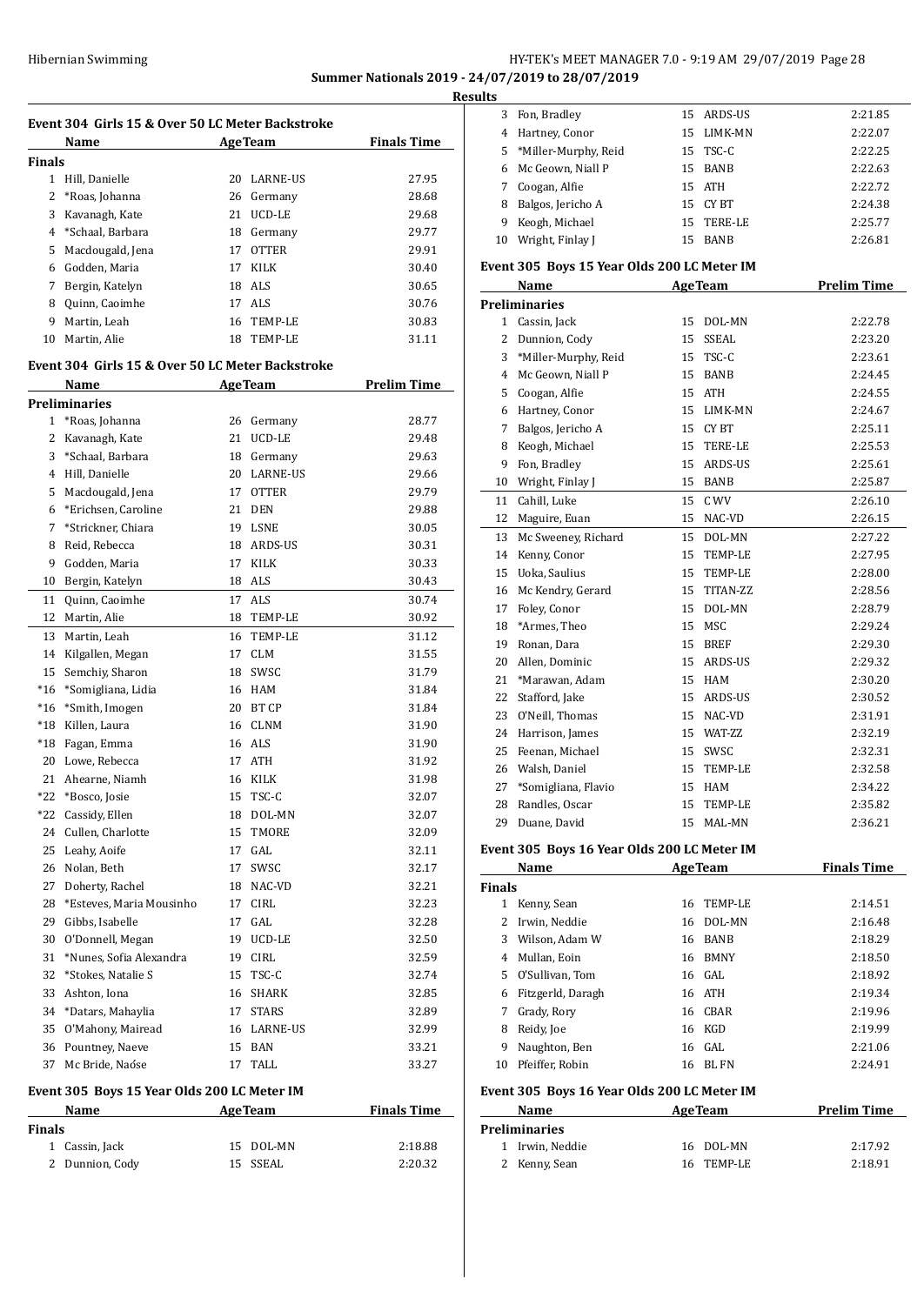## Summer Nationals 2019 - 24/07/2019 to 28/07/2019

### Results

#### Event 304 Girls 15 & Over 50 LC Meter Backstroke

| | Name | Age | Team | Finals Time |
|---|---|---|---|---|
| **Finals** | | | | |
| 1 | Hill, Danielle | 20 | LARNE-US | 27.95 |
| 2 | *Roas, Johanna | 26 | Germany | 28.68 |
| 3 | Kavanagh, Kate | 21 | UCD-LE | 29.68 |
| 4 | *Schaal, Barbara | 18 | Germany | 29.77 |
| 5 | Macdougald, Jena | 17 | OTTER | 29.91 |
| 6 | Godden, Maria | 17 | KILK | 30.40 |
| 7 | Bergin, Katelyn | 18 | ALS | 30.65 |
| 8 | Quinn, Caoimhe | 17 | ALS | 30.76 |
| 9 | Martin, Leah | 16 | TEMP-LE | 30.83 |
| 10 | Martin, Alie | 18 | TEMP-LE | 31.11 |

#### Event 304 Girls 15 & Over 50 LC Meter Backstroke

| | Name | Age | Team | Prelim Time |
|---|---|---|---|---|
| **Preliminaries** | | | | |
| 1 | *Roas, Johanna | 26 | Germany | 28.77 |
| 2 | Kavanagh, Kate | 21 | UCD-LE | 29.48 |
| 3 | *Schaal, Barbara | 18 | Germany | 29.63 |
| 4 | Hill, Danielle | 20 | LARNE-US | 29.66 |
| 5 | Macdougald, Jena | 17 | OTTER | 29.79 |
| 6 | *Erichsen, Caroline | 21 | DEN | 29.88 |
| 7 | *Strickner, Chiara | 19 | LSNE | 30.05 |
| 8 | Reid, Rebecca | 18 | ARDS-US | 30.31 |
| 9 | Godden, Maria | 17 | KILK | 30.33 |
| 10 | Bergin, Katelyn | 18 | ALS | 30.43 |
| 11 | Quinn, Caoimhe | 17 | ALS | 30.74 |
| 12 | Martin, Alie | 18 | TEMP-LE | 30.92 |
| 13 | Martin, Leah | 16 | TEMP-LE | 31.12 |
| 14 | Kilgallen, Megan | 17 | CLM | 31.55 |
| 15 | Semchiy, Sharon | 18 | SWSC | 31.79 |
| *16 | *Somigliana, Lidia | 16 | HAM | 31.84 |
| *16 | *Smith, Imogen | 20 | BT CP | 31.84 |
| *18 | Killen, Laura | 16 | CLNM | 31.90 |
| *18 | Fagan, Emma | 16 | ALS | 31.90 |
| 20 | Lowe, Rebecca | 17 | ATH | 31.92 |
| 21 | Ahearne, Niamh | 16 | KILK | 31.98 |
| *22 | *Bosco, Josie | 15 | TSC-C | 32.07 |
| *22 | Cassidy, Ellen | 18 | DOL-MN | 32.07 |
| 24 | Cullen, Charlotte | 15 | TMORE | 32.09 |
| 25 | Leahy, Aoife | 17 | GAL | 32.11 |
| 26 | Nolan, Beth | 17 | SWSC | 32.17 |
| 27 | Doherty, Rachel | 18 | NAC-VD | 32.21 |
| 28 | *Esteves, Maria Mousinho | 17 | CIRL | 32.23 |
| 29 | Gibbs, Isabelle | 17 | GAL | 32.28 |
| 30 | O'Donnell, Megan | 19 | UCD-LE | 32.50 |
| 31 | *Nunes, Sofia Alexandra | 19 | CIRL | 32.59 |
| 32 | *Stokes, Natalie S | 15 | TSC-C | 32.74 |
| 33 | Ashton, Iona | 16 | SHARK | 32.85 |
| 34 | *Datars, Mahaylia | 17 | STARS | 32.89 |
| 35 | O'Mahony, Mairead | 16 | LARNE-US | 32.99 |
| 36 | Pountney, Naeve | 15 | BAN | 33.21 |
| 37 | Mc Bride, Naóse | 17 | TALL | 33.27 |

#### Event 305 Boys 15 Year Olds 200 LC Meter IM

| | Name | Age | Team | Finals Time |
|---|---|---|---|---|
| **Finals** | | | | |
| 1 | Cassin, Jack | 15 | DOL-MN | 2:18.88 |
| 2 | Dunnion, Cody | 15 | SSEAL | 2:20.32 |
| 3 | Fon, Bradley | 15 | ARDS-US | 2:21.85 |
| 4 | Hartney, Conor | 15 | LIMK-MN | 2:22.07 |
| 5 | *Miller-Murphy, Reid | 15 | TSC-C | 2:22.25 |
| 6 | Mc Geown, Niall P | 15 | BANB | 2:22.63 |
| 7 | Coogan, Alfie | 15 | ATH | 2:22.72 |
| 8 | Balgos, Jericho A | 15 | CY BT | 2:24.38 |
| 9 | Keogh, Michael | 15 | TERE-LE | 2:25.77 |
| 10 | Wright, Finlay J | 15 | BANB | 2:26.81 |

#### Event 305 Boys 15 Year Olds 200 LC Meter IM

| | Name | Age | Team | Prelim Time |
|---|---|---|---|---|
| **Preliminaries** | | | | |
| 1 | Cassin, Jack | 15 | DOL-MN | 2:22.78 |
| 2 | Dunnion, Cody | 15 | SSEAL | 2:23.20 |
| 3 | *Miller-Murphy, Reid | 15 | TSC-C | 2:23.61 |
| 4 | Mc Geown, Niall P | 15 | BANB | 2:24.45 |
| 5 | Coogan, Alfie | 15 | ATH | 2:24.55 |
| 6 | Hartney, Conor | 15 | LIMK-MN | 2:24.67 |
| 7 | Balgos, Jericho A | 15 | CY BT | 2:25.11 |
| 8 | Keogh, Michael | 15 | TERE-LE | 2:25.53 |
| 9 | Fon, Bradley | 15 | ARDS-US | 2:25.61 |
| 10 | Wright, Finlay J | 15 | BANB | 2:25.87 |
| 11 | Cahill, Luke | 15 | C WV | 2:26.10 |
| 12 | Maguire, Euan | 15 | NAC-VD | 2:26.15 |
| 13 | Mc Sweeney, Richard | 15 | DOL-MN | 2:27.22 |
| 14 | Kenny, Conor | 15 | TEMP-LE | 2:27.95 |
| 15 | Uoka, Saulius | 15 | TEMP-LE | 2:28.00 |
| 16 | Mc Kendry, Gerard | 15 | TITAN-ZZ | 2:28.56 |
| 17 | Foley, Conor | 15 | DOL-MN | 2:28.79 |
| 18 | *Armes, Theo | 15 | MSC | 2:29.24 |
| 19 | Ronan, Dara | 15 | BREF | 2:29.30 |
| 20 | Allen, Dominic | 15 | ARDS-US | 2:29.32 |
| 21 | *Marawan, Adam | 15 | HAM | 2:30.20 |
| 22 | Stafford, Jake | 15 | ARDS-US | 2:30.52 |
| 23 | O'Neill, Thomas | 15 | NAC-VD | 2:31.91 |
| 24 | Harrison, James | 15 | WAT-ZZ | 2:32.19 |
| 25 | Feenan, Michael | 15 | SWSC | 2:32.31 |
| 26 | Walsh, Daniel | 15 | TEMP-LE | 2:32.58 |
| 27 | *Somigliana, Flavio | 15 | HAM | 2:34.22 |
| 28 | Randles, Oscar | 15 | TEMP-LE | 2:35.82 |
| 29 | Duane, David | 15 | MAL-MN | 2:36.21 |

#### Event 305 Boys 16 Year Olds 200 LC Meter IM

| | Name | Age | Team | Finals Time |
|---|---|---|---|---|
| **Finals** | | | | |
| 1 | Kenny, Sean | 16 | TEMP-LE | 2:14.51 |
| 2 | Irwin, Neddie | 16 | DOL-MN | 2:16.48 |
| 3 | Wilson, Adam W | 16 | BANB | 2:18.29 |
| 4 | Mullan, Eoin | 16 | BMNY | 2:18.50 |
| 5 | O'Sullivan, Tom | 16 | GAL | 2:18.92 |
| 6 | Fitzgerld, Daragh | 16 | ATH | 2:19.34 |
| 7 | Grady, Rory | 16 | CBAR | 2:19.96 |
| 8 | Reidy, Joe | 16 | KGD | 2:19.99 |
| 9 | Naughton, Ben | 16 | GAL | 2:21.06 |
| 10 | Pfeiffer, Robin | 16 | BL FN | 2:24.91 |

#### Event 305 Boys 16 Year Olds 200 LC Meter IM

| | Name | Age | Team | Prelim Time |
|---|---|---|---|---|
| **Preliminaries** | | | | |
| 1 | Irwin, Neddie | 16 | DOL-MN | 2:17.92 |
| 2 | Kenny, Sean | 16 | TEMP-LE | 2:18.91 |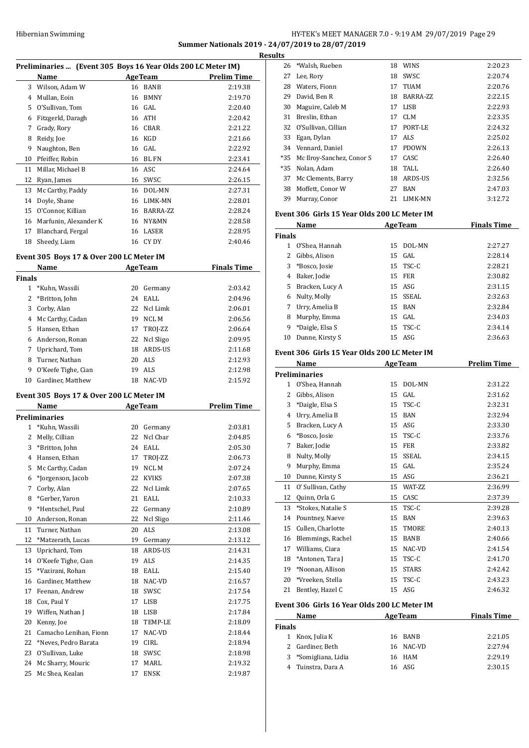## Results

### Preliminaries ... (Event 305 Boys 16 Year Olds 200 LC Meter IM)

| | Name | Age | Team | Prelim Time |
|---|---|---|---|---|
| 3 | Wilson, Adam W | 16 | BANB | 2:19.38 |
| 4 | Mullan, Eoin | 16 | BMNY | 2:19.70 |
| 5 | O'Sullivan, Tom | 16 | GAL | 2:20.40 |
| 6 | Fitzgerld, Daragh | 16 | ATH | 2:20.42 |
| 7 | Grady, Rory | 16 | CBAR | 2:21.22 |
| 8 | Reidy, Joe | 16 | KGD | 2:21.66 |
| 9 | Naughton, Ben | 16 | GAL | 2:22.92 |
| 10 | Pfeiffer, Robin | 16 | BLFN | 2:23.41 |
| 11 | Millar, Michael B | 16 | ASC | 2:24.64 |
| 12 | Ryan, James | 16 | SWSC | 2:26.15 |
| 13 | Mc Carthy, Paddy | 16 | DOL-MN | 2:27.31 |
| 14 | Doyle, Shane | 16 | LIMK-MN | 2:28.01 |
| 15 | O'Connor, Killian | 16 | BARRA-ZZ | 2:28.24 |
| 16 | Marfunin, Alexander K | 16 | NY&MN | 2:28.58 |
| 17 | Blanchard, Fergal | 16 | LASER | 2:28.95 |
| 18 | Sheedy, Liam | 16 | CY DY | 2:40.46 |

### Event 305 Boys 17 & Over 200 LC Meter IM

| | Name | Age | Team | Finals Time |
|---|---|---|---|---|
| **Finals** | | | | |
| 1 | *Kuhn, Wassili | 20 | Germany | 2:03.42 |
| 2 | *Britton, John | 24 | EALL | 2:04.96 |
| 3 | Corby, Alan | 22 | Ncl Limk | 2:06.01 |
| 4 | Mc Carthy, Cadan | 19 | NCL M | 2:06.56 |
| 5 | Hansen, Ethan | 17 | TROJ-ZZ | 2:06.64 |
| 6 | Anderson, Ronan | 22 | Ncl Sligo | 2:09.95 |
| 7 | Uprichard, Tom | 18 | ARDS-US | 2:11.68 |
| 8 | Turner, Nathan | 20 | ALS | 2:12.93 |
| 9 | O'Keefe Tighe, Cian | 19 | ALS | 2:12.98 |
| 10 | Gardiner, Matthew | 18 | NAC-VD | 2:15.92 |

### Event 305 Boys 17 & Over 200 LC Meter IM

| | Name | Age | Team | Prelim Time |
|---|---|---|---|---|
| **Preliminaries** | | | | |
| 1 | *Kuhn, Wassili | 20 | Germany | 2:03.81 |
| 2 | Melly, Cillian | 22 | Ncl Cbar | 2:04.85 |
| 3 | *Britton, John | 24 | EALL | 2:05.30 |
| 4 | Hansen, Ethan | 17 | TROJ-ZZ | 2:06.73 |
| 5 | Mc Carthy, Cadan | 19 | NCL M | 2:07.24 |
| 6 | *Jorgenson, Jacob | 22 | KVIKS | 2:07.38 |
| 7 | Corby, Alan | 22 | Ncl Limk | 2:07.65 |
| 8 | *Gerber, Yaron | 21 | EALL | 2:10.33 |
| 9 | *Hentschel, Paul | 22 | Germany | 2:10.89 |
| 10 | Anderson, Ronan | 22 | Ncl Sligo | 2:11.46 |
| 11 | Turner, Nathan | 20 | ALS | 2:13.08 |
| 12 | *Matzerath, Lucas | 19 | Germany | 2:13.12 |
| 13 | Uprichard, Tom | 18 | ARDS-US | 2:14.31 |
| 14 | O'Keefe Tighe, Cian | 19 | ALS | 2:14.35 |
| 15 | *Vazirani, Rohan | 18 | EALL | 2:15.40 |
| 16 | Gardiner, Matthew | 18 | NAC-VD | 2:16.57 |
| 17 | Feenan, Andrew | 18 | SWSC | 2:17.54 |
| 18 | Cox, Paul Y | 17 | LISB | 2:17.75 |
| 19 | Wiffen, Nathan J | 18 | LISB | 2:17.84 |
| 20 | Kenny, Joe | 18 | TEMP-LE | 2:18.09 |
| 21 | Camacho Lenihan, Fionn | 17 | NAC-VD | 2:18.44 |
| 22 | *Neves, Pedro Barata | 19 | CIRL | 2:18.94 |
| 23 | O'Sullivan, Luke | 18 | SWSC | 2:18.98 |
| 24 | Mc Sharry, Mouric | 17 | MARL | 2:19.32 |
| 25 | Mc Shea, Kealan | 17 | ENSK | 2:19.87 |
| 26 | *Walsh, Rueben | 18 | WINS | 2:20.23 |
| 27 | Lee, Rory | 18 | SWSC | 2:20.74 |
| 28 | Waters, Fionn | 17 | TUAM | 2:20.76 |
| 29 | David, Ben R | 18 | BARRA-ZZ | 2:22.15 |
| 30 | Maguire, Caleb M | 17 | LISB | 2:22.93 |
| 31 | Breslin, Ethan | 17 | CLM | 2:23.35 |
| 32 | O'Sullivan, Cillian | 17 | PORT-LE | 2:24.32 |
| 33 | Egan, Dylan | 17 | ALS | 2:25.02 |
| 34 | Vennard, Daniel | 17 | PDOWN | 2:26.13 |
| *35 | Mc Ilroy-Sanchez, Conor S | 17 | CASC | 2:26.40 |
| *35 | Nolan, Adam | 18 | TALL | 2:26.40 |
| 37 | Mc Clements, Barry | 18 | ARDS-US | 2:32.56 |
| 38 | Moffett, Conor W | 27 | BAN | 2:47.03 |
| 39 | Murray, Conor | 21 | LIMK-MN | 3:12.72 |

### Event 306 Girls 15 Year Olds 200 LC Meter IM

| | Name | Age | Team | Finals Time |
|---|---|---|---|---|
| **Finals** | | | | |
| 1 | O'Shea, Hannah | 15 | DOL-MN | 2:27.27 |
| 2 | Gibbs, Alison | 15 | GAL | 2:28.14 |
| 3 | *Bosco, Josie | 15 | TSC-C | 2:28.21 |
| 4 | Baker, Jodie | 15 | FER | 2:30.82 |
| 5 | Bracken, Lucy A | 15 | ASG | 2:31.15 |
| 6 | Nulty, Molly | 15 | SSEAL | 2:32.63 |
| 7 | Urry, Amelia B | 15 | BAN | 2:32.84 |
| 8 | Murphy, Emma | 15 | GAL | 2:34.03 |
| 9 | *Daigle, Elsa S | 15 | TSC-C | 2:34.14 |
| 10 | Dunne, Kirsty S | 15 | ASG | 2:36.63 |

### Event 306 Girls 15 Year Olds 200 LC Meter IM

| | Name | Age | Team | Prelim Time |
|---|---|---|---|---|
| **Preliminaries** | | | | |
| 1 | O'Shea, Hannah | 15 | DOL-MN | 2:31.22 |
| 2 | Gibbs, Alison | 15 | GAL | 2:31.62 |
| 3 | *Daigle, Elsa S | 15 | TSC-C | 2:32.31 |
| 4 | Urry, Amelia B | 15 | BAN | 2:32.94 |
| 5 | Bracken, Lucy A | 15 | ASG | 2:33.30 |
| 6 | *Bosco, Josie | 15 | TSC-C | 2:33.76 |
| 7 | Baker, Jodie | 15 | FER | 2:33.82 |
| 8 | Nulty, Molly | 15 | SSEAL | 2:34.15 |
| 9 | Murphy, Emma | 15 | GAL | 2:35.24 |
| 10 | Dunne, Kirsty S | 15 | ASG | 2:36.21 |
| 11 | O' Sullivan, Cathy | 15 | WAT-ZZ | 2:36.99 |
| 12 | Quinn, Orla G | 15 | CASC | 2:37.39 |
| 13 | *Stokes, Natalie S | 15 | TSC-C | 2:39.28 |
| 14 | Pountney, Naeve | 15 | BAN | 2:39.63 |
| 15 | Cullen, Charlotte | 15 | TMORE | 2:40.13 |
| 16 | Blemmings, Rachel | 15 | BANB | 2:40.66 |
| 17 | Williams, Ciara | 15 | NAC-VD | 2:41.54 |
| 18 | *Antonen, Tara J | 15 | TSC-C | 2:41.70 |
| 19 | *Noonan, Allison | 15 | STARS | 2:42.42 |
| 20 | *Vreeken, Stella | 15 | TSC-C | 2:43.23 |
| 21 | Bentley, Hazel C | 15 | ASG | 2:46.32 |

### Event 306 Girls 16 Year Olds 200 LC Meter IM

| | Name | Age | Team | Finals Time |
|---|---|---|---|---|
| **Finals** | | | | |
| 1 | Knox, Julia K | 16 | BANB | 2:21.05 |
| 2 | Gardiner, Beth | 16 | NAC-VD | 2:27.94 |
| 3 | *Somigliana, Lidia | 16 | HAM | 2:29.19 |
| 4 | Tuinstra, Dara A | 16 | ASG | 2:30.15 |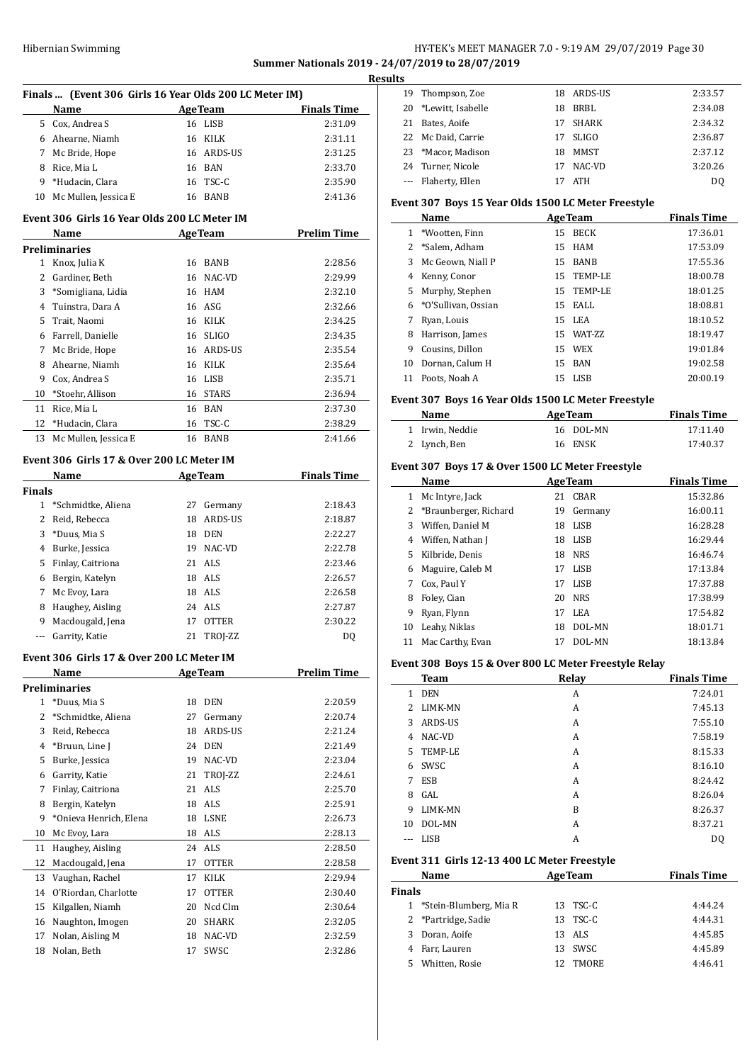**Summer Nationals 2019 - 24/07/2019 to 28/07/2019**

**Results**

### Finals ... (Event 306 Girls 16 Year Olds 200 LC Meter IM)

| | Name | Age | Team | Finals Time |
|---|---|---|---|---|
| 5 | Cox, Andrea S | 16 | LISB | 2:31.09 |
| 6 | Ahearne, Niamh | 16 | KILK | 2:31.11 |
| 7 | Mc Bride, Hope | 16 | ARDS-US | 2:31.25 |
| 8 | Rice, Mia L | 16 | BAN | 2:33.70 |
| 9 | *Hudacin, Clara | 16 | TSC-C | 2:35.90 |
| 10 | Mc Mullen, Jessica E | 16 | BANB | 2:41.36 |

### Event 306 Girls 16 Year Olds 200 LC Meter IM

| | Name | Age | Team | Prelim Time |
|---|---|---|---|---|
| **Preliminaries** | | | | |
| 1 | Knox, Julia K | 16 | BANB | 2:28.56 |
| 2 | Gardiner, Beth | 16 | NAC-VD | 2:29.99 |
| 3 | *Somigliana, Lidia | 16 | HAM | 2:32.10 |
| 4 | Tuinstra, Dara A | 16 | ASG | 2:32.66 |
| 5 | Trait, Naomi | 16 | KILK | 2:34.25 |
| 6 | Farrell, Danielle | 16 | SLIGO | 2:34.35 |
| 7 | Mc Bride, Hope | 16 | ARDS-US | 2:35.54 |
| 8 | Ahearne, Niamh | 16 | KILK | 2:35.64 |
| 9 | Cox, Andrea S | 16 | LISB | 2:35.71 |
| 10 | *Stoehr, Allison | 16 | STARS | 2:36.94 |
| 11 | Rice, Mia L | 16 | BAN | 2:37.30 |
| 12 | *Hudacin, Clara | 16 | TSC-C | 2:38.29 |
| 13 | Mc Mullen, Jessica E | 16 | BANB | 2:41.66 |

### Event 306 Girls 17 & Over 200 LC Meter IM

| | Name | Age | Team | Finals Time |
|---|---|---|---|---|
| **Finals** | | | | |
| 1 | *Schmidtke, Aliena | 27 | Germany | 2:18.43 |
| 2 | Reid, Rebecca | 18 | ARDS-US | 2:18.87 |
| 3 | *Duus, Mia S | 18 | DEN | 2:22.27 |
| 4 | Burke, Jessica | 19 | NAC-VD | 2:22.78 |
| 5 | Finlay, Caitriona | 21 | ALS | 2:23.46 |
| 6 | Bergin, Katelyn | 18 | ALS | 2:26.57 |
| 7 | Mc Evoy, Lara | 18 | ALS | 2:26.58 |
| 8 | Haughey, Aisling | 24 | ALS | 2:27.87 |
| 9 | Macdougald, Jena | 17 | OTTER | 2:30.22 |
| --- | Garrity, Katie | 21 | TROJ-ZZ | DQ |

### Event 306 Girls 17 & Over 200 LC Meter IM

| | Name | Age | Team | Prelim Time |
|---|---|---|---|---|
| **Preliminaries** | | | | |
| 1 | *Duus, Mia S | 18 | DEN | 2:20.59 |
| 2 | *Schmidtke, Aliena | 27 | Germany | 2:20.74 |
| 3 | Reid, Rebecca | 18 | ARDS-US | 2:21.24 |
| 4 | *Bruun, Line J | 24 | DEN | 2:21.49 |
| 5 | Burke, Jessica | 19 | NAC-VD | 2:23.04 |
| 6 | Garrity, Katie | 21 | TROJ-ZZ | 2:24.61 |
| 7 | Finlay, Caitriona | 21 | ALS | 2:25.70 |
| 8 | Bergin, Katelyn | 18 | ALS | 2:25.91 |
| 9 | *Onieva Henrich, Elena | 18 | LSNE | 2:26.73 |
| 10 | Mc Evoy, Lara | 18 | ALS | 2:28.13 |
| 11 | Haughey, Aisling | 24 | ALS | 2:28.50 |
| 12 | Macdougald, Jena | 17 | OTTER | 2:28.58 |
| 13 | Vaughan, Rachel | 17 | KILK | 2:29.94 |
| 14 | O'Riordan, Charlotte | 17 | OTTER | 2:30.40 |
| 15 | Kilgallen, Niamh | 20 | Ncd Clm | 2:30.64 |
| 16 | Naughton, Imogen | 20 | SHARK | 2:32.05 |
| 17 | Nolan, Aisling M | 18 | NAC-VD | 2:32.59 |
| 18 | Nolan, Beth | 17 | SWSC | 2:32.86 |
| 19 | Thompson, Zoe | 18 | ARDS-US | 2:33.57 |
| 20 | *Lewitt, Isabelle | 18 | BRBL | 2:34.08 |
| 21 | Bates, Aoife | 17 | SHARK | 2:34.32 |
| 22 | Mc Daid, Carrie | 17 | SLIGO | 2:36.87 |
| 23 | *Macor, Madison | 18 | MMST | 2:37.12 |
| 24 | Turner, Nicole | 17 | NAC-VD | 3:20.26 |
| --- | Flaherty, Ellen | 17 | ATH | DQ |

### Event 307 Boys 15 Year Olds 1500 LC Meter Freestyle

| | Name | Age | Team | Finals Time |
|---|---|---|---|---|
| 1 | *Wootten, Finn | 15 | BECK | 17:36.01 |
| 2 | *Salem, Adham | 15 | HAM | 17:53.09 |
| 3 | Mc Geown, Niall P | 15 | BANB | 17:55.36 |
| 4 | Kenny, Conor | 15 | TEMP-LE | 18:00.78 |
| 5 | Murphy, Stephen | 15 | TEMP-LE | 18:01.25 |
| 6 | *O'Sullivan, Ossian | 15 | EALL | 18:08.81 |
| 7 | Ryan, Louis | 15 | LEA | 18:10.52 |
| 8 | Harrison, James | 15 | WAT-ZZ | 18:19.47 |
| 9 | Cousins, Dillon | 15 | WEX | 19:01.84 |
| 10 | Dornan, Calum H | 15 | BAN | 19:02.58 |
| 11 | Poots, Noah A | 15 | LISB | 20:00.19 |

### Event 307 Boys 16 Year Olds 1500 LC Meter Freestyle

| | Name | Age | Team | Finals Time |
|---|---|---|---|---|
| 1 | Irwin, Neddie | 16 | DOL-MN | 17:11.40 |
| 2 | Lynch, Ben | 16 | ENSK | 17:40.37 |

### Event 307 Boys 17 & Over 1500 LC Meter Freestyle

| | Name | Age | Team | Finals Time |
|---|---|---|---|---|
| 1 | Mc Intyre, Jack | 21 | CBAR | 15:32.86 |
| 2 | *Braunberger, Richard | 19 | Germany | 16:00.11 |
| 3 | Wiffen, Daniel M | 18 | LISB | 16:28.28 |
| 4 | Wiffen, Nathan J | 18 | LISB | 16:29.44 |
| 5 | Kilbride, Denis | 18 | NRS | 16:46.74 |
| 6 | Maguire, Caleb M | 17 | LISB | 17:13.84 |
| 7 | Cox, Paul Y | 17 | LISB | 17:37.88 |
| 8 | Foley, Cian | 20 | NRS | 17:38.99 |
| 9 | Ryan, Flynn | 17 | LEA | 17:54.82 |
| 10 | Leahy, Niklas | 18 | DOL-MN | 18:01.71 |
| 11 | Mac Carthy, Evan | 17 | DOL-MN | 18:13.84 |

### Event 308 Boys 15 & Over 800 LC Meter Freestyle Relay

| | Team | Relay | Finals Time |
|---|---|---|---|
| 1 | DEN | A | 7:24.01 |
| 2 | LIMK-MN | A | 7:45.13 |
| 3 | ARDS-US | A | 7:55.10 |
| 4 | NAC-VD | A | 7:58.19 |
| 5 | TEMP-LE | A | 8:15.33 |
| 6 | SWSC | A | 8:16.10 |
| 7 | ESB | A | 8:24.42 |
| 8 | GAL | A | 8:26.04 |
| 9 | LIMK-MN | B | 8:26.37 |
| 10 | DOL-MN | A | 8:37.21 |
| --- | LISB | A | DQ |

### Event 311 Girls 12-13 400 LC Meter Freestyle

| | Name | Age | Team | Finals Time |
|---|---|---|---|---|
| **Finals** | | | | |
| 1 | *Stein-Blumberg, Mia R | 13 | TSC-C | 4:44.24 |
| 2 | *Partridge, Sadie | 13 | TSC-C | 4:44.31 |
| 3 | Doran, Aoife | 13 | ALS | 4:45.85 |
| 4 | Farr, Lauren | 13 | SWSC | 4:45.89 |
| 5 | Whitten, Rosie | 12 | TMORE | 4:46.41 |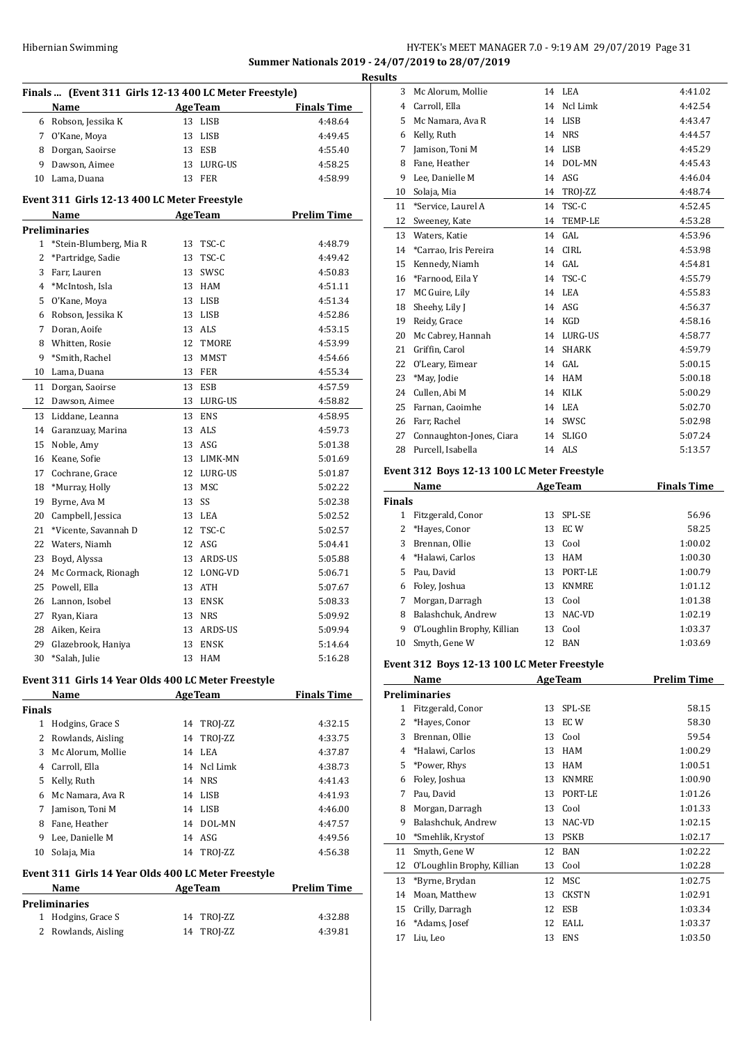**Summer Nationals 2019 - 24/07/2019 to 28/07/2019**

**Results**

### Finals ... (Event 311 Girls 12-13 400 LC Meter Freestyle)

| | Name | Age | Team | Finals Time |
|---|---|---|---|---|
| 6 | Robson, Jessika K | 13 | LISB | 4:48.64 |
| 7 | O'Kane, Moya | 13 | LISB | 4:49.45 |
| 8 | Dorgan, Saoirse | 13 | ESB | 4:55.40 |
| 9 | Dawson, Aimee | 13 | LURG-US | 4:58.25 |
| 10 | Lama, Duana | 13 | FER | 4:58.99 |

### Event 311 Girls 12-13 400 LC Meter Freestyle

| | Name | Age | Team | Prelim Time |
|---|---|---|---|---|
| **Preliminaries** | | | | |
| 1 | *Stein-Blumberg, Mia R | 13 | TSC-C | 4:48.79 |
| 2 | *Partridge, Sadie | 13 | TSC-C | 4:49.42 |
| 3 | Farr, Lauren | 13 | SWSC | 4:50.83 |
| 4 | *McIntosh, Isla | 13 | HAM | 4:51.11 |
| 5 | O'Kane, Moya | 13 | LISB | 4:51.34 |
| 6 | Robson, Jessika K | 13 | LISB | 4:52.86 |
| 7 | Doran, Aoife | 13 | ALS | 4:53.15 |
| 8 | Whitten, Rosie | 12 | TMORE | 4:53.99 |
| 9 | *Smith, Rachel | 13 | MMST | 4:54.66 |
| 10 | Lama, Duana | 13 | FER | 4:55.34 |
| 11 | Dorgan, Saoirse | 13 | ESB | 4:57.59 |
| 12 | Dawson, Aimee | 13 | LURG-US | 4:58.82 |
| 13 | Liddane, Leanna | 13 | ENS | 4:58.95 |
| 14 | Garanzuay, Marina | 13 | ALS | 4:59.73 |
| 15 | Noble, Amy | 13 | ASG | 5:01.38 |
| 16 | Keane, Sofie | 13 | LIMK-MN | 5:01.69 |
| 17 | Cochrane, Grace | 12 | LURG-US | 5:01.87 |
| 18 | *Murray, Holly | 13 | MSC | 5:02.22 |
| 19 | Byrne, Ava M | 13 | SS | 5:02.38 |
| 20 | Campbell, Jessica | 13 | LEA | 5:02.52 |
| 21 | *Vicente, Savannah D | 12 | TSC-C | 5:02.57 |
| 22 | Waters, Niamh | 12 | ASG | 5:04.41 |
| 23 | Boyd, Alyssa | 13 | ARDS-US | 5:05.88 |
| 24 | Mc Cormack, Rionagh | 12 | LONG-VD | 5:06.71 |
| 25 | Powell, Ella | 13 | ATH | 5:07.67 |
| 26 | Lannon, Isobel | 13 | ENSK | 5:08.33 |
| 27 | Ryan, Kiara | 13 | NRS | 5:09.92 |
| 28 | Aiken, Keira | 13 | ARDS-US | 5:09.94 |
| 29 | Glazebrook, Haniya | 13 | ENSK | 5:14.64 |
| 30 | *Salah, Julie | 13 | HAM | 5:16.28 |

### Event 311 Girls 14 Year Olds 400 LC Meter Freestyle

| | Name | Age | Team | Finals Time |
|---|---|---|---|---|
| **Finals** | | | | |
| 1 | Hodgins, Grace S | 14 | TROJ-ZZ | 4:32.15 |
| 2 | Rowlands, Aisling | 14 | TROJ-ZZ | 4:33.75 |
| 3 | Mc Alorum, Mollie | 14 | LEA | 4:37.87 |
| 4 | Carroll, Ella | 14 | Ncl Limk | 4:38.73 |
| 5 | Kelly, Ruth | 14 | NRS | 4:41.43 |
| 6 | Mc Namara, Ava R | 14 | LISB | 4:41.93 |
| 7 | Jamison, Toni M | 14 | LISB | 4:46.00 |
| 8 | Fane, Heather | 14 | DOL-MN | 4:47.57 |
| 9 | Lee, Danielle M | 14 | ASG | 4:49.56 |
| 10 | Solaja, Mia | 14 | TROJ-ZZ | 4:56.38 |

### Event 311 Girls 14 Year Olds 400 LC Meter Freestyle

| | Name | Age | Team | Prelim Time |
|---|---|---|---|---|
| **Preliminaries** | | | | |
| 1 | Hodgins, Grace S | 14 | TROJ-ZZ | 4:32.88 |
| 2 | Rowlands, Aisling | 14 | TROJ-ZZ | 4:39.81 |
| 3 | Mc Alorum, Mollie | 14 | LEA | 4:41.02 |
| 4 | Carroll, Ella | 14 | Ncl Limk | 4:42.54 |
| 5 | Mc Namara, Ava R | 14 | LISB | 4:43.47 |
| 6 | Kelly, Ruth | 14 | NRS | 4:44.57 |
| 7 | Jamison, Toni M | 14 | LISB | 4:45.29 |
| 8 | Fane, Heather | 14 | DOL-MN | 4:45.43 |
| 9 | Lee, Danielle M | 14 | ASG | 4:46.04 |
| 10 | Solaja, Mia | 14 | TROJ-ZZ | 4:48.74 |
| 11 | *Service, Laurel A | 14 | TSC-C | 4:52.45 |
| 12 | Sweeney, Kate | 14 | TEMP-LE | 4:53.28 |
| 13 | Waters, Katie | 14 | GAL | 4:53.96 |
| 14 | *Carrao, Iris Pereira | 14 | CIRL | 4:53.98 |
| 15 | Kennedy, Niamh | 14 | GAL | 4:54.81 |
| 16 | *Farnood, Eila Y | 14 | TSC-C | 4:55.79 |
| 17 | MC Guire, Lily | 14 | LEA | 4:55.83 |
| 18 | Sheehy, Lily J | 14 | ASG | 4:56.37 |
| 19 | Reidy, Grace | 14 | KGD | 4:58.16 |
| 20 | Mc Cabrey, Hannah | 14 | LURG-US | 4:58.77 |
| 21 | Griffin, Carol | 14 | SHARK | 4:59.79 |
| 22 | O'Leary, Eimear | 14 | GAL | 5:00.15 |
| 23 | *May, Jodie | 14 | HAM | 5:00.18 |
| 24 | Cullen, Abi M | 14 | KILK | 5:00.29 |
| 25 | Farnan, Caoimhe | 14 | LEA | 5:02.70 |
| 26 | Farr, Rachel | 14 | SWSC | 5:02.98 |
| 27 | Connaughton-Jones, Ciara | 14 | SLIGO | 5:07.24 |
| 28 | Purcell, Isabella | 14 | ALS | 5:13.57 |

### Event 312 Boys 12-13 100 LC Meter Freestyle

| | Name | Age | Team | Finals Time |
|---|---|---|---|---|
| **Finals** | | | | |
| 1 | Fitzgerald, Conor | 13 | SPL-SE | 56.96 |
| 2 | *Hayes, Conor | 13 | EC W | 58.25 |
| 3 | Brennan, Ollie | 13 | Cool | 1:00.02 |
| 4 | *Halawi, Carlos | 13 | HAM | 1:00.30 |
| 5 | Pau, David | 13 | PORT-LE | 1:00.79 |
| 6 | Foley, Joshua | 13 | KNMRE | 1:01.12 |
| 7 | Morgan, Darragh | 13 | Cool | 1:01.38 |
| 8 | Balashchuk, Andrew | 13 | NAC-VD | 1:02.19 |
| 9 | O'Loughlin Brophy, Killian | 13 | Cool | 1:03.37 |
| 10 | Smyth, Gene W | 12 | BAN | 1:03.69 |

### Event 312 Boys 12-13 100 LC Meter Freestyle

| | Name | Age | Team | Prelim Time |
|---|---|---|---|---|
| **Preliminaries** | | | | |
| 1 | Fitzgerald, Conor | 13 | SPL-SE | 58.15 |
| 2 | *Hayes, Conor | 13 | EC W | 58.30 |
| 3 | Brennan, Ollie | 13 | Cool | 59.54 |
| 4 | *Halawi, Carlos | 13 | HAM | 1:00.29 |
| 5 | *Power, Rhys | 13 | HAM | 1:00.51 |
| 6 | Foley, Joshua | 13 | KNMRE | 1:00.90 |
| 7 | Pau, David | 13 | PORT-LE | 1:01.26 |
| 8 | Morgan, Darragh | 13 | Cool | 1:01.33 |
| 9 | Balashchuk, Andrew | 13 | NAC-VD | 1:02.15 |
| 10 | *Smehlik, Krystof | 13 | PSKB | 1:02.17 |
| 11 | Smyth, Gene W | 12 | BAN | 1:02.22 |
| 12 | O'Loughlin Brophy, Killian | 13 | Cool | 1:02.28 |
| 13 | *Byrne, Brydan | 12 | MSC | 1:02.75 |
| 14 | Moan, Matthew | 13 | CKSTN | 1:02.91 |
| 15 | Crilly, Darragh | 12 | ESB | 1:03.34 |
| 16 | *Adams, Josef | 12 | EALL | 1:03.37 |
| 17 | Liu, Leo | 13 | ENS | 1:03.50 |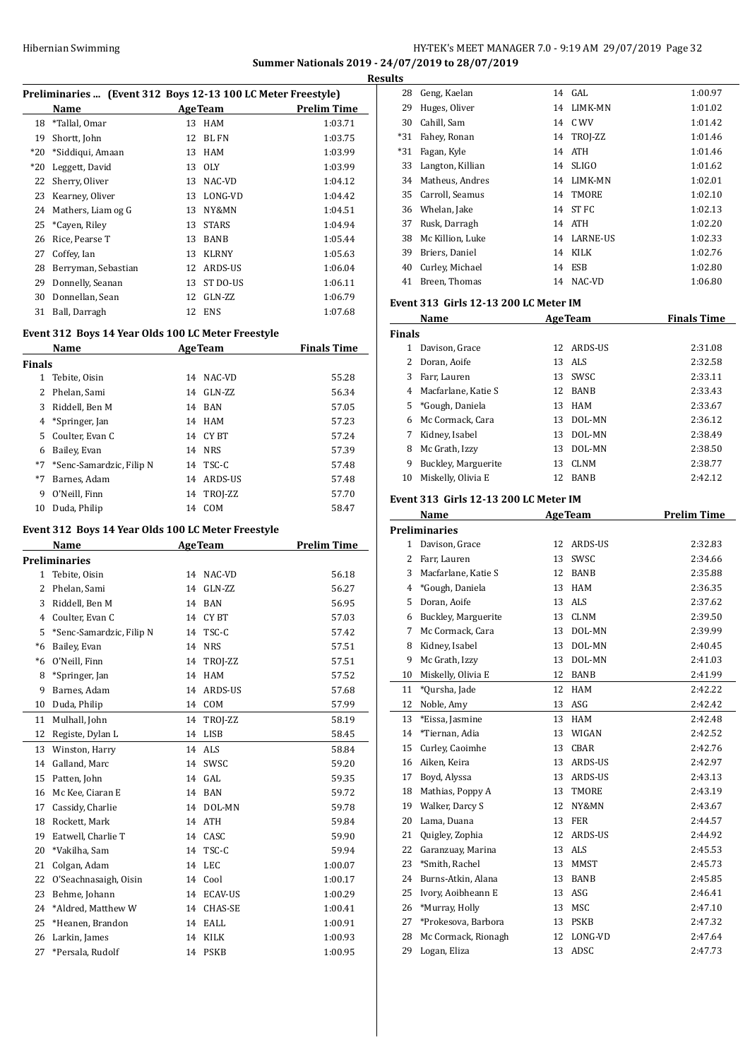**Summer Nationals 2019 - 24/07/2019 to 28/07/2019**

**Results**

### Preliminaries ... (Event 312 Boys 12-13 100 LC Meter Freestyle)

| | Name | Age | Team | Prelim Time |
|---|---|---|---|---|
| 18 | *Tallal, Omar | 13 | HAM | 1:03.71 |
| 19 | Shortt, John | 12 | BLFN | 1:03.75 |
| *20 | *Siddiqui, Amaan | 13 | HAM | 1:03.99 |
| *20 | Leggett, David | 13 | OLY | 1:03.99 |
| 22 | Sherry, Oliver | 13 | NAC-VD | 1:04.12 |
| 23 | Kearney, Oliver | 13 | LONG-VD | 1:04.42 |
| 24 | Mathers, Liam og G | 13 | NY&MN | 1:04.51 |
| 25 | *Cayen, Riley | 13 | STARS | 1:04.94 |
| 26 | Rice, Pearse T | 13 | BANB | 1:05.44 |
| 27 | Coffey, Ian | 13 | KLRNY | 1:05.63 |
| 28 | Berryman, Sebastian | 12 | ARDS-US | 1:06.04 |
| 29 | Donnelly, Seanan | 13 | ST DO-US | 1:06.11 |
| 30 | Donnellan, Sean | 12 | GLN-ZZ | 1:06.79 |
| 31 | Ball, Darragh | 12 | ENS | 1:07.68 |

### Event 312 Boys 14 Year Olds 100 LC Meter Freestyle

| | Name | Age | Team | Finals Time |
|---|---|---|---|---|
| **Finals** | | | | |
| 1 | Tebite, Oisin | 14 | NAC-VD | 55.28 |
| 2 | Phelan, Sami | 14 | GLN-ZZ | 56.34 |
| 3 | Riddell, Ben M | 14 | BAN | 57.05 |
| 4 | *Springer, Jan | 14 | HAM | 57.23 |
| 5 | Coulter, Evan C | 14 | CY BT | 57.24 |
| 6 | Bailey, Evan | 14 | NRS | 57.39 |
| *7 | *Senc-Samardzic, Filip N | 14 | TSC-C | 57.48 |
| *7 | Barnes, Adam | 14 | ARDS-US | 57.48 |
| 9 | O'Neill, Finn | 14 | TROJ-ZZ | 57.70 |
| 10 | Duda, Philip | 14 | COM | 58.47 |

### Event 312 Boys 14 Year Olds 100 LC Meter Freestyle

| | Name | Age | Team | Prelim Time |
|---|---|---|---|---|
| **Preliminaries** | | | | |
| 1 | Tebite, Oisin | 14 | NAC-VD | 56.18 |
| 2 | Phelan, Sami | 14 | GLN-ZZ | 56.27 |
| 3 | Riddell, Ben M | 14 | BAN | 56.95 |
| 4 | Coulter, Evan C | 14 | CY BT | 57.03 |
| 5 | *Senc-Samardzic, Filip N | 14 | TSC-C | 57.42 |
| *6 | Bailey, Evan | 14 | NRS | 57.51 |
| *6 | O'Neill, Finn | 14 | TROJ-ZZ | 57.51 |
| 8 | *Springer, Jan | 14 | HAM | 57.52 |
| 9 | Barnes, Adam | 14 | ARDS-US | 57.68 |
| 10 | Duda, Philip | 14 | COM | 57.99 |
| 11 | Mulhall, John | 14 | TROJ-ZZ | 58.19 |
| 12 | Registe, Dylan L | 14 | LISB | 58.45 |
| 13 | Winston, Harry | 14 | ALS | 58.84 |
| 14 | Galland, Marc | 14 | SWSC | 59.20 |
| 15 | Patten, John | 14 | GAL | 59.35 |
| 16 | Mc Kee, Ciaran E | 14 | BAN | 59.72 |
| 17 | Cassidy, Charlie | 14 | DOL-MN | 59.78 |
| 18 | Rockett, Mark | 14 | ATH | 59.84 |
| 19 | Eatwell, Charlie T | 14 | CASC | 59.90 |
| 20 | *Vakilha, Sam | 14 | TSC-C | 59.94 |
| 21 | Colgan, Adam | 14 | LEC | 1:00.07 |
| 22 | O'Seachnasaigh, Oisin | 14 | Cool | 1:00.17 |
| 23 | Behme, Johann | 14 | ECAV-US | 1:00.29 |
| 24 | *Aldred, Matthew W | 14 | CHAS-SE | 1:00.41 |
| 25 | *Heanen, Brandon | 14 | EALL | 1:00.91 |
| 26 | Larkin, James | 14 | KILK | 1:00.93 |
| 27 | *Persala, Rudolf | 14 | PSKB | 1:00.95 |
| 28 | Geng, Kaelan | 14 | GAL | 1:00.97 |
| 29 | Huges, Oliver | 14 | LIMK-MN | 1:01.02 |
| 30 | Cahill, Sam | 14 | C WV | 1:01.42 |
| *31 | Fahey, Ronan | 14 | TROJ-ZZ | 1:01.46 |
| *31 | Fagan, Kyle | 14 | ATH | 1:01.46 |
| 33 | Langton, Killian | 14 | SLIGO | 1:01.62 |
| 34 | Matheus, Andres | 14 | LIMK-MN | 1:02.01 |
| 35 | Carroll, Seamus | 14 | TMORE | 1:02.10 |
| 36 | Whelan, Jake | 14 | ST FC | 1:02.13 |
| 37 | Rusk, Darragh | 14 | ATH | 1:02.20 |
| 38 | Mc Killion, Luke | 14 | LARNE-US | 1:02.33 |
| 39 | Briers, Daniel | 14 | KILK | 1:02.76 |
| 40 | Curley, Michael | 14 | ESB | 1:02.80 |
| 41 | Breen, Thomas | 14 | NAC-VD | 1:06.80 |

### Event 313 Girls 12-13 200 LC Meter IM

| | Name | Age | Team | Finals Time |
|---|---|---|---|---|
| **Finals** | | | | |
| 1 | Davison, Grace | 12 | ARDS-US | 2:31.08 |
| 2 | Doran, Aoife | 13 | ALS | 2:32.58 |
| 3 | Farr, Lauren | 13 | SWSC | 2:33.11 |
| 4 | Macfarlane, Katie S | 12 | BANB | 2:33.43 |
| 5 | *Gough, Daniela | 13 | HAM | 2:33.67 |
| 6 | Mc Cormack, Cara | 13 | DOL-MN | 2:36.12 |
| 7 | Kidney, Isabel | 13 | DOL-MN | 2:38.49 |
| 8 | Mc Grath, Izzy | 13 | DOL-MN | 2:38.50 |
| 9 | Buckley, Marguerite | 13 | CLNM | 2:38.77 |
| 10 | Miskelly, Olivia E | 12 | BANB | 2:42.12 |

### Event 313 Girls 12-13 200 LC Meter IM

| | Name | Age | Team | Prelim Time |
|---|---|---|---|---|
| **Preliminaries** | | | | |
| 1 | Davison, Grace | 12 | ARDS-US | 2:32.83 |
| 2 | Farr, Lauren | 13 | SWSC | 2:34.66 |
| 3 | Macfarlane, Katie S | 12 | BANB | 2:35.88 |
| 4 | *Gough, Daniela | 13 | HAM | 2:36.35 |
| 5 | Doran, Aoife | 13 | ALS | 2:37.62 |
| 6 | Buckley, Marguerite | 13 | CLNM | 2:39.50 |
| 7 | Mc Cormack, Cara | 13 | DOL-MN | 2:39.99 |
| 8 | Kidney, Isabel | 13 | DOL-MN | 2:40.45 |
| 9 | Mc Grath, Izzy | 13 | DOL-MN | 2:41.03 |
| 10 | Miskelly, Olivia E | 12 | BANB | 2:41.99 |
| 11 | *Qursha, Jade | 12 | HAM | 2:42.22 |
| 12 | Noble, Amy | 13 | ASG | 2:42.42 |
| 13 | *Eissa, Jasmine | 13 | HAM | 2:42.48 |
| 14 | *Tiernan, Adia | 13 | WIGAN | 2:42.52 |
| 15 | Curley, Caoimhe | 13 | CBAR | 2:42.76 |
| 16 | Aiken, Keira | 13 | ARDS-US | 2:42.97 |
| 17 | Boyd, Alyssa | 13 | ARDS-US | 2:43.13 |
| 18 | Mathias, Poppy A | 13 | TMORE | 2:43.19 |
| 19 | Walker, Darcy S | 12 | NY&MN | 2:43.67 |
| 20 | Lama, Duana | 13 | FER | 2:44.57 |
| 21 | Quigley, Zophia | 12 | ARDS-US | 2:44.92 |
| 22 | Garanzuay, Marina | 13 | ALS | 2:45.53 |
| 23 | *Smith, Rachel | 13 | MMST | 2:45.73 |
| 24 | Burns-Atkin, Alana | 13 | BANB | 2:45.85 |
| 25 | Ivory, Aoibheann E | 13 | ASG | 2:46.41 |
| 26 | *Murray, Holly | 13 | MSC | 2:47.10 |
| 27 | *Prokesova, Barbora | 13 | PSKB | 2:47.32 |
| 28 | Mc Cormack, Rionagh | 12 | LONG-VD | 2:47.64 |
| 29 | Logan, Eliza | 13 | ADSC | 2:47.73 |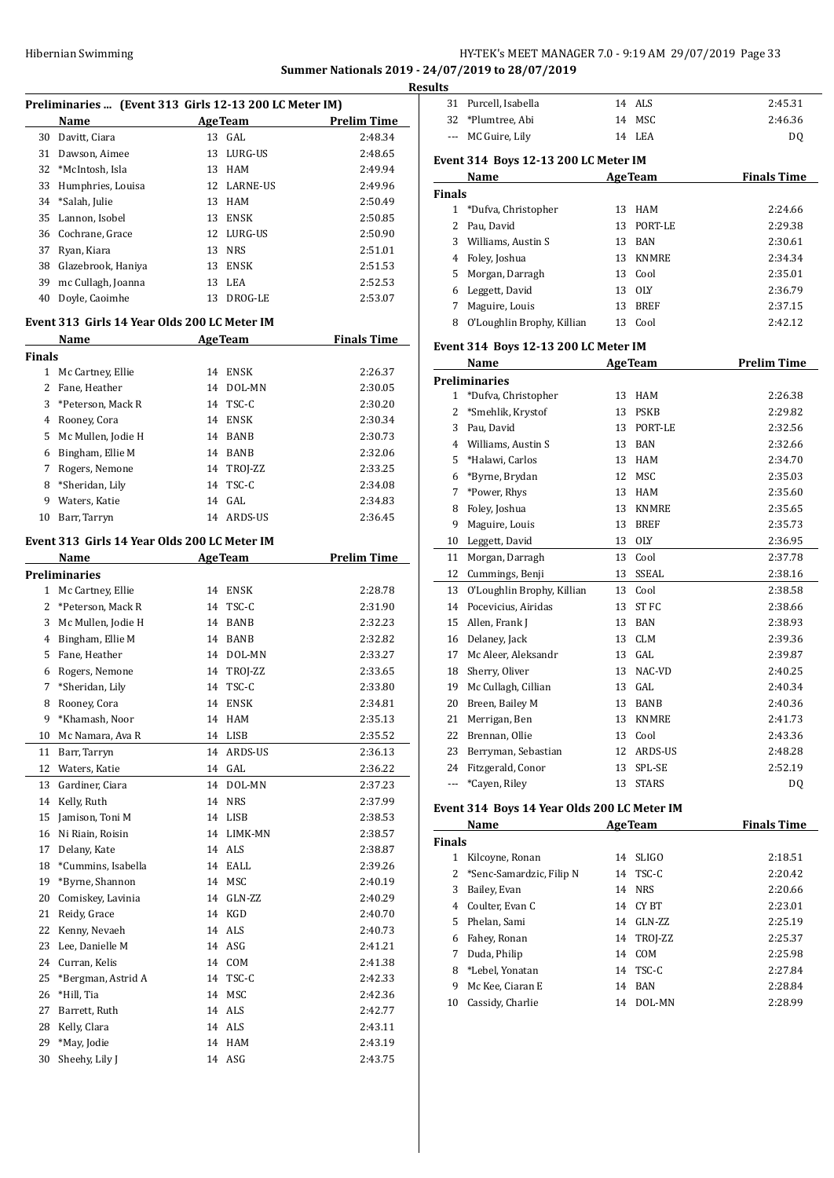**Summer Nationals 2019 - 24/07/2019 to 28/07/2019**

**Results**

### Preliminaries ... (Event 313 Girls 12-13 200 LC Meter IM)

| | Name | Age | Team | Prelim Time |
|---|---|---|---|---|
| 30 | Davitt, Ciara | 13 | GAL | 2:48.34 |
| 31 | Dawson, Aimee | 13 | LURG-US | 2:48.65 |
| 32 | *McIntosh, Isla | 13 | HAM | 2:49.94 |
| 33 | Humphries, Louisa | 12 | LARNE-US | 2:49.96 |
| 34 | *Salah, Julie | 13 | HAM | 2:50.49 |
| 35 | Lannon, Isobel | 13 | ENSK | 2:50.85 |
| 36 | Cochrane, Grace | 12 | LURG-US | 2:50.90 |
| 37 | Ryan, Kiara | 13 | NRS | 2:51.01 |
| 38 | Glazebrook, Haniya | 13 | ENSK | 2:51.53 |
| 39 | mc Cullagh, Joanna | 13 | LEA | 2:52.53 |
| 40 | Doyle, Caoimhe | 13 | DROG-LE | 2:53.07 |

### Event 313 Girls 14 Year Olds 200 LC Meter IM

| | Name | Age | Team | Finals Time |
|---|---|---|---|---|
| **Finals** | | | | |
| 1 | Mc Cartney, Ellie | 14 | ENSK | 2:26.37 |
| 2 | Fane, Heather | 14 | DOL-MN | 2:30.05 |
| 3 | *Peterson, Mack R | 14 | TSC-C | 2:30.20 |
| 4 | Rooney, Cora | 14 | ENSK | 2:30.34 |
| 5 | Mc Mullen, Jodie H | 14 | BANB | 2:30.73 |
| 6 | Bingham, Ellie M | 14 | BANB | 2:32.06 |
| 7 | Rogers, Nemone | 14 | TROJ-ZZ | 2:33.25 |
| 8 | *Sheridan, Lily | 14 | TSC-C | 2:34.08 |
| 9 | Waters, Katie | 14 | GAL | 2:34.83 |
| 10 | Barr, Tarryn | 14 | ARDS-US | 2:36.45 |

### Event 313 Girls 14 Year Olds 200 LC Meter IM

| | Name | Age | Team | Prelim Time |
|---|---|---|---|---|
| **Preliminaries** | | | | |
| 1 | Mc Cartney, Ellie | 14 | ENSK | 2:28.78 |
| 2 | *Peterson, Mack R | 14 | TSC-C | 2:31.90 |
| 3 | Mc Mullen, Jodie H | 14 | BANB | 2:32.23 |
| 4 | Bingham, Ellie M | 14 | BANB | 2:32.82 |
| 5 | Fane, Heather | 14 | DOL-MN | 2:33.27 |
| 6 | Rogers, Nemone | 14 | TROJ-ZZ | 2:33.65 |
| 7 | *Sheridan, Lily | 14 | TSC-C | 2:33.80 |
| 8 | Rooney, Cora | 14 | ENSK | 2:34.81 |
| 9 | *Khamash, Noor | 14 | HAM | 2:35.13 |
| 10 | Mc Namara, Ava R | 14 | LISB | 2:35.52 |
| 11 | Barr, Tarryn | 14 | ARDS-US | 2:36.13 |
| 12 | Waters, Katie | 14 | GAL | 2:36.22 |
| 13 | Gardiner, Ciara | 14 | DOL-MN | 2:37.23 |
| 14 | Kelly, Ruth | 14 | NRS | 2:37.99 |
| 15 | Jamison, Toni M | 14 | LISB | 2:38.53 |
| 16 | Ni Riain, Roisin | 14 | LIMK-MN | 2:38.57 |
| 17 | Delany, Kate | 14 | ALS | 2:38.87 |
| 18 | *Cummins, Isabella | 14 | EALL | 2:39.26 |
| 19 | *Byrne, Shannon | 14 | MSC | 2:40.19 |
| 20 | Comiskey, Lavinia | 14 | GLN-ZZ | 2:40.29 |
| 21 | Reidy, Grace | 14 | KGD | 2:40.70 |
| 22 | Kenny, Nevaeh | 14 | ALS | 2:40.73 |
| 23 | Lee, Danielle M | 14 | ASG | 2:41.21 |
| 24 | Curran, Kelis | 14 | COM | 2:41.38 |
| 25 | *Bergman, Astrid A | 14 | TSC-C | 2:42.33 |
| 26 | *Hill, Tia | 14 | MSC | 2:42.36 |
| 27 | Barrett, Ruth | 14 | ALS | 2:42.77 |
| 28 | Kelly, Clara | 14 | ALS | 2:43.11 |
| 29 | *May, Jodie | 14 | HAM | 2:43.19 |
| 30 | Sheehy, Lily J | 14 | ASG | 2:43.75 |
| 31 | Purcell, Isabella | 14 | ALS | 2:45.31 |
| 32 | *Plumtree, Abi | 14 | MSC | 2:46.36 |
| --- | MC Guire, Lily | 14 | LEA | DQ |

### Event 314 Boys 12-13 200 LC Meter IM

| | Name | Age | Team | Finals Time |
|---|---|---|---|---|
| **Finals** | | | | |
| 1 | *Dufva, Christopher | 13 | HAM | 2:24.66 |
| 2 | Pau, David | 13 | PORT-LE | 2:29.38 |
| 3 | Williams, Austin S | 13 | BAN | 2:30.61 |
| 4 | Foley, Joshua | 13 | KNMRE | 2:34.34 |
| 5 | Morgan, Darragh | 13 | Cool | 2:35.01 |
| 6 | Leggett, David | 13 | OLY | 2:36.79 |
| 7 | Maguire, Louis | 13 | BREF | 2:37.15 |
| 8 | O'Loughlin Brophy, Killian | 13 | Cool | 2:42.12 |

### Event 314 Boys 12-13 200 LC Meter IM

| | Name | Age | Team | Prelim Time |
|---|---|---|---|---|
| **Preliminaries** | | | | |
| 1 | *Dufva, Christopher | 13 | HAM | 2:26.38 |
| 2 | *Smehlik, Krystof | 13 | PSKB | 2:29.82 |
| 3 | Pau, David | 13 | PORT-LE | 2:32.56 |
| 4 | Williams, Austin S | 13 | BAN | 2:32.66 |
| 5 | *Halawi, Carlos | 13 | HAM | 2:34.70 |
| 6 | *Byrne, Brydan | 12 | MSC | 2:35.03 |
| 7 | *Power, Rhys | 13 | HAM | 2:35.60 |
| 8 | Foley, Joshua | 13 | KNMRE | 2:35.65 |
| 9 | Maguire, Louis | 13 | BREF | 2:35.73 |
| 10 | Leggett, David | 13 | OLY | 2:36.95 |
| 11 | Morgan, Darragh | 13 | Cool | 2:37.78 |
| 12 | Cummings, Benji | 13 | SSEAL | 2:38.16 |
| 13 | O'Loughlin Brophy, Killian | 13 | Cool | 2:38.58 |
| 14 | Pocevicius, Airidas | 13 | ST FC | 2:38.66 |
| 15 | Allen, Frank J | 13 | BAN | 2:38.93 |
| 16 | Delaney, Jack | 13 | CLM | 2:39.36 |
| 17 | Mc Aleer, Aleksandr | 13 | GAL | 2:39.87 |
| 18 | Sherry, Oliver | 13 | NAC-VD | 2:40.25 |
| 19 | Mc Cullagh, Cillian | 13 | GAL | 2:40.34 |
| 20 | Breen, Bailey M | 13 | BANB | 2:40.36 |
| 21 | Merrigan, Ben | 13 | KNMRE | 2:41.73 |
| 22 | Brennan, Ollie | 13 | Cool | 2:43.36 |
| 23 | Berryman, Sebastian | 12 | ARDS-US | 2:48.28 |
| 24 | Fitzgerald, Conor | 13 | SPL-SE | 2:52.19 |
| --- | *Cayen, Riley | 13 | STARS | DQ |

### Event 314 Boys 14 Year Olds 200 LC Meter IM

| | Name | Age | Team | Finals Time |
|---|---|---|---|---|
| **Finals** | | | | |
| 1 | Kilcoyne, Ronan | 14 | SLIGO | 2:18.51 |
| 2 | *Senc-Samardzic, Filip N | 14 | TSC-C | 2:20.42 |
| 3 | Bailey, Evan | 14 | NRS | 2:20.66 |
| 4 | Coulter, Evan C | 14 | CY BT | 2:23.01 |
| 5 | Phelan, Sami | 14 | GLN-ZZ | 2:25.19 |
| 6 | Fahey, Ronan | 14 | TROJ-ZZ | 2:25.37 |
| 7 | Duda, Philip | 14 | COM | 2:25.98 |
| 8 | *Lebel, Yonatan | 14 | TSC-C | 2:27.84 |
| 9 | Mc Kee, Ciaran E | 14 | BAN | 2:28.84 |
| 10 | Cassidy, Charlie | 14 | DOL-MN | 2:28.99 |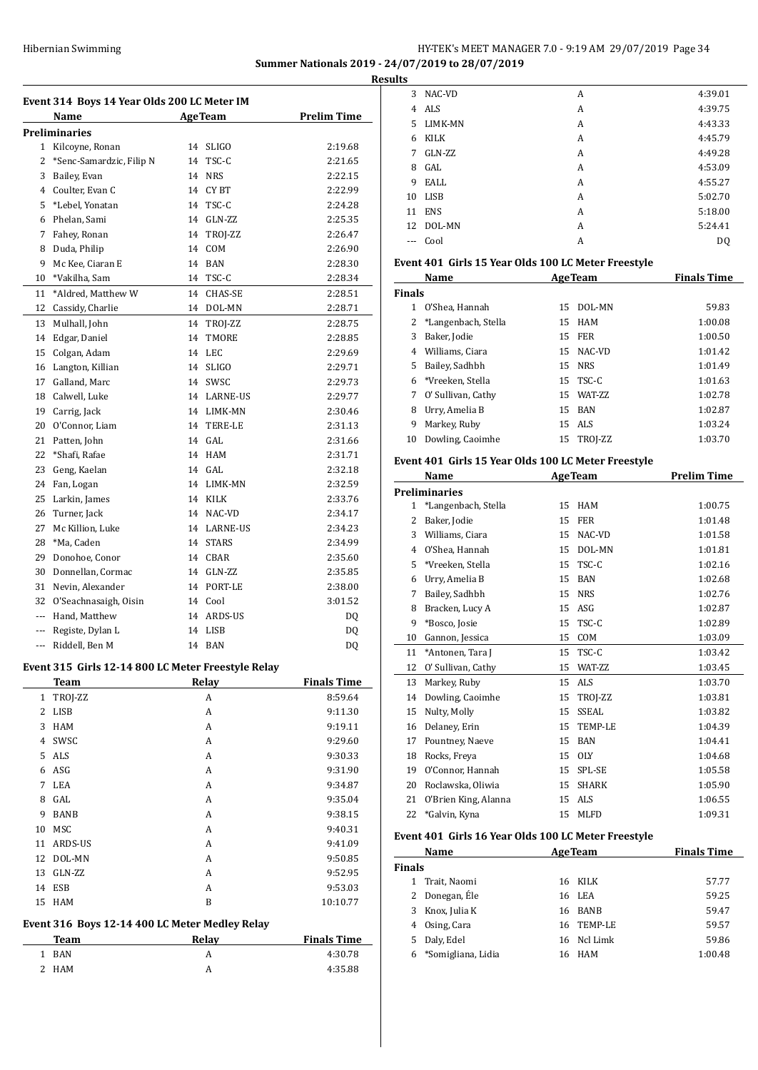## Summer Nationals 2019 - 24/07/2019 to 28/07/2019

### Results

### Event 314 Boys 14 Year Olds 200 LC Meter IM

| | Name | Age | Team | Prelim Time |
|---|---|---|---|---|
| **Preliminaries** | | | | |
| 1 | Kilcoyne, Ronan | 14 | SLIGO | 2:19.68 |
| 2 | *Senc-Samardzic, Filip N | 14 | TSC-C | 2:21.65 |
| 3 | Bailey, Evan | 14 | NRS | 2:22.15 |
| 4 | Coulter, Evan C | 14 | CY BT | 2:22.99 |
| 5 | *Lebel, Yonatan | 14 | TSC-C | 2:24.28 |
| 6 | Phelan, Sami | 14 | GLN-ZZ | 2:25.35 |
| 7 | Fahey, Ronan | 14 | TROJ-ZZ | 2:26.47 |
| 8 | Duda, Philip | 14 | COM | 2:26.90 |
| 9 | Mc Kee, Ciaran E | 14 | BAN | 2:28.30 |
| 10 | *Vakilha, Sam | 14 | TSC-C | 2:28.34 |
| 11 | *Aldred, Matthew W | 14 | CHAS-SE | 2:28.51 |
| 12 | Cassidy, Charlie | 14 | DOL-MN | 2:28.71 |
| 13 | Mulhall, John | 14 | TROJ-ZZ | 2:28.75 |
| 14 | Edgar, Daniel | 14 | TMORE | 2:28.85 |
| 15 | Colgan, Adam | 14 | LEC | 2:29.69 |
| 16 | Langton, Killian | 14 | SLIGO | 2:29.71 |
| 17 | Galland, Marc | 14 | SWSC | 2:29.73 |
| 18 | Calwell, Luke | 14 | LARNE-US | 2:29.77 |
| 19 | Carrig, Jack | 14 | LIMK-MN | 2:30.46 |
| 20 | O'Connor, Liam | 14 | TERE-LE | 2:31.13 |
| 21 | Patten, John | 14 | GAL | 2:31.66 |
| 22 | *Shafi, Rafae | 14 | HAM | 2:31.71 |
| 23 | Geng, Kaelan | 14 | GAL | 2:32.18 |
| 24 | Fan, Logan | 14 | LIMK-MN | 2:32.59 |
| 25 | Larkin, James | 14 | KILK | 2:33.76 |
| 26 | Turner, Jack | 14 | NAC-VD | 2:34.17 |
| 27 | Mc Killion, Luke | 14 | LARNE-US | 2:34.23 |
| 28 | *Ma, Caden | 14 | STARS | 2:34.99 |
| 29 | Donohoe, Conor | 14 | CBAR | 2:35.60 |
| 30 | Donnellan, Cormac | 14 | GLN-ZZ | 2:35.85 |
| 31 | Nevin, Alexander | 14 | PORT-LE | 2:38.00 |
| 32 | O'Seachnasaigh, Oisin | 14 | Cool | 3:01.52 |
| --- | Hand, Matthew | 14 | ARDS-US | DQ |
| --- | Registe, Dylan L | 14 | LISB | DQ |
| --- | Riddell, Ben M | 14 | BAN | DQ |

### Event 315 Girls 12-14 800 LC Meter Freestyle Relay

| | Team | Relay | Finals Time |
|---|---|---|---|
| 1 | TROJ-ZZ | A | 8:59.64 |
| 2 | LISB | A | 9:11.30 |
| 3 | HAM | A | 9:19.11 |
| 4 | SWSC | A | 9:29.60 |
| 5 | ALS | A | 9:30.33 |
| 6 | ASG | A | 9:31.90 |
| 7 | LEA | A | 9:34.87 |
| 8 | GAL | A | 9:35.04 |
| 9 | BANB | A | 9:38.15 |
| 10 | MSC | A | 9:40.31 |
| 11 | ARDS-US | A | 9:41.09 |
| 12 | DOL-MN | A | 9:50.85 |
| 13 | GLN-ZZ | A | 9:52.95 |
| 14 | ESB | A | 9:53.03 |
| 15 | HAM | B | 10:10.77 |

### Event 316 Boys 12-14 400 LC Meter Medley Relay

| | Team | Relay | Finals Time |
|---|---|---|---|
| 1 | BAN | A | 4:30.78 |
| 2 | HAM | A | 4:35.88 |
| 3 | NAC-VD | A | 4:39.01 |
| 4 | ALS | A | 4:39.75 |
| 5 | LIMK-MN | A | 4:43.33 |
| 6 | KILK | A | 4:45.79 |
| 7 | GLN-ZZ | A | 4:49.28 |
| 8 | GAL | A | 4:53.09 |
| 9 | EALL | A | 4:55.27 |
| 10 | LISB | A | 5:02.70 |
| 11 | ENS | A | 5:18.00 |
| 12 | DOL-MN | A | 5:24.41 |
| --- | Cool | A | DQ |

### Event 401 Girls 15 Year Olds 100 LC Meter Freestyle

| | Name | Age | Team | Finals Time |
|---|---|---|---|---|
| **Finals** | | | | |
| 1 | O'Shea, Hannah | 15 | DOL-MN | 59.83 |
| 2 | *Langenbach, Stella | 15 | HAM | 1:00.08 |
| 3 | Baker, Jodie | 15 | FER | 1:00.50 |
| 4 | Williams, Ciara | 15 | NAC-VD | 1:01.42 |
| 5 | Bailey, Sadhbh | 15 | NRS | 1:01.49 |
| 6 | *Vreeken, Stella | 15 | TSC-C | 1:01.63 |
| 7 | O' Sullivan, Cathy | 15 | WAT-ZZ | 1:02.78 |
| 8 | Urry, Amelia B | 15 | BAN | 1:02.87 |
| 9 | Markey, Ruby | 15 | ALS | 1:03.24 |
| 10 | Dowling, Caoimhe | 15 | TROJ-ZZ | 1:03.70 |

### Event 401 Girls 15 Year Olds 100 LC Meter Freestyle

| | Name | Age | Team | Prelim Time |
|---|---|---|---|---|
| **Preliminaries** | | | | |
| 1 | *Langenbach, Stella | 15 | HAM | 1:00.75 |
| 2 | Baker, Jodie | 15 | FER | 1:01.48 |
| 3 | Williams, Ciara | 15 | NAC-VD | 1:01.58 |
| 4 | O'Shea, Hannah | 15 | DOL-MN | 1:01.81 |
| 5 | *Vreeken, Stella | 15 | TSC-C | 1:02.16 |
| 6 | Urry, Amelia B | 15 | BAN | 1:02.68 |
| 7 | Bailey, Sadhbh | 15 | NRS | 1:02.76 |
| 8 | Bracken, Lucy A | 15 | ASG | 1:02.87 |
| 9 | *Bosco, Josie | 15 | TSC-C | 1:02.89 |
| 10 | Gannon, Jessica | 15 | COM | 1:03.09 |
| 11 | *Antonen, Tara J | 15 | TSC-C | 1:03.42 |
| 12 | O' Sullivan, Cathy | 15 | WAT-ZZ | 1:03.45 |
| 13 | Markey, Ruby | 15 | ALS | 1:03.70 |
| 14 | Dowling, Caoimhe | 15 | TROJ-ZZ | 1:03.81 |
| 15 | Nulty, Molly | 15 | SSEAL | 1:03.82 |
| 16 | Delaney, Erin | 15 | TEMP-LE | 1:04.39 |
| 17 | Pountney, Naeve | 15 | BAN | 1:04.41 |
| 18 | Rocks, Freya | 15 | OLY | 1:04.68 |
| 19 | O'Connor, Hannah | 15 | SPL-SE | 1:05.58 |
| 20 | Roclawska, Oliwia | 15 | SHARK | 1:05.90 |
| 21 | O'Brien King, Alanna | 15 | ALS | 1:06.55 |
| 22 | *Galvin, Kyna | 15 | MLFD | 1:09.31 |

### Event 401 Girls 16 Year Olds 100 LC Meter Freestyle

| | Name | Age | Team | Finals Time |
|---|---|---|---|---|
| **Finals** | | | | |
| 1 | Trait, Naomi | 16 | KILK | 57.77 |
| 2 | Donegan, Éle | 16 | LEA | 59.25 |
| 3 | Knox, Julia K | 16 | BANB | 59.47 |
| 4 | Osing, Cara | 16 | TEMP-LE | 59.57 |
| 5 | Daly, Edel | 16 | Ncl Limk | 59.86 |
| 6 | *Somigliana, Lidia | 16 | HAM | 1:00.48 |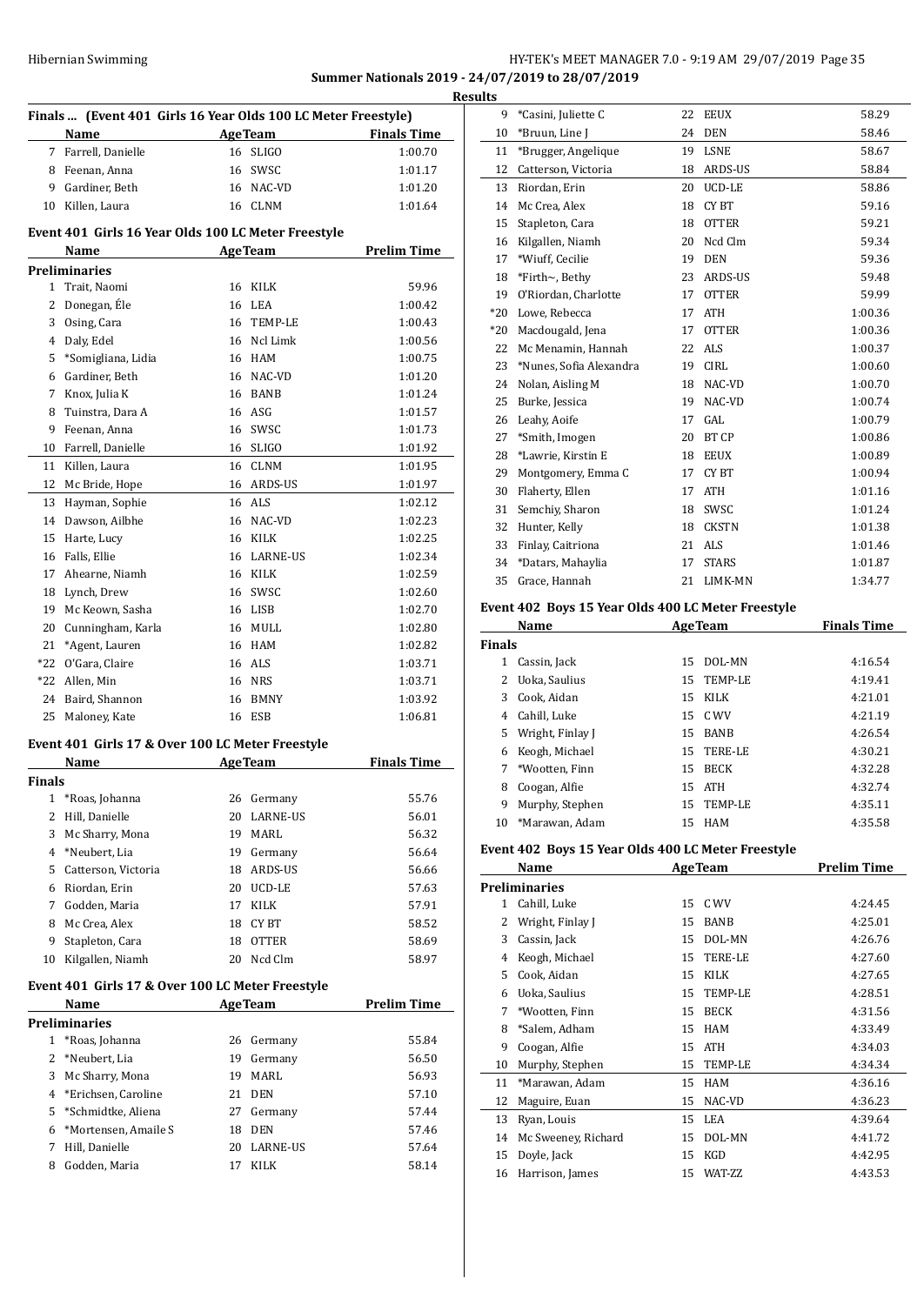Summer Nationals 2019 - 24/07/2019 to 28/07/2019

Results

### Finals ... (Event 401 Girls 16 Year Olds 100 LC Meter Freestyle)

| | Name | Age | Team | Finals Time |
|---|---|---|---|---|
| 7 | Farrell, Danielle | 16 | SLIGO | 1:00.70 |
| 8 | Feenan, Anna | 16 | SWSC | 1:01.17 |
| 9 | Gardiner, Beth | 16 | NAC-VD | 1:01.20 |
| 10 | Killen, Laura | 16 | CLNM | 1:01.64 |

### Event 401 Girls 16 Year Olds 100 LC Meter Freestyle

| | Name | Age | Team | Prelim Time |
|---|---|---|---|---|
| **Preliminaries** | | | | |
| 1 | Trait, Naomi | 16 | KILK | 59.96 |
| 2 | Donegan, Éle | 16 | LEA | 1:00.42 |
| 3 | Osing, Cara | 16 | TEMP-LE | 1:00.43 |
| 4 | Daly, Edel | 16 | Ncl Limk | 1:00.56 |
| 5 | *Somigliana, Lidia | 16 | HAM | 1:00.75 |
| 6 | Gardiner, Beth | 16 | NAC-VD | 1:01.20 |
| 7 | Knox, Julia K | 16 | BANB | 1:01.24 |
| 8 | Tuinstra, Dara A | 16 | ASG | 1:01.57 |
| 9 | Feenan, Anna | 16 | SWSC | 1:01.73 |
| 10 | Farrell, Danielle | 16 | SLIGO | 1:01.92 |
| 11 | Killen, Laura | 16 | CLNM | 1:01.95 |
| 12 | Mc Bride, Hope | 16 | ARDS-US | 1:01.97 |
| 13 | Hayman, Sophie | 16 | ALS | 1:02.12 |
| 14 | Dawson, Ailbhe | 16 | NAC-VD | 1:02.23 |
| 15 | Harte, Lucy | 16 | KILK | 1:02.25 |
| 16 | Falls, Ellie | 16 | LARNE-US | 1:02.34 |
| 17 | Ahearne, Niamh | 16 | KILK | 1:02.59 |
| 18 | Lynch, Drew | 16 | SWSC | 1:02.60 |
| 19 | Mc Keown, Sasha | 16 | LISB | 1:02.70 |
| 20 | Cunningham, Karla | 16 | MULL | 1:02.80 |
| 21 | *Agent, Lauren | 16 | HAM | 1:02.82 |
| *22 | O'Gara, Claire | 16 | ALS | 1:03.71 |
| *22 | Allen, Min | 16 | NRS | 1:03.71 |
| 24 | Baird, Shannon | 16 | BMNY | 1:03.92 |
| 25 | Maloney, Kate | 16 | ESB | 1:06.81 |

### Event 401 Girls 17 & Over 100 LC Meter Freestyle

| | Name | Age | Team | Finals Time |
|---|---|---|---|---|
| **Finals** | | | | |
| 1 | *Roas, Johanna | 26 | Germany | 55.76 |
| 2 | Hill, Danielle | 20 | LARNE-US | 56.01 |
| 3 | Mc Sharry, Mona | 19 | MARL | 56.32 |
| 4 | *Neubert, Lia | 19 | Germany | 56.64 |
| 5 | Catterson, Victoria | 18 | ARDS-US | 56.66 |
| 6 | Riordan, Erin | 20 | UCD-LE | 57.63 |
| 7 | Godden, Maria | 17 | KILK | 57.91 |
| 8 | Mc Crea, Alex | 18 | CY BT | 58.52 |
| 9 | Stapleton, Cara | 18 | OTTER | 58.69 |
| 10 | Kilgallen, Niamh | 20 | Ncd Clm | 58.97 |

### Event 401 Girls 17 & Over 100 LC Meter Freestyle

| | Name | Age | Team | Prelim Time |
|---|---|---|---|---|
| **Preliminaries** | | | | |
| 1 | *Roas, Johanna | 26 | Germany | 55.84 |
| 2 | *Neubert, Lia | 19 | Germany | 56.50 |
| 3 | Mc Sharry, Mona | 19 | MARL | 56.93 |
| 4 | *Erichsen, Caroline | 21 | DEN | 57.10 |
| 5 | *Schmidtke, Aliena | 27 | Germany | 57.44 |
| 6 | *Mortensen, Amaile S | 18 | DEN | 57.46 |
| 7 | Hill, Danielle | 20 | LARNE-US | 57.64 |
| 8 | Godden, Maria | 17 | KILK | 58.14 |
| 9 | *Casini, Juliette C | 22 | EEUX | 58.29 |
| 10 | *Bruun, Line J | 24 | DEN | 58.46 |
| 11 | *Brugger, Angelique | 19 | LSNE | 58.67 |
| 12 | Catterson, Victoria | 18 | ARDS-US | 58.84 |
| 13 | Riordan, Erin | 20 | UCD-LE | 58.86 |
| 14 | Mc Crea, Alex | 18 | CY BT | 59.16 |
| 15 | Stapleton, Cara | 18 | OTTER | 59.21 |
| 16 | Kilgallen, Niamh | 20 | Ncd Clm | 59.34 |
| 17 | *Wiuff, Cecilie | 19 | DEN | 59.36 |
| 18 | *Firth~, Bethy | 23 | ARDS-US | 59.48 |
| 19 | O'Riordan, Charlotte | 17 | OTTER | 59.99 |
| *20 | Lowe, Rebecca | 17 | ATH | 1:00.36 |
| *20 | Macdougald, Jena | 17 | OTTER | 1:00.36 |
| 22 | Mc Menamin, Hannah | 22 | ALS | 1:00.37 |
| 23 | *Nunes, Sofia Alexandra | 19 | CIRL | 1:00.60 |
| 24 | Nolan, Aisling M | 18 | NAC-VD | 1:00.70 |
| 25 | Burke, Jessica | 19 | NAC-VD | 1:00.74 |
| 26 | Leahy, Aoife | 17 | GAL | 1:00.79 |
| 27 | *Smith, Imogen | 20 | BT CP | 1:00.86 |
| 28 | *Lawrie, Kirstin E | 18 | EEUX | 1:00.89 |
| 29 | Montgomery, Emma C | 17 | CY BT | 1:00.94 |
| 30 | Flaherty, Ellen | 17 | ATH | 1:01.16 |
| 31 | Semchiy, Sharon | 18 | SWSC | 1:01.24 |
| 32 | Hunter, Kelly | 18 | CKSTN | 1:01.38 |
| 33 | Finlay, Caitriona | 21 | ALS | 1:01.46 |
| 34 | *Datars, Mahaylia | 17 | STARS | 1:01.87 |
| 35 | Grace, Hannah | 21 | LIMK-MN | 1:34.77 |

### Event 402 Boys 15 Year Olds 400 LC Meter Freestyle

| | Name | Age | Team | Finals Time |
|---|---|---|---|---|
| **Finals** | | | | |
| 1 | Cassin, Jack | 15 | DOL-MN | 4:16.54 |
| 2 | Uoka, Saulius | 15 | TEMP-LE | 4:19.41 |
| 3 | Cook, Aidan | 15 | KILK | 4:21.01 |
| 4 | Cahill, Luke | 15 | C WV | 4:21.19 |
| 5 | Wright, Finlay J | 15 | BANB | 4:26.54 |
| 6 | Keogh, Michael | 15 | TERE-LE | 4:30.21 |
| 7 | *Wootten, Finn | 15 | BECK | 4:32.28 |
| 8 | Coogan, Alfie | 15 | ATH | 4:32.74 |
| 9 | Murphy, Stephen | 15 | TEMP-LE | 4:35.11 |
| 10 | *Marawan, Adam | 15 | HAM | 4:35.58 |

### Event 402 Boys 15 Year Olds 400 LC Meter Freestyle

| | Name | Age | Team | Prelim Time |
|---|---|---|---|---|
| **Preliminaries** | | | | |
| 1 | Cahill, Luke | 15 | C WV | 4:24.45 |
| 2 | Wright, Finlay J | 15 | BANB | 4:25.01 |
| 3 | Cassin, Jack | 15 | DOL-MN | 4:26.76 |
| 4 | Keogh, Michael | 15 | TERE-LE | 4:27.60 |
| 5 | Cook, Aidan | 15 | KILK | 4:27.65 |
| 6 | Uoka, Saulius | 15 | TEMP-LE | 4:28.51 |
| 7 | *Wootten, Finn | 15 | BECK | 4:31.56 |
| 8 | *Salem, Adham | 15 | HAM | 4:33.49 |
| 9 | Coogan, Alfie | 15 | ATH | 4:34.03 |
| 10 | Murphy, Stephen | 15 | TEMP-LE | 4:34.34 |
| 11 | *Marawan, Adam | 15 | HAM | 4:36.16 |
| 12 | Maguire, Euan | 15 | NAC-VD | 4:36.23 |
| 13 | Ryan, Louis | 15 | LEA | 4:39.64 |
| 14 | Mc Sweeney, Richard | 15 | DOL-MN | 4:41.72 |
| 15 | Doyle, Jack | 15 | KGD | 4:42.95 |
| 16 | Harrison, James | 15 | WAT-ZZ | 4:43.53 |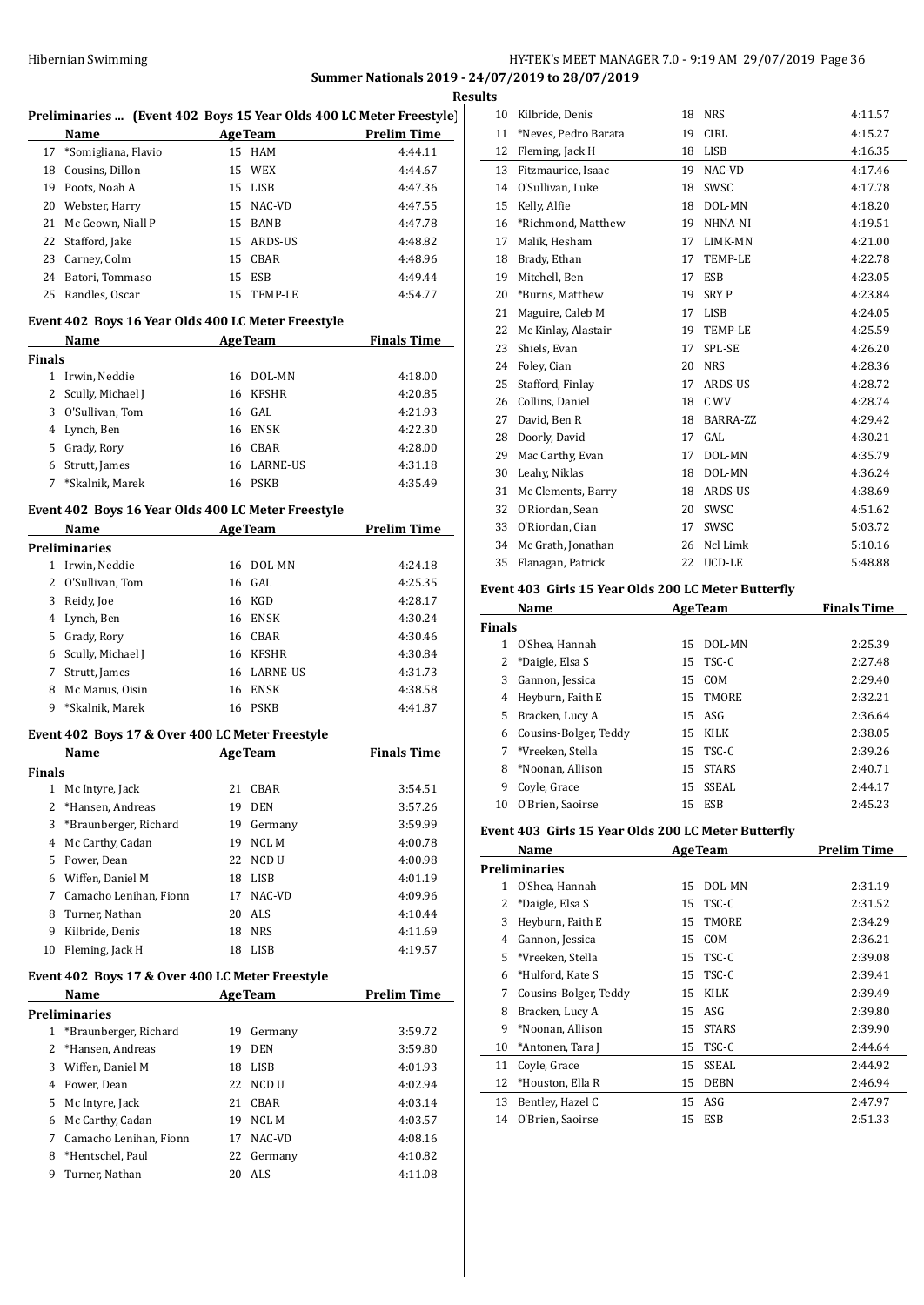**Summer Nationals 2019 - 24/07/2019 to 28/07/2019**

**Results**

### Preliminaries ... (Event 402 Boys 15 Year Olds 400 LC Meter Freestyle)

| | Name | Age | Team | Prelim Time |
|---|---|---|---|---|
| 17 | *Somigliana, Flavio | 15 | HAM | 4:44.11 |
| 18 | Cousins, Dillon | 15 | WEX | 4:44.67 |
| 19 | Poots, Noah A | 15 | LISB | 4:47.36 |
| 20 | Webster, Harry | 15 | NAC-VD | 4:47.55 |
| 21 | Mc Geown, Niall P | 15 | BANB | 4:47.78 |
| 22 | Stafford, Jake | 15 | ARDS-US | 4:48.82 |
| 23 | Carney, Colm | 15 | CBAR | 4:48.96 |
| 24 | Batori, Tommaso | 15 | ESB | 4:49.44 |
| 25 | Randles, Oscar | 15 | TEMP-LE | 4:54.77 |

### Event 402 Boys 16 Year Olds 400 LC Meter Freestyle

| | Name | Age | Team | Finals Time |
|---|---|---|---|---|
| **Finals** | | | | |
| 1 | Irwin, Neddie | 16 | DOL-MN | 4:18.00 |
| 2 | Scully, Michael J | 16 | KFSHR | 4:20.85 |
| 3 | O'Sullivan, Tom | 16 | GAL | 4:21.93 |
| 4 | Lynch, Ben | 16 | ENSK | 4:22.30 |
| 5 | Grady, Rory | 16 | CBAR | 4:28.00 |
| 6 | Strutt, James | 16 | LARNE-US | 4:31.18 |
| 7 | *Skalnik, Marek | 16 | PSKB | 4:35.49 |

### Event 402 Boys 16 Year Olds 400 LC Meter Freestyle

| | Name | Age | Team | Prelim Time |
|---|---|---|---|---|
| **Preliminaries** | | | | |
| 1 | Irwin, Neddie | 16 | DOL-MN | 4:24.18 |
| 2 | O'Sullivan, Tom | 16 | GAL | 4:25.35 |
| 3 | Reidy, Joe | 16 | KGD | 4:28.17 |
| 4 | Lynch, Ben | 16 | ENSK | 4:30.24 |
| 5 | Grady, Rory | 16 | CBAR | 4:30.46 |
| 6 | Scully, Michael J | 16 | KFSHR | 4:30.84 |
| 7 | Strutt, James | 16 | LARNE-US | 4:31.73 |
| 8 | Mc Manus, Oisin | 16 | ENSK | 4:38.58 |
| 9 | *Skalnik, Marek | 16 | PSKB | 4:41.87 |

### Event 402 Boys 17 & Over 400 LC Meter Freestyle

| | Name | Age | Team | Finals Time |
|---|---|---|---|---|
| **Finals** | | | | |
| 1 | Mc Intyre, Jack | 21 | CBAR | 3:54.51 |
| 2 | *Hansen, Andreas | 19 | DEN | 3:57.26 |
| 3 | *Braunberger, Richard | 19 | Germany | 3:59.99 |
| 4 | Mc Carthy, Cadan | 19 | NCL M | 4:00.78 |
| 5 | Power, Dean | 22 | NCD U | 4:00.98 |
| 6 | Wiffen, Daniel M | 18 | LISB | 4:01.19 |
| 7 | Camacho Lenihan, Fionn | 17 | NAC-VD | 4:09.96 |
| 8 | Turner, Nathan | 20 | ALS | 4:10.44 |
| 9 | Kilbride, Denis | 18 | NRS | 4:11.69 |
| 10 | Fleming, Jack H | 18 | LISB | 4:19.57 |

### Event 402 Boys 17 & Over 400 LC Meter Freestyle

| | Name | Age | Team | Prelim Time |
|---|---|---|---|---|
| **Preliminaries** | | | | |
| 1 | *Braunberger, Richard | 19 | Germany | 3:59.72 |
| 2 | *Hansen, Andreas | 19 | DEN | 3:59.80 |
| 3 | Wiffen, Daniel M | 18 | LISB | 4:01.93 |
| 4 | Power, Dean | 22 | NCD U | 4:02.94 |
| 5 | Mc Intyre, Jack | 21 | CBAR | 4:03.14 |
| 6 | Mc Carthy, Cadan | 19 | NCL M | 4:03.57 |
| 7 | Camacho Lenihan, Fionn | 17 | NAC-VD | 4:08.16 |
| 8 | *Hentschel, Paul | 22 | Germany | 4:10.82 |
| 9 | Turner, Nathan | 20 | ALS | 4:11.08 |
| 10 | Kilbride, Denis | 18 | NRS | 4:11.57 |
| 11 | *Neves, Pedro Barata | 19 | CIRL | 4:15.27 |
| 12 | Fleming, Jack H | 18 | LISB | 4:16.35 |
| 13 | Fitzmaurice, Isaac | 19 | NAC-VD | 4:17.46 |
| 14 | O'Sullivan, Luke | 18 | SWSC | 4:17.78 |
| 15 | Kelly, Alfie | 18 | DOL-MN | 4:18.20 |
| 16 | *Richmond, Matthew | 19 | NHNA-NI | 4:19.51 |
| 17 | Malik, Hesham | 17 | LIMK-MN | 4:21.00 |
| 18 | Brady, Ethan | 17 | TEMP-LE | 4:22.78 |
| 19 | Mitchell, Ben | 17 | ESB | 4:23.05 |
| 20 | *Burns, Matthew | 19 | SRY P | 4:23.84 |
| 21 | Maguire, Caleb M | 17 | LISB | 4:24.05 |
| 22 | Mc Kinlay, Alastair | 19 | TEMP-LE | 4:25.59 |
| 23 | Shiels, Evan | 17 | SPL-SE | 4:26.20 |
| 24 | Foley, Cian | 20 | NRS | 4:28.36 |
| 25 | Stafford, Finlay | 17 | ARDS-US | 4:28.72 |
| 26 | Collins, Daniel | 18 | C WV | 4:28.74 |
| 27 | David, Ben R | 18 | BARRA-ZZ | 4:29.42 |
| 28 | Doorly, David | 17 | GAL | 4:30.21 |
| 29 | Mac Carthy, Evan | 17 | DOL-MN | 4:35.79 |
| 30 | Leahy, Niklas | 18 | DOL-MN | 4:36.24 |
| 31 | Mc Clements, Barry | 18 | ARDS-US | 4:38.69 |
| 32 | O'Riordan, Sean | 20 | SWSC | 4:51.62 |
| 33 | O'Riordan, Cian | 17 | SWSC | 5:03.72 |
| 34 | Mc Grath, Jonathan | 26 | Ncl Limk | 5:10.16 |
| 35 | Flanagan, Patrick | 22 | UCD-LE | 5:48.88 |

### Event 403 Girls 15 Year Olds 200 LC Meter Butterfly

| | Name | Age | Team | Finals Time |
|---|---|---|---|---|
| **Finals** | | | | |
| 1 | O'Shea, Hannah | 15 | DOL-MN | 2:25.39 |
| 2 | *Daigle, Elsa S | 15 | TSC-C | 2:27.48 |
| 3 | Gannon, Jessica | 15 | COM | 2:29.40 |
| 4 | Heyburn, Faith E | 15 | TMORE | 2:32.21 |
| 5 | Bracken, Lucy A | 15 | ASG | 2:36.64 |
| 6 | Cousins-Bolger, Teddy | 15 | KILK | 2:38.05 |
| 7 | *Vreeken, Stella | 15 | TSC-C | 2:39.26 |
| 8 | *Noonan, Allison | 15 | STARS | 2:40.71 |
| 9 | Coyle, Grace | 15 | SSEAL | 2:44.17 |
| 10 | O'Brien, Saoirse | 15 | ESB | 2:45.23 |

### Event 403 Girls 15 Year Olds 200 LC Meter Butterfly

| | Name | Age | Team | Prelim Time |
|---|---|---|---|---|
| **Preliminaries** | | | | |
| 1 | O'Shea, Hannah | 15 | DOL-MN | 2:31.19 |
| 2 | *Daigle, Elsa S | 15 | TSC-C | 2:31.52 |
| 3 | Heyburn, Faith E | 15 | TMORE | 2:34.29 |
| 4 | Gannon, Jessica | 15 | COM | 2:36.21 |
| 5 | *Vreeken, Stella | 15 | TSC-C | 2:39.08 |
| 6 | *Hulford, Kate S | 15 | TSC-C | 2:39.41 |
| 7 | Cousins-Bolger, Teddy | 15 | KILK | 2:39.49 |
| 8 | Bracken, Lucy A | 15 | ASG | 2:39.80 |
| 9 | *Noonan, Allison | 15 | STARS | 2:39.90 |
| 10 | *Antonen, Tara J | 15 | TSC-C | 2:44.64 |
| 11 | Coyle, Grace | 15 | SSEAL | 2:44.92 |
| 12 | *Houston, Ella R | 15 | DEBN | 2:46.94 |
| 13 | Bentley, Hazel C | 15 | ASG | 2:47.97 |
| 14 | O'Brien, Saoirse | 15 | ESB | 2:51.33 |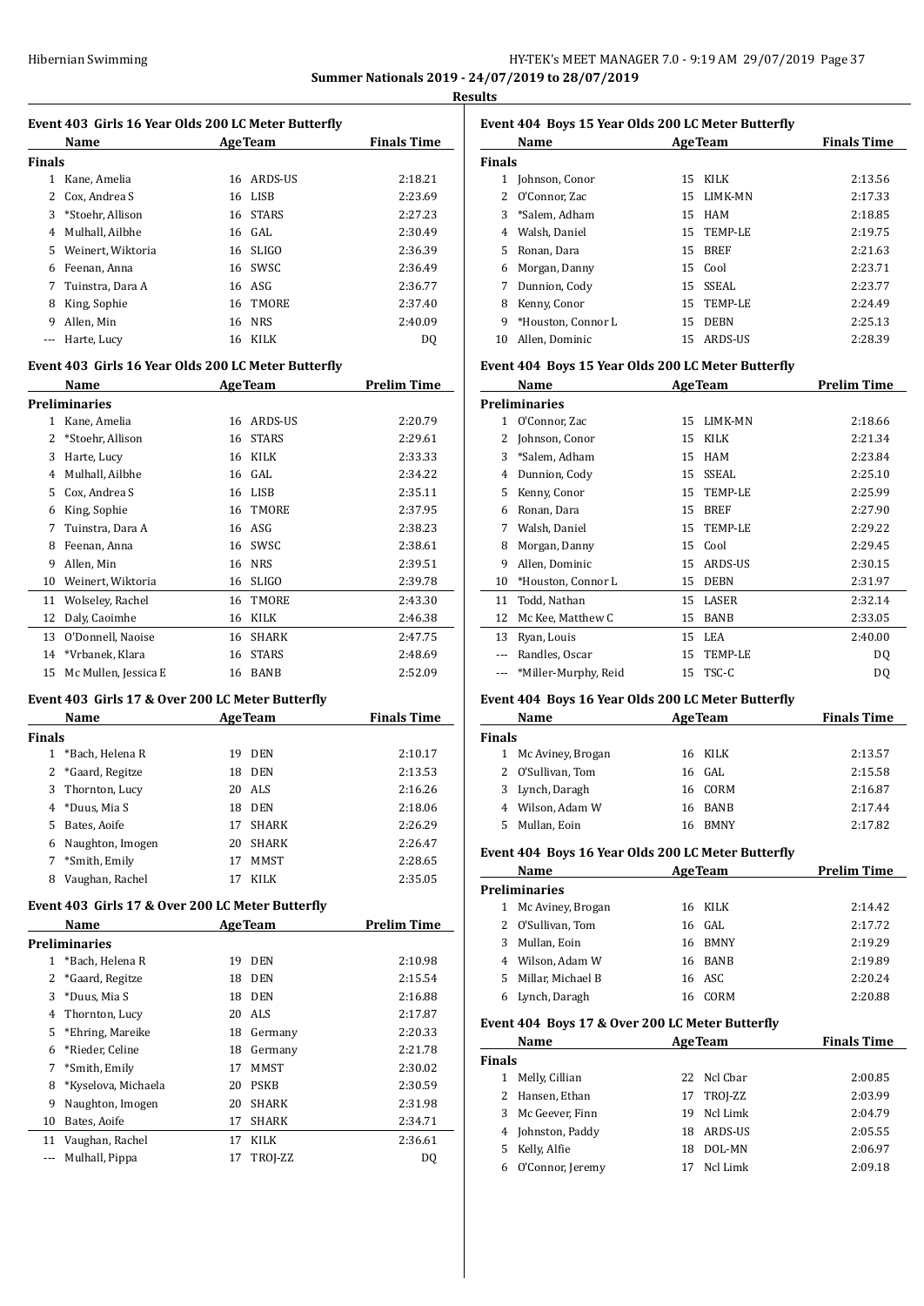**Summer Nationals 2019 - 24/07/2019 to 28/07/2019**

**Results**

### Event 403 Girls 16 Year Olds 200 LC Meter Butterfly

| | Name | Age | Team | Finals Time |
|---|---|---|---|---|
| **Finals** | | | | |
| 1 | Kane, Amelia | 16 | ARDS-US | 2:18.21 |
| 2 | Cox, Andrea S | 16 | LISB | 2:23.69 |
| 3 | *Stoehr, Allison | 16 | STARS | 2:27.23 |
| 4 | Mulhall, Ailbhe | 16 | GAL | 2:30.49 |
| 5 | Weinert, Wiktoria | 16 | SLIGO | 2:36.39 |
| 6 | Feenan, Anna | 16 | SWSC | 2:36.49 |
| 7 | Tuinstra, Dara A | 16 | ASG | 2:36.77 |
| 8 | King, Sophie | 16 | TMORE | 2:37.40 |
| 9 | Allen, Min | 16 | NRS | 2:40.09 |
| --- | Harte, Lucy | 16 | KILK | DQ |

### Event 403 Girls 16 Year Olds 200 LC Meter Butterfly

| | Name | Age | Team | Prelim Time |
|---|---|---|---|---|
| **Preliminaries** | | | | |
| 1 | Kane, Amelia | 16 | ARDS-US | 2:20.79 |
| 2 | *Stoehr, Allison | 16 | STARS | 2:29.61 |
| 3 | Harte, Lucy | 16 | KILK | 2:33.33 |
| 4 | Mulhall, Ailbhe | 16 | GAL | 2:34.22 |
| 5 | Cox, Andrea S | 16 | LISB | 2:35.11 |
| 6 | King, Sophie | 16 | TMORE | 2:37.95 |
| 7 | Tuinstra, Dara A | 16 | ASG | 2:38.23 |
| 8 | Feenan, Anna | 16 | SWSC | 2:38.61 |
| 9 | Allen, Min | 16 | NRS | 2:39.51 |
| 10 | Weinert, Wiktoria | 16 | SLIGO | 2:39.78 |
| 11 | Wolseley, Rachel | 16 | TMORE | 2:43.30 |
| 12 | Daly, Caoimhe | 16 | KILK | 2:46.38 |
| 13 | O'Donnell, Naoise | 16 | SHARK | 2:47.75 |
| 14 | *Vrbanek, Klara | 16 | STARS | 2:48.69 |
| 15 | Mc Mullen, Jessica E | 16 | BANB | 2:52.09 |

### Event 403 Girls 17 & Over 200 LC Meter Butterfly

| | Name | Age | Team | Finals Time |
|---|---|---|---|---|
| **Finals** | | | | |
| 1 | *Bach, Helena R | 19 | DEN | 2:10.17 |
| 2 | *Gaard, Regitze | 18 | DEN | 2:13.53 |
| 3 | Thornton, Lucy | 20 | ALS | 2:16.26 |
| 4 | *Duus, Mia S | 18 | DEN | 2:18.06 |
| 5 | Bates, Aoife | 17 | SHARK | 2:26.29 |
| 6 | Naughton, Imogen | 20 | SHARK | 2:26.47 |
| 7 | *Smith, Emily | 17 | MMST | 2:28.65 |
| 8 | Vaughan, Rachel | 17 | KILK | 2:35.05 |

### Event 403 Girls 17 & Over 200 LC Meter Butterfly

| | Name | Age | Team | Prelim Time |
|---|---|---|---|---|
| **Preliminaries** | | | | |
| 1 | *Bach, Helena R | 19 | DEN | 2:10.98 |
| 2 | *Gaard, Regitze | 18 | DEN | 2:15.54 |
| 3 | *Duus, Mia S | 18 | DEN | 2:16.88 |
| 4 | Thornton, Lucy | 20 | ALS | 2:17.87 |
| 5 | *Ehring, Mareike | 18 | Germany | 2:20.33 |
| 6 | *Rieder, Celine | 18 | Germany | 2:21.78 |
| 7 | *Smith, Emily | 17 | MMST | 2:30.02 |
| 8 | *Kyselova, Michaela | 20 | PSKB | 2:30.59 |
| 9 | Naughton, Imogen | 20 | SHARK | 2:31.98 |
| 10 | Bates, Aoife | 17 | SHARK | 2:34.71 |
| 11 | Vaughan, Rachel | 17 | KILK | 2:36.61 |
| --- | Mulhall, Pippa | 17 | TROJ-ZZ | DQ |

### Event 404 Boys 15 Year Olds 200 LC Meter Butterfly

| | Name | Age | Team | Finals Time |
|---|---|---|---|---|
| **Finals** | | | | |
| 1 | Johnson, Conor | 15 | KILK | 2:13.56 |
| 2 | O'Connor, Zac | 15 | LIMK-MN | 2:17.33 |
| 3 | *Salem, Adham | 15 | HAM | 2:18.85 |
| 4 | Walsh, Daniel | 15 | TEMP-LE | 2:19.75 |
| 5 | Ronan, Dara | 15 | BREF | 2:21.63 |
| 6 | Morgan, Danny | 15 | Cool | 2:23.71 |
| 7 | Dunnion, Cody | 15 | SSEAL | 2:23.77 |
| 8 | Kenny, Conor | 15 | TEMP-LE | 2:24.49 |
| 9 | *Houston, Connor L | 15 | DEBN | 2:25.13 |
| 10 | Allen, Dominic | 15 | ARDS-US | 2:28.39 |

### Event 404 Boys 15 Year Olds 200 LC Meter Butterfly

| | Name | Age | Team | Prelim Time |
|---|---|---|---|---|
| **Preliminaries** | | | | |
| 1 | O'Connor, Zac | 15 | LIMK-MN | 2:18.66 |
| 2 | Johnson, Conor | 15 | KILK | 2:21.34 |
| 3 | *Salem, Adham | 15 | HAM | 2:23.84 |
| 4 | Dunnion, Cody | 15 | SSEAL | 2:25.10 |
| 5 | Kenny, Conor | 15 | TEMP-LE | 2:25.99 |
| 6 | Ronan, Dara | 15 | BREF | 2:27.90 |
| 7 | Walsh, Daniel | 15 | TEMP-LE | 2:29.22 |
| 8 | Morgan, Danny | 15 | Cool | 2:29.45 |
| 9 | Allen, Dominic | 15 | ARDS-US | 2:30.15 |
| 10 | *Houston, Connor L | 15 | DEBN | 2:31.97 |
| 11 | Todd, Nathan | 15 | LASER | 2:32.14 |
| 12 | Mc Kee, Matthew C | 15 | BANB | 2:33.05 |
| 13 | Ryan, Louis | 15 | LEA | 2:40.00 |
| --- | Randles, Oscar | 15 | TEMP-LE | DQ |
| --- | *Miller-Murphy, Reid | 15 | TSC-C | DQ |

### Event 404 Boys 16 Year Olds 200 LC Meter Butterfly

| | Name | Age | Team | Finals Time |
|---|---|---|---|---|
| **Finals** | | | | |
| 1 | Mc Aviney, Brogan | 16 | KILK | 2:13.57 |
| 2 | O'Sullivan, Tom | 16 | GAL | 2:15.58 |
| 3 | Lynch, Daragh | 16 | CORM | 2:16.87 |
| 4 | Wilson, Adam W | 16 | BANB | 2:17.44 |
| 5 | Mullan, Eoin | 16 | BMNY | 2:17.82 |

### Event 404 Boys 16 Year Olds 200 LC Meter Butterfly

| | Name | Age | Team | Prelim Time |
|---|---|---|---|---|
| **Preliminaries** | | | | |
| 1 | Mc Aviney, Brogan | 16 | KILK | 2:14.42 |
| 2 | O'Sullivan, Tom | 16 | GAL | 2:17.72 |
| 3 | Mullan, Eoin | 16 | BMNY | 2:19.29 |
| 4 | Wilson, Adam W | 16 | BANB | 2:19.89 |
| 5 | Millar, Michael B | 16 | ASC | 2:20.24 |
| 6 | Lynch, Daragh | 16 | CORM | 2:20.88 |

### Event 404 Boys 17 & Over 200 LC Meter Butterfly

| | Name | Age | Team | Finals Time |
|---|---|---|---|---|
| **Finals** | | | | |
| 1 | Melly, Cillian | 22 | Ncl Cbar | 2:00.85 |
| 2 | Hansen, Ethan | 17 | TROJ-ZZ | 2:03.99 |
| 3 | Mc Geever, Finn | 19 | Ncl Limk | 2:04.79 |
| 4 | Johnston, Paddy | 18 | ARDS-US | 2:05.55 |
| 5 | Kelly, Alfie | 18 | DOL-MN | 2:06.97 |
| 6 | O'Connor, Jeremy | 17 | Ncl Limk | 2:09.18 |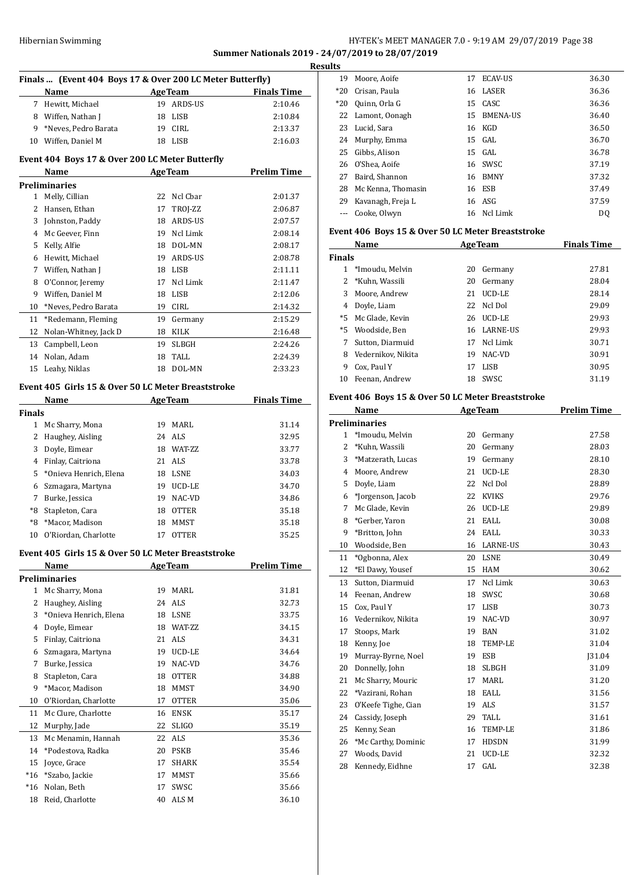**Summer Nationals 2019 - 24/07/2019 to 28/07/2019**

**Results**

### Finals ... (Event 404 Boys 17 & Over 200 LC Meter Butterfly)

| | Name | Age | Team | Finals Time |
|---|---|---|---|---|
| 7 | Hewitt, Michael | 19 | ARDS-US | 2:10.46 |
| 8 | Wiffen, Nathan J | 18 | LISB | 2:10.84 |
| 9 | *Neves, Pedro Barata | 19 | CIRL | 2:13.37 |
| 10 | Wiffen, Daniel M | 18 | LISB | 2:16.03 |

### Event 404 Boys 17 & Over 200 LC Meter Butterfly

| | Name | Age | Team | Prelim Time |
|---|---|---|---|---|
| **Preliminaries** | | | | |
| 1 | Melly, Cillian | 22 | Ncl Cbar | 2:01.37 |
| 2 | Hansen, Ethan | 17 | TROJ-ZZ | 2:06.87 |
| 3 | Johnston, Paddy | 18 | ARDS-US | 2:07.57 |
| 4 | Mc Geever, Finn | 19 | Ncl Limk | 2:08.14 |
| 5 | Kelly, Alfie | 18 | DOL-MN | 2:08.17 |
| 6 | Hewitt, Michael | 19 | ARDS-US | 2:08.78 |
| 7 | Wiffen, Nathan J | 18 | LISB | 2:11.11 |
| 8 | O'Connor, Jeremy | 17 | Ncl Limk | 2:11.47 |
| 9 | Wiffen, Daniel M | 18 | LISB | 2:12.06 |
| 10 | *Neves, Pedro Barata | 19 | CIRL | 2:14.32 |
| 11 | *Redemann, Fleming | 19 | Germany | 2:15.29 |
| 12 | Nolan-Whitney, Jack D | 18 | KILK | 2:16.48 |
| 13 | Campbell, Leon | 19 | SLBGH | 2:24.26 |
| 14 | Nolan, Adam | 18 | TALL | 2:24.39 |
| 15 | Leahy, Niklas | 18 | DOL-MN | 2:33.23 |

### Event 405 Girls 15 & Over 50 LC Meter Breaststroke

| | Name | Age | Team | Finals Time |
|---|---|---|---|---|
| **Finals** | | | | |
| 1 | Mc Sharry, Mona | 19 | MARL | 31.14 |
| 2 | Haughey, Aisling | 24 | ALS | 32.95 |
| 3 | Doyle, Eimear | 18 | WAT-ZZ | 33.77 |
| 4 | Finlay, Caitriona | 21 | ALS | 33.78 |
| 5 | *Onieva Henrich, Elena | 18 | LSNE | 34.03 |
| 6 | Szmagara, Martyna | 19 | UCD-LE | 34.70 |
| 7 | Burke, Jessica | 19 | NAC-VD | 34.86 |
| *8 | Stapleton, Cara | 18 | OTTER | 35.18 |
| *8 | *Macor, Madison | 18 | MMST | 35.18 |
| 10 | O'Riordan, Charlotte | 17 | OTTER | 35.25 |

### Event 405 Girls 15 & Over 50 LC Meter Breaststroke

| | Name | Age | Team | Prelim Time |
|---|---|---|---|---|
| **Preliminaries** | | | | |
| 1 | Mc Sharry, Mona | 19 | MARL | 31.81 |
| 2 | Haughey, Aisling | 24 | ALS | 32.73 |
| 3 | *Onieva Henrich, Elena | 18 | LSNE | 33.75 |
| 4 | Doyle, Eimear | 18 | WAT-ZZ | 34.15 |
| 5 | Finlay, Caitriona | 21 | ALS | 34.31 |
| 6 | Szmagara, Martyna | 19 | UCD-LE | 34.64 |
| 7 | Burke, Jessica | 19 | NAC-VD | 34.76 |
| 8 | Stapleton, Cara | 18 | OTTER | 34.88 |
| 9 | *Macor, Madison | 18 | MMST | 34.90 |
| 10 | O'Riordan, Charlotte | 17 | OTTER | 35.06 |
| 11 | Mc Clure, Charlotte | 16 | ENSK | 35.17 |
| 12 | Murphy, Jade | 22 | SLIGO | 35.19 |
| 13 | Mc Menamin, Hannah | 22 | ALS | 35.36 |
| 14 | *Podestova, Radka | 20 | PSKB | 35.46 |
| 15 | Joyce, Grace | 17 | SHARK | 35.54 |
| *16 | *Szabo, Jackie | 17 | MMST | 35.66 |
| *16 | Nolan, Beth | 17 | SWSC | 35.66 |
| 18 | Reid, Charlotte | 40 | ALS M | 36.10 |
| 19 | Moore, Aoife | 17 | ECAV-US | 36.30 |
| *20 | Crisan, Paula | 16 | LASER | 36.36 |
| *20 | Quinn, Orla G | 15 | CASC | 36.36 |
| 22 | Lamont, Oonagh | 15 | BMENA-US | 36.40 |
| 23 | Lucid, Sara | 16 | KGD | 36.50 |
| 24 | Murphy, Emma | 15 | GAL | 36.70 |
| 25 | Gibbs, Alison | 15 | GAL | 36.78 |
| 26 | O'Shea, Aoife | 16 | SWSC | 37.19 |
| 27 | Baird, Shannon | 16 | BMNY | 37.32 |
| 28 | Mc Kenna, Thomasin | 16 | ESB | 37.49 |
| 29 | Kavanagh, Freja L | 16 | ASG | 37.59 |
| --- | Cooke, Olwyn | 16 | Ncl Limk | DQ |

### Event 406 Boys 15 & Over 50 LC Meter Breaststroke

| | Name | Age | Team | Finals Time |
|---|---|---|---|---|
| **Finals** | | | | |
| 1 | *Imoudu, Melvin | 20 | Germany | 27.81 |
| 2 | *Kuhn, Wassili | 20 | Germany | 28.04 |
| 3 | Moore, Andrew | 21 | UCD-LE | 28.14 |
| 4 | Doyle, Liam | 22 | Ncl Dol | 29.09 |
| *5 | Mc Glade, Kevin | 26 | UCD-LE | 29.93 |
| *5 | Woodside, Ben | 16 | LARNE-US | 29.93 |
| 7 | Sutton, Diarmuid | 17 | Ncl Limk | 30.71 |
| 8 | Vedernikov, Nikita | 19 | NAC-VD | 30.91 |
| 9 | Cox, Paul Y | 17 | LISB | 30.95 |
| 10 | Feenan, Andrew | 18 | SWSC | 31.19 |

### Event 406 Boys 15 & Over 50 LC Meter Breaststroke

| | Name | Age | Team | Prelim Time |
|---|---|---|---|---|
| **Preliminaries** | | | | |
| 1 | *Imoudu, Melvin | 20 | Germany | 27.58 |
| 2 | *Kuhn, Wassili | 20 | Germany | 28.03 |
| 3 | *Matzerath, Lucas | 19 | Germany | 28.10 |
| 4 | Moore, Andrew | 21 | UCD-LE | 28.30 |
| 5 | Doyle, Liam | 22 | Ncl Dol | 28.89 |
| 6 | *Jorgenson, Jacob | 22 | KVIKS | 29.76 |
| 7 | Mc Glade, Kevin | 26 | UCD-LE | 29.89 |
| 8 | *Gerber, Yaron | 21 | EALL | 30.08 |
| 9 | *Britton, John | 24 | EALL | 30.33 |
| 10 | Woodside, Ben | 16 | LARNE-US | 30.43 |
| 11 | *Ogbonna, Alex | 20 | LSNE | 30.49 |
| 12 | *El Dawy, Yousef | 15 | HAM | 30.62 |
| 13 | Sutton, Diarmuid | 17 | Ncl Limk | 30.63 |
| 14 | Feenan, Andrew | 18 | SWSC | 30.68 |
| 15 | Cox, Paul Y | 17 | LISB | 30.73 |
| 16 | Vedernikov, Nikita | 19 | NAC-VD | 30.97 |
| 17 | Stoops, Mark | 19 | BAN | 31.02 |
| 18 | Kenny, Joe | 18 | TEMP-LE | 31.04 |
| 19 | Murray-Byrne, Noel | 19 | ESB | J31.04 |
| 20 | Donnelly, John | 18 | SLBGH | 31.09 |
| 21 | Mc Sharry, Mouric | 17 | MARL | 31.20 |
| 22 | *Vazirani, Rohan | 18 | EALL | 31.56 |
| 23 | O'Keefe Tighe, Cian | 19 | ALS | 31.57 |
| 24 | Cassidy, Joseph | 29 | TALL | 31.61 |
| 25 | Kenny, Sean | 16 | TEMP-LE | 31.86 |
| 26 | *Mc Carthy, Dominic | 17 | HDSDN | 31.99 |
| 27 | Woods, David | 21 | UCD-LE | 32.32 |
| 28 | Kennedy, Eidhne | 17 | GAL | 32.38 |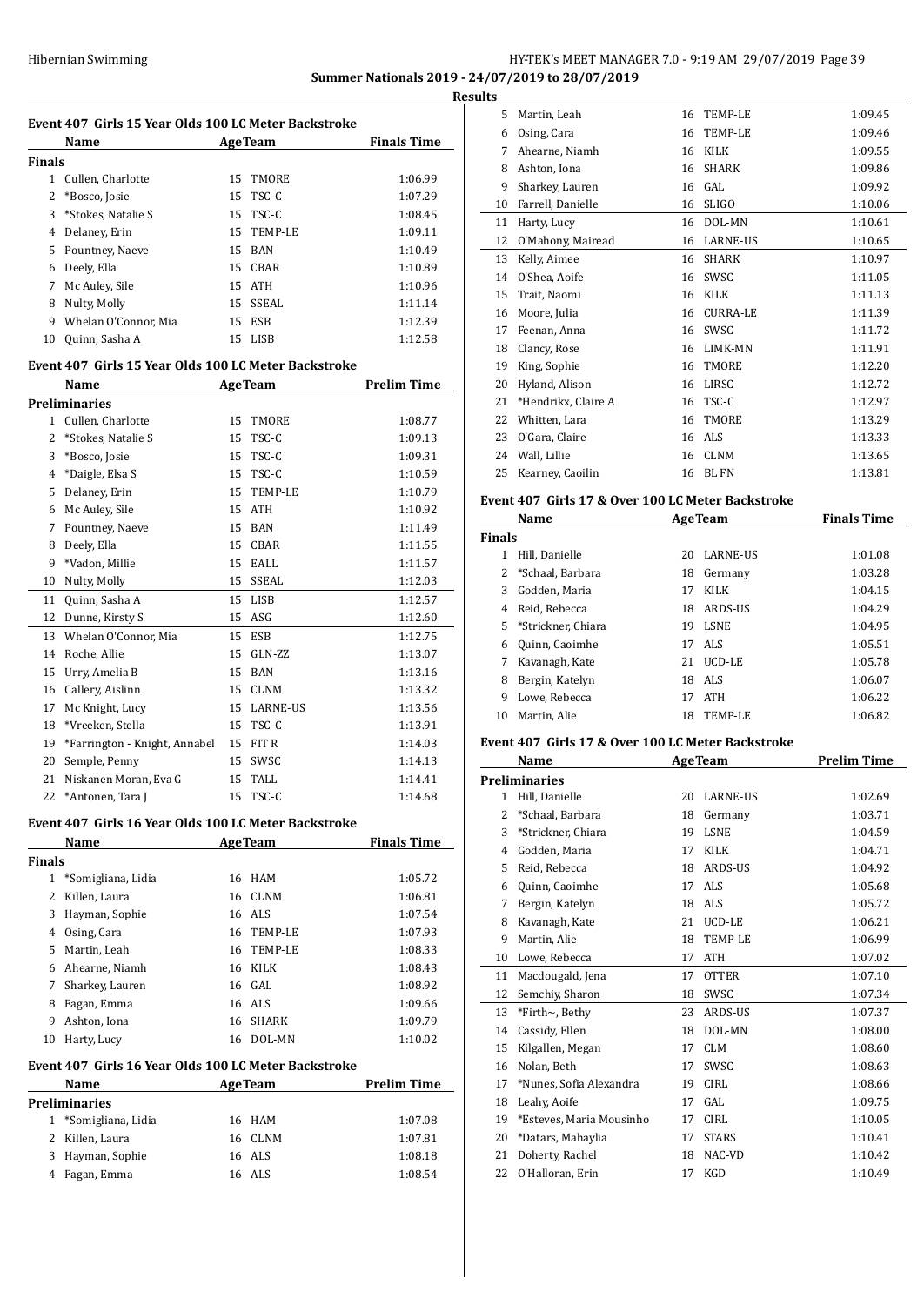Summer Nationals 2019 - 24/07/2019 to 28/07/2019

**Results**

### Event 407 Girls 15 Year Olds 100 LC Meter Backstroke

| | Name | Age | Team | Finals Time |
|---|---|---|---|---|
| **Finals** | | | | |
| 1 | Cullen, Charlotte | 15 | TMORE | 1:06.99 |
| 2 | *Bosco, Josie | 15 | TSC-C | 1:07.29 |
| 3 | *Stokes, Natalie S | 15 | TSC-C | 1:08.45 |
| 4 | Delaney, Erin | 15 | TEMP-LE | 1:09.11 |
| 5 | Pountney, Naeve | 15 | BAN | 1:10.49 |
| 6 | Deely, Ella | 15 | CBAR | 1:10.89 |
| 7 | Mc Auley, Sile | 15 | ATH | 1:10.96 |
| 8 | Nulty, Molly | 15 | SSEAL | 1:11.14 |
| 9 | Whelan O'Connor, Mia | 15 | ESB | 1:12.39 |
| 10 | Quinn, Sasha A | 15 | LISB | 1:12.58 |

### Event 407 Girls 15 Year Olds 100 LC Meter Backstroke

| | Name | Age | Team | Prelim Time |
|---|---|---|---|---|
| **Preliminaries** | | | | |
| 1 | Cullen, Charlotte | 15 | TMORE | 1:08.77 |
| 2 | *Stokes, Natalie S | 15 | TSC-C | 1:09.13 |
| 3 | *Bosco, Josie | 15 | TSC-C | 1:09.31 |
| 4 | *Daigle, Elsa S | 15 | TSC-C | 1:10.59 |
| 5 | Delaney, Erin | 15 | TEMP-LE | 1:10.79 |
| 6 | Mc Auley, Sile | 15 | ATH | 1:10.92 |
| 7 | Pountney, Naeve | 15 | BAN | 1:11.49 |
| 8 | Deely, Ella | 15 | CBAR | 1:11.55 |
| 9 | *Vadon, Millie | 15 | EALL | 1:11.57 |
| 10 | Nulty, Molly | 15 | SSEAL | 1:12.03 |
| 11 | Quinn, Sasha A | 15 | LISB | 1:12.57 |
| 12 | Dunne, Kirsty S | 15 | ASG | 1:12.60 |
| 13 | Whelan O'Connor, Mia | 15 | ESB | 1:12.75 |
| 14 | Roche, Allie | 15 | GLN-ZZ | 1:13.07 |
| 15 | Urry, Amelia B | 15 | BAN | 1:13.16 |
| 16 | Callery, Aislinn | 15 | CLNM | 1:13.32 |
| 17 | Mc Knight, Lucy | 15 | LARNE-US | 1:13.56 |
| 18 | *Vreeken, Stella | 15 | TSC-C | 1:13.91 |
| 19 | *Farrington - Knight, Annabel | 15 | FIT R | 1:14.03 |
| 20 | Semple, Penny | 15 | SWSC | 1:14.13 |
| 21 | Niskanen Moran, Eva G | 15 | TALL | 1:14.41 |
| 22 | *Antonen, Tara J | 15 | TSC-C | 1:14.68 |

### Event 407 Girls 16 Year Olds 100 LC Meter Backstroke

| | Name | Age | Team | Finals Time |
|---|---|---|---|---|
| **Finals** | | | | |
| 1 | *Somigliana, Lidia | 16 | HAM | 1:05.72 |
| 2 | Killen, Laura | 16 | CLNM | 1:06.81 |
| 3 | Hayman, Sophie | 16 | ALS | 1:07.54 |
| 4 | Osing, Cara | 16 | TEMP-LE | 1:07.93 |
| 5 | Martin, Leah | 16 | TEMP-LE | 1:08.33 |
| 6 | Ahearne, Niamh | 16 | KILK | 1:08.43 |
| 7 | Sharkey, Lauren | 16 | GAL | 1:08.92 |
| 8 | Fagan, Emma | 16 | ALS | 1:09.66 |
| 9 | Ashton, Iona | 16 | SHARK | 1:09.79 |
| 10 | Harty, Lucy | 16 | DOL-MN | 1:10.02 |

### Event 407 Girls 16 Year Olds 100 LC Meter Backstroke

| | Name | Age | Team | Prelim Time |
|---|---|---|---|---|
| **Preliminaries** | | | | |
| 1 | *Somigliana, Lidia | 16 | HAM | 1:07.08 |
| 2 | Killen, Laura | 16 | CLNM | 1:07.81 |
| 3 | Hayman, Sophie | 16 | ALS | 1:08.18 |
| 4 | Fagan, Emma | 16 | ALS | 1:08.54 |
| 5 | Martin, Leah | 16 | TEMP-LE | 1:09.45 |
| 6 | Osing, Cara | 16 | TEMP-LE | 1:09.46 |
| 7 | Ahearne, Niamh | 16 | KILK | 1:09.55 |
| 8 | Ashton, Iona | 16 | SHARK | 1:09.86 |
| 9 | Sharkey, Lauren | 16 | GAL | 1:09.92 |
| 10 | Farrell, Danielle | 16 | SLIGO | 1:10.06 |
| 11 | Harty, Lucy | 16 | DOL-MN | 1:10.61 |
| 12 | O'Mahony, Mairead | 16 | LARNE-US | 1:10.65 |
| 13 | Kelly, Aimee | 16 | SHARK | 1:10.97 |
| 14 | O'Shea, Aoife | 16 | SWSC | 1:11.05 |
| 15 | Trait, Naomi | 16 | KILK | 1:11.13 |
| 16 | Moore, Julia | 16 | CURRA-LE | 1:11.39 |
| 17 | Feenan, Anna | 16 | SWSC | 1:11.72 |
| 18 | Clancy, Rose | 16 | LIMK-MN | 1:11.91 |
| 19 | King, Sophie | 16 | TMORE | 1:12.20 |
| 20 | Hyland, Alison | 16 | LIRSC | 1:12.72 |
| 21 | *Hendrikx, Claire A | 16 | TSC-C | 1:12.97 |
| 22 | Whitten, Lara | 16 | TMORE | 1:13.29 |
| 23 | O'Gara, Claire | 16 | ALS | 1:13.33 |
| 24 | Wall, Lillie | 16 | CLNM | 1:13.65 |
| 25 | Kearney, Caoilin | 16 | BL FN | 1:13.81 |

### Event 407 Girls 17 & Over 100 LC Meter Backstroke

| | Name | Age | Team | Finals Time |
|---|---|---|---|---|
| **Finals** | | | | |
| 1 | Hill, Danielle | 20 | LARNE-US | 1:01.08 |
| 2 | *Schaal, Barbara | 18 | Germany | 1:03.28 |
| 3 | Godden, Maria | 17 | KILK | 1:04.15 |
| 4 | Reid, Rebecca | 18 | ARDS-US | 1:04.29 |
| 5 | *Strickner, Chiara | 19 | LSNE | 1:04.95 |
| 6 | Quinn, Caoimhe | 17 | ALS | 1:05.51 |
| 7 | Kavanagh, Kate | 21 | UCD-LE | 1:05.78 |
| 8 | Bergin, Katelyn | 18 | ALS | 1:06.07 |
| 9 | Lowe, Rebecca | 17 | ATH | 1:06.22 |
| 10 | Martin, Alie | 18 | TEMP-LE | 1:06.82 |

### Event 407 Girls 17 & Over 100 LC Meter Backstroke

| | Name | Age | Team | Prelim Time |
|---|---|---|---|---|
| **Preliminaries** | | | | |
| 1 | Hill, Danielle | 20 | LARNE-US | 1:02.69 |
| 2 | *Schaal, Barbara | 18 | Germany | 1:03.71 |
| 3 | *Strickner, Chiara | 19 | LSNE | 1:04.59 |
| 4 | Godden, Maria | 17 | KILK | 1:04.71 |
| 5 | Reid, Rebecca | 18 | ARDS-US | 1:04.92 |
| 6 | Quinn, Caoimhe | 17 | ALS | 1:05.68 |
| 7 | Bergin, Katelyn | 18 | ALS | 1:05.72 |
| 8 | Kavanagh, Kate | 21 | UCD-LE | 1:06.21 |
| 9 | Martin, Alie | 18 | TEMP-LE | 1:06.99 |
| 10 | Lowe, Rebecca | 17 | ATH | 1:07.02 |
| 11 | Macdougald, Jena | 17 | OTTER | 1:07.10 |
| 12 | Semchiy, Sharon | 18 | SWSC | 1:07.34 |
| 13 | *Firth~, Bethy | 23 | ARDS-US | 1:07.37 |
| 14 | Cassidy, Ellen | 18 | DOL-MN | 1:08.00 |
| 15 | Kilgallen, Megan | 17 | CLM | 1:08.60 |
| 16 | Nolan, Beth | 17 | SWSC | 1:08.63 |
| 17 | *Nunes, Sofia Alexandra | 19 | CIRL | 1:08.66 |
| 18 | Leahy, Aoife | 17 | GAL | 1:09.75 |
| 19 | *Esteves, Maria Mousinho | 17 | CIRL | 1:10.05 |
| 20 | *Datars, Mahaylia | 17 | STARS | 1:10.41 |
| 21 | Doherty, Rachel | 18 | NAC-VD | 1:10.42 |
| 22 | O'Halloran, Erin | 17 | KGD | 1:10.49 |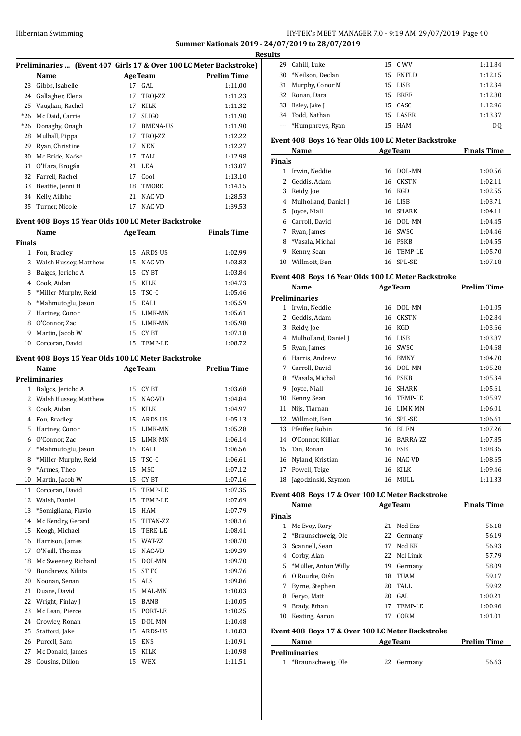**Summer Nationals 2019 - 24/07/2019 to 28/07/2019**

**Results**

### Preliminaries ... (Event 407 Girls 17 & Over 100 LC Meter Backstroke)

| | Name | Age | Team | Prelim Time |
|---|---|---|---|---|
| 23 | Gibbs, Isabelle | 17 | GAL | 1:11.00 |
| 24 | Gallagher, Elena | 17 | TROJ-ZZ | 1:11.23 |
| 25 | Vaughan, Rachel | 17 | KILK | 1:11.32 |
| *26 | Mc Daid, Carrie | 17 | SLIGO | 1:11.90 |
| *26 | Donaghy, Onagh | 17 | BMENA-US | 1:11.90 |
| 28 | Mulhall, Pippa | 17 | TROJ-ZZ | 1:12.22 |
| 29 | Ryan, Christine | 17 | NEN | 1:12.27 |
| 30 | Mc Bride, Naόse | 17 | TALL | 1:12.98 |
| 31 | O'Hara, Brogán | 21 | LEA | 1:13.07 |
| 32 | Farrell, Rachel | 17 | Cool | 1:13.10 |
| 33 | Beattie, Jenni H | 18 | TMORE | 1:14.15 |
| 34 | Kelly, Ailbhe | 21 | NAC-VD | 1:28.53 |
| 35 | Turner, Nicole | 17 | NAC-VD | 1:39.53 |

### Event 408 Boys 15 Year Olds 100 LC Meter Backstroke

| | Name | Age | Team | Finals Time |
|---|---|---|---|---|
| **Finals** | | | | |
| 1 | Fon, Bradley | 15 | ARDS-US | 1:02.99 |
| 2 | Walsh Hussey, Matthew | 15 | NAC-VD | 1:03.83 |
| 3 | Balgos, Jericho A | 15 | CY BT | 1:03.84 |
| 4 | Cook, Aidan | 15 | KILK | 1:04.73 |
| 5 | *Miller-Murphy, Reid | 15 | TSC-C | 1:05.46 |
| 6 | *Mahmutoglu, Jason | 15 | EALL | 1:05.59 |
| 7 | Hartney, Conor | 15 | LIMK-MN | 1:05.61 |
| 8 | O'Connor, Zac | 15 | LIMK-MN | 1:05.98 |
| 9 | Martin, Jacob W | 15 | CY BT | 1:07.18 |
| 10 | Corcoran, David | 15 | TEMP-LE | 1:08.72 |

### Event 408 Boys 15 Year Olds 100 LC Meter Backstroke

| | Name | Age | Team | Prelim Time |
|---|---|---|---|---|
| **Preliminaries** | | | | |
| 1 | Balgos, Jericho A | 15 | CY BT | 1:03.68 |
| 2 | Walsh Hussey, Matthew | 15 | NAC-VD | 1:04.84 |
| 3 | Cook, Aidan | 15 | KILK | 1:04.97 |
| 4 | Fon, Bradley | 15 | ARDS-US | 1:05.13 |
| 5 | Hartney, Conor | 15 | LIMK-MN | 1:05.28 |
| 6 | O'Connor, Zac | 15 | LIMK-MN | 1:06.14 |
| 7 | *Mahmutoglu, Jason | 15 | EALL | 1:06.56 |
| 8 | *Miller-Murphy, Reid | 15 | TSC-C | 1:06.61 |
| 9 | *Armes, Theo | 15 | MSC | 1:07.12 |
| 10 | Martin, Jacob W | 15 | CY BT | 1:07.16 |
| 11 | Corcoran, David | 15 | TEMP-LE | 1:07.35 |
| 12 | Walsh, Daniel | 15 | TEMP-LE | 1:07.69 |
| 13 | *Somigliana, Flavio | 15 | HAM | 1:07.79 |
| 14 | Mc Kendry, Gerard | 15 | TITAN-ZZ | 1:08.16 |
| 15 | Keogh, Michael | 15 | TERE-LE | 1:08.41 |
| 16 | Harrison, James | 15 | WAT-ZZ | 1:08.70 |
| 17 | O'Neill, Thomas | 15 | NAC-VD | 1:09.39 |
| 18 | Mc Sweeney, Richard | 15 | DOL-MN | 1:09.70 |
| 19 | Bondarevs, Nikita | 15 | ST FC | 1:09.76 |
| 20 | Noonan, Senan | 15 | ALS | 1:09.86 |
| 21 | Duane, David | 15 | MAL-MN | 1:10.03 |
| 22 | Wright, Finlay J | 15 | BANB | 1:10.05 |
| 23 | Mc Lean, Pierce | 15 | PORT-LE | 1:10.25 |
| 24 | Crowley, Ronan | 15 | DOL-MN | 1:10.48 |
| 25 | Stafford, Jake | 15 | ARDS-US | 1:10.83 |
| 26 | Purcell, Sam | 15 | ENS | 1:10.91 |
| 27 | Mc Donald, James | 15 | KILK | 1:10.98 |
| 28 | Cousins, Dillon | 15 | WEX | 1:11.51 |
| 29 | Cahill, Luke | 15 | C WV | 1:11.84 |
| 30 | *Neilson, Declan | 15 | ENFLD | 1:12.15 |
| 31 | Murphy, Conor M | 15 | LISB | 1:12.34 |
| 32 | Ronan, Dara | 15 | BREF | 1:12.80 |
| 33 | Ilsley, Jake J | 15 | CASC | 1:12.96 |
| 34 | Todd, Nathan | 15 | LASER | 1:13.37 |
| --- | *Humphreys, Ryan | 15 | HAM | DQ |

### Event 408 Boys 16 Year Olds 100 LC Meter Backstroke

| | Name | Age | Team | Finals Time |
|---|---|---|---|---|
| **Finals** | | | | |
| 1 | Irwin, Neddie | 16 | DOL-MN | 1:00.56 |
| 2 | Geddis, Adam | 16 | CKSTN | 1:02.11 |
| 3 | Reidy, Joe | 16 | KGD | 1:02.55 |
| 4 | Mulholland, Daniel J | 16 | LISB | 1:03.71 |
| 5 | Joyce, Niall | 16 | SHARK | 1:04.11 |
| 6 | Carroll, David | 16 | DOL-MN | 1:04.45 |
| 7 | Ryan, James | 16 | SWSC | 1:04.46 |
| 8 | *Vasala, Michal | 16 | PSKB | 1:04.55 |
| 9 | Kenny, Sean | 16 | TEMP-LE | 1:05.70 |
| 10 | Willmott, Ben | 16 | SPL-SE | 1:07.18 |

### Event 408 Boys 16 Year Olds 100 LC Meter Backstroke

| | Name | Age | Team | Prelim Time |
|---|---|---|---|---|
| **Preliminaries** | | | | |
| 1 | Irwin, Neddie | 16 | DOL-MN | 1:01.05 |
| 2 | Geddis, Adam | 16 | CKSTN | 1:02.84 |
| 3 | Reidy, Joe | 16 | KGD | 1:03.66 |
| 4 | Mulholland, Daniel J | 16 | LISB | 1:03.87 |
| 5 | Ryan, James | 16 | SWSC | 1:04.68 |
| 6 | Harris, Andrew | 16 | BMNY | 1:04.70 |
| 7 | Carroll, David | 16 | DOL-MN | 1:05.28 |
| 8 | *Vasala, Michal | 16 | PSKB | 1:05.34 |
| 9 | Joyce, Niall | 16 | SHARK | 1:05.61 |
| 10 | Kenny, Sean | 16 | TEMP-LE | 1:05.97 |
| 11 | Nijs, Tiarnan | 16 | LIMK-MN | 1:06.01 |
| 12 | Willmott, Ben | 16 | SPL-SE | 1:06.61 |
| 13 | Pfeiffer, Robin | 16 | BL FN | 1:07.26 |
| 14 | O'Connor, Killian | 16 | BARRA-ZZ | 1:07.85 |
| 15 | Tan, Ronan | 16 | ESB | 1:08.35 |
| 16 | Nyland, Kristian | 16 | NAC-VD | 1:08.65 |
| 17 | Powell, Teige | 16 | KILK | 1:09.46 |
| 18 | Jagodzinski, Szymon | 16 | MULL | 1:11.33 |

### Event 408 Boys 17 & Over 100 LC Meter Backstroke

| | Name | Age | Team | Finals Time |
|---|---|---|---|---|
| **Finals** | | | | |
| 1 | Mc Evoy, Rory | 21 | Ncd Ens | 56.18 |
| 2 | *Braunschweig, Ole | 22 | Germany | 56.19 |
| 3 | Scannell, Sean | 17 | Ncd KK | 56.93 |
| 4 | Corby, Alan | 22 | Ncl Limk | 57.79 |
| 5 | *Müller, Anton Willy | 19 | Germany | 58.09 |
| 6 | O Rourke, Oiśn | 18 | TUAM | 59.17 |
| 7 | Byrne, Stephen | 20 | TALL | 59.92 |
| 8 | Feryo, Matt | 20 | GAL | 1:00.21 |
| 9 | Brady, Ethan | 17 | TEMP-LE | 1:00.96 |
| 10 | Keating, Aaron | 17 | CORM | 1:01.01 |

### Event 408 Boys 17 & Over 100 LC Meter Backstroke

| | Name | Age | Team | Prelim Time |
|---|---|---|---|---|
| **Preliminaries** | | | | |
| 1 | *Braunschweig, Ole | 22 | Germany | 56.63 |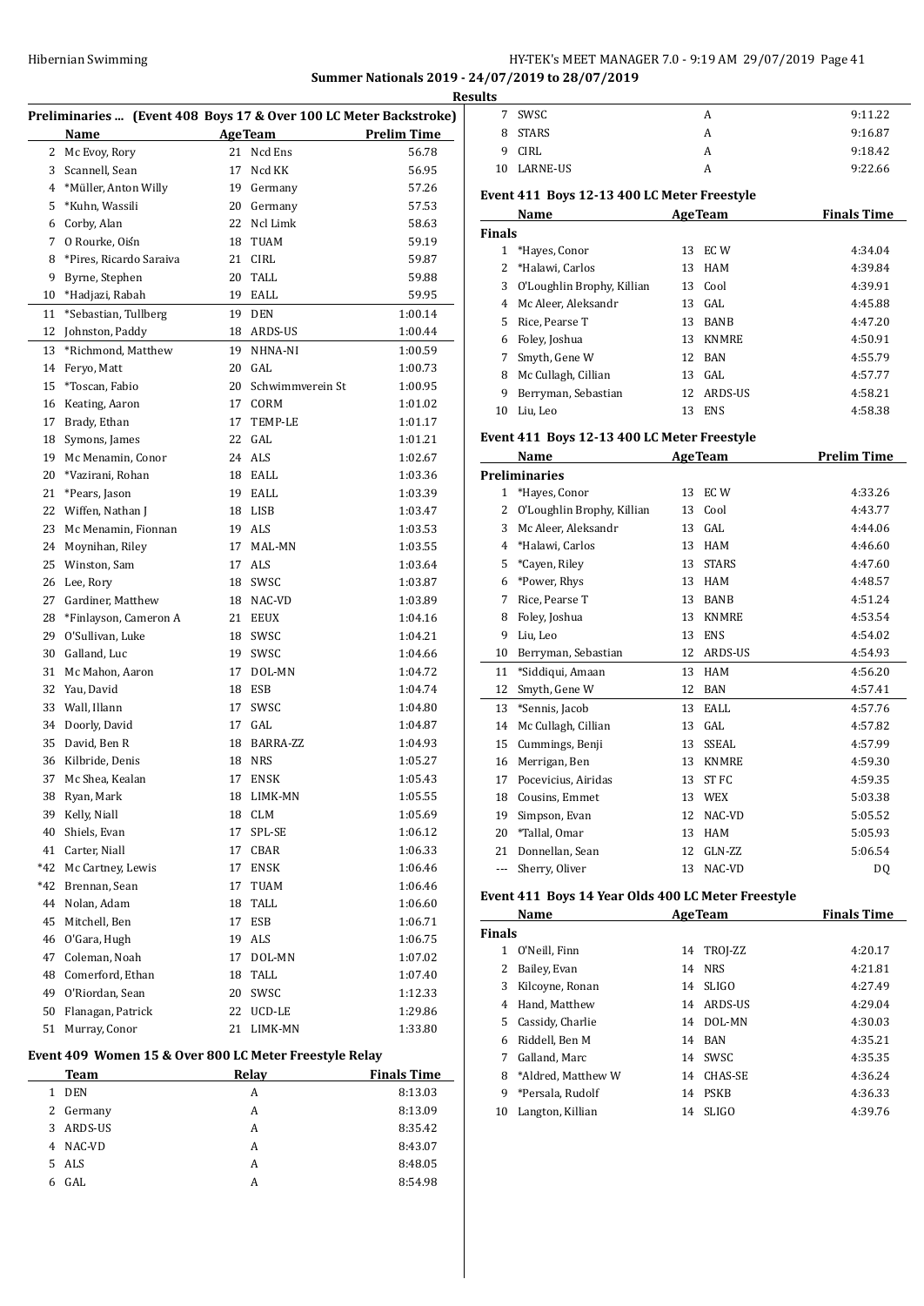## Summer Nationals 2019 - 24/07/2019 to 28/07/2019

### Results

### Preliminaries ... (Event 408 Boys 17 & Over 100 LC Meter Backstroke)

| | Name | Age | Team | Prelim Time |
|---|---|---|---|---|
| 2 | Mc Evoy, Rory | 21 | Ncd Ens | 56.78 |
| 3 | Scannell, Sean | 17 | Ncd KK | 56.95 |
| 4 | *Müller, Anton Willy | 19 | Germany | 57.26 |
| 5 | *Kuhn, Wassili | 20 | Germany | 57.53 |
| 6 | Corby, Alan | 22 | Ncl Limk | 58.63 |
| 7 | O Rourke, Oisín | 18 | TUAM | 59.19 |
| 8 | *Pires, Ricardo Saraiva | 21 | CIRL | 59.87 |
| 9 | Byrne, Stephen | 20 | TALL | 59.88 |
| 10 | *Hadjazi, Rabah | 19 | EALL | 59.95 |
| 11 | *Sebastian, Tullberg | 19 | DEN | 1:00.14 |
| 12 | Johnston, Paddy | 18 | ARDS-US | 1:00.44 |
| 13 | *Richmond, Matthew | 19 | NHNA-NI | 1:00.59 |
| 14 | Feryo, Matt | 20 | GAL | 1:00.73 |
| 15 | *Toscan, Fabio | 20 | Schwimmverein St | 1:00.95 |
| 16 | Keating, Aaron | 17 | CORM | 1:01.02 |
| 17 | Brady, Ethan | 17 | TEMP-LE | 1:01.17 |
| 18 | Symons, James | 22 | GAL | 1:01.21 |
| 19 | Mc Menamin, Conor | 24 | ALS | 1:02.67 |
| 20 | *Vazirani, Rohan | 18 | EALL | 1:03.36 |
| 21 | *Pears, Jason | 19 | EALL | 1:03.39 |
| 22 | Wiffen, Nathan J | 18 | LISB | 1:03.47 |
| 23 | Mc Menamin, Fionnan | 19 | ALS | 1:03.53 |
| 24 | Moynihan, Riley | 17 | MAL-MN | 1:03.55 |
| 25 | Winston, Sam | 17 | ALS | 1:03.64 |
| 26 | Lee, Rory | 18 | SWSC | 1:03.87 |
| 27 | Gardiner, Matthew | 18 | NAC-VD | 1:03.89 |
| 28 | *Finlayson, Cameron A | 21 | EEUX | 1:04.16 |
| 29 | O'Sullivan, Luke | 18 | SWSC | 1:04.21 |
| 30 | Galland, Luc | 19 | SWSC | 1:04.66 |
| 31 | Mc Mahon, Aaron | 17 | DOL-MN | 1:04.72 |
| 32 | Yau, David | 18 | ESB | 1:04.74 |
| 33 | Wall, Illann | 17 | SWSC | 1:04.80 |
| 34 | Doorly, David | 17 | GAL | 1:04.87 |
| 35 | David, Ben R | 18 | BARRA-ZZ | 1:04.93 |
| 36 | Kilbride, Denis | 18 | NRS | 1:05.27 |
| 37 | Mc Shea, Kealan | 17 | ENSK | 1:05.43 |
| 38 | Ryan, Mark | 18 | LIMK-MN | 1:05.55 |
| 39 | Kelly, Niall | 18 | CLM | 1:05.69 |
| 40 | Shiels, Evan | 17 | SPL-SE | 1:06.12 |
| 41 | Carter, Niall | 17 | CBAR | 1:06.33 |
| *42 | Mc Cartney, Lewis | 17 | ENSK | 1:06.46 |
| *42 | Brennan, Sean | 17 | TUAM | 1:06.46 |
| 44 | Nolan, Adam | 18 | TALL | 1:06.60 |
| 45 | Mitchell, Ben | 17 | ESB | 1:06.71 |
| 46 | O'Gara, Hugh | 19 | ALS | 1:06.75 |
| 47 | Coleman, Noah | 17 | DOL-MN | 1:07.02 |
| 48 | Comerford, Ethan | 18 | TALL | 1:07.40 |
| 49 | O'Riordan, Sean | 20 | SWSC | 1:12.33 |
| 50 | Flanagan, Patrick | 22 | UCD-LE | 1:29.86 |
| 51 | Murray, Conor | 21 | LIMK-MN | 1:33.80 |

### Event 409 Women 15 & Over 800 LC Meter Freestyle Relay

| | Team | Relay | Finals Time |
|---|---|---|---|
| 1 | DEN | A | 8:13.03 |
| 2 | Germany | A | 8:13.09 |
| 3 | ARDS-US | A | 8:35.42 |
| 4 | NAC-VD | A | 8:43.07 |
| 5 | ALS | A | 8:48.05 |
| 6 | GAL | A | 8:54.98 |
| 7 | SWSC | A | 9:11.22 |
| 8 | STARS | A | 9:16.87 |
| 9 | CIRL | A | 9:18.42 |
| 10 | LARNE-US | A | 9:22.66 |

### Event 411 Boys 12-13 400 LC Meter Freestyle

**Finals**

| | Name | Age | Team | Finals Time |
|---|---|---|---|---|
| 1 | *Hayes, Conor | 13 | EC W | 4:34.04 |
| 2 | *Halawi, Carlos | 13 | HAM | 4:39.84 |
| 3 | O'Loughlin Brophy, Killian | 13 | Cool | 4:39.91 |
| 4 | Mc Aleer, Aleksandr | 13 | GAL | 4:45.88 |
| 5 | Rice, Pearse T | 13 | BANB | 4:47.20 |
| 6 | Foley, Joshua | 13 | KNMRE | 4:50.91 |
| 7 | Smyth, Gene W | 12 | BAN | 4:55.79 |
| 8 | Mc Cullagh, Cillian | 13 | GAL | 4:57.77 |
| 9 | Berryman, Sebastian | 12 | ARDS-US | 4:58.21 |
| 10 | Liu, Leo | 13 | ENS | 4:58.38 |

### Event 411 Boys 12-13 400 LC Meter Freestyle

**Preliminaries**

| | Name | Age | Team | Prelim Time |
|---|---|---|---|---|
| 1 | *Hayes, Conor | 13 | EC W | 4:33.26 |
| 2 | O'Loughlin Brophy, Killian | 13 | Cool | 4:43.77 |
| 3 | Mc Aleer, Aleksandr | 13 | GAL | 4:44.06 |
| 4 | *Halawi, Carlos | 13 | HAM | 4:46.60 |
| 5 | *Cayen, Riley | 13 | STARS | 4:47.60 |
| 6 | *Power, Rhys | 13 | HAM | 4:48.57 |
| 7 | Rice, Pearse T | 13 | BANB | 4:51.24 |
| 8 | Foley, Joshua | 13 | KNMRE | 4:53.54 |
| 9 | Liu, Leo | 13 | ENS | 4:54.02 |
| 10 | Berryman, Sebastian | 12 | ARDS-US | 4:54.93 |
| 11 | *Siddiqui, Amaan | 13 | HAM | 4:56.20 |
| 12 | Smyth, Gene W | 12 | BAN | 4:57.41 |
| 13 | *Sennis, Jacob | 13 | EALL | 4:57.76 |
| 14 | Mc Cullagh, Cillian | 13 | GAL | 4:57.82 |
| 15 | Cummings, Benji | 13 | SSEAL | 4:57.99 |
| 16 | Merrigan, Ben | 13 | KNMRE | 4:59.30 |
| 17 | Pocevicius, Airidas | 13 | ST FC | 4:59.35 |
| 18 | Cousins, Emmet | 13 | WEX | 5:03.38 |
| 19 | Simpson, Evan | 12 | NAC-VD | 5:05.52 |
| 20 | *Tallal, Omar | 13 | HAM | 5:05.93 |
| 21 | Donnellan, Sean | 12 | GLN-ZZ | 5:06.54 |
| --- | Sherry, Oliver | 13 | NAC-VD | DQ |

### Event 411 Boys 14 Year Olds 400 LC Meter Freestyle

**Finals**

| | Name | Age | Team | Finals Time |
|---|---|---|---|---|
| 1 | O'Neill, Finn | 14 | TROJ-ZZ | 4:20.17 |
| 2 | Bailey, Evan | 14 | NRS | 4:21.81 |
| 3 | Kilcoyne, Ronan | 14 | SLIGO | 4:27.49 |
| 4 | Hand, Matthew | 14 | ARDS-US | 4:29.04 |
| 5 | Cassidy, Charlie | 14 | DOL-MN | 4:30.03 |
| 6 | Riddell, Ben M | 14 | BAN | 4:35.21 |
| 7 | Galland, Marc | 14 | SWSC | 4:35.35 |
| 8 | *Aldred, Matthew W | 14 | CHAS-SE | 4:36.24 |
| 9 | *Persala, Rudolf | 14 | PSKB | 4:36.33 |
| 10 | Langton, Killian | 14 | SLIGO | 4:39.76 |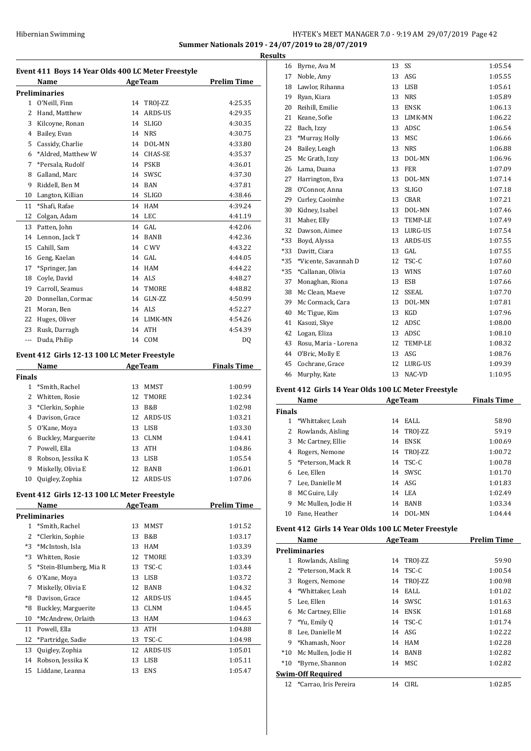## Summer Nationals 2019 - 24/07/2019 to 28/07/2019

### Results

#### Event 411 Boys 14 Year Olds 400 LC Meter Freestyle

| | Name | Age | Team | Prelim Time |
|---|---|---|---|---|
| **Preliminaries** | | | | |
| 1 | O'Neill, Finn | 14 | TROJ-ZZ | 4:25.35 |
| 2 | Hand, Matthew | 14 | ARDS-US | 4:29.35 |
| 3 | Kilcoyne, Ronan | 14 | SLIGO | 4:30.35 |
| 4 | Bailey, Evan | 14 | NRS | 4:30.75 |
| 5 | Cassidy, Charlie | 14 | DOL-MN | 4:33.80 |
| 6 | *Aldred, Matthew W | 14 | CHAS-SE | 4:35.37 |
| 7 | *Persala, Rudolf | 14 | PSKB | 4:36.01 |
| 8 | Galland, Marc | 14 | SWSC | 4:37.30 |
| 9 | Riddell, Ben M | 14 | BAN | 4:37.81 |
| 10 | Langton, Killian | 14 | SLIGO | 4:38.46 |
| 11 | *Shafi, Rafae | 14 | HAM | 4:39.24 |
| 12 | Colgan, Adam | 14 | LEC | 4:41.19 |
| 13 | Patten, John | 14 | GAL | 4:42.06 |
| 14 | Lennon, Jack T | 14 | BANB | 4:42.36 |
| 15 | Cahill, Sam | 14 | C WV | 4:43.22 |
| 16 | Geng, Kaelan | 14 | GAL | 4:44.05 |
| 17 | *Springer, Jan | 14 | HAM | 4:44.22 |
| 18 | Coyle, David | 14 | ALS | 4:48.27 |
| 19 | Carroll, Seamus | 14 | TMORE | 4:48.82 |
| 20 | Donnellan, Cormac | 14 | GLN-ZZ | 4:50.99 |
| 21 | Moran, Ben | 14 | ALS | 4:52.27 |
| 22 | Huges, Oliver | 14 | LIMK-MN | 4:54.26 |
| 23 | Rusk, Darragh | 14 | ATH | 4:54.39 |
| --- | Duda, Philip | 14 | COM | DQ |

#### Event 412 Girls 12-13 100 LC Meter Freestyle

| | Name | Age | Team | Finals Time |
|---|---|---|---|---|
| **Finals** | | | | |
| 1 | *Smith, Rachel | 13 | MMST | 1:00.99 |
| 2 | Whitten, Rosie | 12 | TMORE | 1:02.34 |
| 3 | *Clerkin, Sophie | 13 | B&B | 1:02.98 |
| 4 | Davison, Grace | 12 | ARDS-US | 1:03.21 |
| 5 | O'Kane, Moya | 13 | LISB | 1:03.30 |
| 6 | Buckley, Marguerite | 13 | CLNM | 1:04.41 |
| 7 | Powell, Ella | 13 | ATH | 1:04.86 |
| 8 | Robson, Jessika K | 13 | LISB | 1:05.54 |
| 9 | Miskelly, Olivia E | 12 | BANB | 1:06.01 |
| 10 | Quigley, Zophia | 12 | ARDS-US | 1:07.06 |

#### Event 412 Girls 12-13 100 LC Meter Freestyle

| | Name | Age | Team | Prelim Time |
|---|---|---|---|---|
| **Preliminaries** | | | | |
| 1 | *Smith, Rachel | 13 | MMST | 1:01.52 |
| 2 | *Clerkin, Sophie | 13 | B&B | 1:03.17 |
| *3 | *McIntosh, Isla | 13 | HAM | 1:03.39 |
| *3 | Whitten, Rosie | 12 | TMORE | 1:03.39 |
| 5 | *Stein-Blumberg, Mia R | 13 | TSC-C | 1:03.44 |
| 6 | O'Kane, Moya | 13 | LISB | 1:03.72 |
| 7 | Miskelly, Olivia E | 12 | BANB | 1:04.32 |
| *8 | Davison, Grace | 12 | ARDS-US | 1:04.45 |
| *8 | Buckley, Marguerite | 13 | CLNM | 1:04.45 |
| 10 | *McAndrew, Orlaith | 13 | HAM | 1:04.63 |
| 11 | Powell, Ella | 13 | ATH | 1:04.88 |
| 12 | *Partridge, Sadie | 13 | TSC-C | 1:04.98 |
| 13 | Quigley, Zophia | 12 | ARDS-US | 1:05.01 |
| 14 | Robson, Jessika K | 13 | LISB | 1:05.11 |
| 15 | Liddane, Leanna | 13 | ENS | 1:05.47 |
| 16 | Byrne, Ava M | 13 | SS | 1:05.54 |
| 17 | Noble, Amy | 13 | ASG | 1:05.55 |
| 18 | Lawlor, Rihanna | 13 | LISB | 1:05.61 |
| 19 | Ryan, Kiara | 13 | NRS | 1:05.89 |
| 20 | Reihill, Emilie | 13 | ENSK | 1:06.13 |
| 21 | Keane, Sofie | 13 | LIMK-MN | 1:06.22 |
| 22 | Bach, Izzy | 13 | ADSC | 1:06.54 |
| 23 | *Murray, Holly | 13 | MSC | 1:06.66 |
| 24 | Bailey, Leagh | 13 | NRS | 1:06.88 |
| 25 | Mc Grath, Izzy | 13 | DOL-MN | 1:06.96 |
| 26 | Lama, Duana | 13 | FER | 1:07.09 |
| 27 | Harrington, Eva | 13 | DOL-MN | 1:07.14 |
| 28 | O'Connor, Anna | 13 | SLIGO | 1:07.18 |
| 29 | Curley, Caoimhe | 13 | CBAR | 1:07.21 |
| 30 | Kidney, Isabel | 13 | DOL-MN | 1:07.46 |
| 31 | Maher, Elly | 13 | TEMP-LE | 1:07.49 |
| 32 | Dawson, Aimee | 13 | LURG-US | 1:07.54 |
| *33 | Boyd, Alyssa | 13 | ARDS-US | 1:07.55 |
| *33 | Davitt, Ciara | 13 | GAL | 1:07.55 |
| *35 | *Vicente, Savannah D | 12 | TSC-C | 1:07.60 |
| *35 | *Callanan, Olivia | 13 | WINS | 1:07.60 |
| 37 | Monaghan, Riona | 13 | ESB | 1:07.66 |
| 38 | Mc Clean, Maeve | 12 | SSEAL | 1:07.70 |
| 39 | Mc Cormack, Cara | 13 | DOL-MN | 1:07.81 |
| 40 | Mc Tigue, Kim | 13 | KGD | 1:07.96 |
| 41 | Kasozi, Skye | 12 | ADSC | 1:08.00 |
| 42 | Logan, Eliza | 13 | ADSC | 1:08.10 |
| 43 | Rosu, Maria - Lorena | 12 | TEMP-LE | 1:08.32 |
| 44 | O'Bric, Molly E | 13 | ASG | 1:08.76 |
| 45 | Cochrane, Grace | 12 | LURG-US | 1:09.39 |
| 46 | Murphy, Kate | 13 | NAC-VD | 1:10.95 |

#### Event 412 Girls 14 Year Olds 100 LC Meter Freestyle

| | Name | Age | Team | Finals Time |
|---|---|---|---|---|
| **Finals** | | | | |
| 1 | *Whittaker, Leah | 14 | EALL | 58.90 |
| 2 | Rowlands, Aisling | 14 | TROJ-ZZ | 59.19 |
| 3 | Mc Cartney, Ellie | 14 | ENSK | 1:00.69 |
| 4 | Rogers, Nemone | 14 | TROJ-ZZ | 1:00.72 |
| 5 | *Peterson, Mack R | 14 | TSC-C | 1:00.78 |
| 6 | Lee, Ellen | 14 | SWSC | 1:01.70 |
| 7 | Lee, Danielle M | 14 | ASG | 1:01.83 |
| 8 | MC Guire, Lily | 14 | LEA | 1:02.49 |
| 9 | Mc Mullen, Jodie H | 14 | BANB | 1:03.34 |
| 10 | Fane, Heather | 14 | DOL-MN | 1:04.44 |

#### Event 412 Girls 14 Year Olds 100 LC Meter Freestyle

| | Name | Age | Team | Prelim Time |
|---|---|---|---|---|
| **Preliminaries** | | | | |
| 1 | Rowlands, Aisling | 14 | TROJ-ZZ | 59.90 |
| 2 | *Peterson, Mack R | 14 | TSC-C | 1:00.54 |
| 3 | Rogers, Nemone | 14 | TROJ-ZZ | 1:00.98 |
| 4 | *Whittaker, Leah | 14 | EALL | 1:01.02 |
| 5 | Lee, Ellen | 14 | SWSC | 1:01.63 |
| 6 | Mc Cartney, Ellie | 14 | ENSK | 1:01.68 |
| 7 | *Yu, Emily Q | 14 | TSC-C | 1:01.74 |
| 8 | Lee, Danielle M | 14 | ASG | 1:02.22 |
| 9 | *Khamash, Noor | 14 | HAM | 1:02.28 |
| *10 | Mc Mullen, Jodie H | 14 | BANB | 1:02.82 |
| *10 | *Byrne, Shannon | 14 | MSC | 1:02.82 |
| **Swim-Off Required** | | | | |
| 12 | *Carrao, Iris Pereira | 14 | CIRL | 1:02.85 |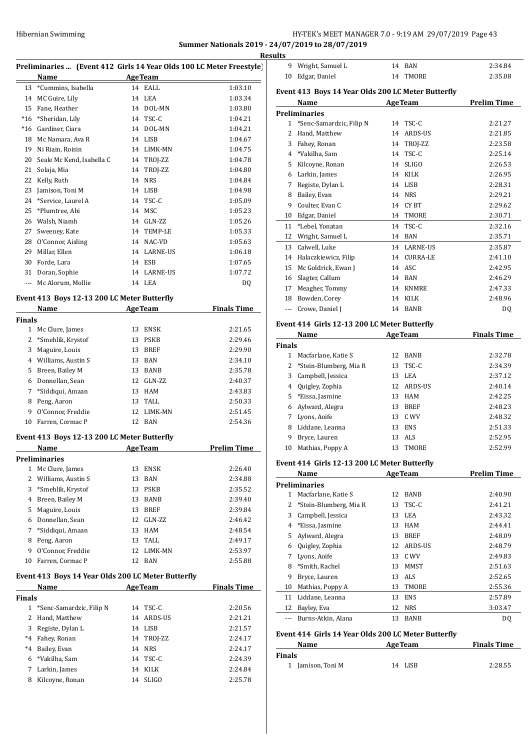**Summer Nationals 2019 - 24/07/2019 to 28/07/2019**

**Results**

### Preliminaries ... (Event 412 Girls 14 Year Olds 100 LC Meter Freestyle)

| | Name | Age | Team | |
|---|---|---|---|---|
| 13 | *Cummins, Isabella | 14 | EALL | 1:03.10 |
| 14 | MC Guire, Lily | 14 | LEA | 1:03.34 |
| 15 | Fane, Heather | 14 | DOL-MN | 1:03.80 |
| *16 | *Sheridan, Lily | 14 | TSC-C | 1:04.21 |
| *16 | Gardiner, Ciara | 14 | DOL-MN | 1:04.21 |
| 18 | Mc Namara, Ava R | 14 | LISB | 1:04.67 |
| 19 | Ni Riain, Roisin | 14 | LIMK-MN | 1:04.75 |
| 20 | Seale Mc Kend, Isabella C | 14 | TROJ-ZZ | 1:04.78 |
| 21 | Solaja, Mia | 14 | TROJ-ZZ | 1:04.80 |
| 22 | Kelly, Ruth | 14 | NRS | 1:04.84 |
| 23 | Jamison, Toni M | 14 | LISB | 1:04.98 |
| 24 | *Service, Laurel A | 14 | TSC-C | 1:05.09 |
| 25 | *Plumtree, Abi | 14 | MSC | 1:05.23 |
| 26 | Walsh, Niamh | 14 | GLN-ZZ | 1:05.26 |
| 27 | Sweeney, Kate | 14 | TEMP-LE | 1:05.33 |
| 28 | O'Connor, Aisling | 14 | NAC-VD | 1:05.63 |
| 29 | Millar, Ellen | 14 | LARNE-US | 1:06.18 |
| 30 | Forde, Lara | 14 | ESB | 1:07.65 |
| 31 | Doran, Sophie | 14 | LARNE-US | 1:07.72 |
| --- | Mc Alorum, Mollie | 14 | LEA | DQ |

### Event 413 Boys 12-13 200 LC Meter Butterfly

| | Name | Age | Team | Finals Time |
|---|---|---|---|---|
| **Finals** | | | | |
| 1 | Mc Clure, James | 13 | ENSK | 2:21.65 |
| 2 | *Smehlik, Krystof | 13 | PSKB | 2:29.46 |
| 3 | Maguire, Louis | 13 | BREF | 2:29.90 |
| 4 | Williams, Austin S | 13 | BAN | 2:34.10 |
| 5 | Breen, Bailey M | 13 | BANB | 2:35.78 |
| 6 | Donnellan, Sean | 12 | GLN-ZZ | 2:40.37 |
| 7 | *Siddiqui, Amaan | 13 | HAM | 2:43.83 |
| 8 | Peng, Aaron | 13 | TALL | 2:50.33 |
| 9 | O'Connor, Freddie | 12 | LIMK-MN | 2:51.45 |
| 10 | Farren, Cormac P | 12 | BAN | 2:54.36 |

### Event 413 Boys 12-13 200 LC Meter Butterfly

| | Name | Age | Team | Prelim Time |
|---|---|---|---|---|
| **Preliminaries** | | | | |
| 1 | Mc Clure, James | 13 | ENSK | 2:26.40 |
| 2 | Williams, Austin S | 13 | BAN | 2:34.88 |
| 3 | *Smehlik, Krystof | 13 | PSKB | 2:35.52 |
| 4 | Breen, Bailey M | 13 | BANB | 2:39.40 |
| 5 | Maguire, Louis | 13 | BREF | 2:39.84 |
| 6 | Donnellan, Sean | 12 | GLN-ZZ | 2:46.42 |
| 7 | *Siddiqui, Amaan | 13 | HAM | 2:48.54 |
| 8 | Peng, Aaron | 13 | TALL | 2:49.17 |
| 9 | O'Connor, Freddie | 12 | LIMK-MN | 2:53.97 |
| 10 | Farren, Cormac P | 12 | BAN | 2:55.88 |

### Event 413 Boys 14 Year Olds 200 LC Meter Butterfly

| | Name | Age | Team | Finals Time |
|---|---|---|---|---|
| **Finals** | | | | |
| 1 | *Senc-Samardzic, Filip N | 14 | TSC-C | 2:20.56 |
| 2 | Hand, Matthew | 14 | ARDS-US | 2:21.21 |
| 3 | Registe, Dylan L | 14 | LISB | 2:21.57 |
| *4 | Fahey, Ronan | 14 | TROJ-ZZ | 2:24.17 |
| *4 | Bailey, Evan | 14 | NRS | 2:24.17 |
| 6 | *Vakilha, Sam | 14 | TSC-C | 2:24.39 |
| 7 | Larkin, James | 14 | KILK | 2:24.84 |
| 8 | Kilcoyne, Ronan | 14 | SLIGO | 2:25.78 |
| 9 | Wright, Samuel L | 14 | BAN | 2:34.84 |
| 10 | Edgar, Daniel | 14 | TMORE | 2:35.08 |

### Event 413 Boys 14 Year Olds 200 LC Meter Butterfly

| | Name | Age | Team | Prelim Time |
|---|---|---|---|---|
| **Preliminaries** | | | | |
| 1 | *Senc-Samardzic, Filip N | 14 | TSC-C | 2:21.27 |
| 2 | Hand, Matthew | 14 | ARDS-US | 2:21.85 |
| 3 | Fahey, Ronan | 14 | TROJ-ZZ | 2:23.58 |
| 4 | *Vakilha, Sam | 14 | TSC-C | 2:25.14 |
| 5 | Kilcoyne, Ronan | 14 | SLIGO | 2:26.53 |
| 6 | Larkin, James | 14 | KILK | 2:26.95 |
| 7 | Registe, Dylan L | 14 | LISB | 2:28.31 |
| 8 | Bailey, Evan | 14 | NRS | 2:29.21 |
| 9 | Coulter, Evan C | 14 | CY BT | 2:29.62 |
| 10 | Edgar, Daniel | 14 | TMORE | 2:30.71 |
| 11 | *Lebel, Yonatan | 14 | TSC-C | 2:32.16 |
| 12 | Wright, Samuel L | 14 | BAN | 2:35.71 |
| 13 | Calwell, Luke | 14 | LARNE-US | 2:35.87 |
| 14 | Halaczkiewicz, Filip | 14 | CURRA-LE | 2:41.10 |
| 15 | Mc Goldrick, Ewan J | 14 | ASC | 2:42.95 |
| 16 | Slagter, Callum | 14 | BAN | 2:46.29 |
| 17 | Meagher, Tommy | 14 | KNMRE | 2:47.33 |
| 18 | Bowden, Corey | 14 | KILK | 2:48.96 |
| --- | Crowe, Daniel J | 14 | BANB | DQ |

### Event 414 Girls 12-13 200 LC Meter Butterfly

| | Name | Age | Team | Finals Time |
|---|---|---|---|---|
| **Finals** | | | | |
| 1 | Macfarlane, Katie S | 12 | BANB | 2:32.78 |
| 2 | *Stein-Blumberg, Mia R | 13 | TSC-C | 2:34.39 |
| 3 | Campbell, Jessica | 13 | LEA | 2:37.12 |
| 4 | Quigley, Zophia | 12 | ARDS-US | 2:40.14 |
| 5 | *Eissa, Jasmine | 13 | HAM | 2:42.25 |
| 6 | Aylward, Alegra | 13 | BREF | 2:48.23 |
| 7 | Lyons, Aoife | 13 | C WV | 2:48.32 |
| 8 | Liddane, Leanna | 13 | ENS | 2:51.33 |
| 9 | Bryce, Lauren | 13 | ALS | 2:52.95 |
| 10 | Mathias, Poppy A | 13 | TMORE | 2:52.99 |

### Event 414 Girls 12-13 200 LC Meter Butterfly

| | Name | Age | Team | Prelim Time |
|---|---|---|---|---|
| **Preliminaries** | | | | |
| 1 | Macfarlane, Katie S | 12 | BANB | 2:40.90 |
| 2 | *Stein-Blumberg, Mia R | 13 | TSC-C | 2:41.21 |
| 3 | Campbell, Jessica | 13 | LEA | 2:43.32 |
| 4 | *Eissa, Jasmine | 13 | HAM | 2:44.41 |
| 5 | Aylward, Alegra | 13 | BREF | 2:48.09 |
| 6 | Quigley, Zophia | 12 | ARDS-US | 2:48.79 |
| 7 | Lyons, Aoife | 13 | C WV | 2:49.83 |
| 8 | *Smith, Rachel | 13 | MMST | 2:51.63 |
| 9 | Bryce, Lauren | 13 | ALS | 2:52.65 |
| 10 | Mathias, Poppy A | 13 | TMORE | 2:55.36 |
| 11 | Liddane, Leanna | 13 | ENS | 2:57.89 |
| 12 | Bayley, Eva | 12 | NRS | 3:03.47 |
| --- | Burns-Atkin, Alana | 13 | BANB | DQ |

### Event 414 Girls 14 Year Olds 200 LC Meter Butterfly

| | Name | Age | Team | Finals Time |
|---|---|---|---|---|
| **Finals** | | | | |
| 1 | Jamison, Toni M | 14 | LISB | 2:28.55 |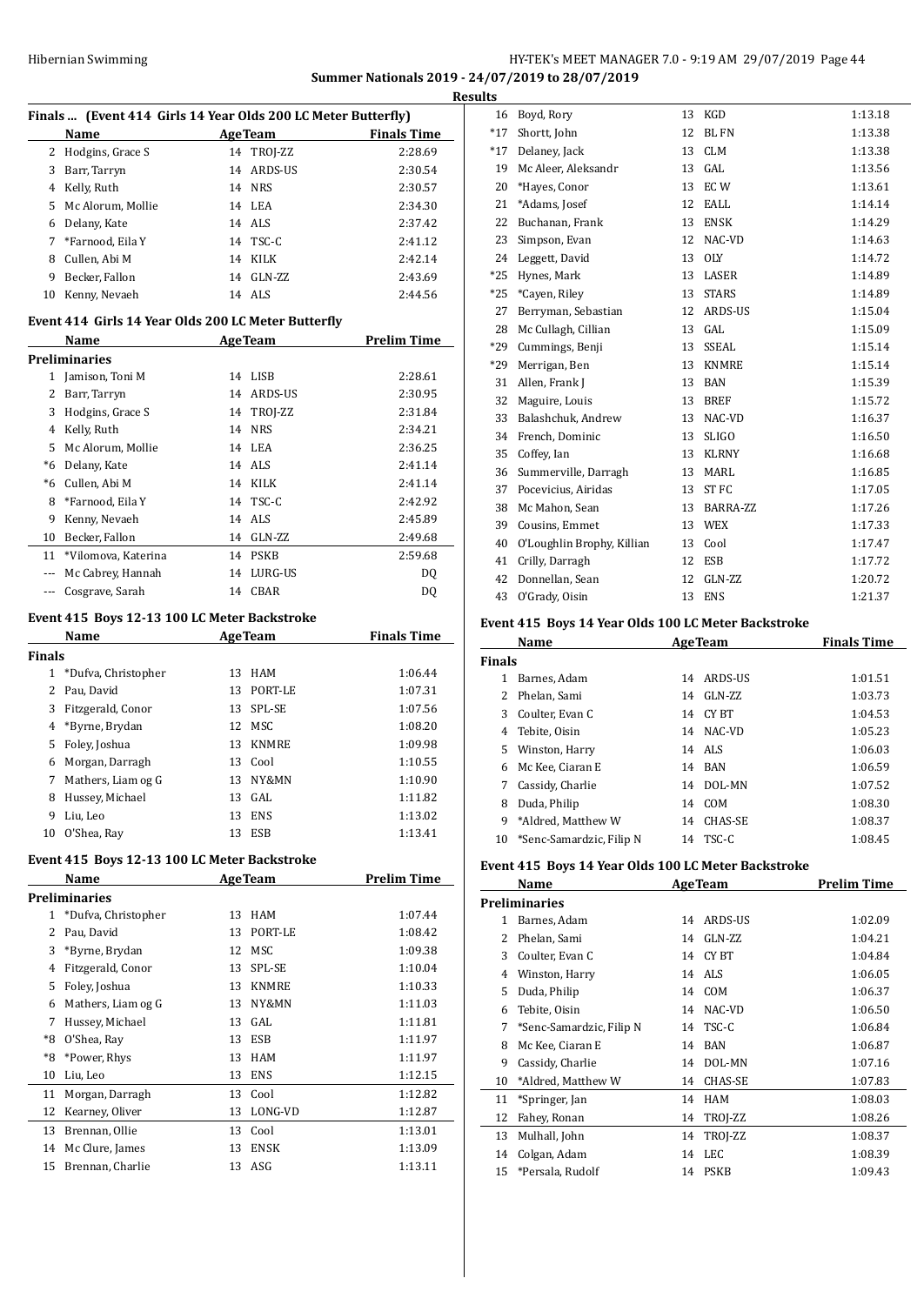**Summer Nationals 2019 - 24/07/2019 to 28/07/2019**

**Results**

### Finals ... (Event 414 Girls 14 Year Olds 200 LC Meter Butterfly)

| | Name | Age | Team | Finals Time |
|---|---|---|---|---|
| 2 | Hodgins, Grace S | 14 | TROJ-ZZ | 2:28.69 |
| 3 | Barr, Tarryn | 14 | ARDS-US | 2:30.54 |
| 4 | Kelly, Ruth | 14 | NRS | 2:30.57 |
| 5 | Mc Alorum, Mollie | 14 | LEA | 2:34.30 |
| 6 | Delany, Kate | 14 | ALS | 2:37.42 |
| 7 | *Farnood, Eila Y | 14 | TSC-C | 2:41.12 |
| 8 | Cullen, Abi M | 14 | KILK | 2:42.14 |
| 9 | Becker, Fallon | 14 | GLN-ZZ | 2:43.69 |
| 10 | Kenny, Nevaeh | 14 | ALS | 2:44.56 |

### Event 414 Girls 14 Year Olds 200 LC Meter Butterfly

| | Name | Age | Team | Prelim Time |
|---|---|---|---|---|
| **Preliminaries** | | | | |
| 1 | Jamison, Toni M | 14 | LISB | 2:28.61 |
| 2 | Barr, Tarryn | 14 | ARDS-US | 2:30.95 |
| 3 | Hodgins, Grace S | 14 | TROJ-ZZ | 2:31.84 |
| 4 | Kelly, Ruth | 14 | NRS | 2:34.21 |
| 5 | Mc Alorum, Mollie | 14 | LEA | 2:36.25 |
| *6 | Delany, Kate | 14 | ALS | 2:41.14 |
| *6 | Cullen, Abi M | 14 | KILK | 2:41.14 |
| 8 | *Farnood, Eila Y | 14 | TSC-C | 2:42.92 |
| 9 | Kenny, Nevaeh | 14 | ALS | 2:45.89 |
| 10 | Becker, Fallon | 14 | GLN-ZZ | 2:49.68 |
| 11 | *Vilomova, Katerina | 14 | PSKB | 2:59.68 |
| --- | Mc Cabrey, Hannah | 14 | LURG-US | DQ |
| --- | Cosgrave, Sarah | 14 | CBAR | DQ |

### Event 415 Boys 12-13 100 LC Meter Backstroke

| | Name | Age | Team | Finals Time |
|---|---|---|---|---|
| **Finals** | | | | |
| 1 | *Dufva, Christopher | 13 | HAM | 1:06.44 |
| 2 | Pau, David | 13 | PORT-LE | 1:07.31 |
| 3 | Fitzgerald, Conor | 13 | SPL-SE | 1:07.56 |
| 4 | *Byrne, Brydan | 12 | MSC | 1:08.20 |
| 5 | Foley, Joshua | 13 | KNMRE | 1:09.98 |
| 6 | Morgan, Darragh | 13 | Cool | 1:10.55 |
| 7 | Mathers, Liam og G | 13 | NY&MN | 1:10.90 |
| 8 | Hussey, Michael | 13 | GAL | 1:11.82 |
| 9 | Liu, Leo | 13 | ENS | 1:13.02 |
| 10 | O'Shea, Ray | 13 | ESB | 1:13.41 |

### Event 415 Boys 12-13 100 LC Meter Backstroke

| | Name | Age | Team | Prelim Time |
|---|---|---|---|---|
| **Preliminaries** | | | | |
| 1 | *Dufva, Christopher | 13 | HAM | 1:07.44 |
| 2 | Pau, David | 13 | PORT-LE | 1:08.42 |
| 3 | *Byrne, Brydan | 12 | MSC | 1:09.38 |
| 4 | Fitzgerald, Conor | 13 | SPL-SE | 1:10.04 |
| 5 | Foley, Joshua | 13 | KNMRE | 1:10.33 |
| 6 | Mathers, Liam og G | 13 | NY&MN | 1:11.03 |
| 7 | Hussey, Michael | 13 | GAL | 1:11.81 |
| *8 | O'Shea, Ray | 13 | ESB | 1:11.97 |
| *8 | *Power, Rhys | 13 | HAM | 1:11.97 |
| 10 | Liu, Leo | 13 | ENS | 1:12.15 |
| 11 | Morgan, Darragh | 13 | Cool | 1:12.82 |
| 12 | Kearney, Oliver | 13 | LONG-VD | 1:12.87 |
| 13 | Brennan, Ollie | 13 | Cool | 1:13.01 |
| 14 | Mc Clure, James | 13 | ENSK | 1:13.09 |
| 15 | Brennan, Charlie | 13 | ASG | 1:13.11 |
| 16 | Boyd, Rory | 13 | KGD | 1:13.18 |
| *17 | Shortt, John | 12 | BL FN | 1:13.38 |
| *17 | Delaney, Jack | 13 | CLM | 1:13.38 |
| 19 | Mc Aleer, Aleksandr | 13 | GAL | 1:13.56 |
| 20 | *Hayes, Conor | 13 | EC W | 1:13.61 |
| 21 | *Adams, Josef | 12 | EALL | 1:14.14 |
| 22 | Buchanan, Frank | 13 | ENSK | 1:14.29 |
| 23 | Simpson, Evan | 12 | NAC-VD | 1:14.63 |
| 24 | Leggett, David | 13 | OLY | 1:14.72 |
| *25 | Hynes, Mark | 13 | LASER | 1:14.89 |
| *25 | *Cayen, Riley | 13 | STARS | 1:14.89 |
| 27 | Berryman, Sebastian | 12 | ARDS-US | 1:15.04 |
| 28 | Mc Cullagh, Cillian | 13 | GAL | 1:15.09 |
| *29 | Cummings, Benji | 13 | SSEAL | 1:15.14 |
| *29 | Merrigan, Ben | 13 | KNMRE | 1:15.14 |
| 31 | Allen, Frank J | 13 | BAN | 1:15.39 |
| 32 | Maguire, Louis | 13 | BREF | 1:15.72 |
| 33 | Balashchuk, Andrew | 13 | NAC-VD | 1:16.37 |
| 34 | French, Dominic | 13 | SLIGO | 1:16.50 |
| 35 | Coffey, Ian | 13 | KLRNY | 1:16.68 |
| 36 | Summerville, Darragh | 13 | MARL | 1:16.85 |
| 37 | Pocevicius, Airidas | 13 | ST FC | 1:17.05 |
| 38 | Mc Mahon, Sean | 13 | BARRA-ZZ | 1:17.26 |
| 39 | Cousins, Emmet | 13 | WEX | 1:17.33 |
| 40 | O'Loughlin Brophy, Killian | 13 | Cool | 1:17.47 |
| 41 | Crilly, Darragh | 12 | ESB | 1:17.72 |
| 42 | Donnellan, Sean | 12 | GLN-ZZ | 1:20.72 |
| 43 | O'Grady, Oisin | 13 | ENS | 1:21.37 |

### Event 415 Boys 14 Year Olds 100 LC Meter Backstroke

| | Name | Age | Team | Finals Time |
|---|---|---|---|---|
| **Finals** | | | | |
| 1 | Barnes, Adam | 14 | ARDS-US | 1:01.51 |
| 2 | Phelan, Sami | 14 | GLN-ZZ | 1:03.73 |
| 3 | Coulter, Evan C | 14 | CY BT | 1:04.53 |
| 4 | Tebite, Oisin | 14 | NAC-VD | 1:05.23 |
| 5 | Winston, Harry | 14 | ALS | 1:06.03 |
| 6 | Mc Kee, Ciaran E | 14 | BAN | 1:06.59 |
| 7 | Cassidy, Charlie | 14 | DOL-MN | 1:07.52 |
| 8 | Duda, Philip | 14 | COM | 1:08.30 |
| 9 | *Aldred, Matthew W | 14 | CHAS-SE | 1:08.37 |
| 10 | *Senc-Samardzic, Filip N | 14 | TSC-C | 1:08.45 |

### Event 415 Boys 14 Year Olds 100 LC Meter Backstroke

| | Name | Age | Team | Prelim Time |
|---|---|---|---|---|
| **Preliminaries** | | | | |
| 1 | Barnes, Adam | 14 | ARDS-US | 1:02.09 |
| 2 | Phelan, Sami | 14 | GLN-ZZ | 1:04.21 |
| 3 | Coulter, Evan C | 14 | CY BT | 1:04.84 |
| 4 | Winston, Harry | 14 | ALS | 1:06.05 |
| 5 | Duda, Philip | 14 | COM | 1:06.37 |
| 6 | Tebite, Oisin | 14 | NAC-VD | 1:06.50 |
| 7 | *Senc-Samardzic, Filip N | 14 | TSC-C | 1:06.84 |
| 8 | Mc Kee, Ciaran E | 14 | BAN | 1:06.87 |
| 9 | Cassidy, Charlie | 14 | DOL-MN | 1:07.16 |
| 10 | *Aldred, Matthew W | 14 | CHAS-SE | 1:07.83 |
| 11 | *Springer, Jan | 14 | HAM | 1:08.03 |
| 12 | Fahey, Ronan | 14 | TROJ-ZZ | 1:08.26 |
| 13 | Mulhall, John | 14 | TROJ-ZZ | 1:08.37 |
| 14 | Colgan, Adam | 14 | LEC | 1:08.39 |
| 15 | *Persala, Rudolf | 14 | PSKB | 1:09.43 |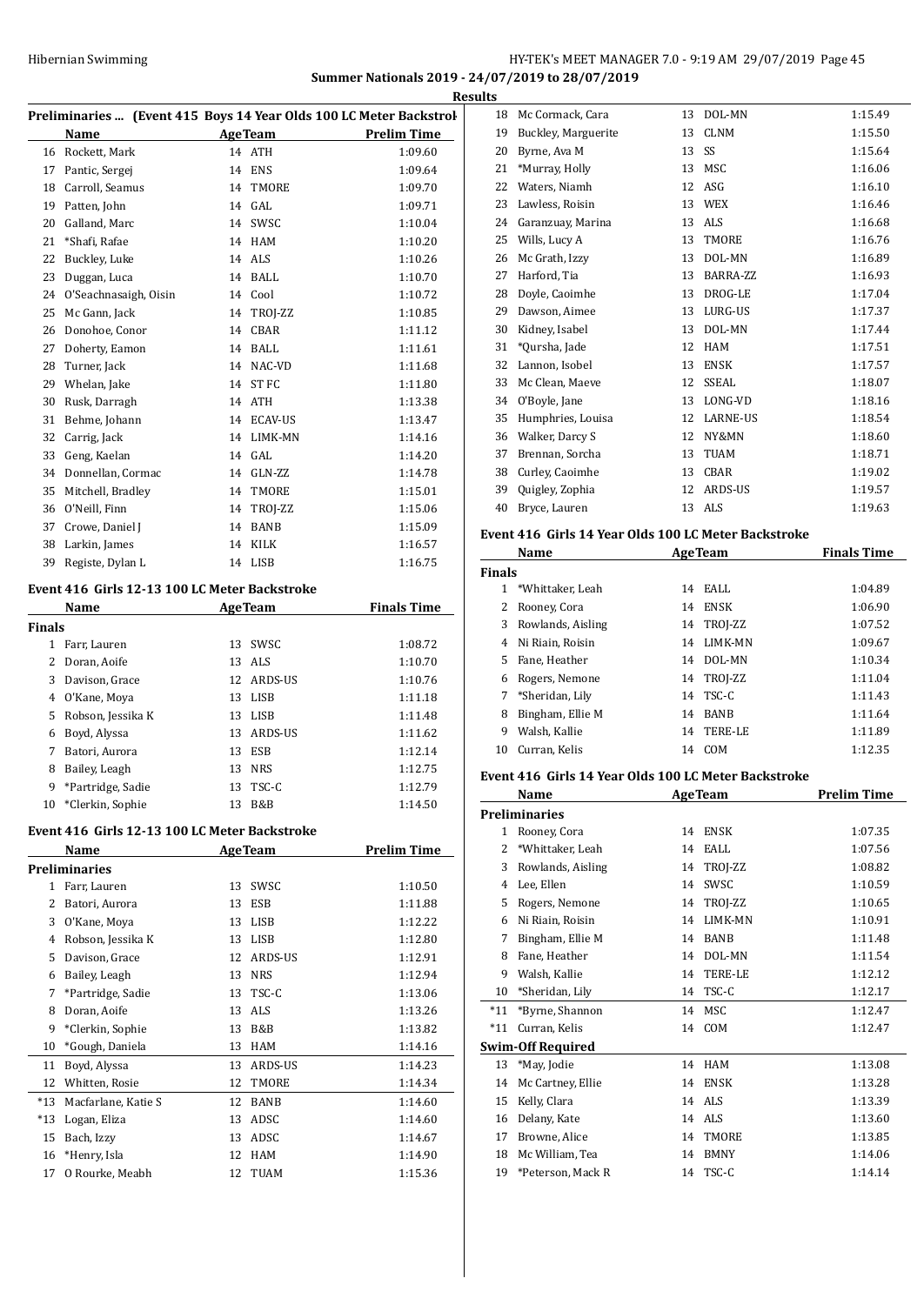Summer Nationals 2019 - 24/07/2019 to 28/07/2019

## Results

### Preliminaries ... (Event 415 Boys 14 Year Olds 100 LC Meter Backstroke)

| | Name | Age | Team | Prelim Time |
|---|---|---|---|---|
| 16 | Rockett, Mark | 14 | ATH | 1:09.60 |
| 17 | Pantic, Sergej | 14 | ENS | 1:09.64 |
| 18 | Carroll, Seamus | 14 | TMORE | 1:09.70 |
| 19 | Patten, John | 14 | GAL | 1:09.71 |
| 20 | Galland, Marc | 14 | SWSC | 1:10.04 |
| 21 | *Shafi, Rafae | 14 | HAM | 1:10.20 |
| 22 | Buckley, Luke | 14 | ALS | 1:10.26 |
| 23 | Duggan, Luca | 14 | BALL | 1:10.70 |
| 24 | O'Seachnasaigh, Oisin | 14 | Cool | 1:10.72 |
| 25 | Mc Gann, Jack | 14 | TROJ-ZZ | 1:10.85 |
| 26 | Donohoe, Conor | 14 | CBAR | 1:11.12 |
| 27 | Doherty, Eamon | 14 | BALL | 1:11.61 |
| 28 | Turner, Jack | 14 | NAC-VD | 1:11.68 |
| 29 | Whelan, Jake | 14 | ST FC | 1:11.80 |
| 30 | Rusk, Darragh | 14 | ATH | 1:13.38 |
| 31 | Behme, Johann | 14 | ECAV-US | 1:13.47 |
| 32 | Carrig, Jack | 14 | LIMK-MN | 1:14.16 |
| 33 | Geng, Kaelan | 14 | GAL | 1:14.20 |
| 34 | Donnellan, Cormac | 14 | GLN-ZZ | 1:14.78 |
| 35 | Mitchell, Bradley | 14 | TMORE | 1:15.01 |
| 36 | O'Neill, Finn | 14 | TROJ-ZZ | 1:15.06 |
| 37 | Crowe, Daniel J | 14 | BANB | 1:15.09 |
| 38 | Larkin, James | 14 | KILK | 1:16.57 |
| 39 | Registe, Dylan L | 14 | LISB | 1:16.75 |

### Event 416 Girls 12-13 100 LC Meter Backstroke

| | Name | Age | Team | Finals Time |
|---|---|---|---|---|
| **Finals** | | | | |
| 1 | Farr, Lauren | 13 | SWSC | 1:08.72 |
| 2 | Doran, Aoife | 13 | ALS | 1:10.70 |
| 3 | Davison, Grace | 12 | ARDS-US | 1:10.76 |
| 4 | O'Kane, Moya | 13 | LISB | 1:11.18 |
| 5 | Robson, Jessika K | 13 | LISB | 1:11.48 |
| 6 | Boyd, Alyssa | 13 | ARDS-US | 1:11.62 |
| 7 | Batori, Aurora | 13 | ESB | 1:12.14 |
| 8 | Bailey, Leagh | 13 | NRS | 1:12.75 |
| 9 | *Partridge, Sadie | 13 | TSC-C | 1:12.79 |
| 10 | *Clerkin, Sophie | 13 | B&B | 1:14.50 |

### Event 416 Girls 12-13 100 LC Meter Backstroke

| | Name | Age | Team | Prelim Time |
|---|---|---|---|---|
| **Preliminaries** | | | | |
| 1 | Farr, Lauren | 13 | SWSC | 1:10.50 |
| 2 | Batori, Aurora | 13 | ESB | 1:11.88 |
| 3 | O'Kane, Moya | 13 | LISB | 1:12.22 |
| 4 | Robson, Jessika K | 13 | LISB | 1:12.80 |
| 5 | Davison, Grace | 12 | ARDS-US | 1:12.91 |
| 6 | Bailey, Leagh | 13 | NRS | 1:12.94 |
| 7 | *Partridge, Sadie | 13 | TSC-C | 1:13.06 |
| 8 | Doran, Aoife | 13 | ALS | 1:13.26 |
| 9 | *Clerkin, Sophie | 13 | B&B | 1:13.82 |
| 10 | *Gough, Daniela | 13 | HAM | 1:14.16 |
| 11 | Boyd, Alyssa | 13 | ARDS-US | 1:14.23 |
| 12 | Whitten, Rosie | 12 | TMORE | 1:14.34 |
| *13 | Macfarlane, Katie S | 12 | BANB | 1:14.60 |
| *13 | Logan, Eliza | 13 | ADSC | 1:14.60 |
| 15 | Bach, Izzy | 13 | ADSC | 1:14.67 |
| 16 | *Henry, Isla | 12 | HAM | 1:14.90 |
| 17 | O Rourke, Meabh | 12 | TUAM | 1:15.36 |
| 18 | Mc Cormack, Cara | 13 | DOL-MN | 1:15.49 |
| 19 | Buckley, Marguerite | 13 | CLNM | 1:15.50 |
| 20 | Byrne, Ava M | 13 | SS | 1:15.64 |
| 21 | *Murray, Holly | 13 | MSC | 1:16.06 |
| 22 | Waters, Niamh | 12 | ASG | 1:16.10 |
| 23 | Lawless, Roisin | 13 | WEX | 1:16.46 |
| 24 | Garanzuay, Marina | 13 | ALS | 1:16.68 |
| 25 | Wills, Lucy A | 13 | TMORE | 1:16.76 |
| 26 | Mc Grath, Izzy | 13 | DOL-MN | 1:16.89 |
| 27 | Harford, Tia | 13 | BARRA-ZZ | 1:16.93 |
| 28 | Doyle, Caoimhe | 13 | DROG-LE | 1:17.04 |
| 29 | Dawson, Aimee | 13 | LURG-US | 1:17.37 |
| 30 | Kidney, Isabel | 13 | DOL-MN | 1:17.44 |
| 31 | *Qursha, Jade | 12 | HAM | 1:17.51 |
| 32 | Lannon, Isobel | 13 | ENSK | 1:17.57 |
| 33 | Mc Clean, Maeve | 12 | SSEAL | 1:18.07 |
| 34 | O'Boyle, Jane | 13 | LONG-VD | 1:18.16 |
| 35 | Humphries, Louisa | 12 | LARNE-US | 1:18.54 |
| 36 | Walker, Darcy S | 12 | NY&MN | 1:18.60 |
| 37 | Brennan, Sorcha | 13 | TUAM | 1:18.71 |
| 38 | Curley, Caoimhe | 13 | CBAR | 1:19.02 |
| 39 | Quigley, Zophia | 12 | ARDS-US | 1:19.57 |
| 40 | Bryce, Lauren | 13 | ALS | 1:19.63 |

### Event 416 Girls 14 Year Olds 100 LC Meter Backstroke

| | Name | Age | Team | Finals Time |
|---|---|---|---|---|
| **Finals** | | | | |
| 1 | *Whittaker, Leah | 14 | EALL | 1:04.89 |
| 2 | Rooney, Cora | 14 | ENSK | 1:06.90 |
| 3 | Rowlands, Aisling | 14 | TROJ-ZZ | 1:07.52 |
| 4 | Ni Riain, Roisin | 14 | LIMK-MN | 1:09.67 |
| 5 | Fane, Heather | 14 | DOL-MN | 1:10.34 |
| 6 | Rogers, Nemone | 14 | TROJ-ZZ | 1:11.04 |
| 7 | *Sheridan, Lily | 14 | TSC-C | 1:11.43 |
| 8 | Bingham, Ellie M | 14 | BANB | 1:11.64 |
| 9 | Walsh, Kallie | 14 | TERE-LE | 1:11.89 |
| 10 | Curran, Kelis | 14 | COM | 1:12.35 |

### Event 416 Girls 14 Year Olds 100 LC Meter Backstroke

| | Name | Age | Team | Prelim Time |
|---|---|---|---|---|
| **Preliminaries** | | | | |
| 1 | Rooney, Cora | 14 | ENSK | 1:07.35 |
| 2 | *Whittaker, Leah | 14 | EALL | 1:07.56 |
| 3 | Rowlands, Aisling | 14 | TROJ-ZZ | 1:08.82 |
| 4 | Lee, Ellen | 14 | SWSC | 1:10.59 |
| 5 | Rogers, Nemone | 14 | TROJ-ZZ | 1:10.65 |
| 6 | Ni Riain, Roisin | 14 | LIMK-MN | 1:10.91 |
| 7 | Bingham, Ellie M | 14 | BANB | 1:11.48 |
| 8 | Fane, Heather | 14 | DOL-MN | 1:11.54 |
| 9 | Walsh, Kallie | 14 | TERE-LE | 1:12.12 |
| 10 | *Sheridan, Lily | 14 | TSC-C | 1:12.17 |
| *11 | *Byrne, Shannon | 14 | MSC | 1:12.47 |
| *11 | Curran, Kelis | 14 | COM | 1:12.47 |
| **Swim-Off Required** | | | | |
| 13 | *May, Jodie | 14 | HAM | 1:13.08 |
| 14 | Mc Cartney, Ellie | 14 | ENSK | 1:13.28 |
| 15 | Kelly, Clara | 14 | ALS | 1:13.39 |
| 16 | Delany, Kate | 14 | ALS | 1:13.60 |
| 17 | Browne, Alice | 14 | TMORE | 1:13.85 |
| 18 | Mc William, Tea | 14 | BMNY | 1:14.06 |
| 19 | *Peterson, Mack R | 14 | TSC-C | 1:14.14 |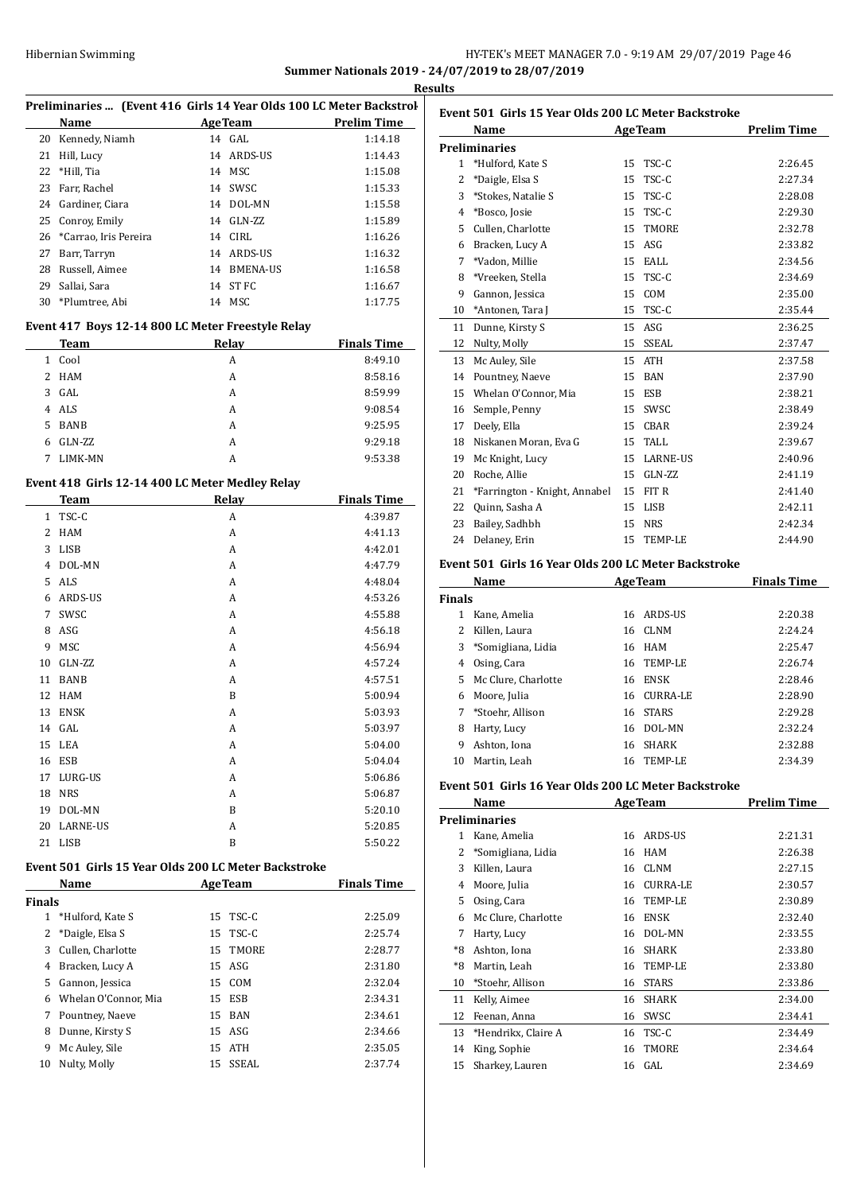**Summer Nationals 2019 - 24/07/2019 to 28/07/2019**

**Results**

### Preliminaries ... (Event 416 Girls 14 Year Olds 100 LC Meter Backstroke)

| | Name | Age | Team | Prelim Time |
|---|---|---|---|---|
| 20 | Kennedy, Niamh | 14 | GAL | 1:14.18 |
| 21 | Hill, Lucy | 14 | ARDS-US | 1:14.43 |
| 22 | *Hill, Tia | 14 | MSC | 1:15.08 |
| 23 | Farr, Rachel | 14 | SWSC | 1:15.33 |
| 24 | Gardiner, Ciara | 14 | DOL-MN | 1:15.58 |
| 25 | Conroy, Emily | 14 | GLN-ZZ | 1:15.89 |
| 26 | *Carrao, Iris Pereira | 14 | CIRL | 1:16.26 |
| 27 | Barr, Tarryn | 14 | ARDS-US | 1:16.32 |
| 28 | Russell, Aimee | 14 | BMENA-US | 1:16.58 |
| 29 | Sallai, Sara | 14 | ST FC | 1:16.67 |
| 30 | *Plumtree, Abi | 14 | MSC | 1:17.75 |

### Event 417 Boys 12-14 800 LC Meter Freestyle Relay

| | Team | Relay | Finals Time |
|---|---|---|---|
| 1 | Cool | A | 8:49.10 |
| 2 | HAM | A | 8:58.16 |
| 3 | GAL | A | 8:59.99 |
| 4 | ALS | A | 9:08.54 |
| 5 | BANB | A | 9:25.95 |
| 6 | GLN-ZZ | A | 9:29.18 |
| 7 | LIMK-MN | A | 9:53.38 |

### Event 418 Girls 12-14 400 LC Meter Medley Relay

| | Team | Relay | Finals Time |
|---|---|---|---|
| 1 | TSC-C | A | 4:39.87 |
| 2 | HAM | A | 4:41.13 |
| 3 | LISB | A | 4:42.01 |
| 4 | DOL-MN | A | 4:47.79 |
| 5 | ALS | A | 4:48.04 |
| 6 | ARDS-US | A | 4:53.26 |
| 7 | SWSC | A | 4:55.88 |
| 8 | ASG | A | 4:56.18 |
| 9 | MSC | A | 4:56.94 |
| 10 | GLN-ZZ | A | 4:57.24 |
| 11 | BANB | A | 4:57.51 |
| 12 | HAM | B | 5:00.94 |
| 13 | ENSK | A | 5:03.93 |
| 14 | GAL | A | 5:03.97 |
| 15 | LEA | A | 5:04.00 |
| 16 | ESB | A | 5:04.04 |
| 17 | LURG-US | A | 5:06.86 |
| 18 | NRS | A | 5:06.87 |
| 19 | DOL-MN | B | 5:20.10 |
| 20 | LARNE-US | A | 5:20.85 |
| 21 | LISB | B | 5:50.22 |

### Event 501 Girls 15 Year Olds 200 LC Meter Backstroke

| | Name | Age | Team | Finals Time |
|---|---|---|---|---|
| **Finals** | | | | |
| 1 | *Hulford, Kate S | 15 | TSC-C | 2:25.09 |
| 2 | *Daigle, Elsa S | 15 | TSC-C | 2:25.74 |
| 3 | Cullen, Charlotte | 15 | TMORE | 2:28.77 |
| 4 | Bracken, Lucy A | 15 | ASG | 2:31.80 |
| 5 | Gannon, Jessica | 15 | COM | 2:32.04 |
| 6 | Whelan O'Connor, Mia | 15 | ESB | 2:34.31 |
| 7 | Pountney, Naeve | 15 | BAN | 2:34.61 |
| 8 | Dunne, Kirsty S | 15 | ASG | 2:34.66 |
| 9 | Mc Auley, Sile | 15 | ATH | 2:35.05 |
| 10 | Nulty, Molly | 15 | SSEAL | 2:37.74 |

### Event 501 Girls 15 Year Olds 200 LC Meter Backstroke

| | Name | Age | Team | Prelim Time |
|---|---|---|---|---|
| **Preliminaries** | | | | |
| 1 | *Hulford, Kate S | 15 | TSC-C | 2:26.45 |
| 2 | *Daigle, Elsa S | 15 | TSC-C | 2:27.34 |
| 3 | *Stokes, Natalie S | 15 | TSC-C | 2:28.08 |
| 4 | *Bosco, Josie | 15 | TSC-C | 2:29.30 |
| 5 | Cullen, Charlotte | 15 | TMORE | 2:32.78 |
| 6 | Bracken, Lucy A | 15 | ASG | 2:33.82 |
| 7 | *Vadon, Millie | 15 | EALL | 2:34.56 |
| 8 | *Vreeken, Stella | 15 | TSC-C | 2:34.69 |
| 9 | Gannon, Jessica | 15 | COM | 2:35.00 |
| 10 | *Antonen, Tara J | 15 | TSC-C | 2:35.44 |
| 11 | Dunne, Kirsty S | 15 | ASG | 2:36.25 |
| 12 | Nulty, Molly | 15 | SSEAL | 2:37.47 |
| 13 | Mc Auley, Sile | 15 | ATH | 2:37.58 |
| 14 | Pountney, Naeve | 15 | BAN | 2:37.90 |
| 15 | Whelan O'Connor, Mia | 15 | ESB | 2:38.21 |
| 16 | Semple, Penny | 15 | SWSC | 2:38.49 |
| 17 | Deely, Ella | 15 | CBAR | 2:39.24 |
| 18 | Niskanen Moran, Eva G | 15 | TALL | 2:39.67 |
| 19 | Mc Knight, Lucy | 15 | LARNE-US | 2:40.96 |
| 20 | Roche, Allie | 15 | GLN-ZZ | 2:41.19 |
| 21 | *Farrington - Knight, Annabel | 15 | FIT R | 2:41.40 |
| 22 | Quinn, Sasha A | 15 | LISB | 2:42.11 |
| 23 | Bailey, Sadhbh | 15 | NRS | 2:42.34 |
| 24 | Delaney, Erin | 15 | TEMP-LE | 2:44.90 |

### Event 501 Girls 16 Year Olds 200 LC Meter Backstroke

| | Name | Age | Team | Finals Time |
|---|---|---|---|---|
| **Finals** | | | | |
| 1 | Kane, Amelia | 16 | ARDS-US | 2:20.38 |
| 2 | Killen, Laura | 16 | CLNM | 2:24.24 |
| 3 | *Somigliana, Lidia | 16 | HAM | 2:25.47 |
| 4 | Osing, Cara | 16 | TEMP-LE | 2:26.74 |
| 5 | Mc Clure, Charlotte | 16 | ENSK | 2:28.46 |
| 6 | Moore, Julia | 16 | CURRA-LE | 2:28.90 |
| 7 | *Stoehr, Allison | 16 | STARS | 2:29.28 |
| 8 | Harty, Lucy | 16 | DOL-MN | 2:32.24 |
| 9 | Ashton, Iona | 16 | SHARK | 2:32.88 |
| 10 | Martin, Leah | 16 | TEMP-LE | 2:34.39 |

### Event 501 Girls 16 Year Olds 200 LC Meter Backstroke

| | Name | Age | Team | Prelim Time |
|---|---|---|---|---|
| **Preliminaries** | | | | |
| 1 | Kane, Amelia | 16 | ARDS-US | 2:21.31 |
| 2 | *Somigliana, Lidia | 16 | HAM | 2:26.38 |
| 3 | Killen, Laura | 16 | CLNM | 2:27.15 |
| 4 | Moore, Julia | 16 | CURRA-LE | 2:30.57 |
| 5 | Osing, Cara | 16 | TEMP-LE | 2:30.89 |
| 6 | Mc Clure, Charlotte | 16 | ENSK | 2:32.40 |
| 7 | Harty, Lucy | 16 | DOL-MN | 2:33.55 |
| *8 | Ashton, Iona | 16 | SHARK | 2:33.80 |
| *8 | Martin, Leah | 16 | TEMP-LE | 2:33.80 |
| 10 | *Stoehr, Allison | 16 | STARS | 2:33.86 |
| 11 | Kelly, Aimee | 16 | SHARK | 2:34.00 |
| 12 | Feenan, Anna | 16 | SWSC | 2:34.41 |
| 13 | *Hendrikx, Claire A | 16 | TSC-C | 2:34.49 |
| 14 | King, Sophie | 16 | TMORE | 2:34.64 |
| 15 | Sharkey, Lauren | 16 | GAL | 2:34.69 |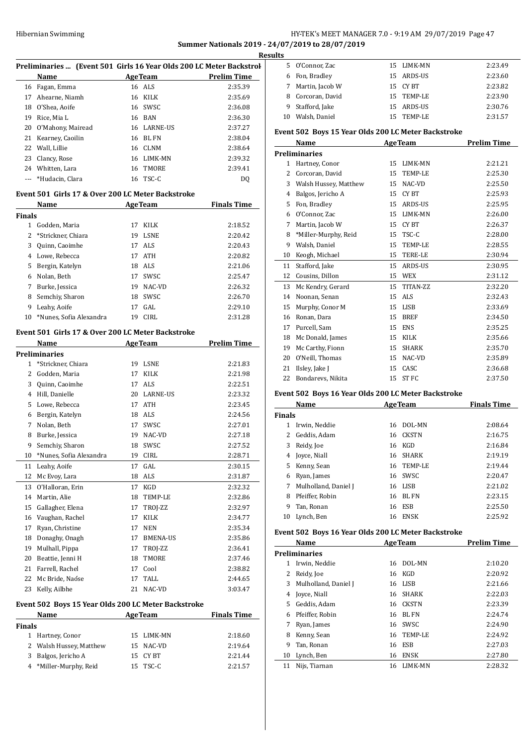Summer Nationals 2019 - 24/07/2019 to 28/07/2019

Results

### Preliminaries ... (Event 501 Girls 16 Year Olds 200 LC Meter Backstroke)

| | Name | Age | Team | Prelim Time |
|---|---|---|---|---|
| 16 | Fagan, Emma | 16 | ALS | 2:35.39 |
| 17 | Ahearne, Niamh | 16 | KILK | 2:35.69 |
| 18 | O'Shea, Aoife | 16 | SWSC | 2:36.08 |
| 19 | Rice, Mia L | 16 | BAN | 2:36.30 |
| 20 | O'Mahony, Mairead | 16 | LARNE-US | 2:37.27 |
| 21 | Kearney, Caoilin | 16 | BL FN | 2:38.04 |
| 22 | Wall, Lillie | 16 | CLNM | 2:38.64 |
| 23 | Clancy, Rose | 16 | LIMK-MN | 2:39.32 |
| 24 | Whitten, Lara | 16 | TMORE | 2:39.41 |
| --- | *Hudacin, Clara | 16 | TSC-C | DQ |

### Event 501 Girls 17 & Over 200 LC Meter Backstroke

| | Name | Age | Team | Finals Time |
|---|---|---|---|---|
| **Finals** | | | | |
| 1 | Godden, Maria | 17 | KILK | 2:18.52 |
| 2 | *Strickner, Chiara | 19 | LSNE | 2:20.42 |
| 3 | Quinn, Caoimhe | 17 | ALS | 2:20.43 |
| 4 | Lowe, Rebecca | 17 | ATH | 2:20.82 |
| 5 | Bergin, Katelyn | 18 | ALS | 2:21.06 |
| 6 | Nolan, Beth | 17 | SWSC | 2:25.47 |
| 7 | Burke, Jessica | 19 | NAC-VD | 2:26.32 |
| 8 | Semchiy, Sharon | 18 | SWSC | 2:26.70 |
| 9 | Leahy, Aoife | 17 | GAL | 2:29.10 |
| 10 | *Nunes, Sofia Alexandra | 19 | CIRL | 2:31.28 |

### Event 501 Girls 17 & Over 200 LC Meter Backstroke

| | Name | Age | Team | Prelim Time |
|---|---|---|---|---|
| **Preliminaries** | | | | |
| 1 | *Strickner, Chiara | 19 | LSNE | 2:21.83 |
| 2 | Godden, Maria | 17 | KILK | 2:21.98 |
| 3 | Quinn, Caoimhe | 17 | ALS | 2:22.51 |
| 4 | Hill, Danielle | 20 | LARNE-US | 2:23.32 |
| 5 | Lowe, Rebecca | 17 | ATH | 2:23.45 |
| 6 | Bergin, Katelyn | 18 | ALS | 2:24.56 |
| 7 | Nolan, Beth | 17 | SWSC | 2:27.01 |
| 8 | Burke, Jessica | 19 | NAC-VD | 2:27.18 |
| 9 | Semchiy, Sharon | 18 | SWSC | 2:27.52 |
| 10 | *Nunes, Sofia Alexandra | 19 | CIRL | 2:28.71 |
| 11 | Leahy, Aoife | 17 | GAL | 2:30.15 |
| 12 | Mc Evoy, Lara | 18 | ALS | 2:31.87 |
| 13 | O'Halloran, Erin | 17 | KGD | 2:32.32 |
| 14 | Martin, Alie | 18 | TEMP-LE | 2:32.86 |
| 15 | Gallagher, Elena | 17 | TROJ-ZZ | 2:32.97 |
| 16 | Vaughan, Rachel | 17 | KILK | 2:34.77 |
| 17 | Ryan, Christine | 17 | NEN | 2:35.34 |
| 18 | Donaghy, Onagh | 17 | BMENA-US | 2:35.86 |
| 19 | Mulhall, Pippa | 17 | TROJ-ZZ | 2:36.41 |
| 20 | Beattie, Jenni H | 18 | TMORE | 2:37.46 |
| 21 | Farrell, Rachel | 17 | Cool | 2:38.82 |
| 22 | Mc Bride, Naóse | 17 | TALL | 2:44.65 |
| 23 | Kelly, Ailbhe | 21 | NAC-VD | 3:03.47 |

### Event 502 Boys 15 Year Olds 200 LC Meter Backstroke

| | Name | Age | Team | Finals Time |
|---|---|---|---|---|
| **Finals** | | | | |
| 1 | Hartney, Conor | 15 | LIMK-MN | 2:18.60 |
| 2 | Walsh Hussey, Matthew | 15 | NAC-VD | 2:19.64 |
| 3 | Balgos, Jericho A | 15 | CY BT | 2:21.44 |
| 4 | *Miller-Murphy, Reid | 15 | TSC-C | 2:21.57 |
| 5 | O'Connor, Zac | 15 | LIMK-MN | 2:23.49 |
| 6 | Fon, Bradley | 15 | ARDS-US | 2:23.60 |
| 7 | Martin, Jacob W | 15 | CY BT | 2:23.82 |
| 8 | Corcoran, David | 15 | TEMP-LE | 2:23.90 |
| 9 | Stafford, Jake | 15 | ARDS-US | 2:30.76 |
| 10 | Walsh, Daniel | 15 | TEMP-LE | 2:31.57 |

### Event 502 Boys 15 Year Olds 200 LC Meter Backstroke

| | Name | Age | Team | Prelim Time |
|---|---|---|---|---|
| **Preliminaries** | | | | |
| 1 | Hartney, Conor | 15 | LIMK-MN | 2:21.21 |
| 2 | Corcoran, David | 15 | TEMP-LE | 2:25.30 |
| 3 | Walsh Hussey, Matthew | 15 | NAC-VD | 2:25.50 |
| 4 | Balgos, Jericho A | 15 | CY BT | 2:25.93 |
| 5 | Fon, Bradley | 15 | ARDS-US | 2:25.95 |
| 6 | O'Connor, Zac | 15 | LIMK-MN | 2:26.00 |
| 7 | Martin, Jacob W | 15 | CY BT | 2:26.37 |
| 8 | *Miller-Murphy, Reid | 15 | TSC-C | 2:28.00 |
| 9 | Walsh, Daniel | 15 | TEMP-LE | 2:28.55 |
| 10 | Keogh, Michael | 15 | TERE-LE | 2:30.94 |
| 11 | Stafford, Jake | 15 | ARDS-US | 2:30.95 |
| 12 | Cousins, Dillon | 15 | WEX | 2:31.12 |
| 13 | Mc Kendry, Gerard | 15 | TITAN-ZZ | 2:32.20 |
| 14 | Noonan, Senan | 15 | ALS | 2:32.43 |
| 15 | Murphy, Conor M | 15 | LISB | 2:33.69 |
| 16 | Ronan, Dara | 15 | BREF | 2:34.50 |
| 17 | Purcell, Sam | 15 | ENS | 2:35.25 |
| 18 | Mc Donald, James | 15 | KILK | 2:35.66 |
| 19 | Mc Carthy, Fionn | 15 | SHARK | 2:35.70 |
| 20 | O'Neill, Thomas | 15 | NAC-VD | 2:35.89 |
| 21 | Ilsley, Jake J | 15 | CASC | 2:36.68 |
| 22 | Bondarevs, Nikita | 15 | ST FC | 2:37.50 |

### Event 502 Boys 16 Year Olds 200 LC Meter Backstroke

| | Name | Age | Team | Finals Time |
|---|---|---|---|---|
| **Finals** | | | | |
| 1 | Irwin, Neddie | 16 | DOL-MN | 2:08.64 |
| 2 | Geddis, Adam | 16 | CKSTN | 2:16.75 |
| 3 | Reidy, Joe | 16 | KGD | 2:16.84 |
| 4 | Joyce, Niall | 16 | SHARK | 2:19.19 |
| 5 | Kenny, Sean | 16 | TEMP-LE | 2:19.44 |
| 6 | Ryan, James | 16 | SWSC | 2:20.47 |
| 7 | Mulholland, Daniel J | 16 | LISB | 2:21.02 |
| 8 | Pfeiffer, Robin | 16 | BL FN | 2:23.15 |
| 9 | Tan, Ronan | 16 | ESB | 2:25.50 |
| 10 | Lynch, Ben | 16 | ENSK | 2:25.92 |

### Event 502 Boys 16 Year Olds 200 LC Meter Backstroke

| | Name | Age | Team | Prelim Time |
|---|---|---|---|---|
| **Preliminaries** | | | | |
| 1 | Irwin, Neddie | 16 | DOL-MN | 2:10.20 |
| 2 | Reidy, Joe | 16 | KGD | 2:20.92 |
| 3 | Mulholland, Daniel J | 16 | LISB | 2:21.66 |
| 4 | Joyce, Niall | 16 | SHARK | 2:22.03 |
| 5 | Geddis, Adam | 16 | CKSTN | 2:23.39 |
| 6 | Pfeiffer, Robin | 16 | BL FN | 2:24.74 |
| 7 | Ryan, James | 16 | SWSC | 2:24.90 |
| 8 | Kenny, Sean | 16 | TEMP-LE | 2:24.92 |
| 9 | Tan, Ronan | 16 | ESB | 2:27.03 |
| 10 | Lynch, Ben | 16 | ENSK | 2:27.80 |
| 11 | Nijs, Tiarnan | 16 | LIMK-MN | 2:28.32 |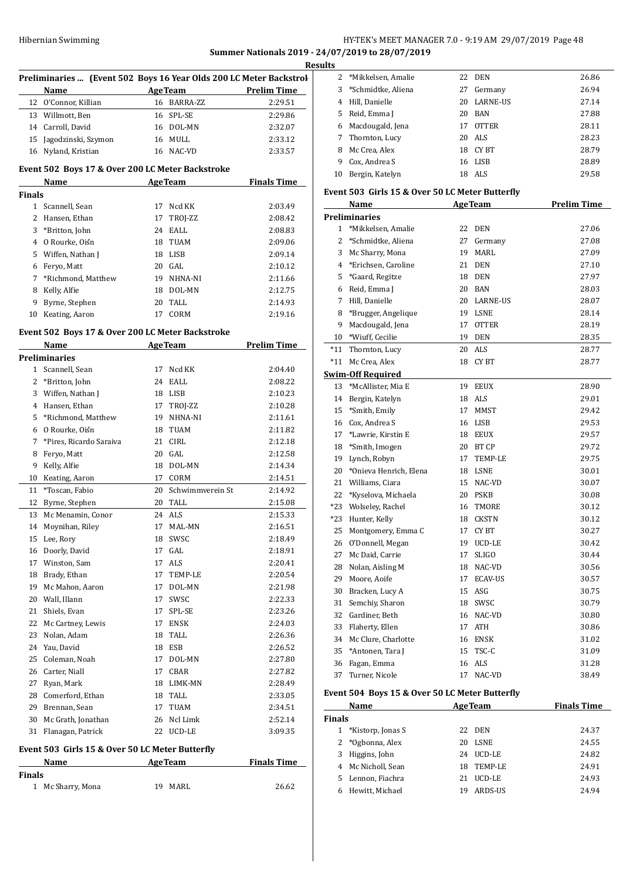## Summer Nationals 2019 - 24/07/2019 to 28/07/2019

### Results

**Preliminaries ... (Event 502 Boys 16 Year Olds 200 LC Meter Backstroke)**

| | Name | Age | Team | Prelim Time |
|---|---|---|---|---|
| 12 | O'Connor, Killian | 16 | BARRA-ZZ | 2:29.51 |
| 13 | Willmott, Ben | 16 | SPL-SE | 2:29.86 |
| 14 | Carroll, David | 16 | DOL-MN | 2:32.07 |
| 15 | Jagodzinski, Szymon | 16 | MULL | 2:33.12 |
| 16 | Nyland, Kristian | 16 | NAC-VD | 2:33.57 |

### Event 502 Boys 17 & Over 200 LC Meter Backstroke

| | Name | Age | Team | Finals Time |
|---|---|---|---|---|
| **Finals** | | | | |
| 1 | Scannell, Sean | 17 | Ncd KK | 2:03.49 |
| 2 | Hansen, Ethan | 17 | TROJ-ZZ | 2:08.42 |
| 3 | *Britton, John | 24 | EALL | 2:08.83 |
| 4 | O Rourke, Oiśn | 18 | TUAM | 2:09.06 |
| 5 | Wiffen, Nathan J | 18 | LISB | 2:09.14 |
| 6 | Feryo, Matt | 20 | GAL | 2:10.12 |
| 7 | *Richmond, Matthew | 19 | NHNA-NI | 2:11.66 |
| 8 | Kelly, Alfie | 18 | DOL-MN | 2:12.75 |
| 9 | Byrne, Stephen | 20 | TALL | 2:14.93 |
| 10 | Keating, Aaron | 17 | CORM | 2:19.16 |

### Event 502 Boys 17 & Over 200 LC Meter Backstroke

| | Name | Age | Team | Prelim Time |
|---|---|---|---|---|
| **Preliminaries** | | | | |
| 1 | Scannell, Sean | 17 | Ncd KK | 2:04.40 |
| 2 | *Britton, John | 24 | EALL | 2:08.22 |
| 3 | Wiffen, Nathan J | 18 | LISB | 2:10.23 |
| 4 | Hansen, Ethan | 17 | TROJ-ZZ | 2:10.28 |
| 5 | *Richmond, Matthew | 19 | NHNA-NI | 2:11.61 |
| 6 | O Rourke, Oiśn | 18 | TUAM | 2:11.82 |
| 7 | *Pires, Ricardo Saraiva | 21 | CIRL | 2:12.18 |
| 8 | Feryo, Matt | 20 | GAL | 2:12.58 |
| 9 | Kelly, Alfie | 18 | DOL-MN | 2:14.34 |
| 10 | Keating, Aaron | 17 | CORM | 2:14.51 |
| 11 | *Toscan, Fabio | 20 | Schwimmverein St | 2:14.92 |
| 12 | Byrne, Stephen | 20 | TALL | 2:15.08 |
| 13 | Mc Menamin, Conor | 24 | ALS | 2:15.33 |
| 14 | Moynihan, Riley | 17 | MAL-MN | 2:16.51 |
| 15 | Lee, Rory | 18 | SWSC | 2:18.49 |
| 16 | Doorly, David | 17 | GAL | 2:18.91 |
| 17 | Winston, Sam | 17 | ALS | 2:20.41 |
| 18 | Brady, Ethan | 17 | TEMP-LE | 2:20.54 |
| 19 | Mc Mahon, Aaron | 17 | DOL-MN | 2:21.98 |
| 20 | Wall, Illann | 17 | SWSC | 2:22.33 |
| 21 | Shiels, Evan | 17 | SPL-SE | 2:23.26 |
| 22 | Mc Cartney, Lewis | 17 | ENSK | 2:24.03 |
| 23 | Nolan, Adam | 18 | TALL | 2:26.36 |
| 24 | Yau, David | 18 | ESB | 2:26.52 |
| 25 | Coleman, Noah | 17 | DOL-MN | 2:27.80 |
| 26 | Carter, Niall | 17 | CBAR | 2:27.82 |
| 27 | Ryan, Mark | 18 | LIMK-MN | 2:28.49 |
| 28 | Comerford, Ethan | 18 | TALL | 2:33.05 |
| 29 | Brennan, Sean | 17 | TUAM | 2:34.51 |
| 30 | Mc Grath, Jonathan | 26 | Ncl Limk | 2:52.14 |
| 31 | Flanagan, Patrick | 22 | UCD-LE | 3:09.35 |

### Event 503 Girls 15 & Over 50 LC Meter Butterfly

| | Name | Age | Team | Finals Time |
|---|---|---|---|---|
| **Finals** | | | | |
| 1 | Mc Sharry, Mona | 19 | MARL | 26.62 |
| 2 | *Mikkelsen, Amalie | 22 | DEN | 26.86 |
| 3 | *Schmidtke, Aliena | 27 | Germany | 26.94 |
| 4 | Hill, Danielle | 20 | LARNE-US | 27.14 |
| 5 | Reid, Emma J | 20 | BAN | 27.88 |
| 6 | Macdougald, Jena | 17 | OTTER | 28.11 |
| 7 | Thornton, Lucy | 20 | ALS | 28.23 |
| 8 | Mc Crea, Alex | 18 | CY BT | 28.79 |
| 9 | Cox, Andrea S | 16 | LISB | 28.89 |
| 10 | Bergin, Katelyn | 18 | ALS | 29.58 |

### Event 503 Girls 15 & Over 50 LC Meter Butterfly

| | Name | Age | Team | Prelim Time |
|---|---|---|---|---|
| **Preliminaries** | | | | |
| 1 | *Mikkelsen, Amalie | 22 | DEN | 27.06 |
| 2 | *Schmidtke, Aliena | 27 | Germany | 27.08 |
| 3 | Mc Sharry, Mona | 19 | MARL | 27.09 |
| 4 | *Erichsen, Caroline | 21 | DEN | 27.10 |
| 5 | *Gaard, Regitze | 18 | DEN | 27.97 |
| 6 | Reid, Emma J | 20 | BAN | 28.03 |
| 7 | Hill, Danielle | 20 | LARNE-US | 28.07 |
| 8 | *Brugger, Angelique | 19 | LSNE | 28.14 |
| 9 | Macdougald, Jena | 17 | OTTER | 28.19 |
| 10 | *Wiuff, Cecilie | 19 | DEN | 28.35 |
| *11 | Thornton, Lucy | 20 | ALS | 28.77 |
| *11 | Mc Crea, Alex | 18 | CY BT | 28.77 |
| **Swim-Off Required** | | | | |
| 13 | *McAllister, Mia E | 19 | EEUX | 28.90 |
| 14 | Bergin, Katelyn | 18 | ALS | 29.01 |
| 15 | *Smith, Emily | 17 | MMST | 29.42 |
| 16 | Cox, Andrea S | 16 | LISB | 29.53 |
| 17 | *Lawrie, Kirstin E | 18 | EEUX | 29.57 |
| 18 | *Smith, Imogen | 20 | BT CP | 29.72 |
| 19 | Lynch, Robyn | 17 | TEMP-LE | 29.75 |
| 20 | *Onieva Henrich, Elena | 18 | LSNE | 30.01 |
| 21 | Williams, Ciara | 15 | NAC-VD | 30.07 |
| 22 | *Kyselova, Michaela | 20 | PSKB | 30.08 |
| *23 | Wolseley, Rachel | 16 | TMORE | 30.12 |
| *23 | Hunter, Kelly | 18 | CKSTN | 30.12 |
| 25 | Montgomery, Emma C | 17 | CY BT | 30.27 |
| 26 | O'Donnell, Megan | 19 | UCD-LE | 30.42 |
| 27 | Mc Daid, Carrie | 17 | SLIGO | 30.44 |
| 28 | Nolan, Aisling M | 18 | NAC-VD | 30.56 |
| 29 | Moore, Aoife | 17 | ECAV-US | 30.57 |
| 30 | Bracken, Lucy A | 15 | ASG | 30.75 |
| 31 | Semchiy, Sharon | 18 | SWSC | 30.79 |
| 32 | Gardiner, Beth | 16 | NAC-VD | 30.80 |
| 33 | Flaherty, Ellen | 17 | ATH | 30.86 |
| 34 | Mc Clure, Charlotte | 16 | ENSK | 31.02 |
| 35 | *Antonen, Tara J | 15 | TSC-C | 31.09 |
| 36 | Fagan, Emma | 16 | ALS | 31.28 |
| 37 | Turner, Nicole | 17 | NAC-VD | 38.49 |

### Event 504 Boys 15 & Over 50 LC Meter Butterfly

| | Name | Age | Team | Finals Time |
|---|---|---|---|---|
| **Finals** | | | | |
| 1 | *Kistorp, Jonas S | 22 | DEN | 24.37 |
| 2 | *Ogbonna, Alex | 20 | LSNE | 24.55 |
| 3 | Higgins, John | 24 | UCD-LE | 24.82 |
| 4 | Mc Nicholl, Sean | 18 | TEMP-LE | 24.91 |
| 5 | Lennon, Fiachra | 21 | UCD-LE | 24.93 |
| 6 | Hewitt, Michael | 19 | ARDS-US | 24.94 |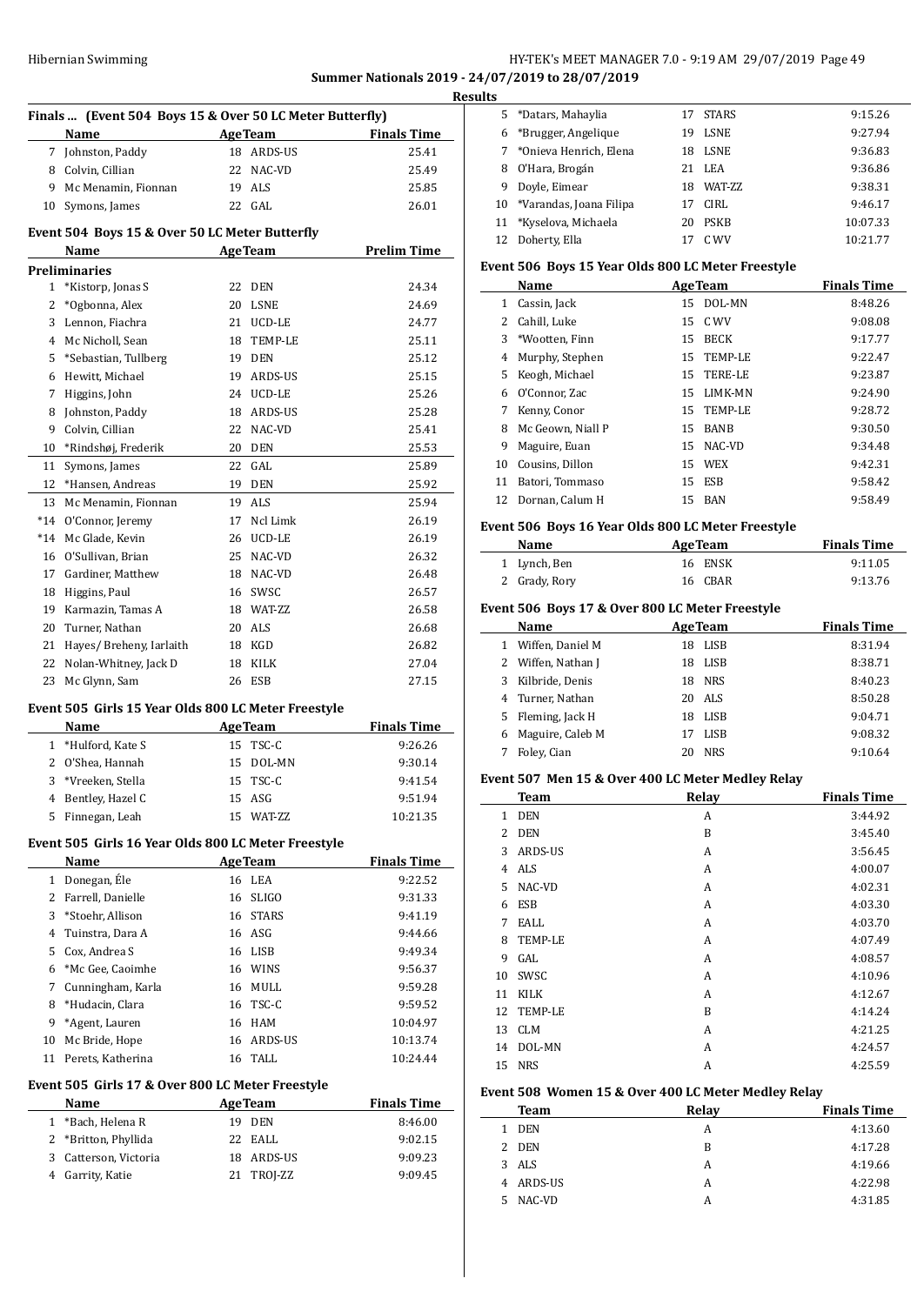Summer Nationals 2019 - 24/07/2019 to 28/07/2019

**Results**

### Finals ... (Event 504 Boys 15 & Over 50 LC Meter Butterfly)

| | Name | Age | Team | Finals Time |
|---|---|---|---|---|
| 7 | Johnston, Paddy | 18 | ARDS-US | 25.41 |
| 8 | Colvin, Cillian | 22 | NAC-VD | 25.49 |
| 9 | Mc Menamin, Fionnan | 19 | ALS | 25.85 |
| 10 | Symons, James | 22 | GAL | 26.01 |

### Event 504 Boys 15 & Over 50 LC Meter Butterfly

| | Name | Age | Team | Prelim Time |
|---|---|---|---|---|
| **Preliminaries** | | | | |
| 1 | *Kistorp, Jonas S | 22 | DEN | 24.34 |
| 2 | *Ogbonna, Alex | 20 | LSNE | 24.69 |
| 3 | Lennon, Fiachra | 21 | UCD-LE | 24.77 |
| 4 | Mc Nicholl, Sean | 18 | TEMP-LE | 25.11 |
| 5 | *Sebastian, Tullberg | 19 | DEN | 25.12 |
| 6 | Hewitt, Michael | 19 | ARDS-US | 25.15 |
| 7 | Higgins, John | 24 | UCD-LE | 25.26 |
| 8 | Johnston, Paddy | 18 | ARDS-US | 25.28 |
| 9 | Colvin, Cillian | 22 | NAC-VD | 25.41 |
| 10 | *Rindshøj, Frederik | 20 | DEN | 25.53 |
| 11 | Symons, James | 22 | GAL | 25.89 |
| 12 | *Hansen, Andreas | 19 | DEN | 25.92 |
| 13 | Mc Menamin, Fionnan | 19 | ALS | 25.94 |
| *14 | O'Connor, Jeremy | 17 | Ncl Limk | 26.19 |
| *14 | Mc Glade, Kevin | 26 | UCD-LE | 26.19 |
| 16 | O'Sullivan, Brian | 25 | NAC-VD | 26.32 |
| 17 | Gardiner, Matthew | 18 | NAC-VD | 26.48 |
| 18 | Higgins, Paul | 16 | SWSC | 26.57 |
| 19 | Karmazin, Tamas A | 18 | WAT-ZZ | 26.58 |
| 20 | Turner, Nathan | 20 | ALS | 26.68 |
| 21 | Hayes/ Breheny, Iarlaith | 18 | KGD | 26.82 |
| 22 | Nolan-Whitney, Jack D | 18 | KILK | 27.04 |
| 23 | Mc Glynn, Sam | 26 | ESB | 27.15 |

### Event 505 Girls 15 Year Olds 800 LC Meter Freestyle

| | Name | Age | Team | Finals Time |
|---|---|---|---|---|
| 1 | *Hulford, Kate S | 15 | TSC-C | 9:26.26 |
| 2 | O'Shea, Hannah | 15 | DOL-MN | 9:30.14 |
| 3 | *Vreeken, Stella | 15 | TSC-C | 9:41.54 |
| 4 | Bentley, Hazel C | 15 | ASG | 9:51.94 |
| 5 | Finnegan, Leah | 15 | WAT-ZZ | 10:21.35 |

### Event 505 Girls 16 Year Olds 800 LC Meter Freestyle

| | Name | Age | Team | Finals Time |
|---|---|---|---|---|
| 1 | Donegan, Éle | 16 | LEA | 9:22.52 |
| 2 | Farrell, Danielle | 16 | SLIGO | 9:31.33 |
| 3 | *Stoehr, Allison | 16 | STARS | 9:41.19 |
| 4 | Tuinstra, Dara A | 16 | ASG | 9:44.66 |
| 5 | Cox, Andrea S | 16 | LISB | 9:49.34 |
| 6 | *Mc Gee, Caoimhe | 16 | WINS | 9:56.37 |
| 7 | Cunningham, Karla | 16 | MULL | 9:59.28 |
| 8 | *Hudacin, Clara | 16 | TSC-C | 9:59.52 |
| 9 | *Agent, Lauren | 16 | HAM | 10:04.97 |
| 10 | Mc Bride, Hope | 16 | ARDS-US | 10:13.74 |
| 11 | Perets, Katherina | 16 | TALL | 10:24.44 |

### Event 505 Girls 17 & Over 800 LC Meter Freestyle

| | Name | Age | Team | Finals Time |
|---|---|---|---|---|
| 1 | *Bach, Helena R | 19 | DEN | 8:46.00 |
| 2 | *Britton, Phyllida | 22 | EALL | 9:02.15 |
| 3 | Catterson, Victoria | 18 | ARDS-US | 9:09.23 |
| 4 | Garrity, Katie | 21 | TROJ-ZZ | 9:09.45 |
| 5 | *Datars, Mahaylia | 17 | STARS | 9:15.26 |
| 6 | *Brugger, Angelique | 19 | LSNE | 9:27.94 |
| 7 | *Onieva Henrich, Elena | 18 | LSNE | 9:36.83 |
| 8 | O'Hara, Brogán | 21 | LEA | 9:36.86 |
| 9 | Doyle, Eimear | 18 | WAT-ZZ | 9:38.31 |
| 10 | *Varandas, Joana Filipa | 17 | CIRL | 9:46.17 |
| 11 | *Kyselova, Michaela | 20 | PSKB | 10:07.33 |
| 12 | Doherty, Ella | 17 | C WV | 10:21.77 |

### Event 506 Boys 15 Year Olds 800 LC Meter Freestyle

| | Name | Age | Team | Finals Time |
|---|---|---|---|---|
| 1 | Cassin, Jack | 15 | DOL-MN | 8:48.26 |
| 2 | Cahill, Luke | 15 | C WV | 9:08.08 |
| 3 | *Wootten, Finn | 15 | BECK | 9:17.77 |
| 4 | Murphy, Stephen | 15 | TEMP-LE | 9:22.47 |
| 5 | Keogh, Michael | 15 | TERE-LE | 9:23.87 |
| 6 | O'Connor, Zac | 15 | LIMK-MN | 9:24.90 |
| 7 | Kenny, Conor | 15 | TEMP-LE | 9:28.72 |
| 8 | Mc Geown, Niall P | 15 | BANB | 9:30.50 |
| 9 | Maguire, Euan | 15 | NAC-VD | 9:34.48 |
| 10 | Cousins, Dillon | 15 | WEX | 9:42.31 |
| 11 | Batori, Tommaso | 15 | ESB | 9:58.42 |
| 12 | Dornan, Calum H | 15 | BAN | 9:58.49 |

### Event 506 Boys 16 Year Olds 800 LC Meter Freestyle

| | Name | Age | Team | Finals Time |
|---|---|---|---|---|
| 1 | Lynch, Ben | 16 | ENSK | 9:11.05 |
| 2 | Grady, Rory | 16 | CBAR | 9:13.76 |

### Event 506 Boys 17 & Over 800 LC Meter Freestyle

| | Name | Age | Team | Finals Time |
|---|---|---|---|---|
| 1 | Wiffen, Daniel M | 18 | LISB | 8:31.94 |
| 2 | Wiffen, Nathan J | 18 | LISB | 8:38.71 |
| 3 | Kilbride, Denis | 18 | NRS | 8:40.23 |
| 4 | Turner, Nathan | 20 | ALS | 8:50.28 |
| 5 | Fleming, Jack H | 18 | LISB | 9:04.71 |
| 6 | Maguire, Caleb M | 17 | LISB | 9:08.32 |
| 7 | Foley, Cian | 20 | NRS | 9:10.64 |

### Event 507 Men 15 & Over 400 LC Meter Medley Relay

| | Team | Relay | Finals Time |
|---|---|---|---|
| 1 | DEN | A | 3:44.92 |
| 2 | DEN | B | 3:45.40 |
| 3 | ARDS-US | A | 3:56.45 |
| 4 | ALS | A | 4:00.07 |
| 5 | NAC-VD | A | 4:02.31 |
| 6 | ESB | A | 4:03.30 |
| 7 | EALL | A | 4:03.70 |
| 8 | TEMP-LE | A | 4:07.49 |
| 9 | GAL | A | 4:08.57 |
| 10 | SWSC | A | 4:10.96 |
| 11 | KILK | A | 4:12.67 |
| 12 | TEMP-LE | B | 4:14.24 |
| 13 | CLM | A | 4:21.25 |
| 14 | DOL-MN | A | 4:24.57 |
| 15 | NRS | A | 4:25.59 |

### Event 508 Women 15 & Over 400 LC Meter Medley Relay

| | Team | Relay | Finals Time |
|---|---|---|---|
| 1 | DEN | A | 4:13.60 |
| 2 | DEN | B | 4:17.28 |
| 3 | ALS | A | 4:19.66 |
| 4 | ARDS-US | A | 4:22.98 |
| 5 | NAC-VD | A | 4:31.85 |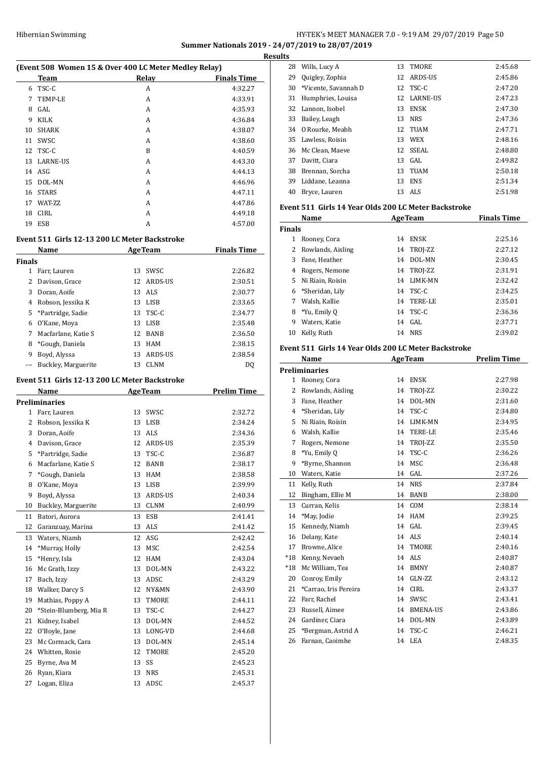Summer Nationals 2019 - 24/07/2019 to 28/07/2019

Results

### (Event 508 Women 15 & Over 400 LC Meter Medley Relay)

| | Team | Relay | Finals Time |
|---|---|---|---|
| 6 | TSC-C | A | 4:32.27 |
| 7 | TEMP-LE | A | 4:33.91 |
| 8 | GAL | A | 4:35.93 |
| 9 | KILK | A | 4:36.84 |
| 10 | SHARK | A | 4:38.07 |
| 11 | SWSC | A | 4:38.60 |
| 12 | TSC-C | B | 4:40.59 |
| 13 | LARNE-US | A | 4:43.30 |
| 14 | ASG | A | 4:44.13 |
| 15 | DOL-MN | A | 4:46.96 |
| 16 | STARS | A | 4:47.11 |
| 17 | WAT-ZZ | A | 4:47.86 |
| 18 | CIRL | A | 4:49.18 |
| 19 | ESB | A | 4:57.00 |

### Event 511 Girls 12-13 200 LC Meter Backstroke

| | Name | Age | Team | Finals Time |
|---|---|---|---|---|
| **Finals** | | | | |
| 1 | Farr, Lauren | 13 | SWSC | 2:26.82 |
| 2 | Davison, Grace | 12 | ARDS-US | 2:30.51 |
| 3 | Doran, Aoife | 13 | ALS | 2:30.77 |
| 4 | Robson, Jessika K | 13 | LISB | 2:33.65 |
| 5 | *Partridge, Sadie | 13 | TSC-C | 2:34.77 |
| 6 | O'Kane, Moya | 13 | LISB | 2:35.48 |
| 7 | Macfarlane, Katie S | 12 | BANB | 2:36.50 |
| 8 | *Gough, Daniela | 13 | HAM | 2:38.15 |
| 9 | Boyd, Alyssa | 13 | ARDS-US | 2:38.54 |
| --- | Buckley, Marguerite | 13 | CLNM | DQ |

### Event 511 Girls 12-13 200 LC Meter Backstroke

| | Name | Age | Team | Prelim Time |
|---|---|---|---|---|
| **Preliminaries** | | | | |
| 1 | Farr, Lauren | 13 | SWSC | 2:32.72 |
| 2 | Robson, Jessika K | 13 | LISB | 2:34.24 |
| 3 | Doran, Aoife | 13 | ALS | 2:34.36 |
| 4 | Davison, Grace | 12 | ARDS-US | 2:35.39 |
| 5 | *Partridge, Sadie | 13 | TSC-C | 2:36.87 |
| 6 | Macfarlane, Katie S | 12 | BANB | 2:38.17 |
| 7 | *Gough, Daniela | 13 | HAM | 2:38.58 |
| 8 | O'Kane, Moya | 13 | LISB | 2:39.99 |
| 9 | Boyd, Alyssa | 13 | ARDS-US | 2:40.34 |
| 10 | Buckley, Marguerite | 13 | CLNM | 2:40.99 |
| 11 | Batori, Aurora | 13 | ESB | 2:41.41 |
| 12 | Garanzuay, Marina | 13 | ALS | 2:41.42 |
| 13 | Waters, Niamh | 12 | ASG | 2:42.42 |
| 14 | *Murray, Holly | 13 | MSC | 2:42.54 |
| 15 | *Henry, Isla | 12 | HAM | 2:43.04 |
| 16 | Mc Grath, Izzy | 13 | DOL-MN | 2:43.22 |
| 17 | Bach, Izzy | 13 | ADSC | 2:43.29 |
| 18 | Walker, Darcy S | 12 | NY&MN | 2:43.90 |
| 19 | Mathias, Poppy A | 13 | TMORE | 2:44.11 |
| 20 | *Stein-Blumberg, Mia R | 13 | TSC-C | 2:44.27 |
| 21 | Kidney, Isabel | 13 | DOL-MN | 2:44.52 |
| 22 | O'Boyle, Jane | 13 | LONG-VD | 2:44.68 |
| 23 | Mc Cormack, Cara | 13 | DOL-MN | 2:45.14 |
| 24 | Whitten, Rosie | 12 | TMORE | 2:45.20 |
| 25 | Byrne, Ava M | 13 | SS | 2:45.23 |
| 26 | Ryan, Kiara | 13 | NRS | 2:45.31 |
| 27 | Logan, Eliza | 13 | ADSC | 2:45.37 |
| 28 | Wills, Lucy A | 13 | TMORE | 2:45.68 |
| 29 | Quigley, Zophia | 12 | ARDS-US | 2:45.86 |
| 30 | *Vicente, Savannah D | 12 | TSC-C | 2:47.20 |
| 31 | Humphries, Louisa | 12 | LARNE-US | 2:47.23 |
| 32 | Lannon, Isobel | 13 | ENSK | 2:47.30 |
| 33 | Bailey, Leagh | 13 | NRS | 2:47.36 |
| 34 | O Rourke, Meabh | 12 | TUAM | 2:47.71 |
| 35 | Lawless, Roisin | 13 | WEX | 2:48.16 |
| 36 | Mc Clean, Maeve | 12 | SSEAL | 2:48.80 |
| 37 | Davitt, Ciara | 13 | GAL | 2:49.82 |
| 38 | Brennan, Sorcha | 13 | TUAM | 2:50.18 |
| 39 | Liddane, Leanna | 13 | ENS | 2:51.34 |
| 40 | Bryce, Lauren | 13 | ALS | 2:51.98 |

### Event 511 Girls 14 Year Olds 200 LC Meter Backstroke

| | Name | Age | Team | Finals Time |
|---|---|---|---|---|
| **Finals** | | | | |
| 1 | Rooney, Cora | 14 | ENSK | 2:25.16 |
| 2 | Rowlands, Aisling | 14 | TROJ-ZZ | 2:27.12 |
| 3 | Fane, Heather | 14 | DOL-MN | 2:30.45 |
| 4 | Rogers, Nemone | 14 | TROJ-ZZ | 2:31.91 |
| 5 | Ni Riain, Roisin | 14 | LIMK-MN | 2:32.42 |
| 6 | *Sheridan, Lily | 14 | TSC-C | 2:34.25 |
| 7 | Walsh, Kallie | 14 | TERE-LE | 2:35.01 |
| 8 | *Yu, Emily Q | 14 | TSC-C | 2:36.36 |
| 9 | Waters, Katie | 14 | GAL | 2:37.71 |
| 10 | Kelly, Ruth | 14 | NRS | 2:39.02 |

### Event 511 Girls 14 Year Olds 200 LC Meter Backstroke

| | Name | Age | Team | Prelim Time |
|---|---|---|---|---|
| **Preliminaries** | | | | |
| 1 | Rooney, Cora | 14 | ENSK | 2:27.98 |
| 2 | Rowlands, Aisling | 14 | TROJ-ZZ | 2:30.22 |
| 3 | Fane, Heather | 14 | DOL-MN | 2:31.60 |
| 4 | *Sheridan, Lily | 14 | TSC-C | 2:34.80 |
| 5 | Ni Riain, Roisin | 14 | LIMK-MN | 2:34.95 |
| 6 | Walsh, Kallie | 14 | TERE-LE | 2:35.46 |
| 7 | Rogers, Nemone | 14 | TROJ-ZZ | 2:35.50 |
| 8 | *Yu, Emily Q | 14 | TSC-C | 2:36.26 |
| 9 | *Byrne, Shannon | 14 | MSC | 2:36.48 |
| 10 | Waters, Katie | 14 | GAL | 2:37.26 |
| 11 | Kelly, Ruth | 14 | NRS | 2:37.84 |
| 12 | Bingham, Ellie M | 14 | BANB | 2:38.00 |
| 13 | Curran, Kelis | 14 | COM | 2:38.14 |
| 14 | *May, Jodie | 14 | HAM | 2:39.25 |
| 15 | Kennedy, Niamh | 14 | GAL | 2:39.45 |
| 16 | Delany, Kate | 14 | ALS | 2:40.14 |
| 17 | Browne, Alice | 14 | TMORE | 2:40.16 |
| *18 | Kenny, Nevaeh | 14 | ALS | 2:40.87 |
| *18 | Mc William, Tea | 14 | BMNY | 2:40.87 |
| 20 | Conroy, Emily | 14 | GLN-ZZ | 2:43.12 |
| 21 | *Carrao, Iris Pereira | 14 | CIRL | 2:43.37 |
| 22 | Farr, Rachel | 14 | SWSC | 2:43.41 |
| 23 | Russell, Aimee | 14 | BMENA-US | 2:43.86 |
| 24 | Gardiner, Ciara | 14 | DOL-MN | 2:43.89 |
| 25 | *Bergman, Astrid A | 14 | TSC-C | 2:46.21 |
| 26 | Farnan, Caoimhe | 14 | LEA | 2:48.35 |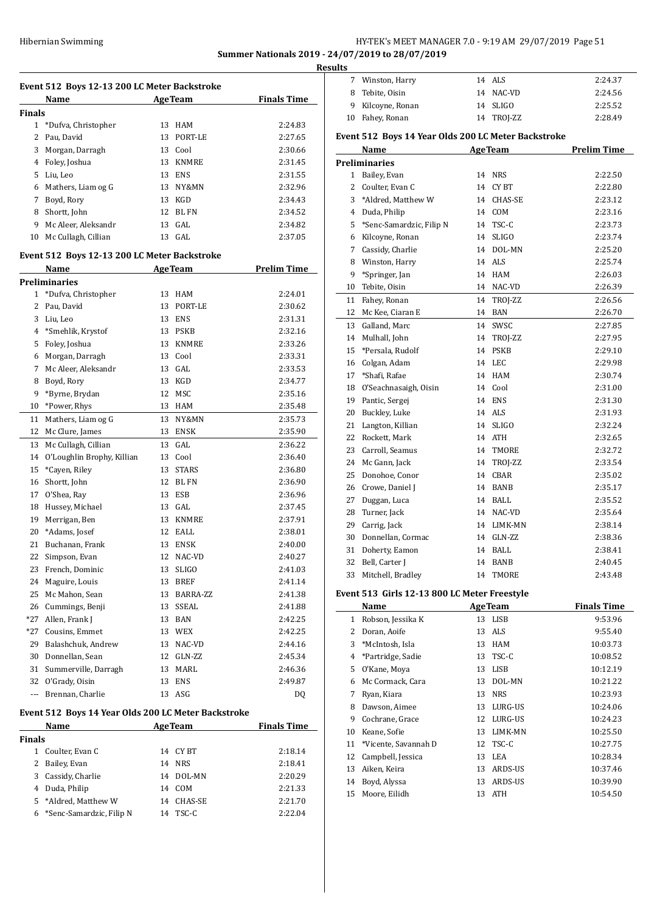**Summer Nationals 2019 - 24/07/2019 to 28/07/2019**

**Results**

### Event 512 Boys 12-13 200 LC Meter Backstroke

| | Name | Age | Team | Finals Time |
|---|---|---|---|---|
| **Finals** | | | | |
| 1 | *Dufva, Christopher | 13 | HAM | 2:24.83 |
| 2 | Pau, David | 13 | PORT-LE | 2:27.65 |
| 3 | Morgan, Darragh | 13 | Cool | 2:30.66 |
| 4 | Foley, Joshua | 13 | KNMRE | 2:31.45 |
| 5 | Liu, Leo | 13 | ENS | 2:31.55 |
| 6 | Mathers, Liam og G | 13 | NY&MN | 2:32.96 |
| 7 | Boyd, Rory | 13 | KGD | 2:34.43 |
| 8 | Shortt, John | 12 | BL FN | 2:34.52 |
| 9 | Mc Aleer, Aleksandr | 13 | GAL | 2:34.82 |
| 10 | Mc Cullagh, Cillian | 13 | GAL | 2:37.05 |

### Event 512 Boys 12-13 200 LC Meter Backstroke

| | Name | Age | Team | Prelim Time |
|---|---|---|---|---|
| **Preliminaries** | | | | |
| 1 | *Dufva, Christopher | 13 | HAM | 2:24.01 |
| 2 | Pau, David | 13 | PORT-LE | 2:30.62 |
| 3 | Liu, Leo | 13 | ENS | 2:31.31 |
| 4 | *Smehlik, Krystof | 13 | PSKB | 2:32.16 |
| 5 | Foley, Joshua | 13 | KNMRE | 2:33.26 |
| 6 | Morgan, Darragh | 13 | Cool | 2:33.31 |
| 7 | Mc Aleer, Aleksandr | 13 | GAL | 2:33.53 |
| 8 | Boyd, Rory | 13 | KGD | 2:34.77 |
| 9 | *Byrne, Brydan | 12 | MSC | 2:35.16 |
| 10 | *Power, Rhys | 13 | HAM | 2:35.48 |
| 11 | Mathers, Liam og G | 13 | NY&MN | 2:35.73 |
| 12 | Mc Clure, James | 13 | ENSK | 2:35.90 |
| 13 | Mc Cullagh, Cillian | 13 | GAL | 2:36.22 |
| 14 | O'Loughlin Brophy, Killian | 13 | Cool | 2:36.40 |
| 15 | *Cayen, Riley | 13 | STARS | 2:36.80 |
| 16 | Shortt, John | 12 | BL FN | 2:36.90 |
| 17 | O'Shea, Ray | 13 | ESB | 2:36.96 |
| 18 | Hussey, Michael | 13 | GAL | 2:37.45 |
| 19 | Merrigan, Ben | 13 | KNMRE | 2:37.91 |
| 20 | *Adams, Josef | 12 | EALL | 2:38.01 |
| 21 | Buchanan, Frank | 13 | ENSK | 2:40.00 |
| 22 | Simpson, Evan | 12 | NAC-VD | 2:40.27 |
| 23 | French, Dominic | 13 | SLIGO | 2:41.03 |
| 24 | Maguire, Louis | 13 | BREF | 2:41.14 |
| 25 | Mc Mahon, Sean | 13 | BARRA-ZZ | 2:41.38 |
| 26 | Cummings, Benji | 13 | SSEAL | 2:41.88 |
| *27 | Allen, Frank J | 13 | BAN | 2:42.25 |
| *27 | Cousins, Emmet | 13 | WEX | 2:42.25 |
| 29 | Balashchuk, Andrew | 13 | NAC-VD | 2:44.16 |
| 30 | Donnellan, Sean | 12 | GLN-ZZ | 2:45.34 |
| 31 | Summerville, Darragh | 13 | MARL | 2:46.36 |
| 32 | O'Grady, Oisin | 13 | ENS | 2:49.87 |
| --- | Brennan, Charlie | 13 | ASG | DQ |

### Event 512 Boys 14 Year Olds 200 LC Meter Backstroke

| | Name | Age | Team | Finals Time |
|---|---|---|---|---|
| **Finals** | | | | |
| 1 | Coulter, Evan C | 14 | CY BT | 2:18.14 |
| 2 | Bailey, Evan | 14 | NRS | 2:18.41 |
| 3 | Cassidy, Charlie | 14 | DOL-MN | 2:20.29 |
| 4 | Duda, Philip | 14 | COM | 2:21.33 |
| 5 | *Aldred, Matthew W | 14 | CHAS-SE | 2:21.70 |
| 6 | *Senc-Samardzic, Filip N | 14 | TSC-C | 2:22.04 |
| 7 | Winston, Harry | 14 | ALS | 2:24.37 |
| 8 | Tebite, Oisin | 14 | NAC-VD | 2:24.56 |
| 9 | Kilcoyne, Ronan | 14 | SLIGO | 2:25.52 |
| 10 | Fahey, Ronan | 14 | TROJ-ZZ | 2:28.49 |

### Event 512 Boys 14 Year Olds 200 LC Meter Backstroke

| | Name | Age | Team | Prelim Time |
|---|---|---|---|---|
| **Preliminaries** | | | | |
| 1 | Bailey, Evan | 14 | NRS | 2:22.50 |
| 2 | Coulter, Evan C | 14 | CY BT | 2:22.80 |
| 3 | *Aldred, Matthew W | 14 | CHAS-SE | 2:23.12 |
| 4 | Duda, Philip | 14 | COM | 2:23.16 |
| 5 | *Senc-Samardzic, Filip N | 14 | TSC-C | 2:23.73 |
| 6 | Kilcoyne, Ronan | 14 | SLIGO | 2:23.74 |
| 7 | Cassidy, Charlie | 14 | DOL-MN | 2:25.20 |
| 8 | Winston, Harry | 14 | ALS | 2:25.74 |
| 9 | *Springer, Jan | 14 | HAM | 2:26.03 |
| 10 | Tebite, Oisin | 14 | NAC-VD | 2:26.39 |
| 11 | Fahey, Ronan | 14 | TROJ-ZZ | 2:26.56 |
| 12 | Mc Kee, Ciaran E | 14 | BAN | 2:26.70 |
| 13 | Galland, Marc | 14 | SWSC | 2:27.85 |
| 14 | Mulhall, John | 14 | TROJ-ZZ | 2:27.95 |
| 15 | *Persala, Rudolf | 14 | PSKB | 2:29.10 |
| 16 | Colgan, Adam | 14 | LEC | 2:29.98 |
| 17 | *Shafi, Rafae | 14 | HAM | 2:30.74 |
| 18 | O'Seachnasaigh, Oisin | 14 | Cool | 2:31.00 |
| 19 | Pantic, Sergej | 14 | ENS | 2:31.30 |
| 20 | Buckley, Luke | 14 | ALS | 2:31.93 |
| 21 | Langton, Killian | 14 | SLIGO | 2:32.24 |
| 22 | Rockett, Mark | 14 | ATH | 2:32.65 |
| 23 | Carroll, Seamus | 14 | TMORE | 2:32.72 |
| 24 | Mc Gann, Jack | 14 | TROJ-ZZ | 2:33.54 |
| 25 | Donohoe, Conor | 14 | CBAR | 2:35.02 |
| 26 | Crowe, Daniel J | 14 | BANB | 2:35.17 |
| 27 | Duggan, Luca | 14 | BALL | 2:35.52 |
| 28 | Turner, Jack | 14 | NAC-VD | 2:35.64 |
| 29 | Carrig, Jack | 14 | LIMK-MN | 2:38.14 |
| 30 | Donnellan, Cormac | 14 | GLN-ZZ | 2:38.36 |
| 31 | Doherty, Eamon | 14 | BALL | 2:38.41 |
| 32 | Bell, Carter J | 14 | BANB | 2:40.45 |
| 33 | Mitchell, Bradley | 14 | TMORE | 2:43.48 |

### Event 513 Girls 12-13 800 LC Meter Freestyle

| | Name | Age | Team | Finals Time |
|---|---|---|---|---|
| 1 | Robson, Jessika K | 13 | LISB | 9:53.96 |
| 2 | Doran, Aoife | 13 | ALS | 9:55.40 |
| 3 | *McIntosh, Isla | 13 | HAM | 10:03.73 |
| 4 | *Partridge, Sadie | 13 | TSC-C | 10:08.52 |
| 5 | O'Kane, Moya | 13 | LISB | 10:12.19 |
| 6 | Mc Cormack, Cara | 13 | DOL-MN | 10:21.22 |
| 7 | Ryan, Kiara | 13 | NRS | 10:23.93 |
| 8 | Dawson, Aimee | 13 | LURG-US | 10:24.06 |
| 9 | Cochrane, Grace | 12 | LURG-US | 10:24.23 |
| 10 | Keane, Sofie | 13 | LIMK-MN | 10:25.50 |
| 11 | *Vicente, Savannah D | 12 | TSC-C | 10:27.75 |
| 12 | Campbell, Jessica | 13 | LEA | 10:28.34 |
| 13 | Aiken, Keira | 13 | ARDS-US | 10:37.46 |
| 14 | Boyd, Alyssa | 13 | ARDS-US | 10:39.90 |
| 15 | Moore, Eilidh | 13 | ATH | 10:54.50 |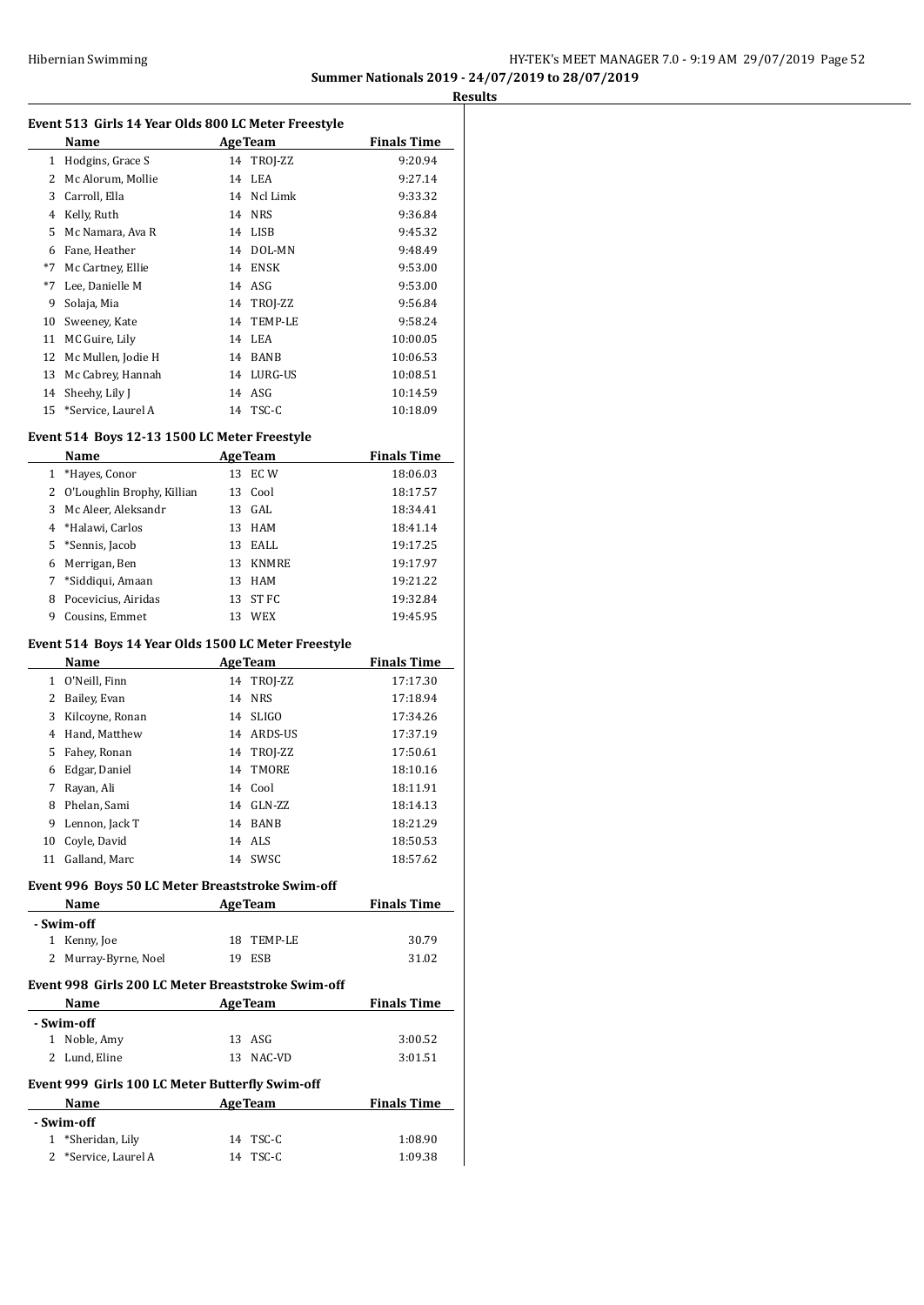Summer Nationals 2019 - 24/07/2019 to 28/07/2019

**Results**

### Event 513 Girls 14 Year Olds 800 LC Meter Freestyle

| | Name | Age | Team | Finals Time |
|---|---|---|---|---|
| 1 | Hodgins, Grace S | 14 | TROJ-ZZ | 9:20.94 |
| 2 | Mc Alorum, Mollie | 14 | LEA | 9:27.14 |
| 3 | Carroll, Ella | 14 | Ncl Limk | 9:33.32 |
| 4 | Kelly, Ruth | 14 | NRS | 9:36.84 |
| 5 | Mc Namara, Ava R | 14 | LISB | 9:45.32 |
| 6 | Fane, Heather | 14 | DOL-MN | 9:48.49 |
| *7 | Mc Cartney, Ellie | 14 | ENSK | 9:53.00 |
| *7 | Lee, Danielle M | 14 | ASG | 9:53.00 |
| 9 | Solaja, Mia | 14 | TROJ-ZZ | 9:56.84 |
| 10 | Sweeney, Kate | 14 | TEMP-LE | 9:58.24 |
| 11 | MC Guire, Lily | 14 | LEA | 10:00.05 |
| 12 | Mc Mullen, Jodie H | 14 | BANB | 10:06.53 |
| 13 | Mc Cabrey, Hannah | 14 | LURG-US | 10:08.51 |
| 14 | Sheehy, Lily J | 14 | ASG | 10:14.59 |
| 15 | *Service, Laurel A | 14 | TSC-C | 10:18.09 |

### Event 514 Boys 12-13 1500 LC Meter Freestyle

| | Name | Age | Team | Finals Time |
|---|---|---|---|---|
| 1 | *Hayes, Conor | 13 | EC W | 18:06.03 |
| 2 | O'Loughlin Brophy, Killian | 13 | Cool | 18:17.57 |
| 3 | Mc Aleer, Aleksandr | 13 | GAL | 18:34.41 |
| 4 | *Halawi, Carlos | 13 | HAM | 18:41.14 |
| 5 | *Sennis, Jacob | 13 | EALL | 19:17.25 |
| 6 | Merrigan, Ben | 13 | KNMRE | 19:17.97 |
| 7 | *Siddiqui, Amaan | 13 | HAM | 19:21.22 |
| 8 | Pocevicius, Airidas | 13 | ST FC | 19:32.84 |
| 9 | Cousins, Emmet | 13 | WEX | 19:45.95 |

### Event 514 Boys 14 Year Olds 1500 LC Meter Freestyle

| | Name | Age | Team | Finals Time |
|---|---|---|---|---|
| 1 | O'Neill, Finn | 14 | TROJ-ZZ | 17:17.30 |
| 2 | Bailey, Evan | 14 | NRS | 17:18.94 |
| 3 | Kilcoyne, Ronan | 14 | SLIGO | 17:34.26 |
| 4 | Hand, Matthew | 14 | ARDS-US | 17:37.19 |
| 5 | Fahey, Ronan | 14 | TROJ-ZZ | 17:50.61 |
| 6 | Edgar, Daniel | 14 | TMORE | 18:10.16 |
| 7 | Rayan, Ali | 14 | Cool | 18:11.91 |
| 8 | Phelan, Sami | 14 | GLN-ZZ | 18:14.13 |
| 9 | Lennon, Jack T | 14 | BANB | 18:21.29 |
| 10 | Coyle, David | 14 | ALS | 18:50.53 |
| 11 | Galland, Marc | 14 | SWSC | 18:57.62 |

### Event 996 Boys 50 LC Meter Breaststroke Swim-off

| | Name | Age | Team | Finals Time |
|---|---|---|---|---|
| - Swim-off | | | | |
| 1 | Kenny, Joe | 18 | TEMP-LE | 30.79 |
| 2 | Murray-Byrne, Noel | 19 | ESB | 31.02 |

### Event 998 Girls 200 LC Meter Breaststroke Swim-off

| | Name | Age | Team | Finals Time |
|---|---|---|---|---|
| - Swim-off | | | | |
| 1 | Noble, Amy | 13 | ASG | 3:00.52 |
| 2 | Lund, Eline | 13 | NAC-VD | 3:01.51 |

### Event 999 Girls 100 LC Meter Butterfly Swim-off

| | Name | Age | Team | Finals Time |
|---|---|---|---|---|
| - Swim-off | | | | |
| 1 | *Sheridan, Lily | 14 | TSC-C | 1:08.90 |
| 2 | *Service, Laurel A | 14 | TSC-C | 1:09.38 |